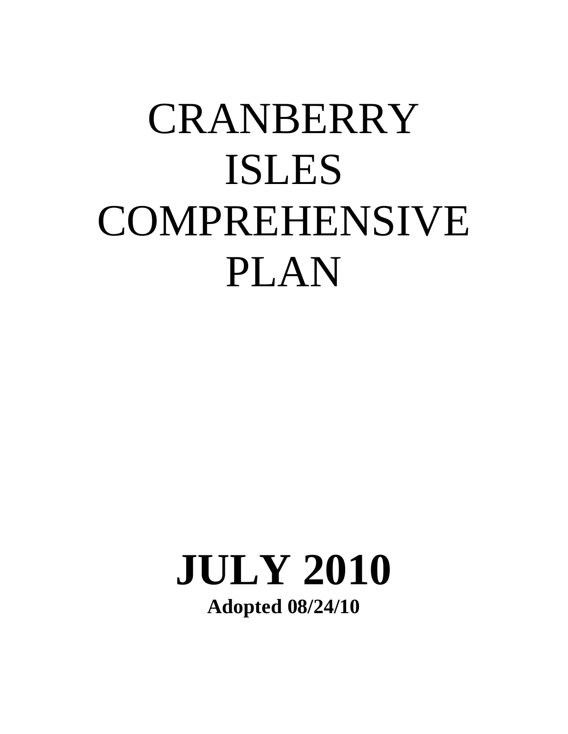# CRANBERRY ISLES COMPREHENSIVE PLAN

# JULY 2010

**Adopted 08/24/10**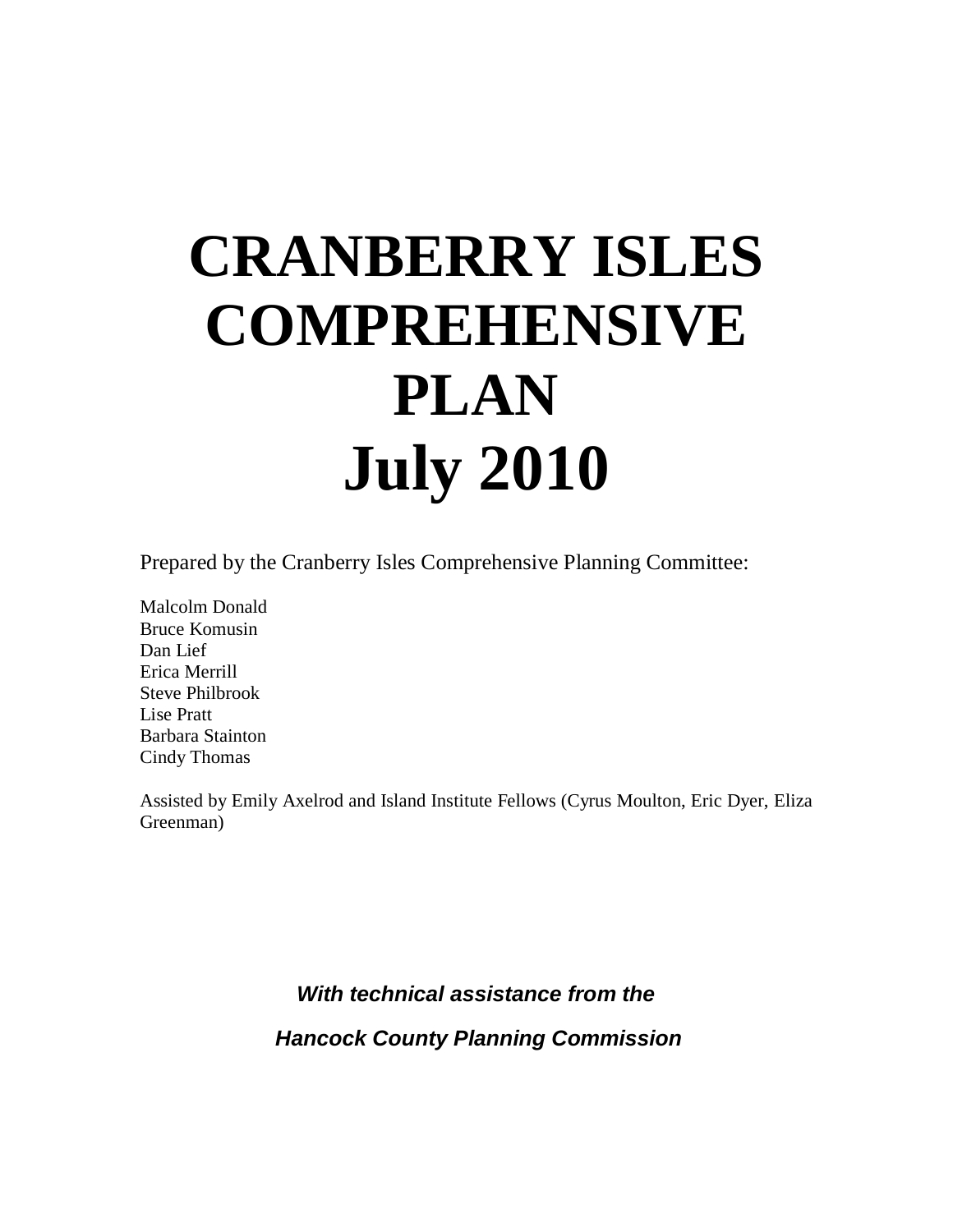# CRANBERRY ISLES COMPREHENSIVE PLAN July 2010

Prepared by the Cranberry Isles Comprehensive Planning Committee:

Malcolm Donald
Bruce Komusin
Dan Lief
Erica Merrill
Steve Philbrook
Lise Pratt
Barbara Stainton
Cindy Thomas

Assisted by Emily Axelrod and Island Institute Fellows (Cyrus Moulton, Eric Dyer, Eliza Greenman)

***With technical assistance from the***

***Hancock County Planning Commission***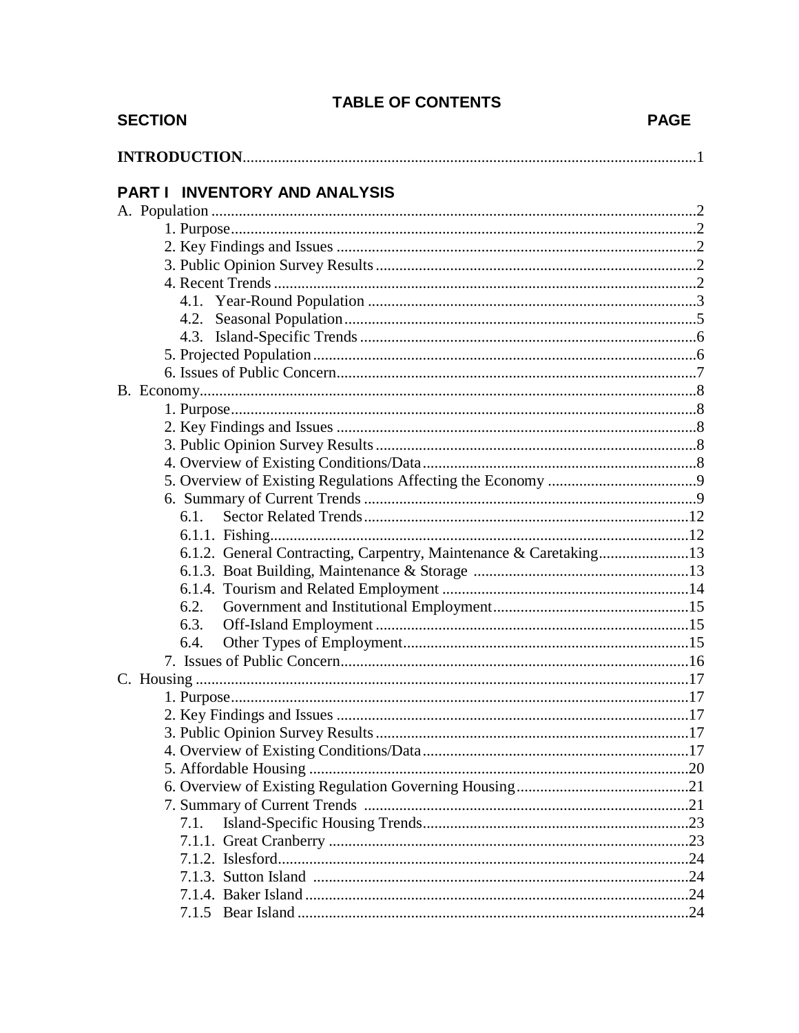# TABLE OF CONTENTS

| SECTION | PAGE |
|---|---|
| **INTRODUCTION** | 1 |
| **PART I INVENTORY AND ANALYSIS** | |
| A. Population | 2 |
| 1. Purpose | 2 |
| 2. Key Findings and Issues | 2 |
| 3. Public Opinion Survey Results | 2 |
| 4. Recent Trends | 2 |
| 4.1. Year-Round Population | 3 |
| 4.2. Seasonal Population | 5 |
| 4.3. Island-Specific Trends | 6 |
| 5. Projected Population | 6 |
| 6. Issues of Public Concern | 7 |
| B. Economy | 8 |
| 1. Purpose | 8 |
| 2. Key Findings and Issues | 8 |
| 3. Public Opinion Survey Results | 8 |
| 4. Overview of Existing Conditions/Data | 8 |
| 5. Overview of Existing Regulations Affecting the Economy | 9 |
| 6. Summary of Current Trends | 9 |
| 6.1. Sector Related Trends | 12 |
| 6.1.1. Fishing | 12 |
| 6.1.2. General Contracting, Carpentry, Maintenance & Caretaking | 13 |
| 6.1.3. Boat Building, Maintenance & Storage | 13 |
| 6.1.4. Tourism and Related Employment | 14 |
| 6.2. Government and Institutional Employment | 15 |
| 6.3. Off-Island Employment | 15 |
| 6.4. Other Types of Employment | 15 |
| 7. Issues of Public Concern | 16 |
| C. Housing | 17 |
| 1. Purpose | 17 |
| 2. Key Findings and Issues | 17 |
| 3. Public Opinion Survey Results | 17 |
| 4. Overview of Existing Conditions/Data | 17 |
| 5. Affordable Housing | 20 |
| 6. Overview of Existing Regulation Governing Housing | 21 |
| 7. Summary of Current Trends | 21 |
| 7.1. Island-Specific Housing Trends | 23 |
| 7.1.1. Great Cranberry | 23 |
| 7.1.2. Islesford | 24 |
| 7.1.3. Sutton Island | 24 |
| 7.1.4. Baker Island | 24 |
| 7.1.5 Bear Island | 24 |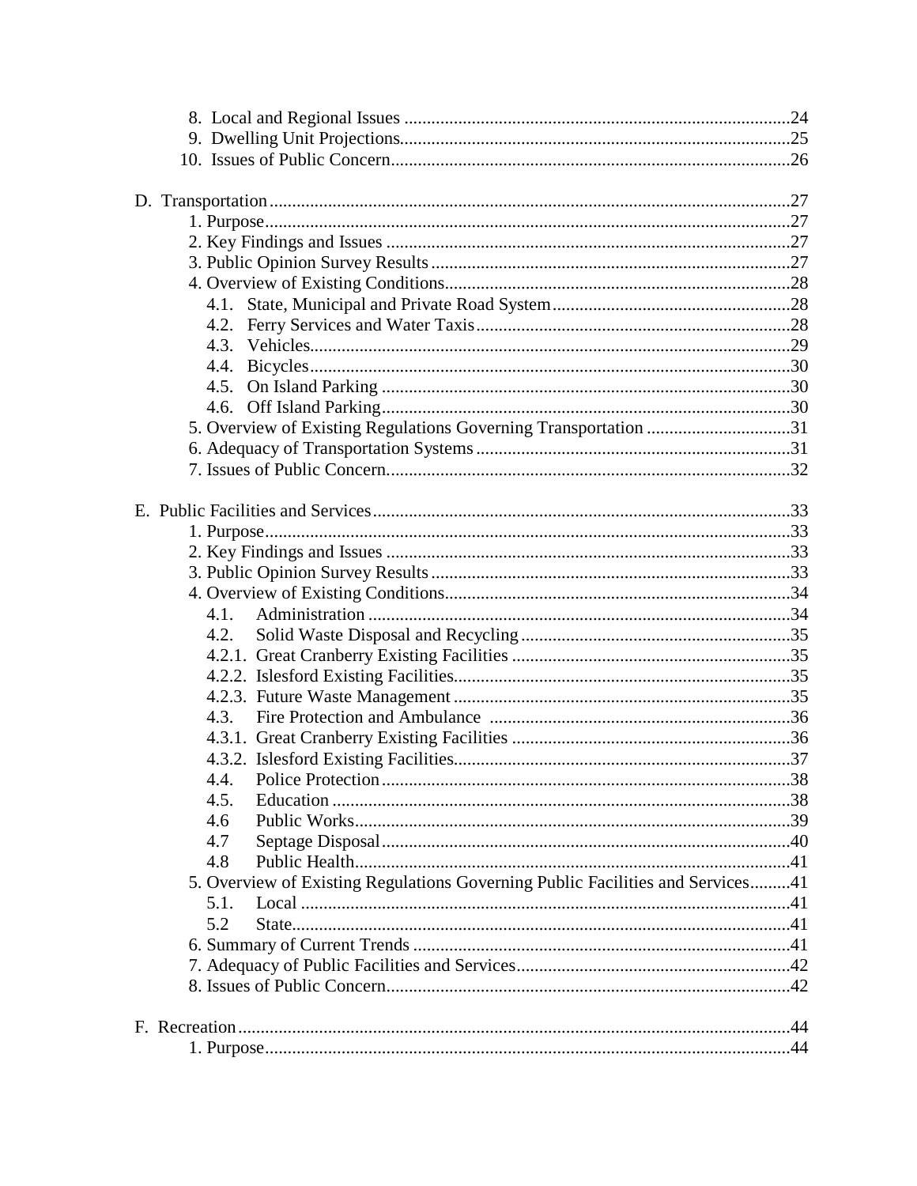8. Local and Regional Issues ....................................................................................24
9. Dwelling Unit Projections.....................................................................................25
10. Issues of Public Concern.......................................................................................26

D. Transportation .................................................................................................................27
1. Purpose ..................................................................................................................27
2. Key Findings and Issues ........................................................................................27
3. Public Opinion Survey Results ..............................................................................27
4. Overview of Existing Conditions...........................................................................28
4.1. State, Municipal and Private Road System ....................................................28
4.2. Ferry Services and Water Taxis .....................................................................28
4.3. Vehicles.........................................................................................................29
4.4. Bicycles.........................................................................................................30
4.5. On Island Parking .........................................................................................30
4.6. Off Island Parking.........................................................................................30
5. Overview of Existing Regulations Governing Transportation ...............................31
6. Adequacy of Transportation Systems ....................................................................31
7. Issues of Public Concern........................................................................................32

E. Public Facilities and Services ...........................................................................................33
1. Purpose ..................................................................................................................33
2. Key Findings and Issues ........................................................................................33
3. Public Opinion Survey Results ..............................................................................33
4. Overview of Existing Conditions...........................................................................34
4.1. Administration ............................................................................................34
4.2. Solid Waste Disposal and Recycling ...........................................................35
4.2.1. Great Cranberry Existing Facilities ............................................................35
4.2.2. Islesford Existing Facilities.........................................................................35
4.2.3. Future Waste Management .........................................................................35
4.3. Fire Protection and Ambulance ..................................................................36
4.3.1. Great Cranberry Existing Facilities ............................................................36
4.3.2. Islesford Existing Facilities.........................................................................37
4.4. Police Protection ..........................................................................................38
4.5. Education ....................................................................................................38
4.6 Public Works...............................................................................................39
4.7 Septage Disposal .........................................................................................40
4.8 Public Health...............................................................................................41
5. Overview of Existing Regulations Governing Public Facilities and Services.........41
5.1. Local ...........................................................................................................41
5.2 State.............................................................................................................41
6. Summary of Current Trends ..................................................................................41
7. Adequacy of Public Facilities and Services...........................................................42
8. Issues of Public Concern........................................................................................42

F. Recreation .......................................................................................................................44
1. Purpose ..................................................................................................................44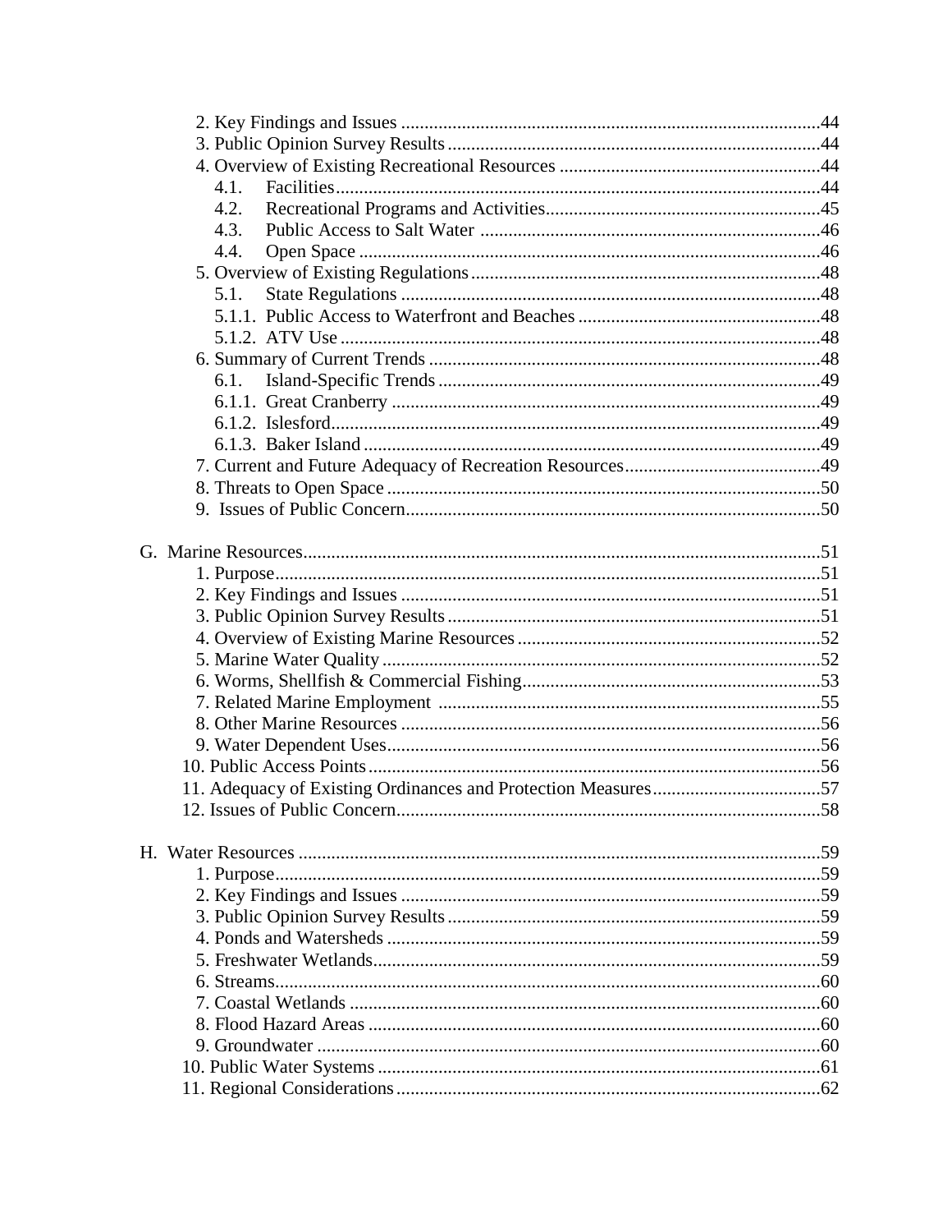2. Key Findings and Issues ............................................................................................44
3. Public Opinion Survey Results ..................................................................................44
4. Overview of Existing Recreational Resources ..........................................................44
   4.1. Facilities ............................................................................................................44
   4.2. Recreational Programs and Activities .................................................................45
   4.3. Public Access to Salt Water ................................................................................46
   4.4. Open Space .........................................................................................................46
5. Overview of Existing Regulations ..............................................................................48
   5.1. State Regulations ................................................................................................48
   5.1.1. Public Access to Waterfront and Beaches .......................................................48
   5.1.2. ATV Use .........................................................................................................48
6. Summary of Current Trends ......................................................................................48
   6.1. Island-Specific Trends ........................................................................................49
   6.1.1. Great Cranberry ..............................................................................................49
   6.1.2. Islesford ..........................................................................................................49
   6.1.3. Baker Island ....................................................................................................49
7. Current and Future Adequacy of Recreation Resources ............................................49
8. Threats to Open Space ...............................................................................................50
9. Issues of Public Concern ............................................................................................50

G. Marine Resources .......................................................................................................51
1. Purpose .......................................................................................................................51
2. Key Findings and Issues .............................................................................................51
3. Public Opinion Survey Results ...................................................................................51
4. Overview of Existing Marine Resources .....................................................................52
5. Marine Water Quality .................................................................................................52
6. Worms, Shellfish & Commercial Fishing ....................................................................53
7. Related Marine Employment .......................................................................................55
8. Other Marine Resources ..............................................................................................56
9. Water Dependent Uses .................................................................................................56
10. Public Access Points ..................................................................................................56
11. Adequacy of Existing Ordinances and Protection Measures ......................................57
12. Issues of Public Concern .............................................................................................58

H. Water Resources ...........................................................................................................59
1. Purpose .........................................................................................................................59
2. Key Findings and Issues ...............................................................................................59
3. Public Opinion Survey Results .....................................................................................59
4. Ponds and Watersheds ..................................................................................................59
5. Freshwater Wetlands .....................................................................................................59
6. Streams ..........................................................................................................................60
7. Coastal Wetlands ...........................................................................................................60
8. Flood Hazard Areas .......................................................................................................60
9. Groundwater ..................................................................................................................60
10. Public Water Systems ..................................................................................................61
11. Regional Considerations ..............................................................................................62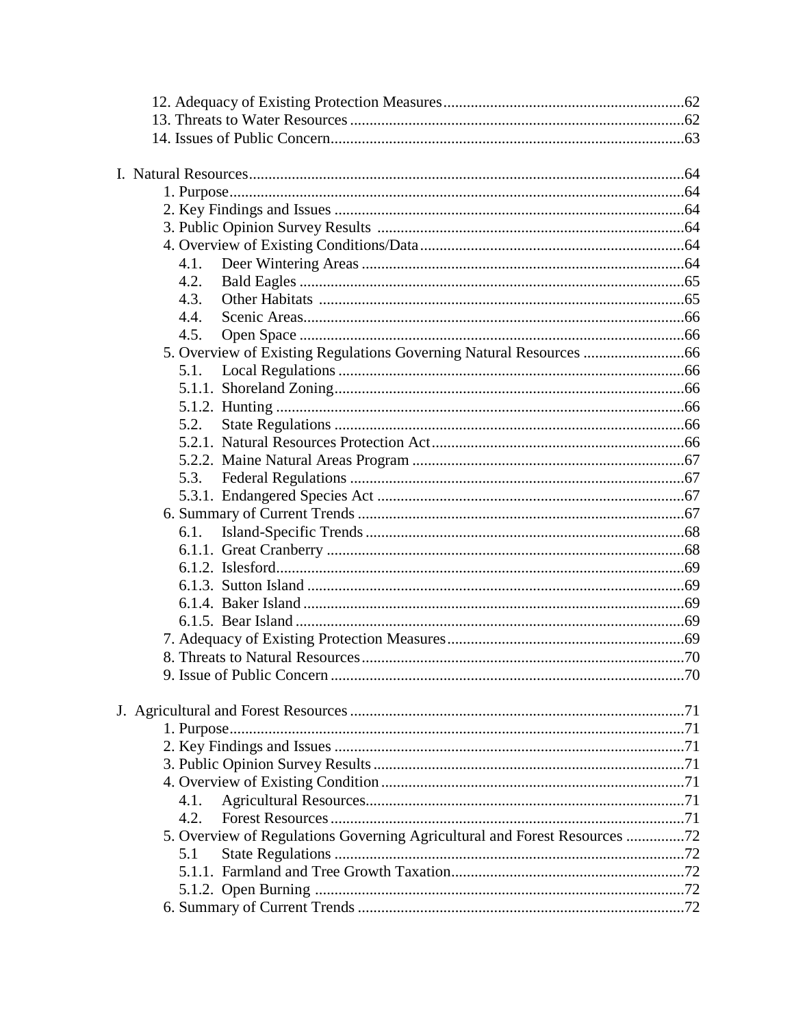12. Adequacy of Existing Protection Measures .......................................................... 62
13. Threats to Water Resources .................................................................................. 62
14. Issues of Public Concern ....................................................................................... 63

I. Natural Resources ........................................................................................................ 64
- 1. Purpose ................................................................................................................. 64
- 2. Key Findings and Issues ....................................................................................... 64
- 3. Public Opinion Survey Results ............................................................................. 64
- 4. Overview of Existing Conditions/Data ................................................................. 64
  - 4.1. Deer Wintering Areas ...................................................................................... 64
  - 4.2. Bald Eagles ...................................................................................................... 65
  - 4.3. Other Habitats ................................................................................................. 65
  - 4.4. Scenic Areas ..................................................................................................... 66
  - 4.5. Open Space ...................................................................................................... 66
- 5. Overview of Existing Regulations Governing Natural Resources ........................ 66
  - 5.1. Local Regulations ............................................................................................ 66
  - 5.1.1. Shoreland Zoning .......................................................................................... 66
  - 5.1.2. Hunting ......................................................................................................... 66
  - 5.2. State Regulations ............................................................................................. 66
  - 5.2.1. Natural Resources Protection Act ................................................................. 66
  - 5.2.2. Maine Natural Areas Program ...................................................................... 67
  - 5.3. Federal Regulations ......................................................................................... 67
  - 5.3.1. Endangered Species Act ............................................................................... 67
- 6. Summary of Current Trends ................................................................................. 67
  - 6.1. Island-Specific Trends ..................................................................................... 68
  - 6.1.1. Great Cranberry ............................................................................................ 68
  - 6.1.2. Islesford ........................................................................................................ 69
  - 6.1.3. Sutton Island ................................................................................................. 69
  - 6.1.4. Baker Island .................................................................................................. 69
  - 6.1.5. Bear Island .................................................................................................... 69
- 7. Adequacy of Existing Protection Measures .......................................................... 69
- 8. Threats to Natural Resources ................................................................................ 70
- 9. Issue of Public Concern ........................................................................................ 70

J. Agricultural and Forest Resources .............................................................................. 71
- 1. Purpose ................................................................................................................. 71
- 2. Key Findings and Issues ....................................................................................... 71
- 3. Public Opinion Survey Results ............................................................................. 71
- 4. Overview of Existing Condition ........................................................................... 71
  - 4.1. Agricultural Resources ..................................................................................... 71
  - 4.2. Forest Resources .............................................................................................. 71
- 5. Overview of Regulations Governing Agricultural and Forest Resources ............. 72
  - 5.1 State Regulations ............................................................................................... 72
  - 5.1.1. Farmland and Tree Growth Taxation ............................................................ 72
  - 5.1.2. Open Burning ............................................................................................... 72
- 6. Summary of Current Trends ................................................................................. 72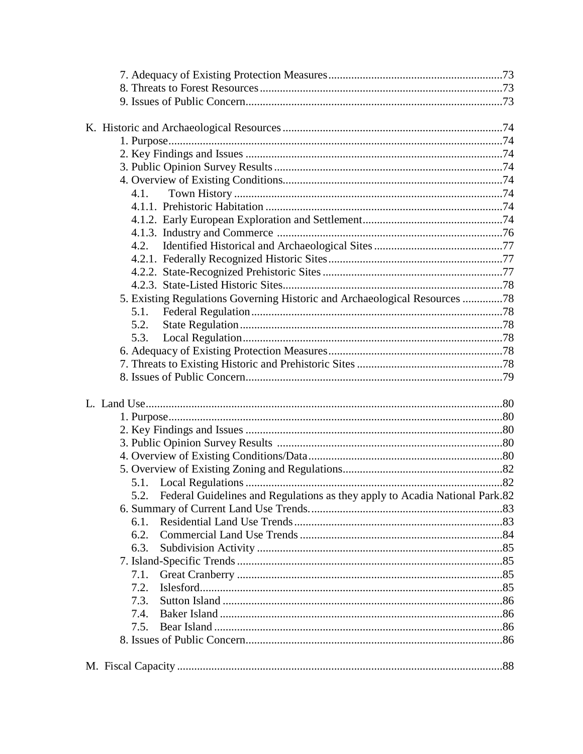7. Adequacy of Existing Protection Measures ........................................................ 73
8. Threats to Forest Resources ................................................................................ 73
9. Issues of Public Concern ...................................................................................... 73

K. Historic and Archaeological Resources ................................................................ 74
1. Purpose ................................................................................................................. 74
2. Key Findings and Issues ....................................................................................... 74
3. Public Opinion Survey Results ............................................................................. 74
4. Overview of Existing Conditions .......................................................................... 74
4.1. Town History ...................................................................................................... 74
4.1.1. Prehistoric Habitation ..................................................................................... 74
4.1.2. Early European Exploration and Settlement .................................................. 74
4.1.3. Industry and Commerce ................................................................................. 76
4.2. Identified Historical and Archaeological Sites .................................................. 77
4.2.1. Federally Recognized Historic Sites ............................................................... 77
4.2.2. State-Recognized Prehistoric Sites ................................................................. 77
4.2.3. State-Listed Historic Sites ............................................................................... 78
5. Existing Regulations Governing Historic and Archaeological Resources ............ 78
5.1. Federal Regulation ............................................................................................. 78
5.2. State Regulation ................................................................................................. 78
5.3. Local Regulation ................................................................................................ 78
6. Adequacy of Existing Protection Measures .......................................................... 78
7. Threats to Existing Historic and Prehistoric Sites ................................................ 78
8. Issues of Public Concern ....................................................................................... 79

L. Land Use .................................................................................................................. 80
1. Purpose ................................................................................................................. 80
2. Key Findings and Issues ....................................................................................... 80
3. Public Opinion Survey Results ............................................................................. 80
4. Overview of Existing Conditions/Data ................................................................. 80
5. Overview of Existing Zoning and Regulations ..................................................... 82
5.1. Local Regulations ............................................................................................... 82
5.2. Federal Guidelines and Regulations as they apply to Acadia National Park ..... 82
6. Summary of Current Land Use Trends. ................................................................ 83
6.1. Residential Land Use Trends ............................................................................. 83
6.2. Commercial Land Use Trends ........................................................................... 84
6.3. Subdivision Activity .......................................................................................... 85
7. Island-Specific Trends ........................................................................................... 85
7.1. Great Cranberry .................................................................................................. 85
7.2. Islesford .............................................................................................................. 85
7.3. Sutton Island ...................................................................................................... 86
7.4. Baker Island ....................................................................................................... 86
7.5. Bear Island ......................................................................................................... 86
8. Issues of Public Concern ....................................................................................... 86

M. Fiscal Capacity ...................................................................................................... 88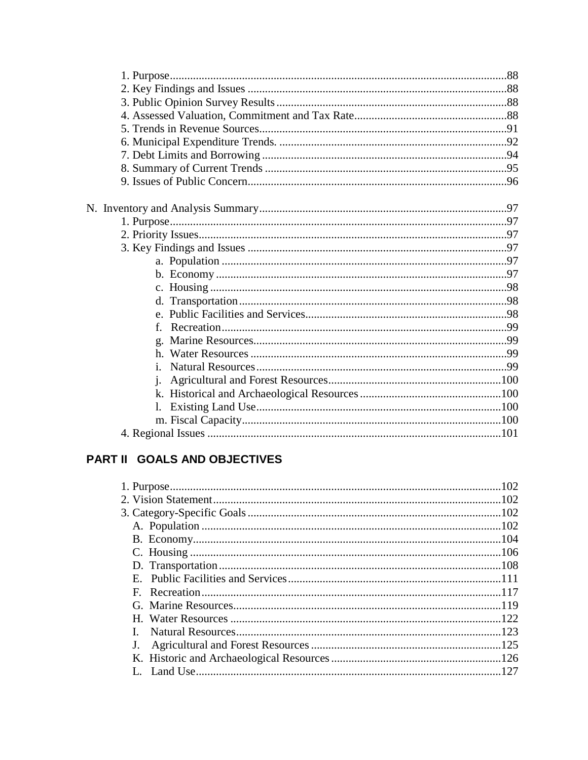1. Purpose....................................................................................................88
2. Key Findings and Issues ..........................................................................88
3. Public Opinion Survey Results ................................................................88
4. Assessed Valuation, Commitment and Tax Rate.....................................88
5. Trends in Revenue Sources.....................................................................91
6. Municipal Expenditure Trends. ...............................................................92
7. Debt Limits and Borrowing .....................................................................94
8. Summary of Current Trends ....................................................................95
9. Issues of Public Concern..........................................................................96

N. Inventory and Analysis Summary......................................................................97
1. Purpose....................................................................................................97
2. Priority Issues..........................................................................................97
3. Key Findings and Issues ..........................................................................97
a. Population ..................................................................................97
b. Economy ....................................................................................97
c. Housing ......................................................................................98
d. Transportation ............................................................................98
e. Public Facilities and Services.....................................................98
f. Recreation...................................................................................99
g. Marine Resources.......................................................................99
h. Water Resources ........................................................................99
i. Natural Resources......................................................................99
j. Agricultural and Forest Resources............................................100
k. Historical and Archaeological Resources .................................100
l. Existing Land Use.....................................................................100
m. Fiscal Capacity.........................................................................100
4. Regional Issues .....................................................................................101

## PART II GOALS AND OBJECTIVES

1. Purpose...................................................................................................102
2. Vision Statement....................................................................................102
3. Category-Specific Goals ........................................................................102
A. Population ........................................................................................102
B. Economy...........................................................................................104
C. Housing ............................................................................................106
D. Transportation ..................................................................................108
E. Public Facilities and Services...........................................................111
F. Recreation.........................................................................................117
G. Marine Resources.............................................................................119
H. Water Resources ..............................................................................122
I. Natural Resources.............................................................................123
J. Agricultural and Forest Resources ...................................................125
K. Historic and Archaeological Resources ...........................................126
L. Land Use..........................................................................................127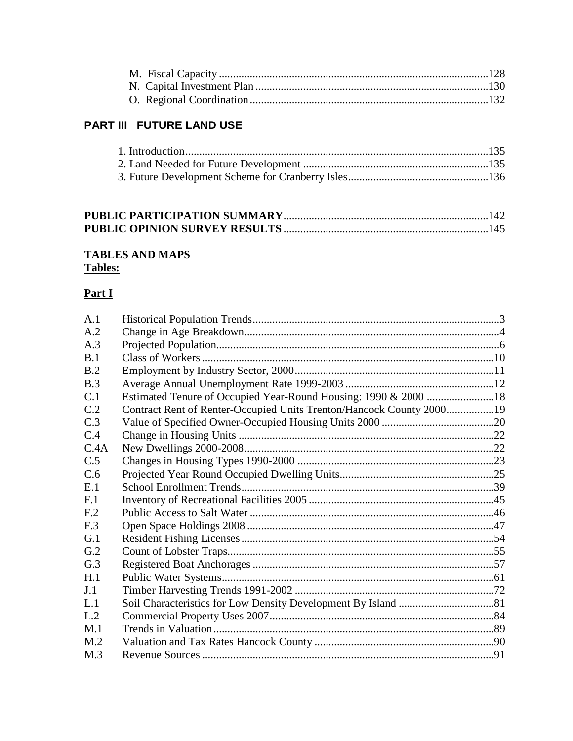M. Fiscal Capacity ................................................................................................128
N. Capital Investment Plan ...................................................................................130
O. Regional Coordination ......................................................................................132

## PART III FUTURE LAND USE

1. Introduction ..........................................................................................................135
2. Land Needed for Future Development ..................................................................135
3. Future Development Scheme for Cranberry Isles ..................................................136

**PUBLIC PARTICIPATION SUMMARY** ........................................................................142
**PUBLIC OPINION SURVEY RESULTS** .........................................................................145

**TABLES AND MAPS**
**Tables:**

**Part I**

| | | |
|---|---|---|
| A.1 | Historical Population Trends | 3 |
| A.2 | Change in Age Breakdown | 4 |
| A.3 | Projected Population | 6 |
| B.1 | Class of Workers | 10 |
| B.2 | Employment by Industry Sector, 2000 | 11 |
| B.3 | Average Annual Unemployment Rate 1999-2003 | 12 |
| C.1 | Estimated Tenure of Occupied Year-Round Housing: 1990 & 2000 | 18 |
| C.2 | Contract Rent of Renter-Occupied Units Trenton/Hancock County 2000 | 19 |
| C.3 | Value of Specified Owner-Occupied Housing Units 2000 | 20 |
| C.4 | Change in Housing Units | 22 |
| C.4A | New Dwellings 2000-2008 | 22 |
| C.5 | Changes in Housing Types 1990-2000 | 23 |
| C.6 | Projected Year Round Occupied Dwelling Units | 25 |
| E.1 | School Enrollment Trends | 39 |
| F.1 | Inventory of Recreational Facilities 2005 | 45 |
| F.2 | Public Access to Salt Water | 46 |
| F.3 | Open Space Holdings 2008 | 47 |
| G.1 | Resident Fishing Licenses | 54 |
| G.2 | Count of Lobster Traps | 55 |
| G.3 | Registered Boat Anchorages | 57 |
| H.1 | Public Water Systems | 61 |
| J.1 | Timber Harvesting Trends 1991-2002 | 72 |
| L.1 | Soil Characteristics for Low Density Development By Island | 81 |
| L.2 | Commercial Property Uses 2007 | 84 |
| M.1 | Trends in Valuation | 89 |
| M.2 | Valuation and Tax Rates Hancock County | 90 |
| M.3 | Revenue Sources | 91 |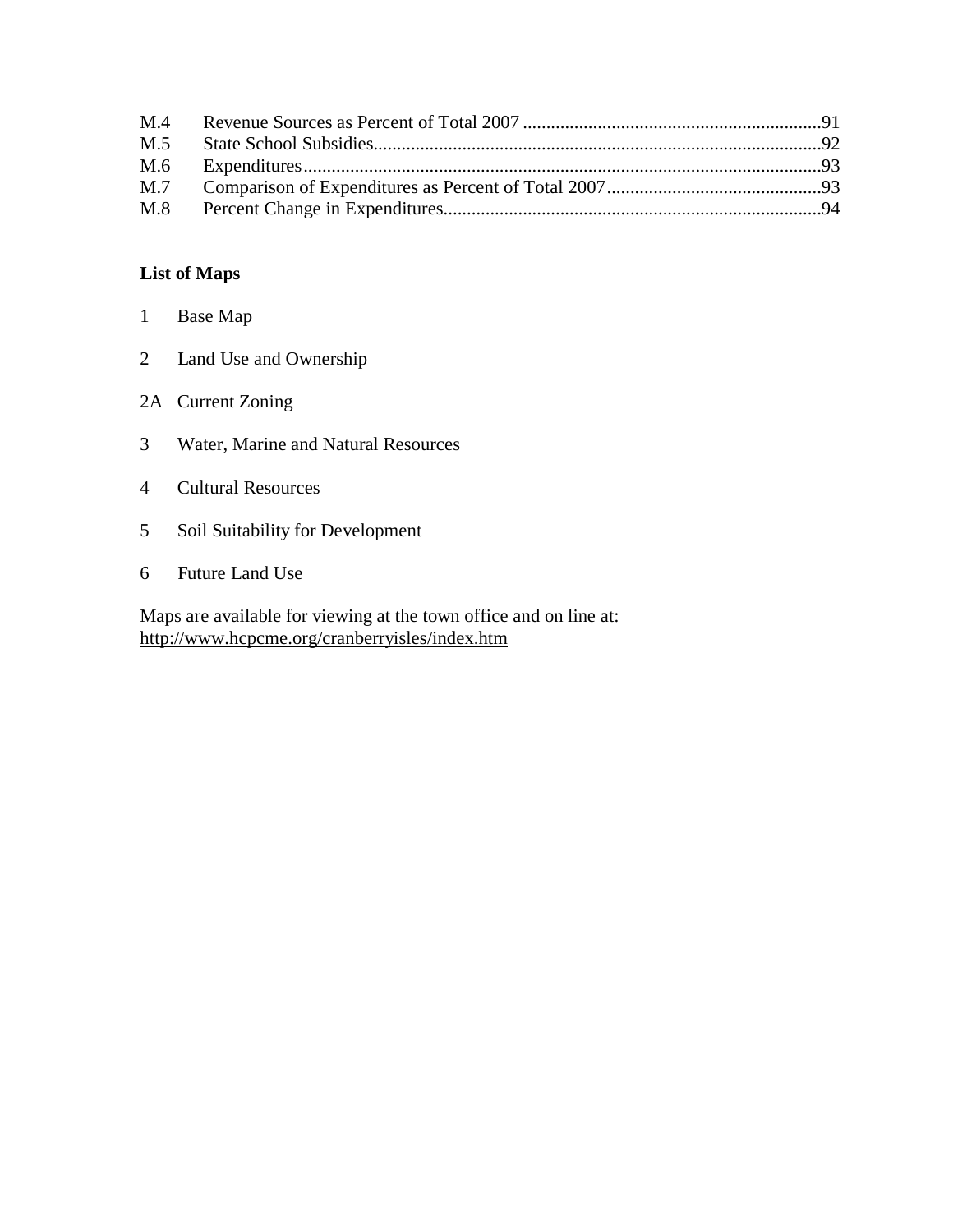M.4 Revenue Sources as Percent of Total 2007 ................................................................91
M.5 State School Subsidies................................................................................................92
M.6 Expenditures...............................................................................................................93
M.7 Comparison of Expenditures as Percent of Total 2007..............................................93
M.8 Percent Change in Expenditures.................................................................................94

**List of Maps**

1 Base Map

2 Land Use and Ownership

2A Current Zoning

3 Water, Marine and Natural Resources

4 Cultural Resources

5 Soil Suitability for Development

6 Future Land Use

Maps are available for viewing at the town office and on line at:
http://www.hcpcme.org/cranberryisles/index.htm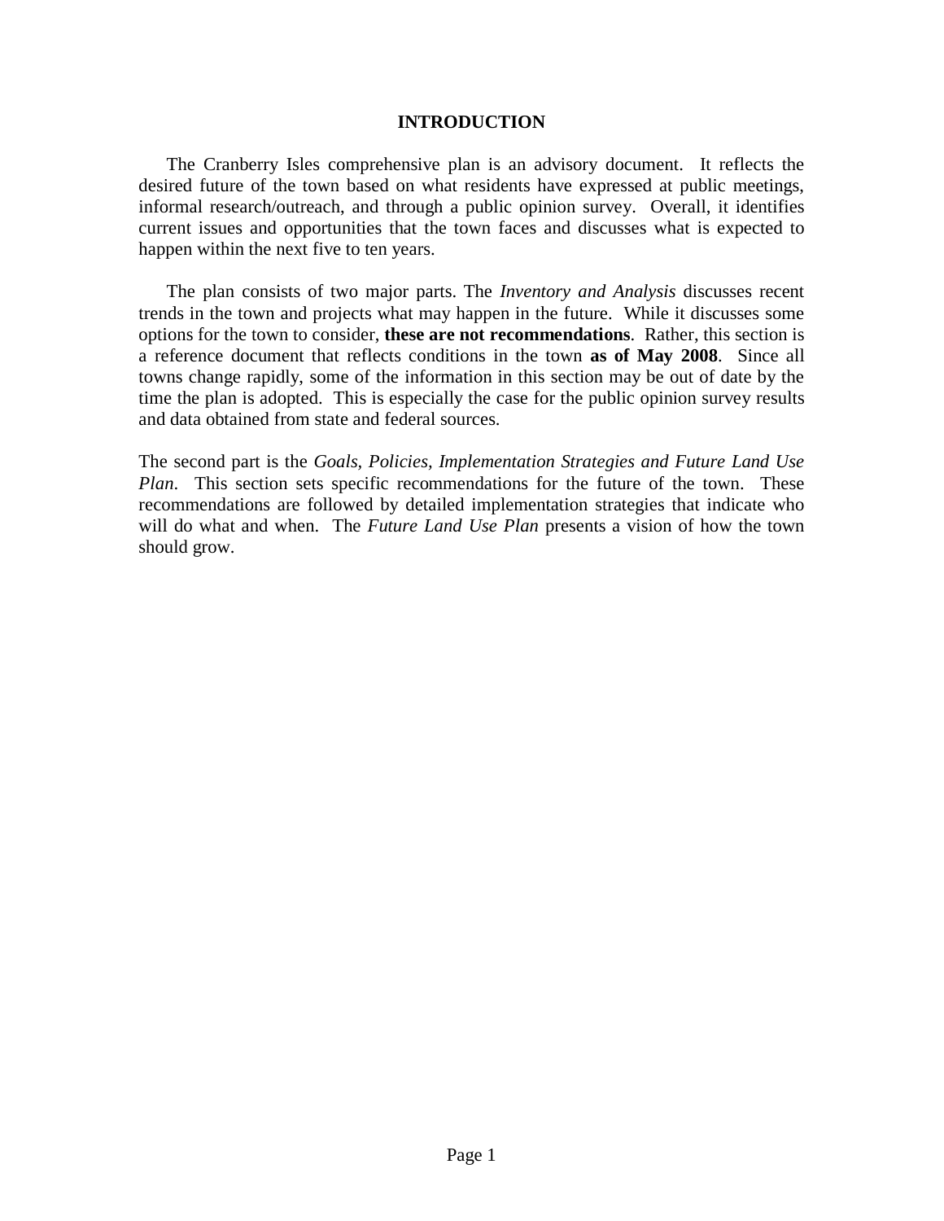# INTRODUCTION

The Cranberry Isles comprehensive plan is an advisory document. It reflects the desired future of the town based on what residents have expressed at public meetings, informal research/outreach, and through a public opinion survey. Overall, it identifies current issues and opportunities that the town faces and discusses what is expected to happen within the next five to ten years.

The plan consists of two major parts. The *Inventory and Analysis* discusses recent trends in the town and projects what may happen in the future. While it discusses some options for the town to consider, **these are not recommendations**. Rather, this section is a reference document that reflects conditions in the town **as of May 2008**. Since all towns change rapidly, some of the information in this section may be out of date by the time the plan is adopted. This is especially the case for the public opinion survey results and data obtained from state and federal sources.

The second part is the *Goals, Policies, Implementation Strategies and Future Land Use Plan*. This section sets specific recommendations for the future of the town. These recommendations are followed by detailed implementation strategies that indicate who will do what and when. The *Future Land Use Plan* presents a vision of how the town should grow.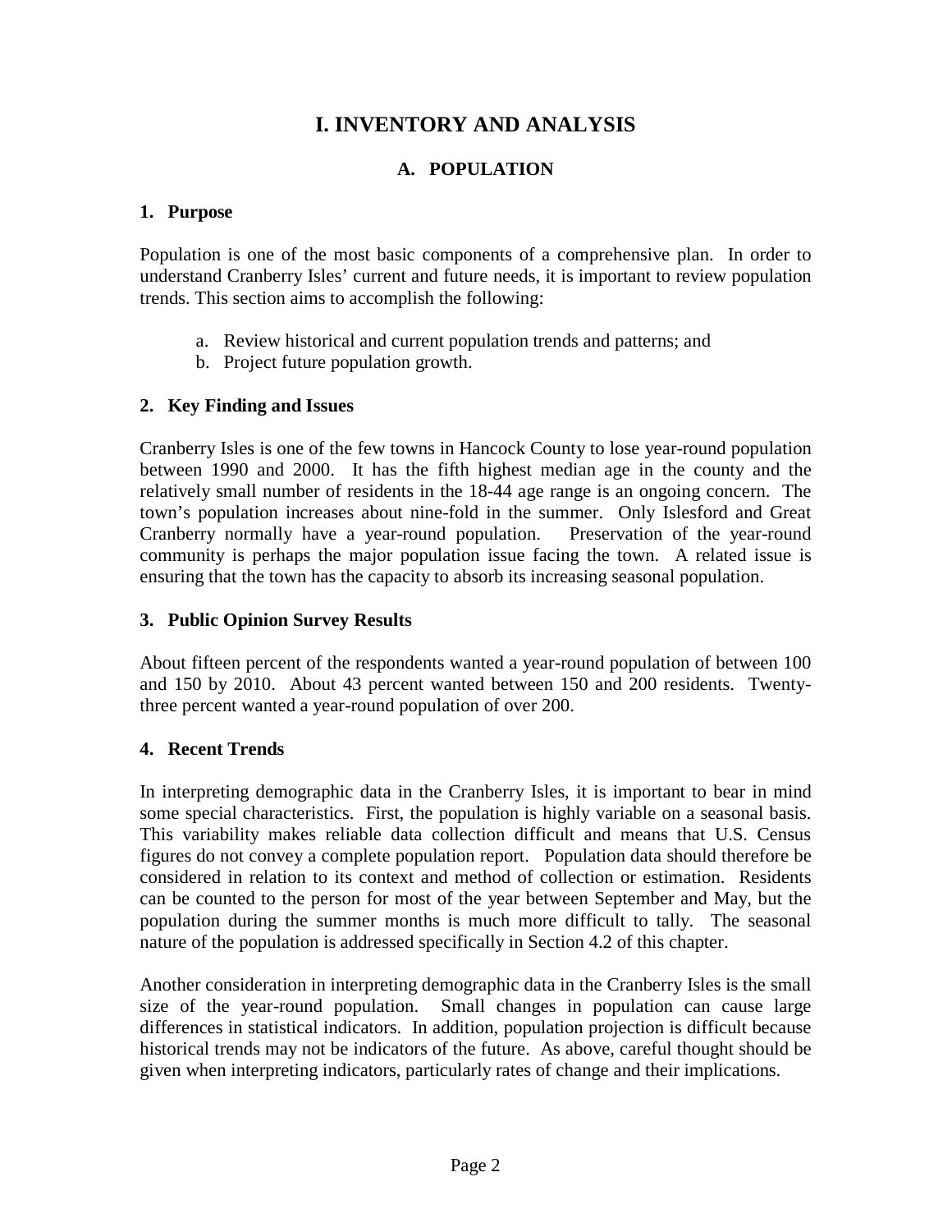# I. INVENTORY AND ANALYSIS

## A. POPULATION

### 1. Purpose

Population is one of the most basic components of a comprehensive plan. In order to understand Cranberry Isles' current and future needs, it is important to review population trends. This section aims to accomplish the following:

a. Review historical and current population trends and patterns; and
b. Project future population growth.

### 2. Key Finding and Issues

Cranberry Isles is one of the few towns in Hancock County to lose year-round population between 1990 and 2000. It has the fifth highest median age in the county and the relatively small number of residents in the 18-44 age range is an ongoing concern. The town's population increases about nine-fold in the summer. Only Islesford and Great Cranberry normally have a year-round population. Preservation of the year-round community is perhaps the major population issue facing the town. A related issue is ensuring that the town has the capacity to absorb its increasing seasonal population.

### 3. Public Opinion Survey Results

About fifteen percent of the respondents wanted a year-round population of between 100 and 150 by 2010. About 43 percent wanted between 150 and 200 residents. Twenty-three percent wanted a year-round population of over 200.

### 4. Recent Trends

In interpreting demographic data in the Cranberry Isles, it is important to bear in mind some special characteristics. First, the population is highly variable on a seasonal basis. This variability makes reliable data collection difficult and means that U.S. Census figures do not convey a complete population report. Population data should therefore be considered in relation to its context and method of collection or estimation. Residents can be counted to the person for most of the year between September and May, but the population during the summer months is much more difficult to tally. The seasonal nature of the population is addressed specifically in Section 4.2 of this chapter.

Another consideration in interpreting demographic data in the Cranberry Isles is the small size of the year-round population. Small changes in population can cause large differences in statistical indicators. In addition, population projection is difficult because historical trends may not be indicators of the future. As above, careful thought should be given when interpreting indicators, particularly rates of change and their implications.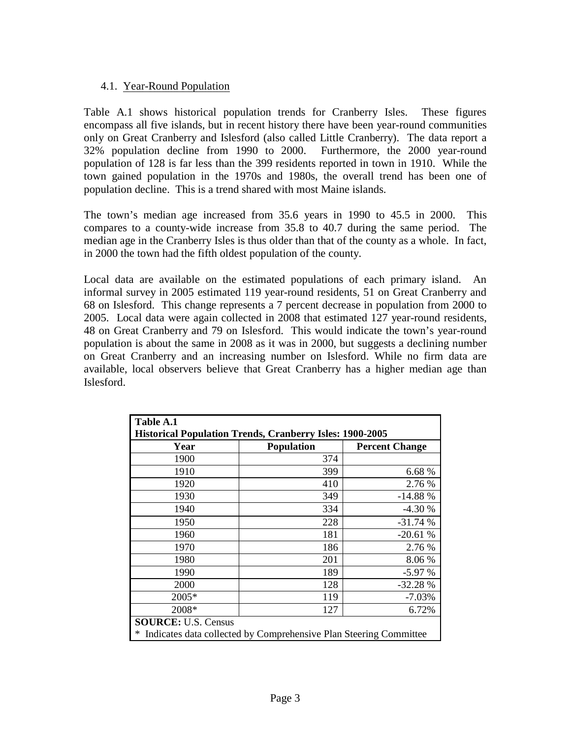### 4.1. Year-Round Population

Table A.1 shows historical population trends for Cranberry Isles. These figures encompass all five islands, but in recent history there have been year-round communities only on Great Cranberry and Islesford (also called Little Cranberry). The data report a 32% population decline from 1990 to 2000. Furthermore, the 2000 year-round population of 128 is far less than the 399 residents reported in town in 1910. While the town gained population in the 1970s and 1980s, the overall trend has been one of population decline. This is a trend shared with most Maine islands.

The town's median age increased from 35.6 years in 1990 to 45.5 in 2000. This compares to a county-wide increase from 35.8 to 40.7 during the same period. The median age in the Cranberry Isles is thus older than that of the county as a whole. In fact, in 2000 the town had the fifth oldest population of the county.

Local data are available on the estimated populations of each primary island. An informal survey in 2005 estimated 119 year-round residents, 51 on Great Cranberry and 68 on Islesford. This change represents a 7 percent decrease in population from 2000 to 2005. Local data were again collected in 2008 that estimated 127 year-round residents, 48 on Great Cranberry and 79 on Islesford. This would indicate the town's year-round population is about the same in 2008 as it was in 2000, but suggests a declining number on Great Cranberry and an increasing number on Islesford. While no firm data are available, local observers believe that Great Cranberry has a higher median age than Islesford.

**Table A.1**
**Historical Population Trends, Cranberry Isles: 1900-2005**

| Year | Population | Percent Change |
|---|---|---|
| 1900 | 374 | |
| 1910 | 399 | 6.68 % |
| 1920 | 410 | 2.76 % |
| 1930 | 349 | -14.88 % |
| 1940 | 334 | -4.30 % |
| 1950 | 228 | -31.74 % |
| 1960 | 181 | -20.61 % |
| 1970 | 186 | 2.76 % |
| 1980 | 201 | 8.06 % |
| 1990 | 189 | -5.97 % |
| 2000 | 128 | -32.28 % |
| 2005* | 119 | -7.03% |
| 2008* | 127 | 6.72% |

**SOURCE:** U.S. Census
* Indicates data collected by Comprehensive Plan Steering Committee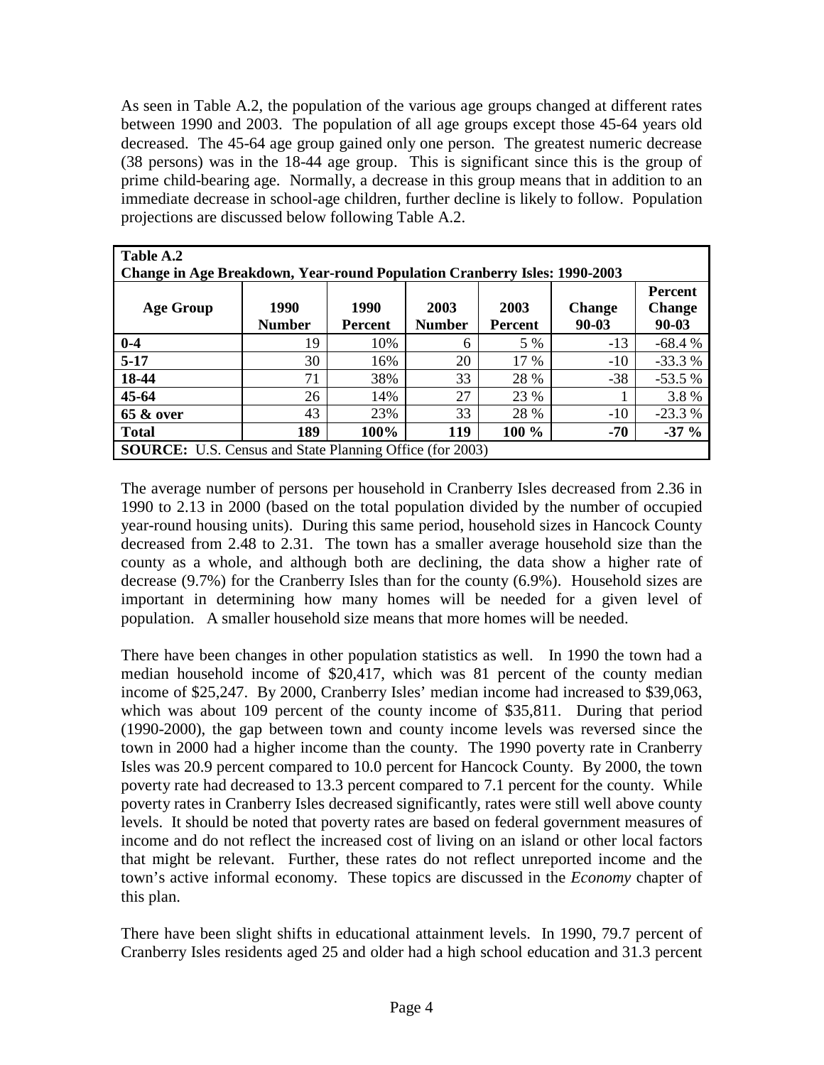As seen in Table A.2, the population of the various age groups changed at different rates between 1990 and 2003. The population of all age groups except those 45-64 years old decreased. The 45-64 age group gained only one person. The greatest numeric decrease (38 persons) was in the 18-44 age group. This is significant since this is the group of prime child-bearing age. Normally, a decrease in this group means that in addition to an immediate decrease in school-age children, further decline is likely to follow. Population projections are discussed below following Table A.2.

**Table A.2**
**Change in Age Breakdown, Year-round Population Cranberry Isles: 1990-2003**

| Age Group | 1990 Number | 1990 Percent | 2003 Number | 2003 Percent | Change 90-03 | Percent Change 90-03 |
|---|---|---|---|---|---|---|
| **0-4** | 19 | 10% | 6 | 5 % | -13 | -68.4 % |
| **5-17** | 30 | 16% | 20 | 17 % | -10 | -33.3 % |
| **18-44** | 71 | 38% | 33 | 28 % | -38 | -53.5 % |
| **45-64** | 26 | 14% | 27 | 23 % | 1 | 3.8 % |
| **65 & over** | 43 | 23% | 33 | 28 % | -10 | -23.3 % |
| **Total** | **189** | **100%** | **119** | **100 %** | **-70** | **-37 %** |

**SOURCE:** U.S. Census and State Planning Office (for 2003)

The average number of persons per household in Cranberry Isles decreased from 2.36 in 1990 to 2.13 in 2000 (based on the total population divided by the number of occupied year-round housing units). During this same period, household sizes in Hancock County decreased from 2.48 to 2.31. The town has a smaller average household size than the county as a whole, and although both are declining, the data show a higher rate of decrease (9.7%) for the Cranberry Isles than for the county (6.9%). Household sizes are important in determining how many homes will be needed for a given level of population. A smaller household size means that more homes will be needed.

There have been changes in other population statistics as well. In 1990 the town had a median household income of $20,417, which was 81 percent of the county median income of $25,247. By 2000, Cranberry Isles' median income had increased to $39,063, which was about 109 percent of the county income of $35,811. During that period (1990-2000), the gap between town and county income levels was reversed since the town in 2000 had a higher income than the county. The 1990 poverty rate in Cranberry Isles was 20.9 percent compared to 10.0 percent for Hancock County. By 2000, the town poverty rate had decreased to 13.3 percent compared to 7.1 percent for the county. While poverty rates in Cranberry Isles decreased significantly, rates were still well above county levels. It should be noted that poverty rates are based on federal government measures of income and do not reflect the increased cost of living on an island or other local factors that might be relevant. Further, these rates do not reflect unreported income and the town's active informal economy. These topics are discussed in the *Economy* chapter of this plan.

There have been slight shifts in educational attainment levels. In 1990, 79.7 percent of Cranberry Isles residents aged 25 and older had a high school education and 31.3 percent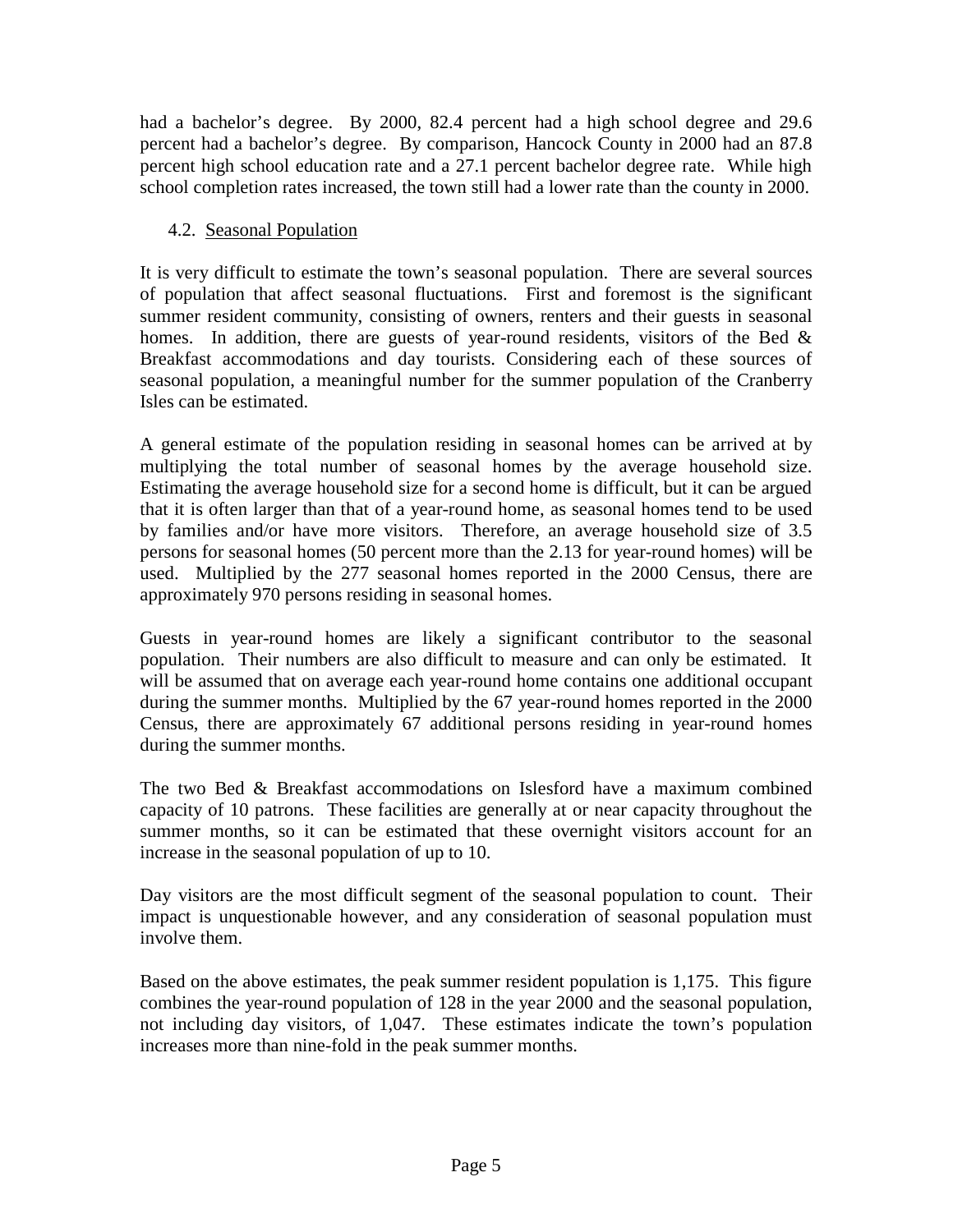had a bachelor's degree. By 2000, 82.4 percent had a high school degree and 29.6 percent had a bachelor's degree. By comparison, Hancock County in 2000 had an 87.8 percent high school education rate and a 27.1 percent bachelor degree rate. While high school completion rates increased, the town still had a lower rate than the county in 2000.

### 4.2. Seasonal Population

It is very difficult to estimate the town's seasonal population. There are several sources of population that affect seasonal fluctuations. First and foremost is the significant summer resident community, consisting of owners, renters and their guests in seasonal homes. In addition, there are guests of year-round residents, visitors of the Bed & Breakfast accommodations and day tourists. Considering each of these sources of seasonal population, a meaningful number for the summer population of the Cranberry Isles can be estimated.

A general estimate of the population residing in seasonal homes can be arrived at by multiplying the total number of seasonal homes by the average household size. Estimating the average household size for a second home is difficult, but it can be argued that it is often larger than that of a year-round home, as seasonal homes tend to be used by families and/or have more visitors. Therefore, an average household size of 3.5 persons for seasonal homes (50 percent more than the 2.13 for year-round homes) will be used. Multiplied by the 277 seasonal homes reported in the 2000 Census, there are approximately 970 persons residing in seasonal homes.

Guests in year-round homes are likely a significant contributor to the seasonal population. Their numbers are also difficult to measure and can only be estimated. It will be assumed that on average each year-round home contains one additional occupant during the summer months. Multiplied by the 67 year-round homes reported in the 2000 Census, there are approximately 67 additional persons residing in year-round homes during the summer months.

The two Bed & Breakfast accommodations on Islesford have a maximum combined capacity of 10 patrons. These facilities are generally at or near capacity throughout the summer months, so it can be estimated that these overnight visitors account for an increase in the seasonal population of up to 10.

Day visitors are the most difficult segment of the seasonal population to count. Their impact is unquestionable however, and any consideration of seasonal population must involve them.

Based on the above estimates, the peak summer resident population is 1,175. This figure combines the year-round population of 128 in the year 2000 and the seasonal population, not including day visitors, of 1,047. These estimates indicate the town's population increases more than nine-fold in the peak summer months.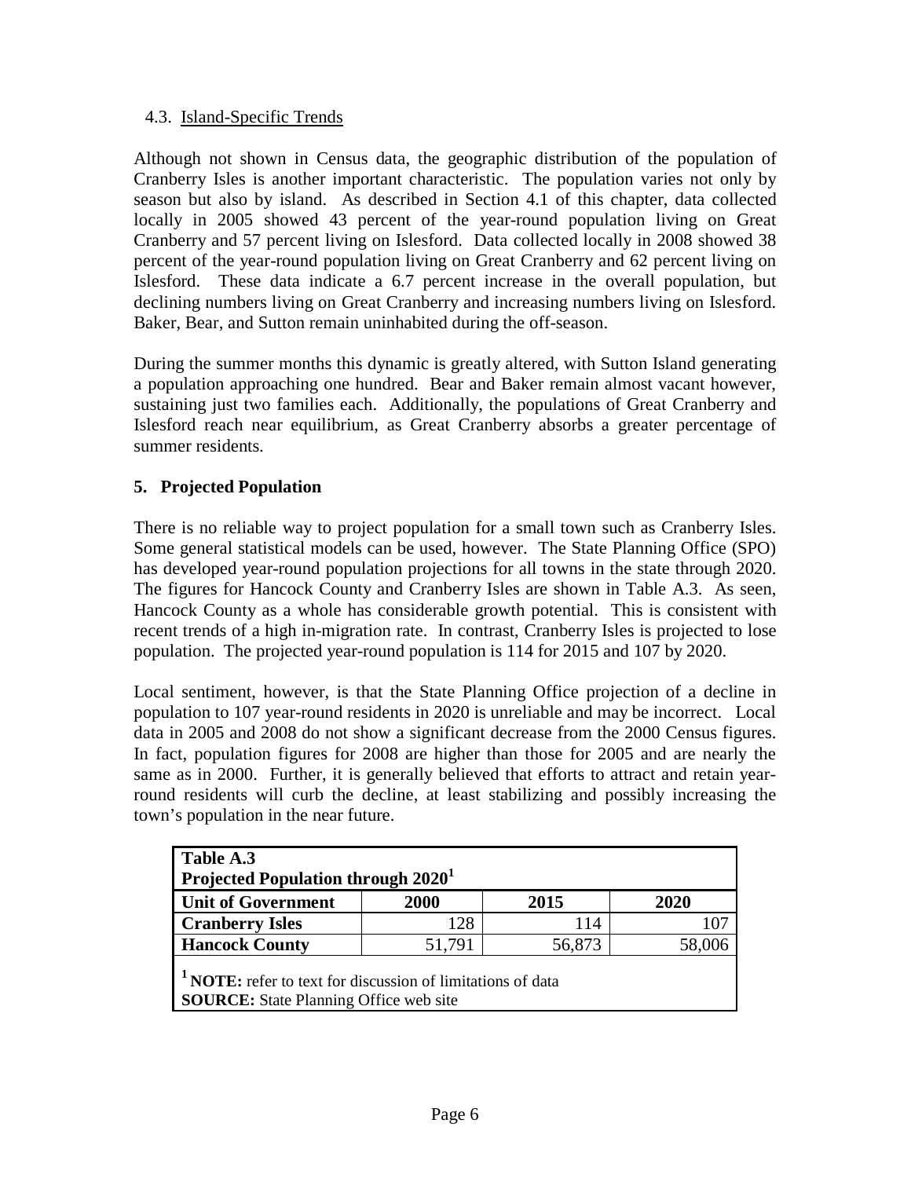### 4.3. Island-Specific Trends

Although not shown in Census data, the geographic distribution of the population of Cranberry Isles is another important characteristic. The population varies not only by season but also by island. As described in Section 4.1 of this chapter, data collected locally in 2005 showed 43 percent of the year-round population living on Great Cranberry and 57 percent living on Islesford. Data collected locally in 2008 showed 38 percent of the year-round population living on Great Cranberry and 62 percent living on Islesford. These data indicate a 6.7 percent increase in the overall population, but declining numbers living on Great Cranberry and increasing numbers living on Islesford. Baker, Bear, and Sutton remain uninhabited during the off-season.

During the summer months this dynamic is greatly altered, with Sutton Island generating a population approaching one hundred. Bear and Baker remain almost vacant however, sustaining just two families each. Additionally, the populations of Great Cranberry and Islesford reach near equilibrium, as Great Cranberry absorbs a greater percentage of summer residents.

## 5. Projected Population

There is no reliable way to project population for a small town such as Cranberry Isles. Some general statistical models can be used, however. The State Planning Office (SPO) has developed year-round population projections for all towns in the state through 2020. The figures for Hancock County and Cranberry Isles are shown in Table A.3. As seen, Hancock County as a whole has considerable growth potential. This is consistent with recent trends of a high in-migration rate. In contrast, Cranberry Isles is projected to lose population. The projected year-round population is 114 for 2015 and 107 by 2020.

Local sentiment, however, is that the State Planning Office projection of a decline in population to 107 year-round residents in 2020 is unreliable and may be incorrect. Local data in 2005 and 2008 do not show a significant decrease from the 2000 Census figures. In fact, population figures for 2008 are higher than those for 2005 and are nearly the same as in 2000. Further, it is generally believed that efforts to attract and retain year-round residents will curb the decline, at least stabilizing and possibly increasing the town's population in the near future.

**Table A.3**
**Projected Population through 2020[1]**

| Unit of Government | 2000 | 2015 | 2020 |
|---|---|---|---|
| **Cranberry Isles** | 128 | 114 | 107 |
| **Hancock County** | 51,791 | 56,873 | 58,006 |

[1] **NOTE:** refer to text for discussion of limitations of data
**SOURCE:** State Planning Office web site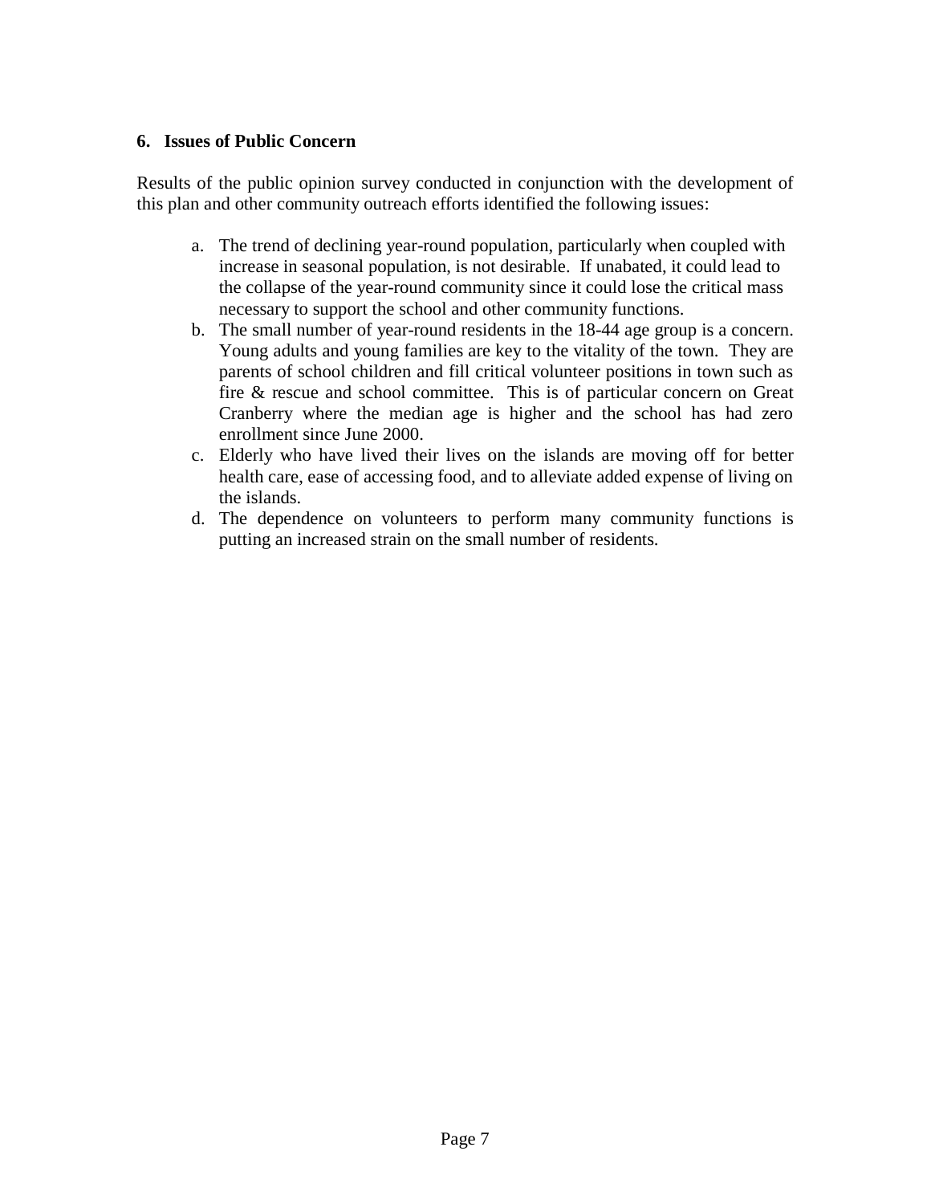## 6. Issues of Public Concern

Results of the public opinion survey conducted in conjunction with the development of this plan and other community outreach efforts identified the following issues:

a. The trend of declining year-round population, particularly when coupled with increase in seasonal population, is not desirable. If unabated, it could lead to the collapse of the year-round community since it could lose the critical mass necessary to support the school and other community functions.
b. The small number of year-round residents in the 18-44 age group is a concern. Young adults and young families are key to the vitality of the town. They are parents of school children and fill critical volunteer positions in town such as fire & rescue and school committee. This is of particular concern on Great Cranberry where the median age is higher and the school has had zero enrollment since June 2000.
c. Elderly who have lived their lives on the islands are moving off for better health care, ease of accessing food, and to alleviate added expense of living on the islands.
d. The dependence on volunteers to perform many community functions is putting an increased strain on the small number of residents.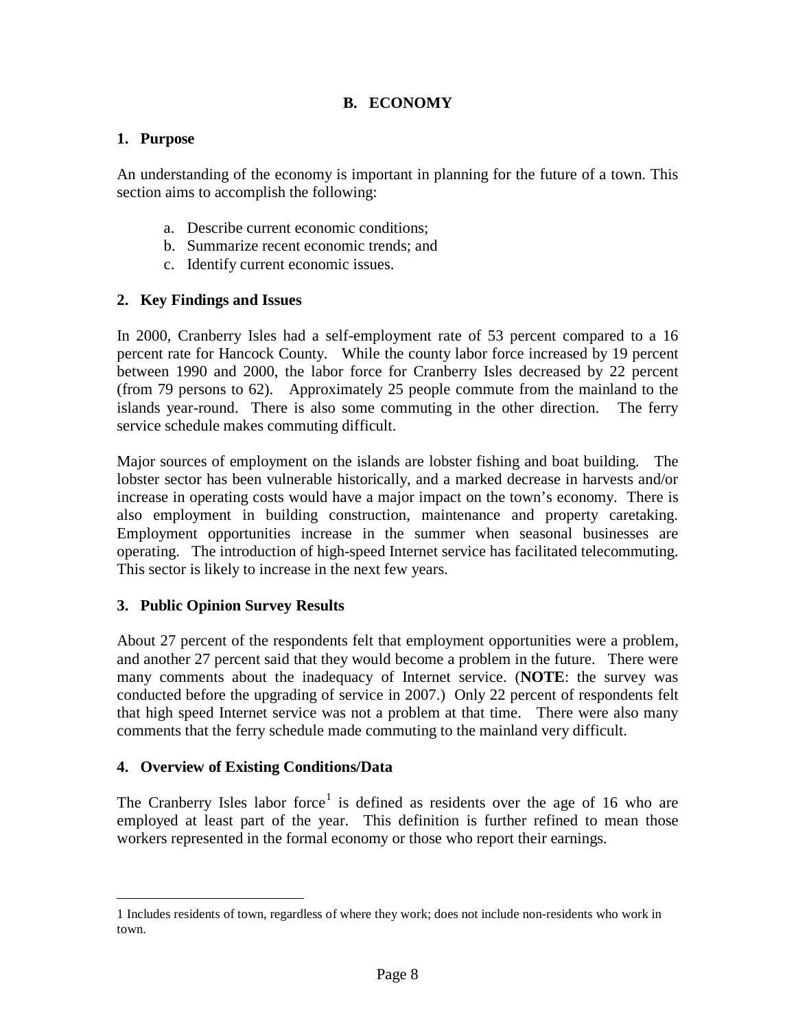## B. ECONOMY

### 1. Purpose

An understanding of the economy is important in planning for the future of a town. This section aims to accomplish the following:

a. Describe current economic conditions;
b. Summarize recent economic trends; and
c. Identify current economic issues.

### 2. Key Findings and Issues

In 2000, Cranberry Isles had a self-employment rate of 53 percent compared to a 16 percent rate for Hancock County. While the county labor force increased by 19 percent between 1990 and 2000, the labor force for Cranberry Isles decreased by 22 percent (from 79 persons to 62). Approximately 25 people commute from the mainland to the islands year-round. There is also some commuting in the other direction. The ferry service schedule makes commuting difficult.

Major sources of employment on the islands are lobster fishing and boat building. The lobster sector has been vulnerable historically, and a marked decrease in harvests and/or increase in operating costs would have a major impact on the town's economy. There is also employment in building construction, maintenance and property caretaking. Employment opportunities increase in the summer when seasonal businesses are operating. The introduction of high-speed Internet service has facilitated telecommuting. This sector is likely to increase in the next few years.

### 3. Public Opinion Survey Results

About 27 percent of the respondents felt that employment opportunities were a problem, and another 27 percent said that they would become a problem in the future. There were many comments about the inadequacy of Internet service. (**NOTE**: the survey was conducted before the upgrading of service in 2007.) Only 22 percent of respondents felt that high speed Internet service was not a problem at that time. There were also many comments that the ferry schedule made commuting to the mainland very difficult.

### 4. Overview of Existing Conditions/Data

The Cranberry Isles labor force[1] is defined as residents over the age of 16 who are employed at least part of the year. This definition is further refined to mean those workers represented in the formal economy or those who report their earnings.

---

1 Includes residents of town, regardless of where they work; does not include non-residents who work in town.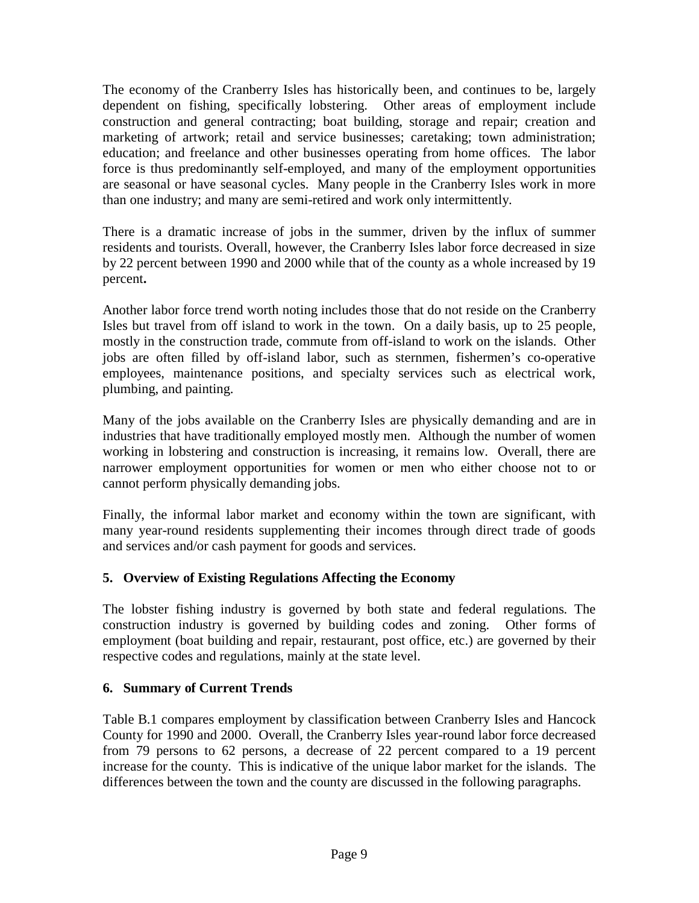The economy of the Cranberry Isles has historically been, and continues to be, largely dependent on fishing, specifically lobstering. Other areas of employment include construction and general contracting; boat building, storage and repair; creation and marketing of artwork; retail and service businesses; caretaking; town administration; education; and freelance and other businesses operating from home offices. The labor force is thus predominantly self-employed, and many of the employment opportunities are seasonal or have seasonal cycles. Many people in the Cranberry Isles work in more than one industry; and many are semi-retired and work only intermittently.

There is a dramatic increase of jobs in the summer, driven by the influx of summer residents and tourists. Overall, however, the Cranberry Isles labor force decreased in size by 22 percent between 1990 and 2000 while that of the county as a whole increased by 19 percent**.**

Another labor force trend worth noting includes those that do not reside on the Cranberry Isles but travel from off island to work in the town. On a daily basis, up to 25 people, mostly in the construction trade, commute from off-island to work on the islands. Other jobs are often filled by off-island labor, such as sternmen, fishermen's co-operative employees, maintenance positions, and specialty services such as electrical work, plumbing, and painting.

Many of the jobs available on the Cranberry Isles are physically demanding and are in industries that have traditionally employed mostly men. Although the number of women working in lobstering and construction is increasing, it remains low. Overall, there are narrower employment opportunities for women or men who either choose not to or cannot perform physically demanding jobs.

Finally, the informal labor market and economy within the town are significant, with many year-round residents supplementing their incomes through direct trade of goods and services and/or cash payment for goods and services.

### 5. Overview of Existing Regulations Affecting the Economy

The lobster fishing industry is governed by both state and federal regulations. The construction industry is governed by building codes and zoning. Other forms of employment (boat building and repair, restaurant, post office, etc.) are governed by their respective codes and regulations, mainly at the state level.

### 6. Summary of Current Trends

Table B.1 compares employment by classification between Cranberry Isles and Hancock County for 1990 and 2000. Overall, the Cranberry Isles year-round labor force decreased from 79 persons to 62 persons, a decrease of 22 percent compared to a 19 percent increase for the county. This is indicative of the unique labor market for the islands. The differences between the town and the county are discussed in the following paragraphs.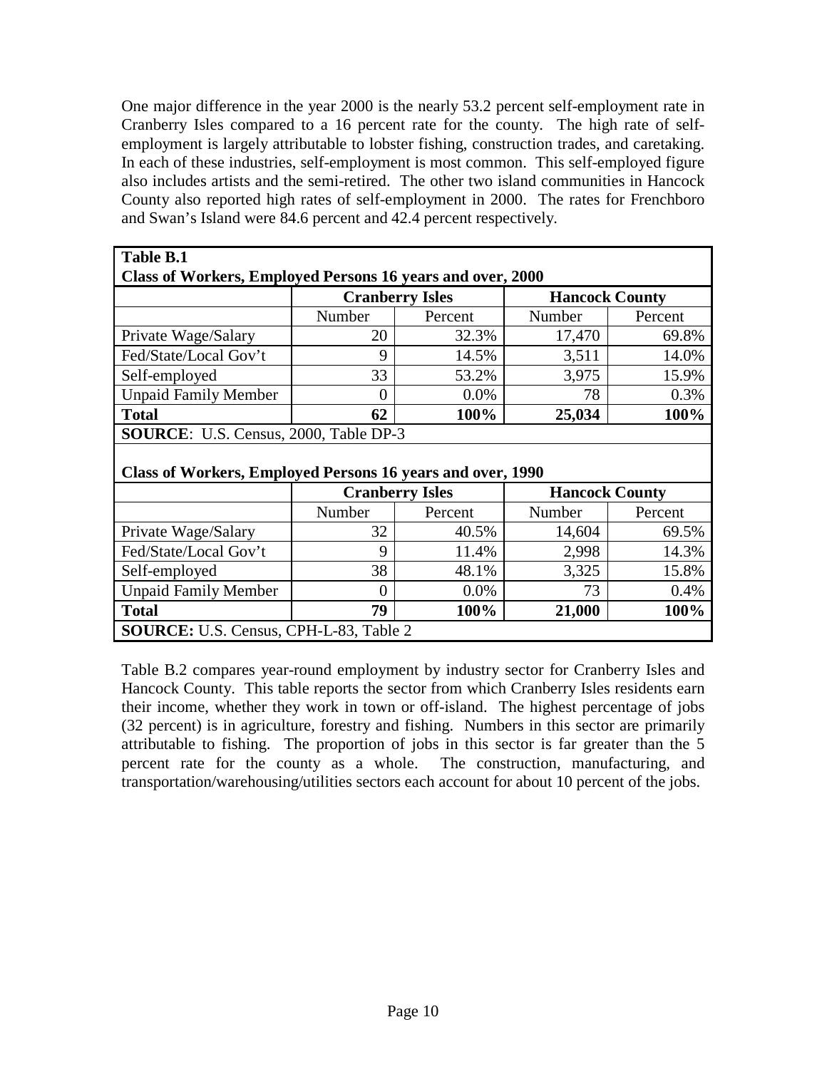One major difference in the year 2000 is the nearly 53.2 percent self-employment rate in Cranberry Isles compared to a 16 percent rate for the county. The high rate of self-employment is largely attributable to lobster fishing, construction trades, and caretaking. In each of these industries, self-employment is most common. This self-employed figure also includes artists and the semi-retired. The other two island communities in Hancock County also reported high rates of self-employment in 2000. The rates for Frenchboro and Swan's Island were 84.6 percent and 42.4 percent respectively.

**Table B.1**
**Class of Workers, Employed Persons 16 years and over, 2000**

| | **Cranberry Isles** | | **Hancock County** | |
|---|---|---|---|---|
| | Number | Percent | Number | Percent |
| Private Wage/Salary | 20 | 32.3% | 17,470 | 69.8% |
| Fed/State/Local Gov't | 9 | 14.5% | 3,511 | 14.0% |
| Self-employed | 33 | 53.2% | 3,975 | 15.9% |
| Unpaid Family Member | 0 | 0.0% | 78 | 0.3% |
| **Total** | **62** | **100%** | **25,034** | **100%** |

**SOURCE**: U.S. Census, 2000, Table DP-3

**Class of Workers, Employed Persons 16 years and over, 1990**

| | **Cranberry Isles** | | **Hancock County** | |
|---|---|---|---|---|
| | Number | Percent | Number | Percent |
| Private Wage/Salary | 32 | 40.5% | 14,604 | 69.5% |
| Fed/State/Local Gov't | 9 | 11.4% | 2,998 | 14.3% |
| Self-employed | 38 | 48.1% | 3,325 | 15.8% |
| Unpaid Family Member | 0 | 0.0% | 73 | 0.4% |
| **Total** | **79** | **100%** | **21,000** | **100%** |

**SOURCE:** U.S. Census, CPH-L-83, Table 2

Table B.2 compares year-round employment by industry sector for Cranberry Isles and Hancock County. This table reports the sector from which Cranberry Isles residents earn their income, whether they work in town or off-island. The highest percentage of jobs (32 percent) is in agriculture, forestry and fishing. Numbers in this sector are primarily attributable to fishing. The proportion of jobs in this sector is far greater than the 5 percent rate for the county as a whole. The construction, manufacturing, and transportation/warehousing/utilities sectors each account for about 10 percent of the jobs.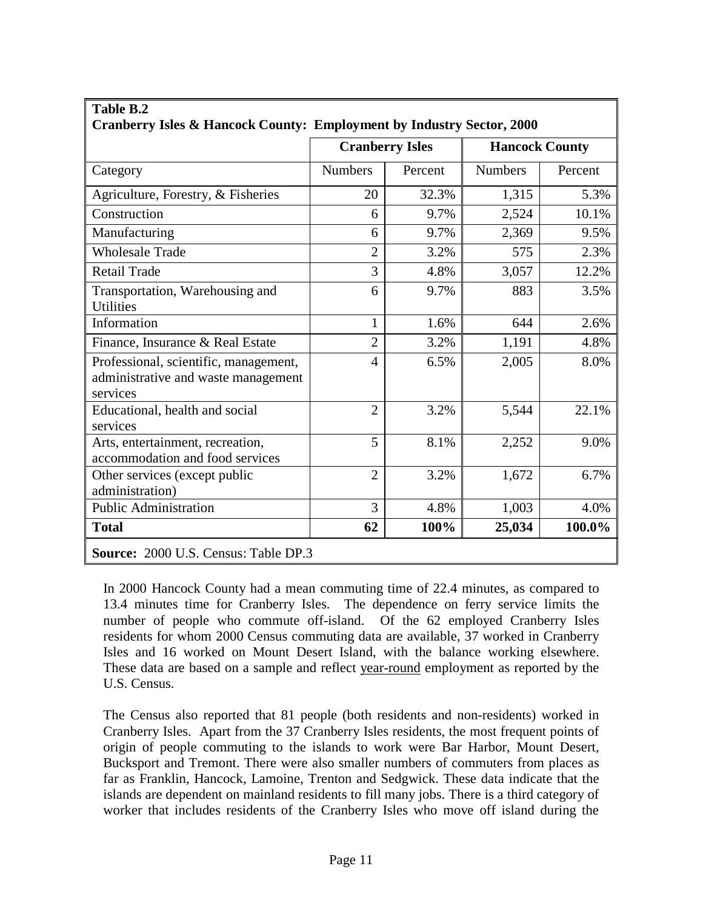**Table B.2**
**Cranberry Isles & Hancock County: Employment by Industry Sector, 2000**

| | **Cranberry Isles** | | **Hancock County** | |
|---|---|---|---|---|
| Category | Numbers | Percent | Numbers | Percent |
| Agriculture, Forestry, & Fisheries | 20 | 32.3% | 1,315 | 5.3% |
| Construction | 6 | 9.7% | 2,524 | 10.1% |
| Manufacturing | 6 | 9.7% | 2,369 | 9.5% |
| Wholesale Trade | 2 | 3.2% | 575 | 2.3% |
| Retail Trade | 3 | 4.8% | 3,057 | 12.2% |
| Transportation, Warehousing and Utilities | 6 | 9.7% | 883 | 3.5% |
| Information | 1 | 1.6% | 644 | 2.6% |
| Finance, Insurance & Real Estate | 2 | 3.2% | 1,191 | 4.8% |
| Professional, scientific, management, administrative and waste management services | 4 | 6.5% | 2,005 | 8.0% |
| Educational, health and social services | 2 | 3.2% | 5,544 | 22.1% |
| Arts, entertainment, recreation, accommodation and food services | 5 | 8.1% | 2,252 | 9.0% |
| Other services (except public administration) | 2 | 3.2% | 1,672 | 6.7% |
| Public Administration | 3 | 4.8% | 1,003 | 4.0% |
| **Total** | **62** | **100%** | **25,034** | **100.0%** |

**Source:** 2000 U.S. Census: Table DP.3

In 2000 Hancock County had a mean commuting time of 22.4 minutes, as compared to 13.4 minutes time for Cranberry Isles. The dependence on ferry service limits the number of people who commute off-island. Of the 62 employed Cranberry Isles residents for whom 2000 Census commuting data are available, 37 worked in Cranberry Isles and 16 worked on Mount Desert Island, with the balance working elsewhere. These data are based on a sample and reflect year-round employment as reported by the U.S. Census.

The Census also reported that 81 people (both residents and non-residents) worked in Cranberry Isles. Apart from the 37 Cranberry Isles residents, the most frequent points of origin of people commuting to the islands to work were Bar Harbor, Mount Desert, Bucksport and Tremont. There were also smaller numbers of commuters from places as far as Franklin, Hancock, Lamoine, Trenton and Sedgwick. These data indicate that the islands are dependent on mainland residents to fill many jobs. There is a third category of worker that includes residents of the Cranberry Isles who move off island during the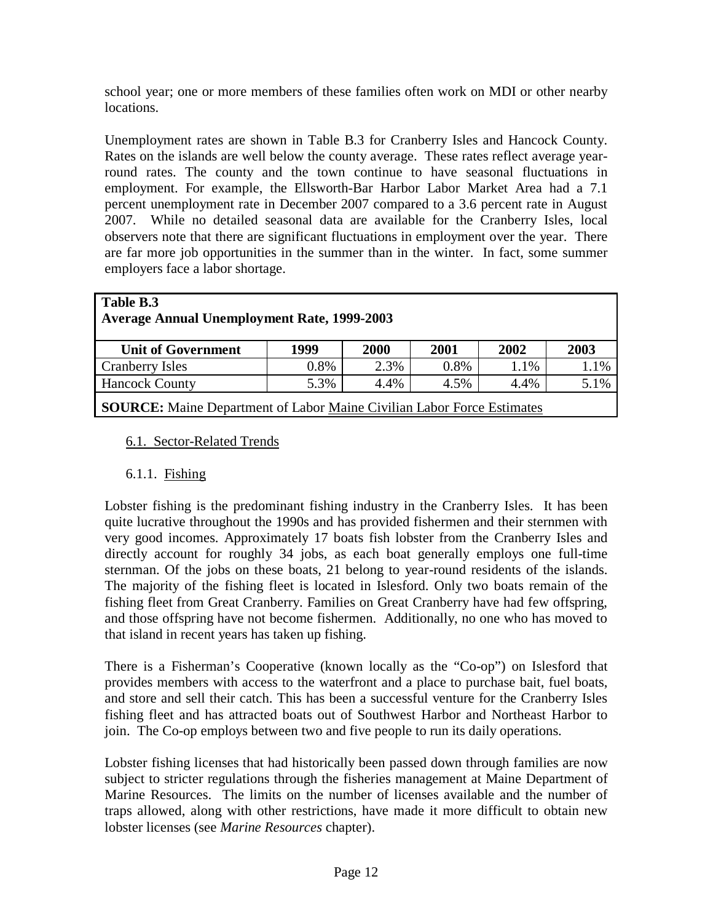school year; one or more members of these families often work on MDI or other nearby locations.

Unemployment rates are shown in Table B.3 for Cranberry Isles and Hancock County. Rates on the islands are well below the county average. These rates reflect average year-round rates. The county and the town continue to have seasonal fluctuations in employment. For example, the Ellsworth-Bar Harbor Labor Market Area had a 7.1 percent unemployment rate in December 2007 compared to a 3.6 percent rate in August 2007. While no detailed seasonal data are available for the Cranberry Isles, local observers note that there are significant fluctuations in employment over the year. There are far more job opportunities in the summer than in the winter. In fact, some summer employers face a labor shortage.

**Table B.3**
**Average Annual Unemployment Rate, 1999-2003**

| Unit of Government | 1999 | 2000 | 2001 | 2002 | 2003 |
|---|---|---|---|---|---|
| Cranberry Isles | 0.8% | 2.3% | 0.8% | 1.1% | 1.1% |
| Hancock County | 5.3% | 4.4% | 4.5% | 4.4% | 5.1% |

**SOURCE:** Maine Department of Labor Maine Civilian Labor Force Estimates

## 6.1. Sector-Related Trends

### 6.1.1. Fishing

Lobster fishing is the predominant fishing industry in the Cranberry Isles. It has been quite lucrative throughout the 1990s and has provided fishermen and their sternmen with very good incomes. Approximately 17 boats fish lobster from the Cranberry Isles and directly account for roughly 34 jobs, as each boat generally employs one full-time sternman. Of the jobs on these boats, 21 belong to year-round residents of the islands. The majority of the fishing fleet is located in Islesford. Only two boats remain of the fishing fleet from Great Cranberry. Families on Great Cranberry have had few offspring, and those offspring have not become fishermen. Additionally, no one who has moved to that island in recent years has taken up fishing.

There is a Fisherman's Cooperative (known locally as the "Co-op") on Islesford that provides members with access to the waterfront and a place to purchase bait, fuel boats, and store and sell their catch. This has been a successful venture for the Cranberry Isles fishing fleet and has attracted boats out of Southwest Harbor and Northeast Harbor to join. The Co-op employs between two and five people to run its daily operations.

Lobster fishing licenses that had historically been passed down through families are now subject to stricter regulations through the fisheries management at Maine Department of Marine Resources. The limits on the number of licenses available and the number of traps allowed, along with other restrictions, have made it more difficult to obtain new lobster licenses (see *Marine Resources* chapter).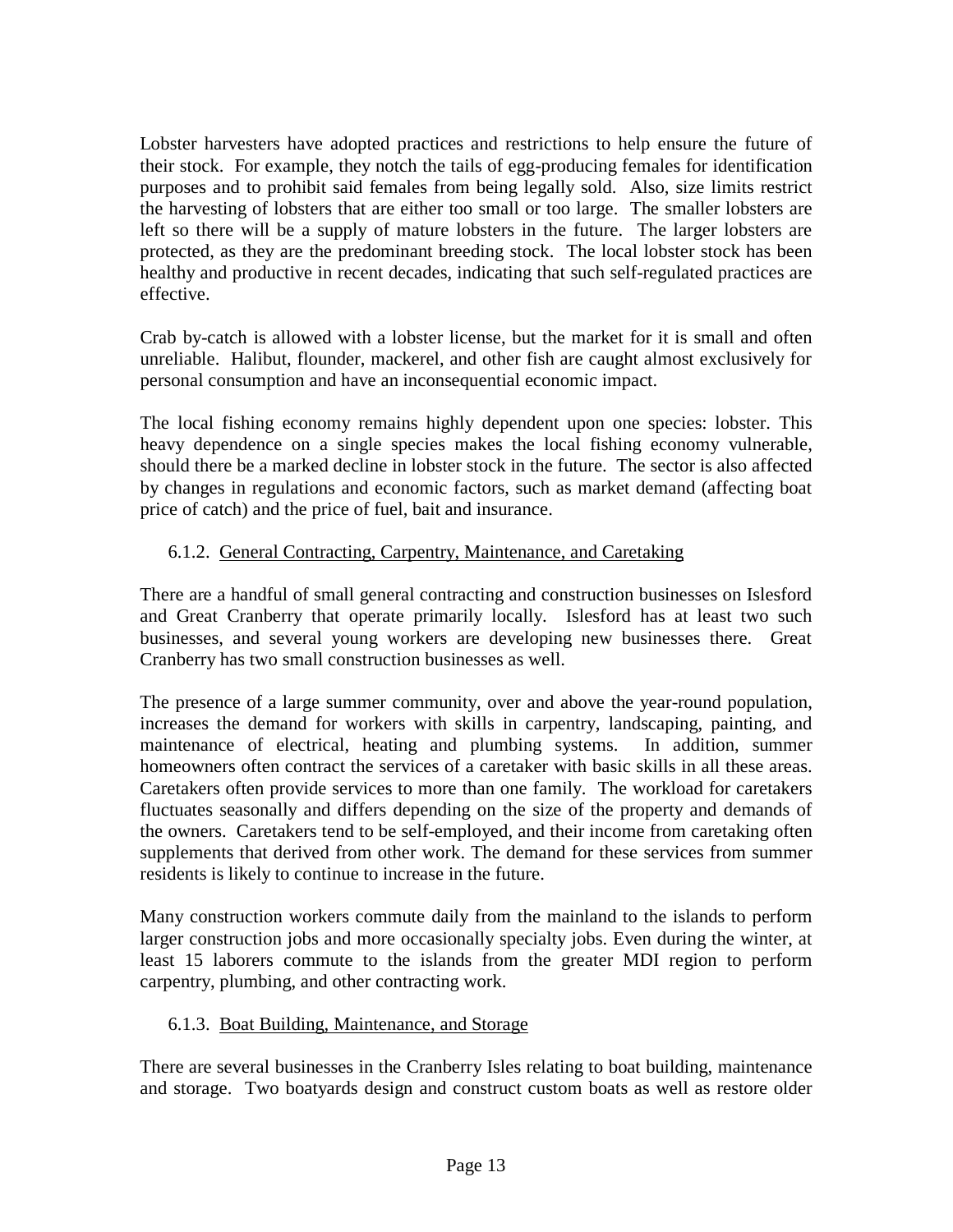Lobster harvesters have adopted practices and restrictions to help ensure the future of their stock. For example, they notch the tails of egg-producing females for identification purposes and to prohibit said females from being legally sold. Also, size limits restrict the harvesting of lobsters that are either too small or too large. The smaller lobsters are left so there will be a supply of mature lobsters in the future. The larger lobsters are protected, as they are the predominant breeding stock. The local lobster stock has been healthy and productive in recent decades, indicating that such self-regulated practices are effective.

Crab by-catch is allowed with a lobster license, but the market for it is small and often unreliable. Halibut, flounder, mackerel, and other fish are caught almost exclusively for personal consumption and have an inconsequential economic impact.

The local fishing economy remains highly dependent upon one species: lobster. This heavy dependence on a single species makes the local fishing economy vulnerable, should there be a marked decline in lobster stock in the future. The sector is also affected by changes in regulations and economic factors, such as market demand (affecting boat price of catch) and the price of fuel, bait and insurance.

### 6.1.2. General Contracting, Carpentry, Maintenance, and Caretaking

There are a handful of small general contracting and construction businesses on Islesford and Great Cranberry that operate primarily locally. Islesford has at least two such businesses, and several young workers are developing new businesses there. Great Cranberry has two small construction businesses as well.

The presence of a large summer community, over and above the year-round population, increases the demand for workers with skills in carpentry, landscaping, painting, and maintenance of electrical, heating and plumbing systems. In addition, summer homeowners often contract the services of a caretaker with basic skills in all these areas. Caretakers often provide services to more than one family. The workload for caretakers fluctuates seasonally and differs depending on the size of the property and demands of the owners. Caretakers tend to be self-employed, and their income from caretaking often supplements that derived from other work. The demand for these services from summer residents is likely to continue to increase in the future.

Many construction workers commute daily from the mainland to the islands to perform larger construction jobs and more occasionally specialty jobs. Even during the winter, at least 15 laborers commute to the islands from the greater MDI region to perform carpentry, plumbing, and other contracting work.

### 6.1.3. Boat Building, Maintenance, and Storage

There are several businesses in the Cranberry Isles relating to boat building, maintenance and storage. Two boatyards design and construct custom boats as well as restore older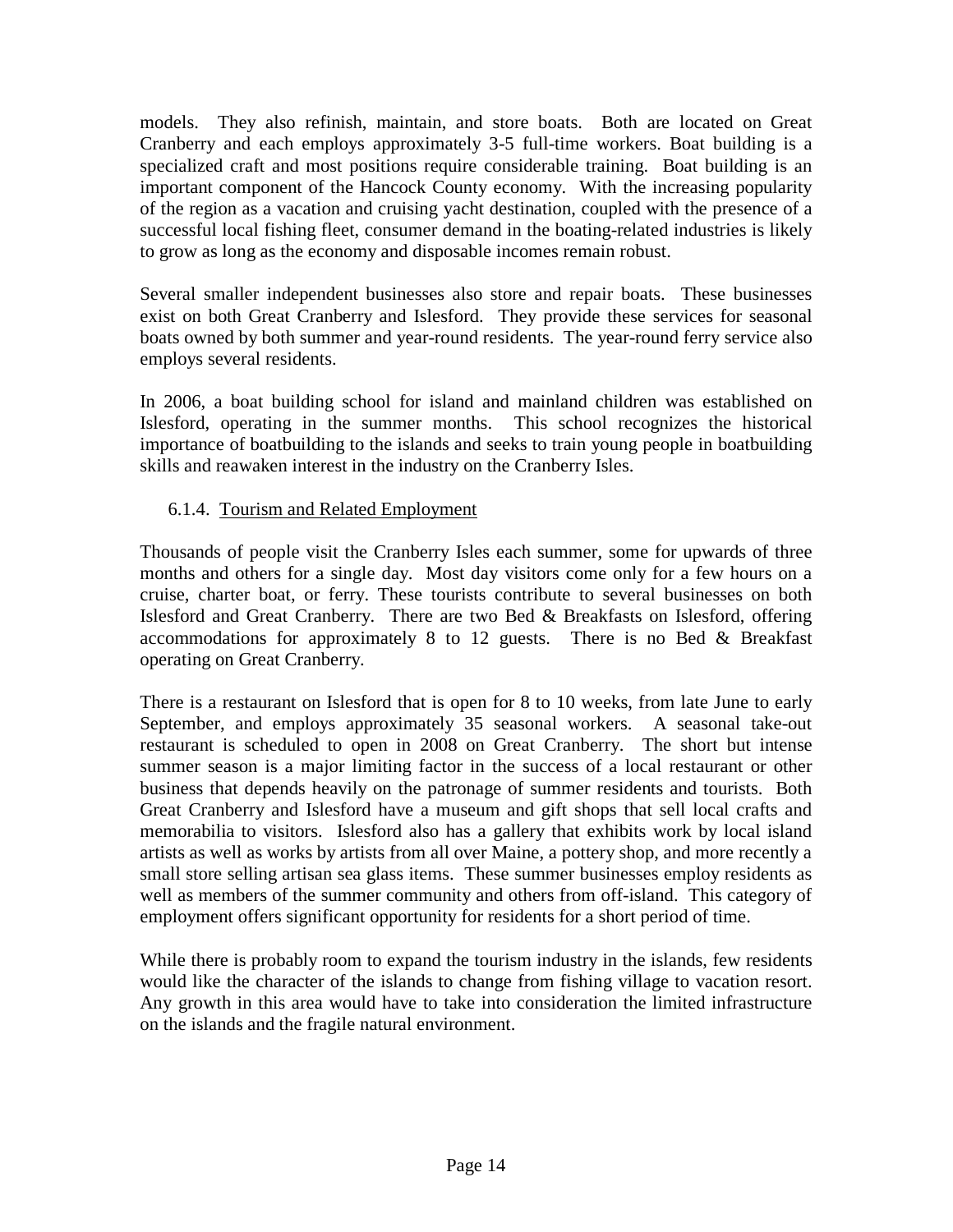models. They also refinish, maintain, and store boats. Both are located on Great Cranberry and each employs approximately 3-5 full-time workers. Boat building is a specialized craft and most positions require considerable training. Boat building is an important component of the Hancock County economy. With the increasing popularity of the region as a vacation and cruising yacht destination, coupled with the presence of a successful local fishing fleet, consumer demand in the boating-related industries is likely to grow as long as the economy and disposable incomes remain robust.

Several smaller independent businesses also store and repair boats. These businesses exist on both Great Cranberry and Islesford. They provide these services for seasonal boats owned by both summer and year-round residents. The year-round ferry service also employs several residents.

In 2006, a boat building school for island and mainland children was established on Islesford, operating in the summer months. This school recognizes the historical importance of boatbuilding to the islands and seeks to train young people in boatbuilding skills and reawaken interest in the industry on the Cranberry Isles.

### 6.1.4. Tourism and Related Employment

Thousands of people visit the Cranberry Isles each summer, some for upwards of three months and others for a single day. Most day visitors come only for a few hours on a cruise, charter boat, or ferry. These tourists contribute to several businesses on both Islesford and Great Cranberry. There are two Bed & Breakfasts on Islesford, offering accommodations for approximately 8 to 12 guests. There is no Bed & Breakfast operating on Great Cranberry.

There is a restaurant on Islesford that is open for 8 to 10 weeks, from late June to early September, and employs approximately 35 seasonal workers. A seasonal take-out restaurant is scheduled to open in 2008 on Great Cranberry. The short but intense summer season is a major limiting factor in the success of a local restaurant or other business that depends heavily on the patronage of summer residents and tourists. Both Great Cranberry and Islesford have a museum and gift shops that sell local crafts and memorabilia to visitors. Islesford also has a gallery that exhibits work by local island artists as well as works by artists from all over Maine, a pottery shop, and more recently a small store selling artisan sea glass items. These summer businesses employ residents as well as members of the summer community and others from off-island. This category of employment offers significant opportunity for residents for a short period of time.

While there is probably room to expand the tourism industry in the islands, few residents would like the character of the islands to change from fishing village to vacation resort. Any growth in this area would have to take into consideration the limited infrastructure on the islands and the fragile natural environment.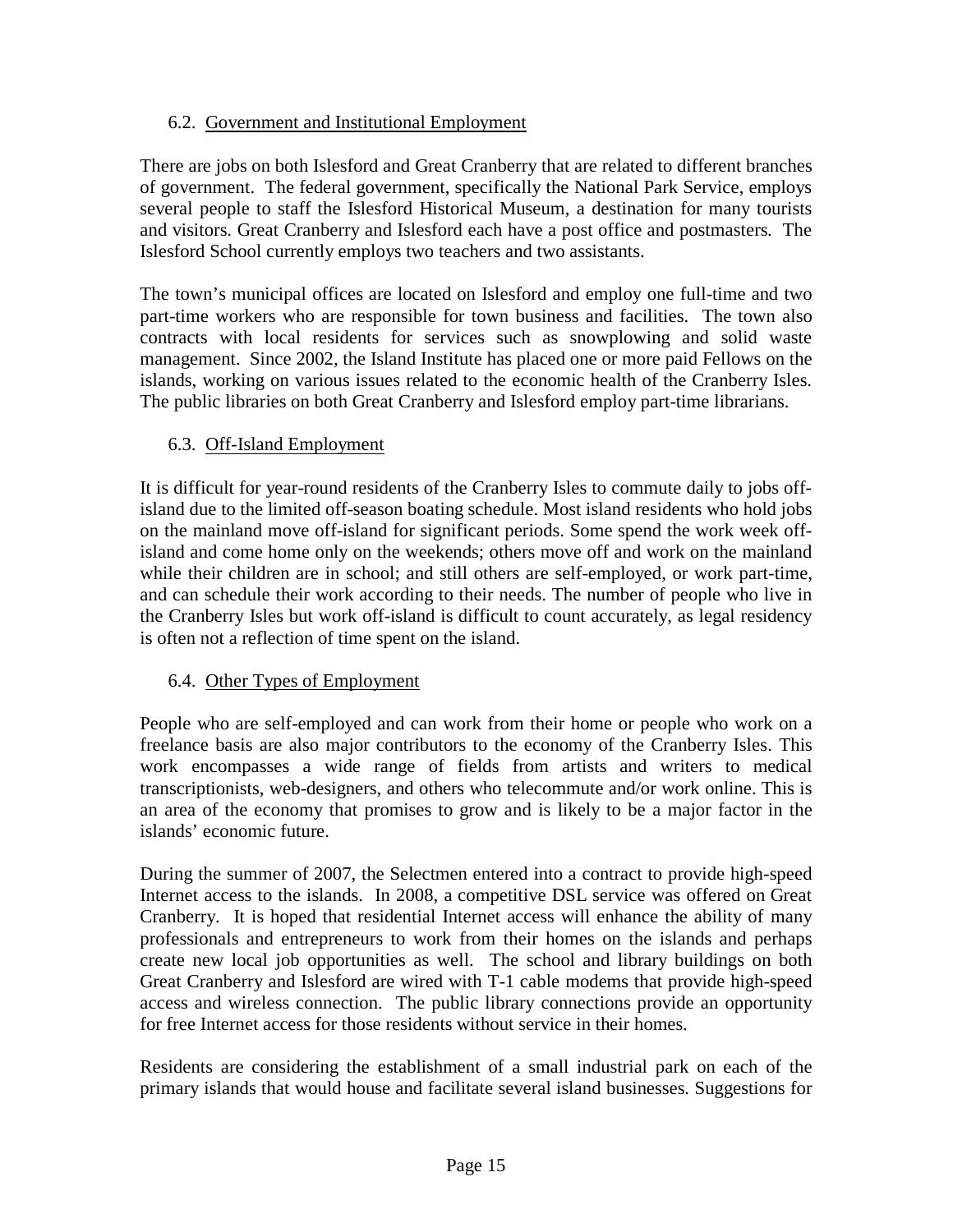### 6.2. Government and Institutional Employment

There are jobs on both Islesford and Great Cranberry that are related to different branches of government. The federal government, specifically the National Park Service, employs several people to staff the Islesford Historical Museum, a destination for many tourists and visitors. Great Cranberry and Islesford each have a post office and postmasters. The Islesford School currently employs two teachers and two assistants.

The town's municipal offices are located on Islesford and employ one full-time and two part-time workers who are responsible for town business and facilities. The town also contracts with local residents for services such as snowplowing and solid waste management. Since 2002, the Island Institute has placed one or more paid Fellows on the islands, working on various issues related to the economic health of the Cranberry Isles. The public libraries on both Great Cranberry and Islesford employ part-time librarians.

### 6.3. Off-Island Employment

It is difficult for year-round residents of the Cranberry Isles to commute daily to jobs off-island due to the limited off-season boating schedule. Most island residents who hold jobs on the mainland move off-island for significant periods. Some spend the work week off-island and come home only on the weekends; others move off and work on the mainland while their children are in school; and still others are self-employed, or work part-time, and can schedule their work according to their needs. The number of people who live in the Cranberry Isles but work off-island is difficult to count accurately, as legal residency is often not a reflection of time spent on the island.

### 6.4. Other Types of Employment

People who are self-employed and can work from their home or people who work on a freelance basis are also major contributors to the economy of the Cranberry Isles. This work encompasses a wide range of fields from artists and writers to medical transcriptionists, web-designers, and others who telecommute and/or work online. This is an area of the economy that promises to grow and is likely to be a major factor in the islands' economic future.

During the summer of 2007, the Selectmen entered into a contract to provide high-speed Internet access to the islands. In 2008, a competitive DSL service was offered on Great Cranberry. It is hoped that residential Internet access will enhance the ability of many professionals and entrepreneurs to work from their homes on the islands and perhaps create new local job opportunities as well. The school and library buildings on both Great Cranberry and Islesford are wired with T-1 cable modems that provide high-speed access and wireless connection. The public library connections provide an opportunity for free Internet access for those residents without service in their homes.

Residents are considering the establishment of a small industrial park on each of the primary islands that would house and facilitate several island businesses. Suggestions for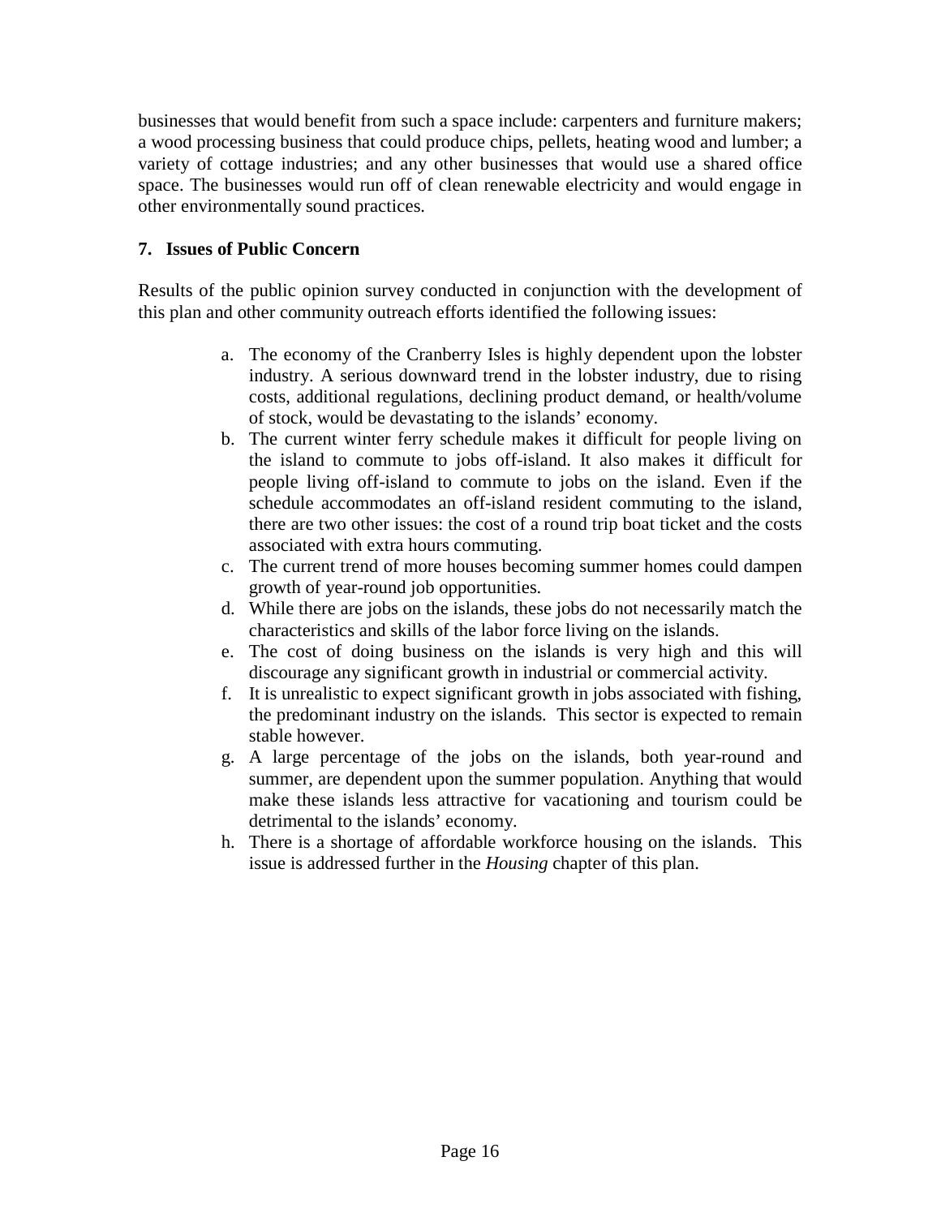businesses that would benefit from such a space include: carpenters and furniture makers; a wood processing business that could produce chips, pellets, heating wood and lumber; a variety of cottage industries; and any other businesses that would use a shared office space. The businesses would run off of clean renewable electricity and would engage in other environmentally sound practices.

**7. Issues of Public Concern**

Results of the public opinion survey conducted in conjunction with the development of this plan and other community outreach efforts identified the following issues:

a. The economy of the Cranberry Isles is highly dependent upon the lobster industry. A serious downward trend in the lobster industry, due to rising costs, additional regulations, declining product demand, or health/volume of stock, would be devastating to the islands' economy.
b. The current winter ferry schedule makes it difficult for people living on the island to commute to jobs off-island. It also makes it difficult for people living off-island to commute to jobs on the island. Even if the schedule accommodates an off-island resident commuting to the island, there are two other issues: the cost of a round trip boat ticket and the costs associated with extra hours commuting.
c. The current trend of more houses becoming summer homes could dampen growth of year-round job opportunities.
d. While there are jobs on the islands, these jobs do not necessarily match the characteristics and skills of the labor force living on the islands.
e. The cost of doing business on the islands is very high and this will discourage any significant growth in industrial or commercial activity.
f. It is unrealistic to expect significant growth in jobs associated with fishing, the predominant industry on the islands. This sector is expected to remain stable however.
g. A large percentage of the jobs on the islands, both year-round and summer, are dependent upon the summer population. Anything that would make these islands less attractive for vacationing and tourism could be detrimental to the islands' economy.
h. There is a shortage of affordable workforce housing on the islands. This issue is addressed further in the *Housing* chapter of this plan.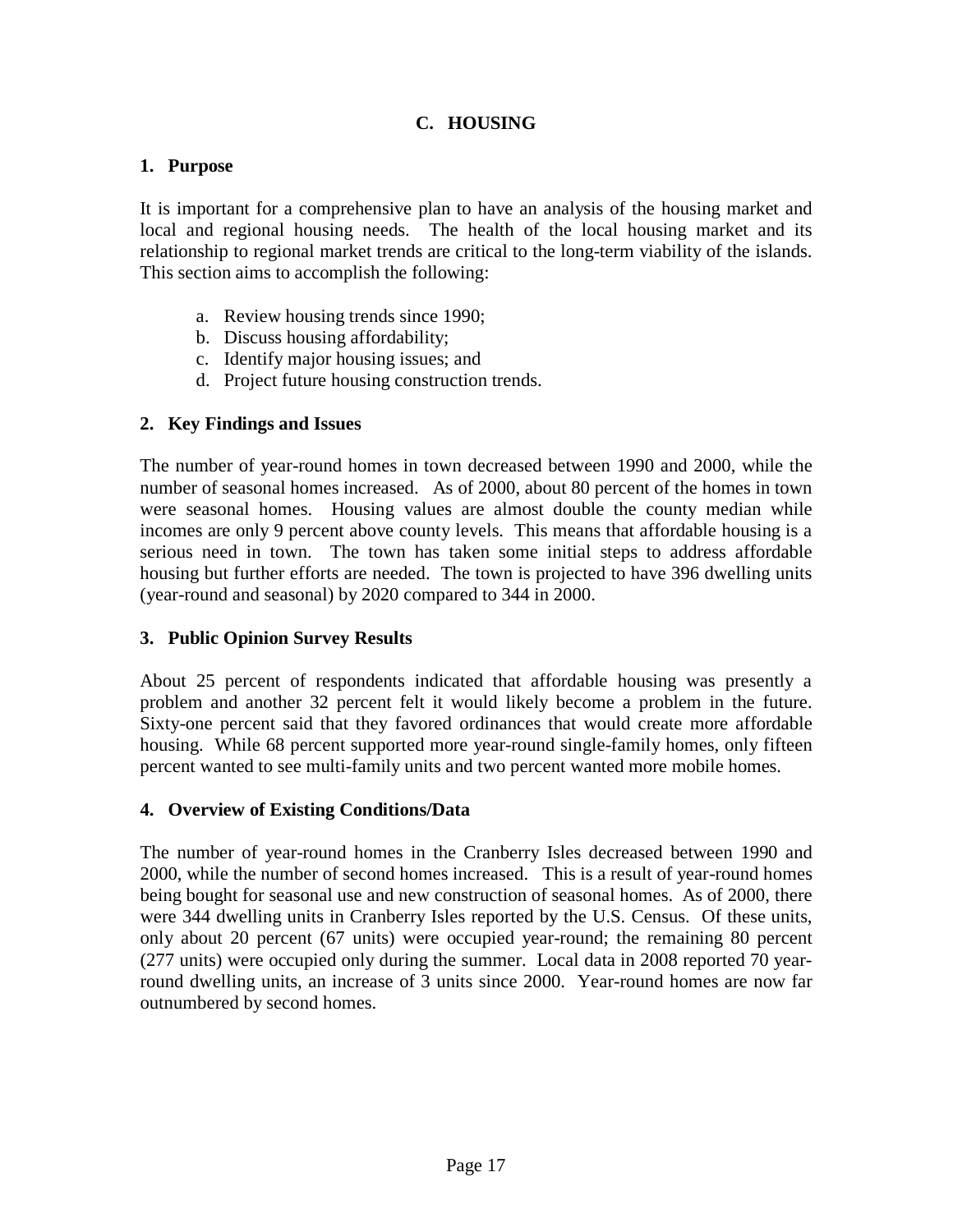## C. HOUSING

### 1. Purpose

It is important for a comprehensive plan to have an analysis of the housing market and local and regional housing needs. The health of the local housing market and its relationship to regional market trends are critical to the long-term viability of the islands. This section aims to accomplish the following:

a. Review housing trends since 1990;
b. Discuss housing affordability;
c. Identify major housing issues; and
d. Project future housing construction trends.

### 2. Key Findings and Issues

The number of year-round homes in town decreased between 1990 and 2000, while the number of seasonal homes increased. As of 2000, about 80 percent of the homes in town were seasonal homes. Housing values are almost double the county median while incomes are only 9 percent above county levels. This means that affordable housing is a serious need in town. The town has taken some initial steps to address affordable housing but further efforts are needed. The town is projected to have 396 dwelling units (year-round and seasonal) by 2020 compared to 344 in 2000.

### 3. Public Opinion Survey Results

About 25 percent of respondents indicated that affordable housing was presently a problem and another 32 percent felt it would likely become a problem in the future. Sixty-one percent said that they favored ordinances that would create more affordable housing. While 68 percent supported more year-round single-family homes, only fifteen percent wanted to see multi-family units and two percent wanted more mobile homes.

### 4. Overview of Existing Conditions/Data

The number of year-round homes in the Cranberry Isles decreased between 1990 and 2000, while the number of second homes increased. This is a result of year-round homes being bought for seasonal use and new construction of seasonal homes. As of 2000, there were 344 dwelling units in Cranberry Isles reported by the U.S. Census. Of these units, only about 20 percent (67 units) were occupied year-round; the remaining 80 percent (277 units) were occupied only during the summer. Local data in 2008 reported 70 year-round dwelling units, an increase of 3 units since 2000. Year-round homes are now far outnumbered by second homes.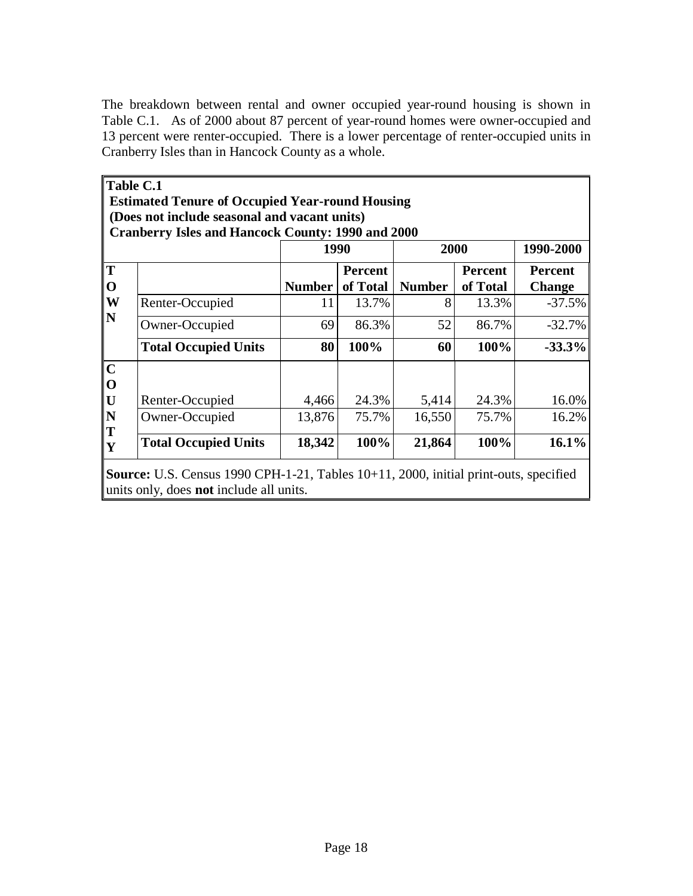The breakdown between rental and owner occupied year-round housing is shown in Table C.1. As of 2000 about 87 percent of year-round homes were owner-occupied and 13 percent were renter-occupied. There is a lower percentage of renter-occupied units in Cranberry Isles than in Hancock County as a whole.

**Table C.1**
**Estimated Tenure of Occupied Year-round Housing**
**(Does not include seasonal and vacant units)**
**Cranberry Isles and Hancock County: 1990 and 2000**

| | | 1990 | | 2000 | | 1990-2000 |
|---|---|---|---|---|---|---|
| | | **Number** | **Percent of Total** | **Number** | **Percent of Total** | **Percent Change** |
| **TOWN** | Renter-Occupied | 11 | 13.7% | 8 | 13.3% | -37.5% |
| | Owner-Occupied | 69 | 86.3% | 52 | 86.7% | -32.7% |
| | **Total Occupied Units** | **80** | **100%** | **60** | **100%** | **-33.3%** |
| **COUNTY** | Renter-Occupied | 4,466 | 24.3% | 5,414 | 24.3% | 16.0% |
| | Owner-Occupied | 13,876 | 75.7% | 16,550 | 75.7% | 16.2% |
| | **Total Occupied Units** | **18,342** | **100%** | **21,864** | **100%** | **16.1%** |

**Source:** U.S. Census 1990 CPH-1-21, Tables 10+11, 2000, initial print-outs, specified units only, does **not** include all units.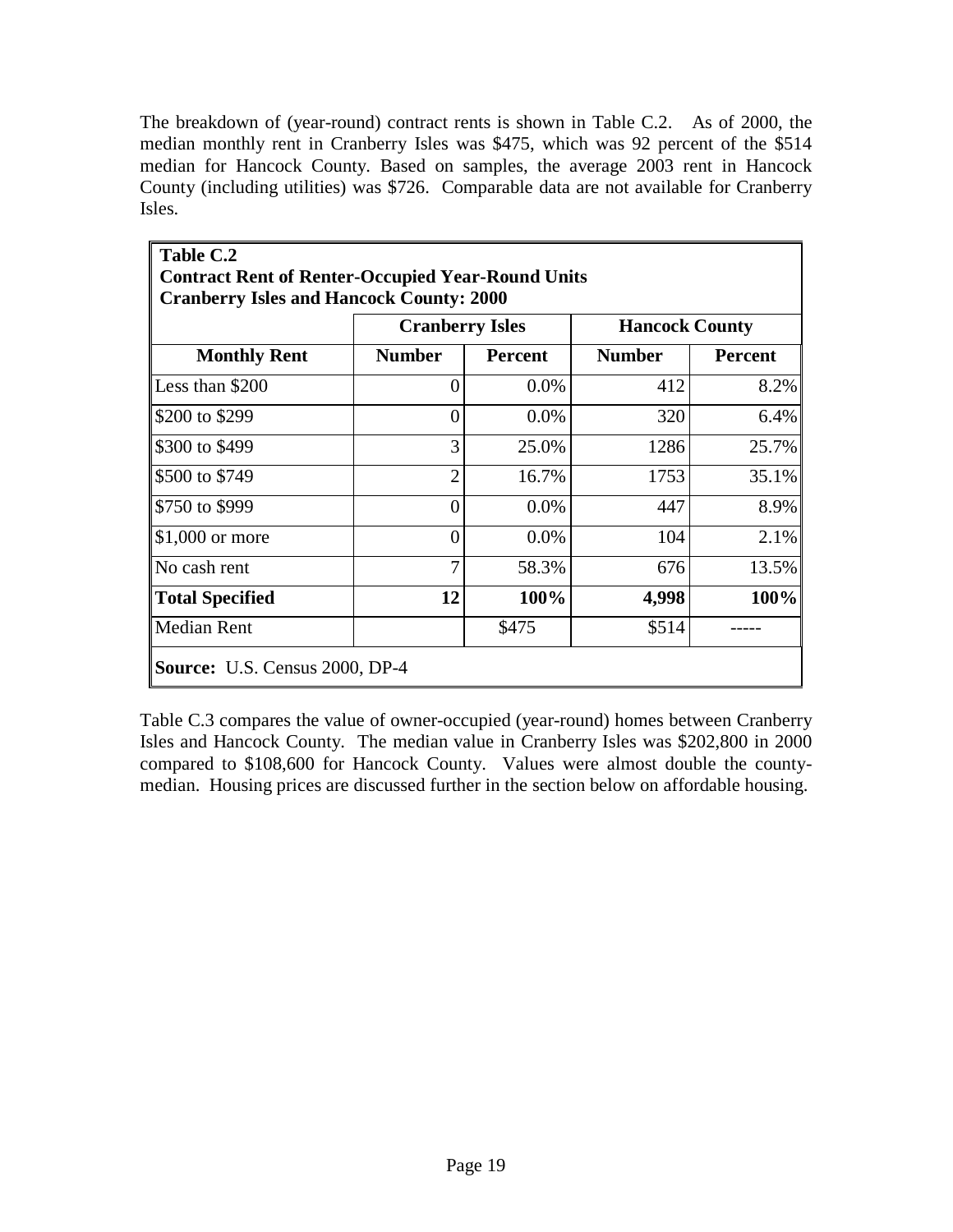The breakdown of (year-round) contract rents is shown in Table C.2. As of 2000, the median monthly rent in Cranberry Isles was $475, which was 92 percent of the $514 median for Hancock County. Based on samples, the average 2003 rent in Hancock County (including utilities) was $726. Comparable data are not available for Cranberry Isles.

**Table C.2**
**Contract Rent of Renter-Occupied Year-Round Units**
**Cranberry Isles and Hancock County: 2000**

| | **Cranberry Isles** | | **Hancock County** | |
|---|---|---|---|---|
| **Monthly Rent** | **Number** | **Percent** | **Number** | **Percent** |
| Less than $200 | 0 | 0.0% | 412 | 8.2% |
| $200 to $299 | 0 | 0.0% | 320 | 6.4% |
| $300 to $499 | 3 | 25.0% | 1286 | 25.7% |
| $500 to $749 | 2 | 16.7% | 1753 | 35.1% |
| $750 to $999 | 0 | 0.0% | 447 | 8.9% |
| $1,000 or more | 0 | 0.0% | 104 | 2.1% |
| No cash rent | 7 | 58.3% | 676 | 13.5% |
| **Total Specified** | **12** | **100%** | **4,998** | **100%** |
| Median Rent | | $475 | $514 | ----- |

**Source:** U.S. Census 2000, DP-4

Table C.3 compares the value of owner-occupied (year-round) homes between Cranberry Isles and Hancock County. The median value in Cranberry Isles was $202,800 in 2000 compared to $108,600 for Hancock County. Values were almost double the county-median. Housing prices are discussed further in the section below on affordable housing.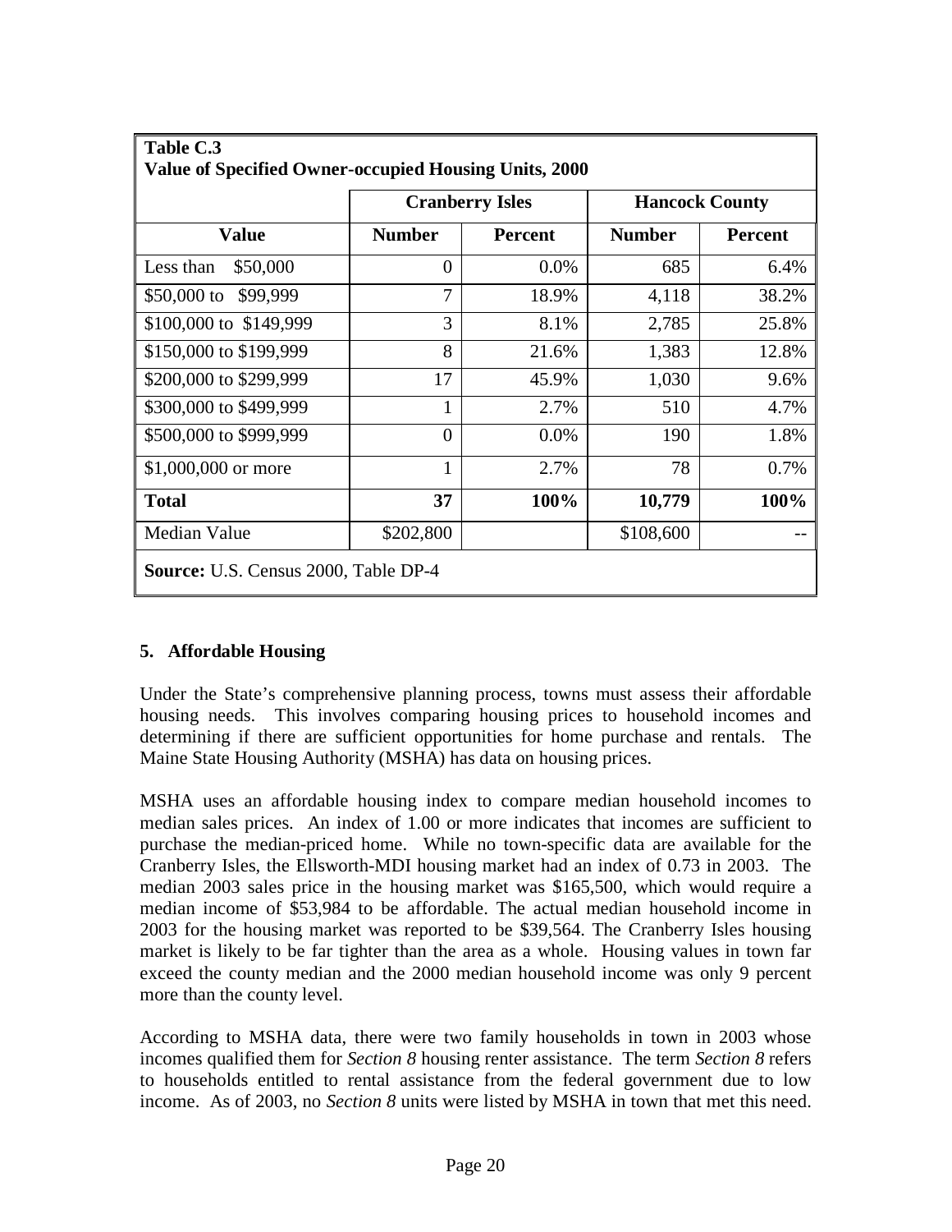**Table C.3**
**Value of Specified Owner-occupied Housing Units, 2000**

| | Cranberry Isles | | Hancock County | |
|---|---|---|---|---|
| **Value** | **Number** | **Percent** | **Number** | **Percent** |
| Less than $50,000 | 0 | 0.0% | 685 | 6.4% |
| $50,000 to $99,999 | 7 | 18.9% | 4,118 | 38.2% |
| $100,000 to $149,999 | 3 | 8.1% | 2,785 | 25.8% |
| $150,000 to $199,999 | 8 | 21.6% | 1,383 | 12.8% |
| $200,000 to $299,999 | 17 | 45.9% | 1,030 | 9.6% |
| $300,000 to $499,999 | 1 | 2.7% | 510 | 4.7% |
| $500,000 to $999,999 | 0 | 0.0% | 190 | 1.8% |
| $1,000,000 or more | 1 | 2.7% | 78 | 0.7% |
| **Total** | **37** | **100%** | **10,779** | **100%** |
| Median Value | $202,800 | | $108,600 | -- |

**Source:** U.S. Census 2000, Table DP-4

### 5. Affordable Housing

Under the State's comprehensive planning process, towns must assess their affordable housing needs. This involves comparing housing prices to household incomes and determining if there are sufficient opportunities for home purchase and rentals. The Maine State Housing Authority (MSHA) has data on housing prices.

MSHA uses an affordable housing index to compare median household incomes to median sales prices. An index of 1.00 or more indicates that incomes are sufficient to purchase the median-priced home. While no town-specific data are available for the Cranberry Isles, the Ellsworth-MDI housing market had an index of 0.73 in 2003. The median 2003 sales price in the housing market was $165,500, which would require a median income of $53,984 to be affordable. The actual median household income in 2003 for the housing market was reported to be $39,564. The Cranberry Isles housing market is likely to be far tighter than the area as a whole. Housing values in town far exceed the county median and the 2000 median household income was only 9 percent more than the county level.

According to MSHA data, there were two family households in town in 2003 whose incomes qualified them for *Section 8* housing renter assistance. The term *Section 8* refers to households entitled to rental assistance from the federal government due to low income. As of 2003, no *Section 8* units were listed by MSHA in town that met this need.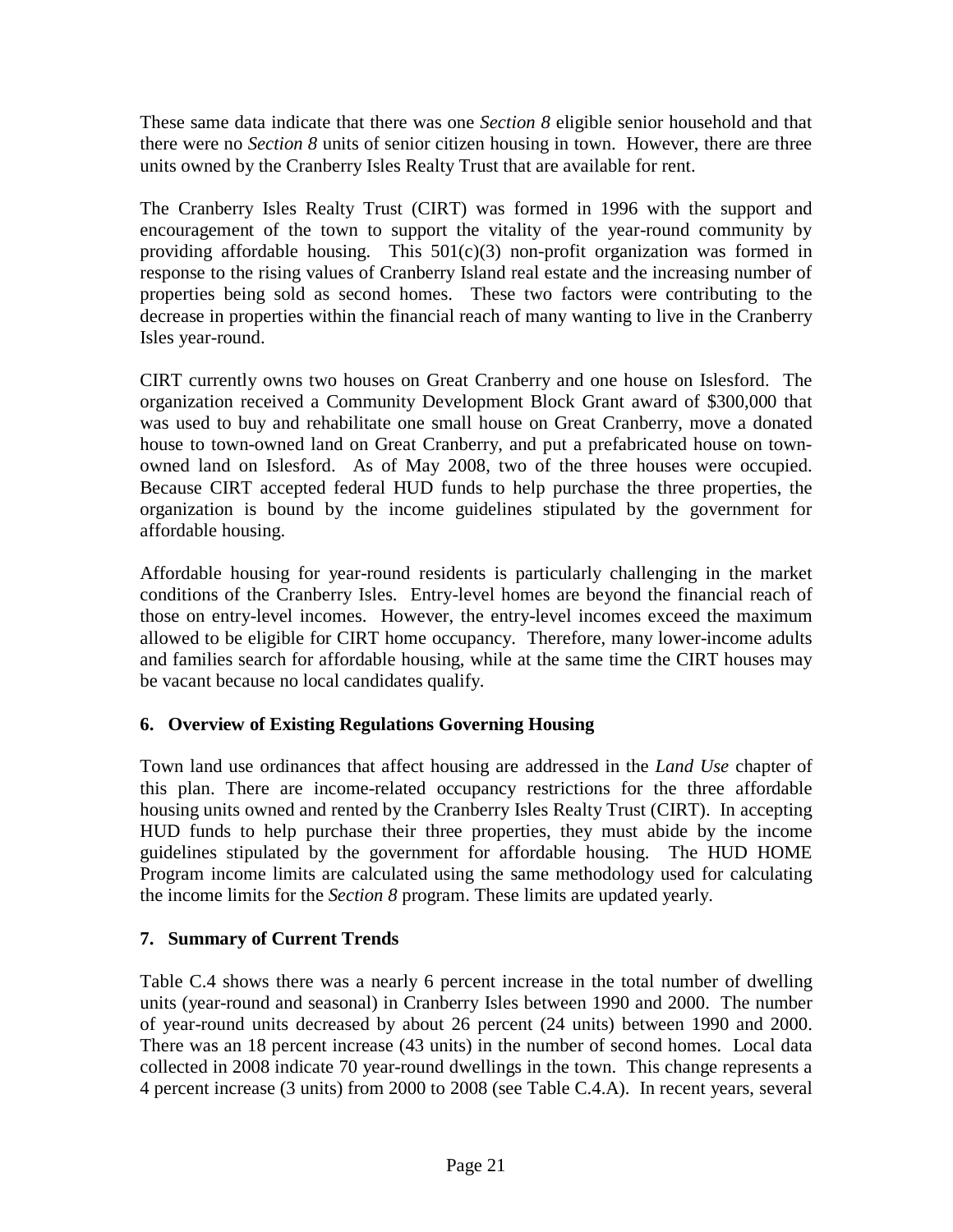These same data indicate that there was one *Section 8* eligible senior household and that there were no *Section 8* units of senior citizen housing in town. However, there are three units owned by the Cranberry Isles Realty Trust that are available for rent.

The Cranberry Isles Realty Trust (CIRT) was formed in 1996 with the support and encouragement of the town to support the vitality of the year-round community by providing affordable housing. This 501(c)(3) non-profit organization was formed in response to the rising values of Cranberry Island real estate and the increasing number of properties being sold as second homes. These two factors were contributing to the decrease in properties within the financial reach of many wanting to live in the Cranberry Isles year-round.

CIRT currently owns two houses on Great Cranberry and one house on Islesford. The organization received a Community Development Block Grant award of $300,000 that was used to buy and rehabilitate one small house on Great Cranberry, move a donated house to town-owned land on Great Cranberry, and put a prefabricated house on town-owned land on Islesford. As of May 2008, two of the three houses were occupied. Because CIRT accepted federal HUD funds to help purchase the three properties, the organization is bound by the income guidelines stipulated by the government for affordable housing.

Affordable housing for year-round residents is particularly challenging in the market conditions of the Cranberry Isles. Entry-level homes are beyond the financial reach of those on entry-level incomes. However, the entry-level incomes exceed the maximum allowed to be eligible for CIRT home occupancy. Therefore, many lower-income adults and families search for affordable housing, while at the same time the CIRT houses may be vacant because no local candidates qualify.

## 6. Overview of Existing Regulations Governing Housing

Town land use ordinances that affect housing are addressed in the *Land Use* chapter of this plan. There are income-related occupancy restrictions for the three affordable housing units owned and rented by the Cranberry Isles Realty Trust (CIRT). In accepting HUD funds to help purchase their three properties, they must abide by the income guidelines stipulated by the government for affordable housing. The HUD HOME Program income limits are calculated using the same methodology used for calculating the income limits for the *Section 8* program. These limits are updated yearly.

## 7. Summary of Current Trends

Table C.4 shows there was a nearly 6 percent increase in the total number of dwelling units (year-round and seasonal) in Cranberry Isles between 1990 and 2000. The number of year-round units decreased by about 26 percent (24 units) between 1990 and 2000. There was an 18 percent increase (43 units) in the number of second homes. Local data collected in 2008 indicate 70 year-round dwellings in the town. This change represents a 4 percent increase (3 units) from 2000 to 2008 (see Table C.4.A). In recent years, several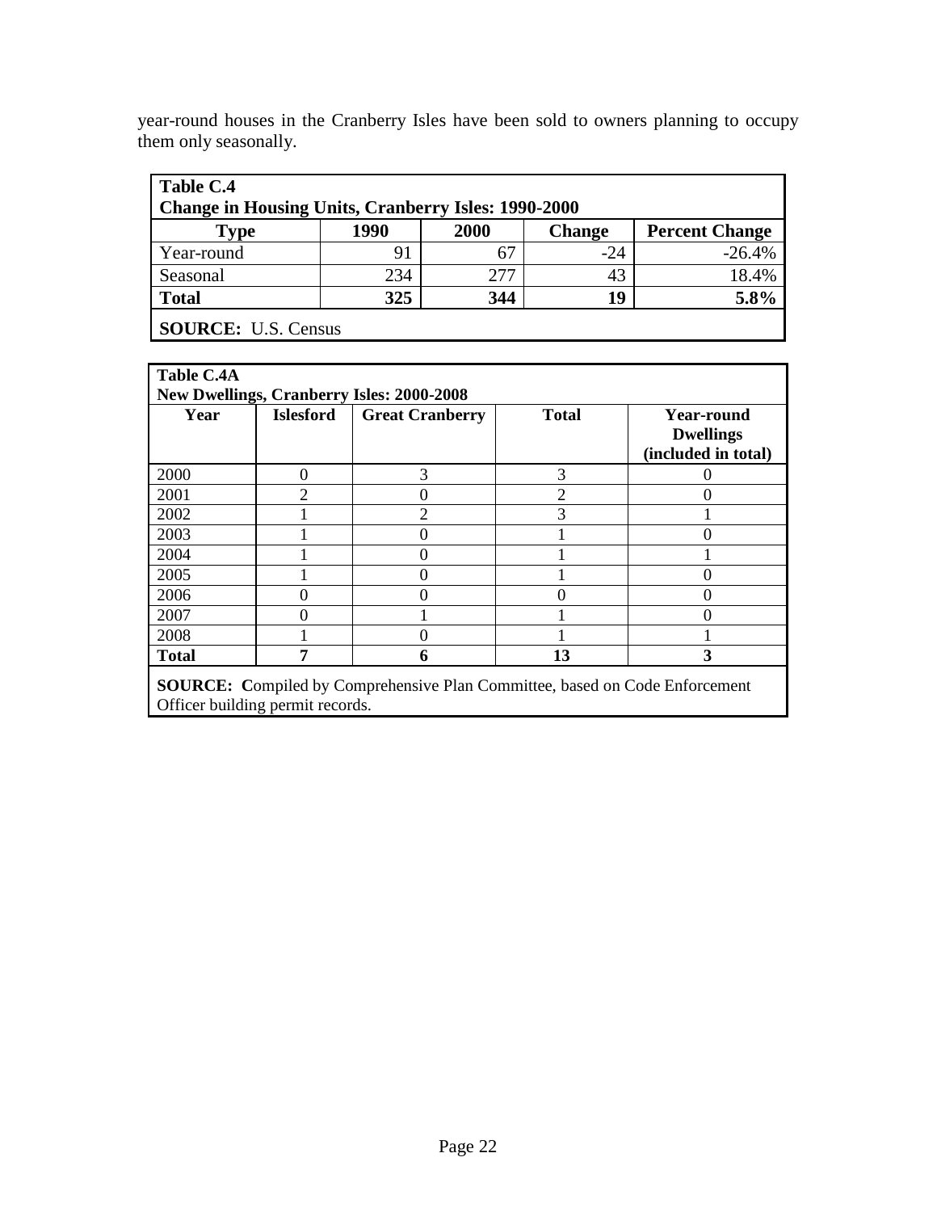year-round houses in the Cranberry Isles have been sold to owners planning to occupy them only seasonally.

**Table C.4**
**Change in Housing Units, Cranberry Isles: 1990-2000**

| Type | 1990 | 2000 | Change | Percent Change |
|---|---|---|---|---|
| Year-round | 91 | 67 | -24 | -26.4% |
| Seasonal | 234 | 277 | 43 | 18.4% |
| **Total** | **325** | **344** | **19** | **5.8%** |

**SOURCE:** U.S. Census

**Table C.4A**
**New Dwellings, Cranberry Isles: 2000-2008**

| Year | Islesford | Great Cranberry | Total | Year-round Dwellings (included in total) |
|---|---|---|---|---|
| 2000 | 0 | 3 | 3 | 0 |
| 2001 | 2 | 0 | 2 | 0 |
| 2002 | 1 | 2 | 3 | 1 |
| 2003 | 1 | 0 | 1 | 0 |
| 2004 | 1 | 0 | 1 | 1 |
| 2005 | 1 | 0 | 1 | 0 |
| 2006 | 0 | 0 | 0 | 0 |
| 2007 | 0 | 1 | 1 | 0 |
| 2008 | 1 | 0 | 1 | 1 |
| **Total** | **7** | **6** | **13** | **3** |

**SOURCE: C**ompiled by Comprehensive Plan Committee, based on Code Enforcement Officer building permit records.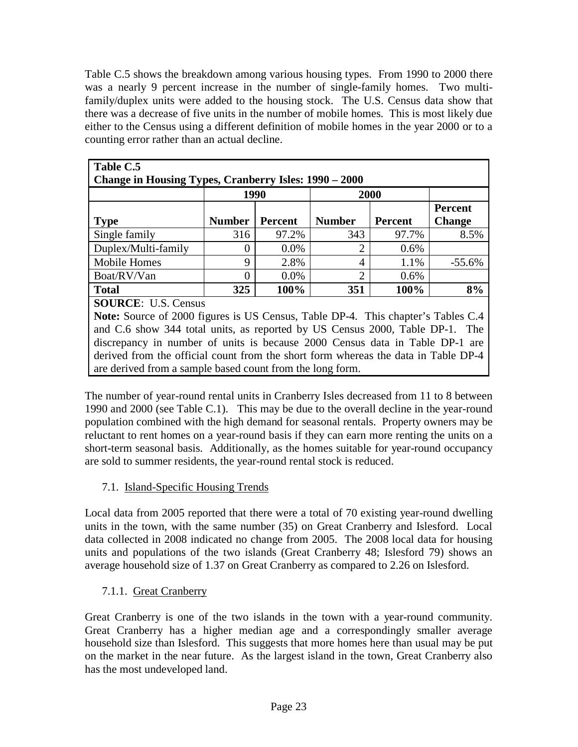Table C.5 shows the breakdown among various housing types. From 1990 to 2000 there was a nearly 9 percent increase in the number of single-family homes. Two multi-family/duplex units were added to the housing stock. The U.S. Census data show that there was a decrease of five units in the number of mobile homes. This is most likely due either to the Census using a different definition of mobile homes in the year 2000 or to a counting error rather than an actual decline.

**Table C.5**
**Change in Housing Types, Cranberry Isles: 1990 – 2000**

| | 1990 | | 2000 | | |
|---|---|---|---|---|---|
| **Type** | **Number** | **Percent** | **Number** | **Percent** | **Percent Change** |
| Single family | 316 | 97.2% | 343 | 97.7% | 8.5% |
| Duplex/Multi-family | 0 | 0.0% | 2 | 0.6% | |
| Mobile Homes | 9 | 2.8% | 4 | 1.1% | -55.6% |
| Boat/RV/Van | 0 | 0.0% | 2 | 0.6% | |
| **Total** | **325** | **100%** | **351** | **100%** | **8%** |

**SOURCE**: U.S. Census

**Note:** Source of 2000 figures is US Census, Table DP-4. This chapter's Tables C.4 and C.6 show 344 total units, as reported by US Census 2000, Table DP-1. The discrepancy in number of units is because 2000 Census data in Table DP-1 are derived from the official count from the short form whereas the data in Table DP-4 are derived from a sample based count from the long form.

The number of year-round rental units in Cranberry Isles decreased from 11 to 8 between 1990 and 2000 (see Table C.1). This may be due to the overall decline in the year-round population combined with the high demand for seasonal rentals. Property owners may be reluctant to rent homes on a year-round basis if they can earn more renting the units on a short-term seasonal basis. Additionally, as the homes suitable for year-round occupancy are sold to summer residents, the year-round rental stock is reduced.

## 7.1. Island-Specific Housing Trends

Local data from 2005 reported that there were a total of 70 existing year-round dwelling units in the town, with the same number (35) on Great Cranberry and Islesford. Local data collected in 2008 indicated no change from 2005. The 2008 local data for housing units and populations of the two islands (Great Cranberry 48; Islesford 79) shows an average household size of 1.37 on Great Cranberry as compared to 2.26 on Islesford.

### 7.1.1. Great Cranberry

Great Cranberry is one of the two islands in the town with a year-round community. Great Cranberry has a higher median age and a correspondingly smaller average household size than Islesford. This suggests that more homes here than usual may be put on the market in the near future. As the largest island in the town, Great Cranberry also has the most undeveloped land.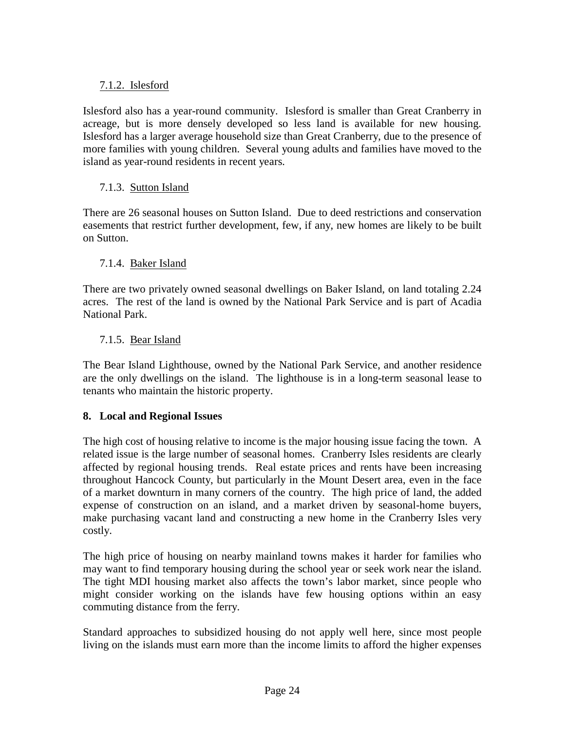#### 7.1.2. Islesford

Islesford also has a year-round community. Islesford is smaller than Great Cranberry in acreage, but is more densely developed so less land is available for new housing. Islesford has a larger average household size than Great Cranberry, due to the presence of more families with young children. Several young adults and families have moved to the island as year-round residents in recent years.

#### 7.1.3. Sutton Island

There are 26 seasonal houses on Sutton Island. Due to deed restrictions and conservation easements that restrict further development, few, if any, new homes are likely to be built on Sutton.

#### 7.1.4. Baker Island

There are two privately owned seasonal dwellings on Baker Island, on land totaling 2.24 acres. The rest of the land is owned by the National Park Service and is part of Acadia National Park.

#### 7.1.5. Bear Island

The Bear Island Lighthouse, owned by the National Park Service, and another residence are the only dwellings on the island. The lighthouse is in a long-term seasonal lease to tenants who maintain the historic property.

## 8. Local and Regional Issues

The high cost of housing relative to income is the major housing issue facing the town. A related issue is the large number of seasonal homes. Cranberry Isles residents are clearly affected by regional housing trends. Real estate prices and rents have been increasing throughout Hancock County, but particularly in the Mount Desert area, even in the face of a market downturn in many corners of the country. The high price of land, the added expense of construction on an island, and a market driven by seasonal-home buyers, make purchasing vacant land and constructing a new home in the Cranberry Isles very costly.

The high price of housing on nearby mainland towns makes it harder for families who may want to find temporary housing during the school year or seek work near the island. The tight MDI housing market also affects the town's labor market, since people who might consider working on the islands have few housing options within an easy commuting distance from the ferry.

Standard approaches to subsidized housing do not apply well here, since most people living on the islands must earn more than the income limits to afford the higher expenses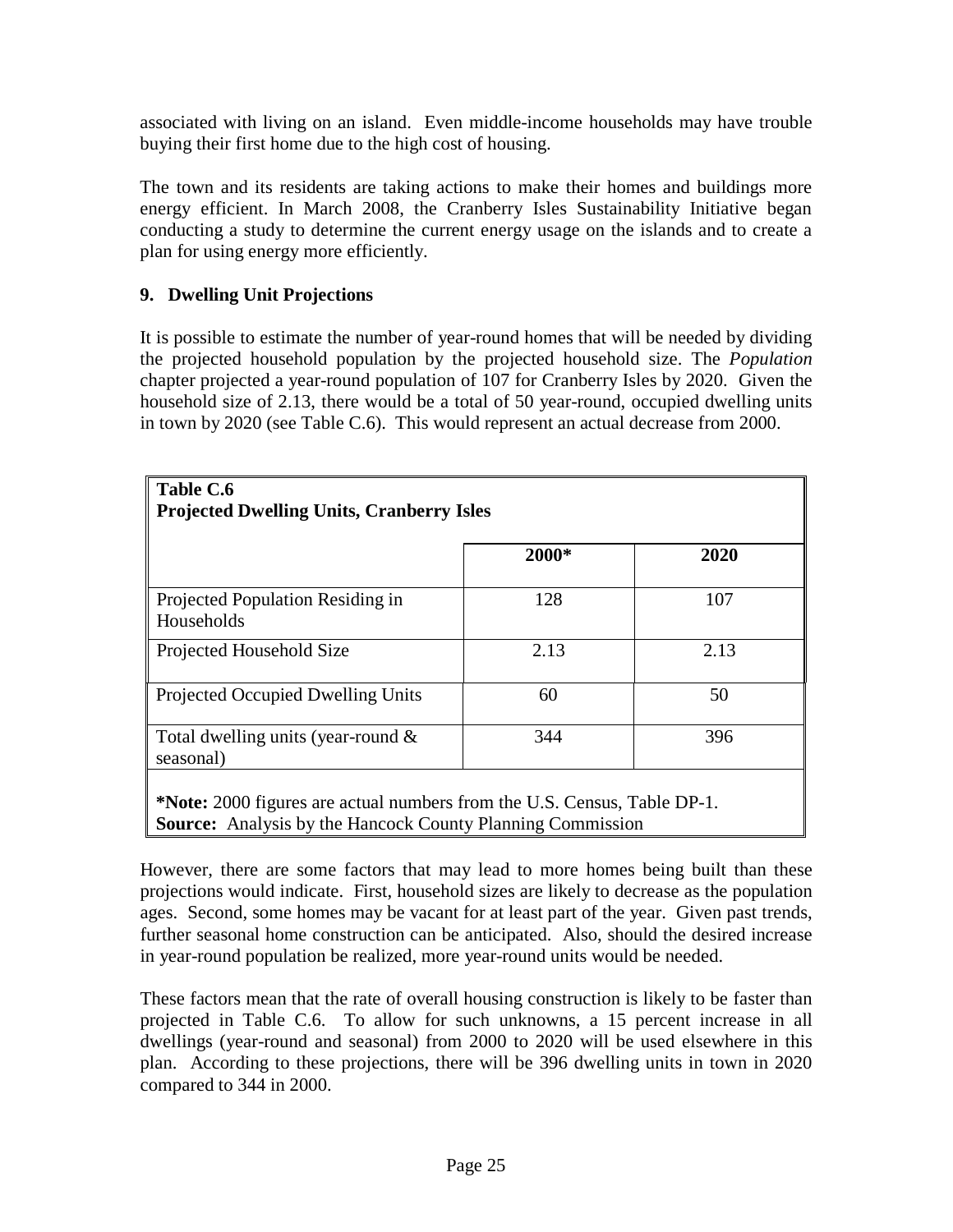associated with living on an island. Even middle-income households may have trouble buying their first home due to the high cost of housing.

The town and its residents are taking actions to make their homes and buildings more energy efficient. In March 2008, the Cranberry Isles Sustainability Initiative began conducting a study to determine the current energy usage on the islands and to create a plan for using energy more efficiently.

### 9. Dwelling Unit Projections

It is possible to estimate the number of year-round homes that will be needed by dividing the projected household population by the projected household size. The *Population* chapter projected a year-round population of 107 for Cranberry Isles by 2020. Given the household size of 2.13, there would be a total of 50 year-round, occupied dwelling units in town by 2020 (see Table C.6). This would represent an actual decrease from 2000.

**Table C.6**
**Projected Dwelling Units, Cranberry Isles**

| | 2000* | 2020 |
|---|---|---|
| Projected Population Residing in Households | 128 | 107 |
| Projected Household Size | 2.13 | 2.13 |
| Projected Occupied Dwelling Units | 60 | 50 |
| Total dwelling units (year-round & seasonal) | 344 | 396 |

**\*Note:** 2000 figures are actual numbers from the U.S. Census, Table DP-1.
**Source:** Analysis by the Hancock County Planning Commission

However, there are some factors that may lead to more homes being built than these projections would indicate. First, household sizes are likely to decrease as the population ages. Second, some homes may be vacant for at least part of the year. Given past trends, further seasonal home construction can be anticipated. Also, should the desired increase in year-round population be realized, more year-round units would be needed.

These factors mean that the rate of overall housing construction is likely to be faster than projected in Table C.6. To allow for such unknowns, a 15 percent increase in all dwellings (year-round and seasonal) from 2000 to 2020 will be used elsewhere in this plan. According to these projections, there will be 396 dwelling units in town in 2020 compared to 344 in 2000.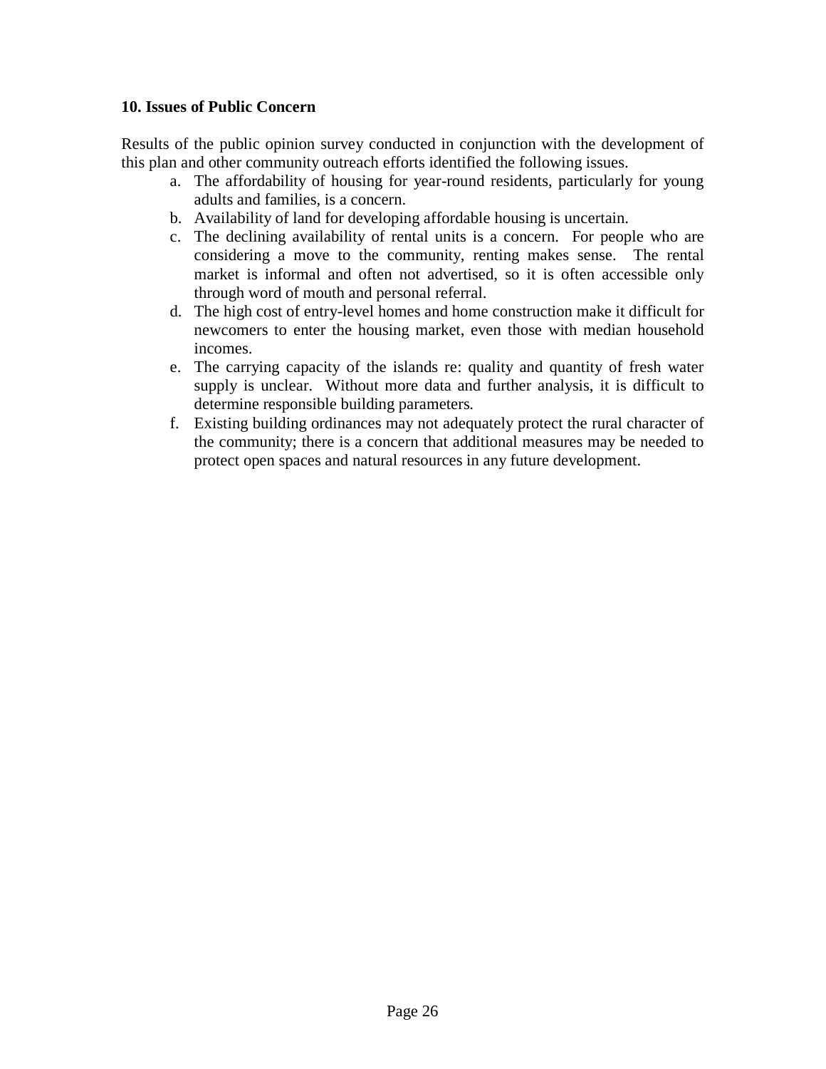### 10. Issues of Public Concern

Results of the public opinion survey conducted in conjunction with the development of this plan and other community outreach efforts identified the following issues.

a. The affordability of housing for year-round residents, particularly for young adults and families, is a concern.
b. Availability of land for developing affordable housing is uncertain.
c. The declining availability of rental units is a concern. For people who are considering a move to the community, renting makes sense. The rental market is informal and often not advertised, so it is often accessible only through word of mouth and personal referral.
d. The high cost of entry-level homes and home construction make it difficult for newcomers to enter the housing market, even those with median household incomes.
e. The carrying capacity of the islands re: quality and quantity of fresh water supply is unclear. Without more data and further analysis, it is difficult to determine responsible building parameters.
f. Existing building ordinances may not adequately protect the rural character of the community; there is a concern that additional measures may be needed to protect open spaces and natural resources in any future development.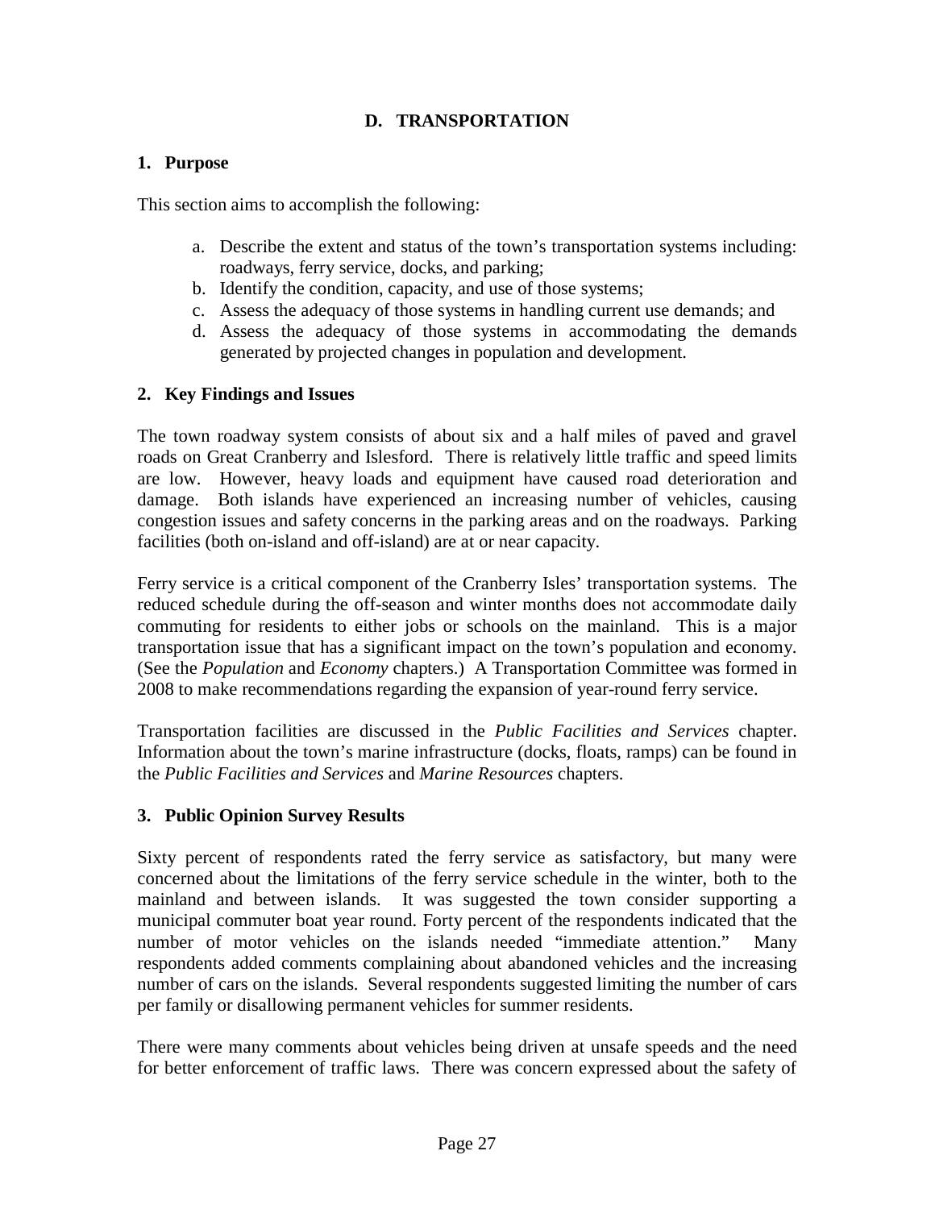## D. TRANSPORTATION

### 1. Purpose

This section aims to accomplish the following:

a. Describe the extent and status of the town's transportation systems including: roadways, ferry service, docks, and parking;
b. Identify the condition, capacity, and use of those systems;
c. Assess the adequacy of those systems in handling current use demands; and
d. Assess the adequacy of those systems in accommodating the demands generated by projected changes in population and development.

### 2. Key Findings and Issues

The town roadway system consists of about six and a half miles of paved and gravel roads on Great Cranberry and Islesford. There is relatively little traffic and speed limits are low. However, heavy loads and equipment have caused road deterioration and damage. Both islands have experienced an increasing number of vehicles, causing congestion issues and safety concerns in the parking areas and on the roadways. Parking facilities (both on-island and off-island) are at or near capacity.

Ferry service is a critical component of the Cranberry Isles' transportation systems. The reduced schedule during the off-season and winter months does not accommodate daily commuting for residents to either jobs or schools on the mainland. This is a major transportation issue that has a significant impact on the town's population and economy. (See the *Population* and *Economy* chapters.) A Transportation Committee was formed in 2008 to make recommendations regarding the expansion of year-round ferry service.

Transportation facilities are discussed in the *Public Facilities and Services* chapter. Information about the town's marine infrastructure (docks, floats, ramps) can be found in the *Public Facilities and Services* and *Marine Resources* chapters.

### 3. Public Opinion Survey Results

Sixty percent of respondents rated the ferry service as satisfactory, but many were concerned about the limitations of the ferry service schedule in the winter, both to the mainland and between islands. It was suggested the town consider supporting a municipal commuter boat year round. Forty percent of the respondents indicated that the number of motor vehicles on the islands needed "immediate attention." Many respondents added comments complaining about abandoned vehicles and the increasing number of cars on the islands. Several respondents suggested limiting the number of cars per family or disallowing permanent vehicles for summer residents.

There were many comments about vehicles being driven at unsafe speeds and the need for better enforcement of traffic laws. There was concern expressed about the safety of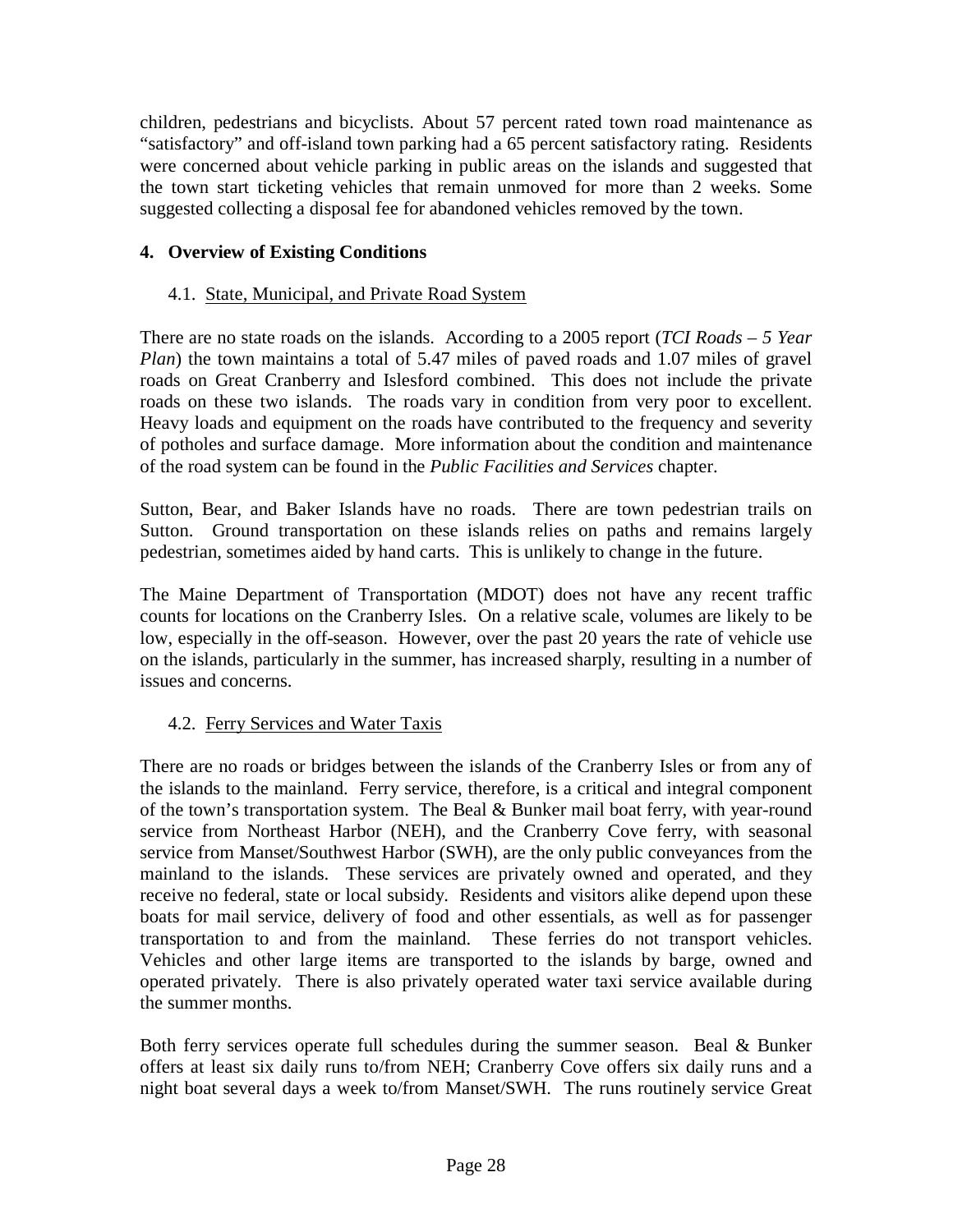children, pedestrians and bicyclists. About 57 percent rated town road maintenance as "satisfactory" and off-island town parking had a 65 percent satisfactory rating. Residents were concerned about vehicle parking in public areas on the islands and suggested that the town start ticketing vehicles that remain unmoved for more than 2 weeks. Some suggested collecting a disposal fee for abandoned vehicles removed by the town.

## 4. Overview of Existing Conditions

### 4.1. State, Municipal, and Private Road System

There are no state roads on the islands. According to a 2005 report (*TCI Roads – 5 Year Plan*) the town maintains a total of 5.47 miles of paved roads and 1.07 miles of gravel roads on Great Cranberry and Islesford combined. This does not include the private roads on these two islands. The roads vary in condition from very poor to excellent. Heavy loads and equipment on the roads have contributed to the frequency and severity of potholes and surface damage. More information about the condition and maintenance of the road system can be found in the *Public Facilities and Services* chapter.

Sutton, Bear, and Baker Islands have no roads. There are town pedestrian trails on Sutton. Ground transportation on these islands relies on paths and remains largely pedestrian, sometimes aided by hand carts. This is unlikely to change in the future.

The Maine Department of Transportation (MDOT) does not have any recent traffic counts for locations on the Cranberry Isles. On a relative scale, volumes are likely to be low, especially in the off-season. However, over the past 20 years the rate of vehicle use on the islands, particularly in the summer, has increased sharply, resulting in a number of issues and concerns.

### 4.2. Ferry Services and Water Taxis

There are no roads or bridges between the islands of the Cranberry Isles or from any of the islands to the mainland. Ferry service, therefore, is a critical and integral component of the town's transportation system. The Beal & Bunker mail boat ferry, with year-round service from Northeast Harbor (NEH), and the Cranberry Cove ferry, with seasonal service from Manset/Southwest Harbor (SWH), are the only public conveyances from the mainland to the islands. These services are privately owned and operated, and they receive no federal, state or local subsidy. Residents and visitors alike depend upon these boats for mail service, delivery of food and other essentials, as well as for passenger transportation to and from the mainland. These ferries do not transport vehicles. Vehicles and other large items are transported to the islands by barge, owned and operated privately. There is also privately operated water taxi service available during the summer months.

Both ferry services operate full schedules during the summer season. Beal & Bunker offers at least six daily runs to/from NEH; Cranberry Cove offers six daily runs and a night boat several days a week to/from Manset/SWH. The runs routinely service Great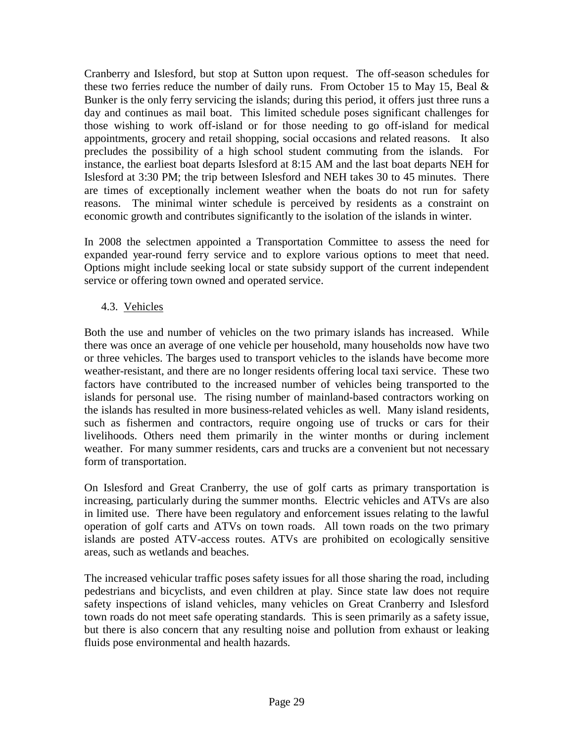Cranberry and Islesford, but stop at Sutton upon request. The off-season schedules for these two ferries reduce the number of daily runs. From October 15 to May 15, Beal & Bunker is the only ferry servicing the islands; during this period, it offers just three runs a day and continues as mail boat. This limited schedule poses significant challenges for those wishing to work off-island or for those needing to go off-island for medical appointments, grocery and retail shopping, social occasions and related reasons. It also precludes the possibility of a high school student commuting from the islands. For instance, the earliest boat departs Islesford at 8:15 AM and the last boat departs NEH for Islesford at 3:30 PM; the trip between Islesford and NEH takes 30 to 45 minutes. There are times of exceptionally inclement weather when the boats do not run for safety reasons. The minimal winter schedule is perceived by residents as a constraint on economic growth and contributes significantly to the isolation of the islands in winter.

In 2008 the selectmen appointed a Transportation Committee to assess the need for expanded year-round ferry service and to explore various options to meet that need. Options might include seeking local or state subsidy support of the current independent service or offering town owned and operated service.

### 4.3. Vehicles

Both the use and number of vehicles on the two primary islands has increased. While there was once an average of one vehicle per household, many households now have two or three vehicles. The barges used to transport vehicles to the islands have become more weather-resistant, and there are no longer residents offering local taxi service. These two factors have contributed to the increased number of vehicles being transported to the islands for personal use. The rising number of mainland-based contractors working on the islands has resulted in more business-related vehicles as well. Many island residents, such as fishermen and contractors, require ongoing use of trucks or cars for their livelihoods. Others need them primarily in the winter months or during inclement weather. For many summer residents, cars and trucks are a convenient but not necessary form of transportation.

On Islesford and Great Cranberry, the use of golf carts as primary transportation is increasing, particularly during the summer months. Electric vehicles and ATVs are also in limited use. There have been regulatory and enforcement issues relating to the lawful operation of golf carts and ATVs on town roads. All town roads on the two primary islands are posted ATV-access routes. ATVs are prohibited on ecologically sensitive areas, such as wetlands and beaches.

The increased vehicular traffic poses safety issues for all those sharing the road, including pedestrians and bicyclists, and even children at play. Since state law does not require safety inspections of island vehicles, many vehicles on Great Cranberry and Islesford town roads do not meet safe operating standards. This is seen primarily as a safety issue, but there is also concern that any resulting noise and pollution from exhaust or leaking fluids pose environmental and health hazards.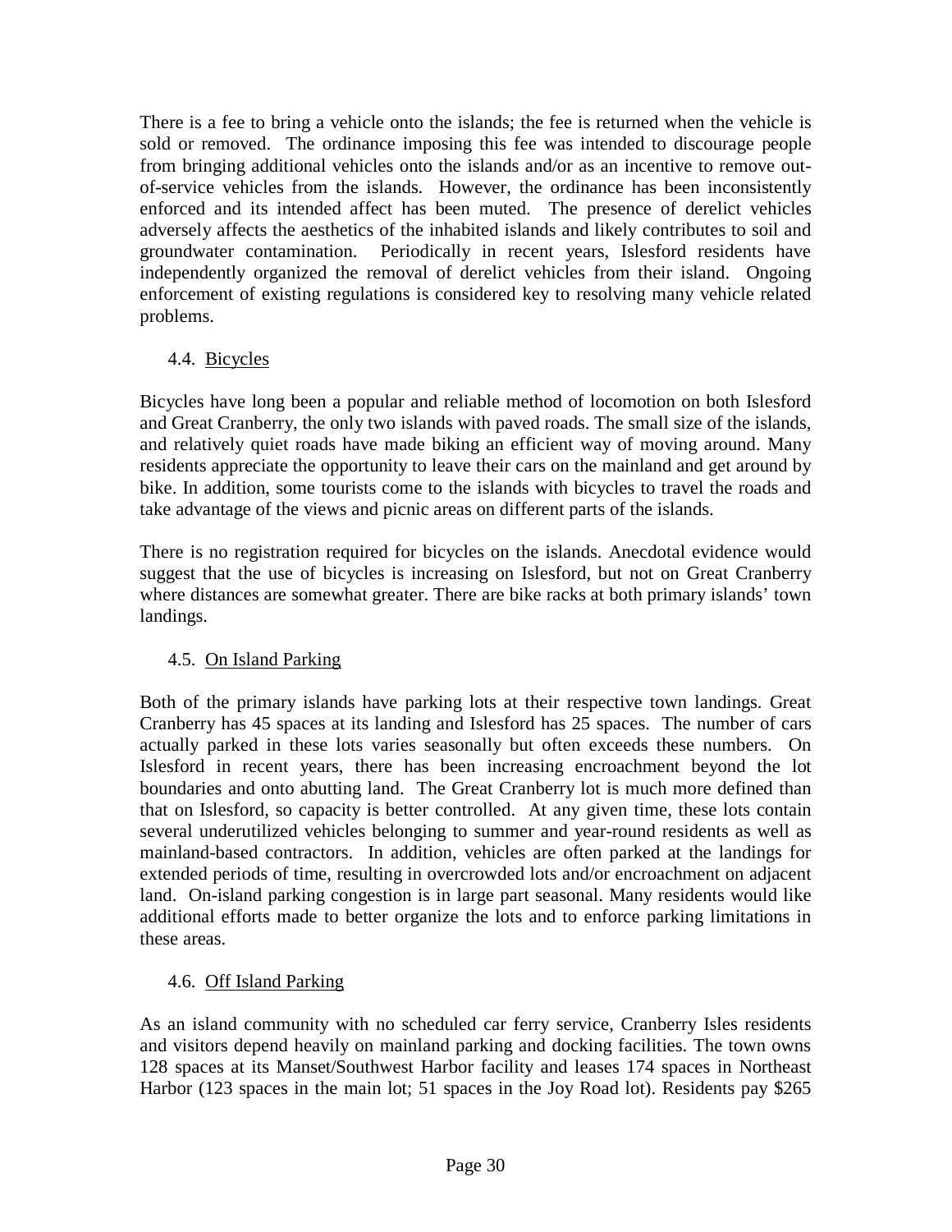There is a fee to bring a vehicle onto the islands; the fee is returned when the vehicle is sold or removed. The ordinance imposing this fee was intended to discourage people from bringing additional vehicles onto the islands and/or as an incentive to remove out-of-service vehicles from the islands. However, the ordinance has been inconsistently enforced and its intended affect has been muted. The presence of derelict vehicles adversely affects the aesthetics of the inhabited islands and likely contributes to soil and groundwater contamination. Periodically in recent years, Islesford residents have independently organized the removal of derelict vehicles from their island. Ongoing enforcement of existing regulations is considered key to resolving many vehicle related problems.

### 4.4. Bicycles

Bicycles have long been a popular and reliable method of locomotion on both Islesford and Great Cranberry, the only two islands with paved roads. The small size of the islands, and relatively quiet roads have made biking an efficient way of moving around. Many residents appreciate the opportunity to leave their cars on the mainland and get around by bike. In addition, some tourists come to the islands with bicycles to travel the roads and take advantage of the views and picnic areas on different parts of the islands.

There is no registration required for bicycles on the islands. Anecdotal evidence would suggest that the use of bicycles is increasing on Islesford, but not on Great Cranberry where distances are somewhat greater. There are bike racks at both primary islands' town landings.

### 4.5. On Island Parking

Both of the primary islands have parking lots at their respective town landings. Great Cranberry has 45 spaces at its landing and Islesford has 25 spaces. The number of cars actually parked in these lots varies seasonally but often exceeds these numbers. On Islesford in recent years, there has been increasing encroachment beyond the lot boundaries and onto abutting land. The Great Cranberry lot is much more defined than that on Islesford, so capacity is better controlled. At any given time, these lots contain several underutilized vehicles belonging to summer and year-round residents as well as mainland-based contractors. In addition, vehicles are often parked at the landings for extended periods of time, resulting in overcrowded lots and/or encroachment on adjacent land. On-island parking congestion is in large part seasonal. Many residents would like additional efforts made to better organize the lots and to enforce parking limitations in these areas.

### 4.6. Off Island Parking

As an island community with no scheduled car ferry service, Cranberry Isles residents and visitors depend heavily on mainland parking and docking facilities. The town owns 128 spaces at its Manset/Southwest Harbor facility and leases 174 spaces in Northeast Harbor (123 spaces in the main lot; 51 spaces in the Joy Road lot). Residents pay $265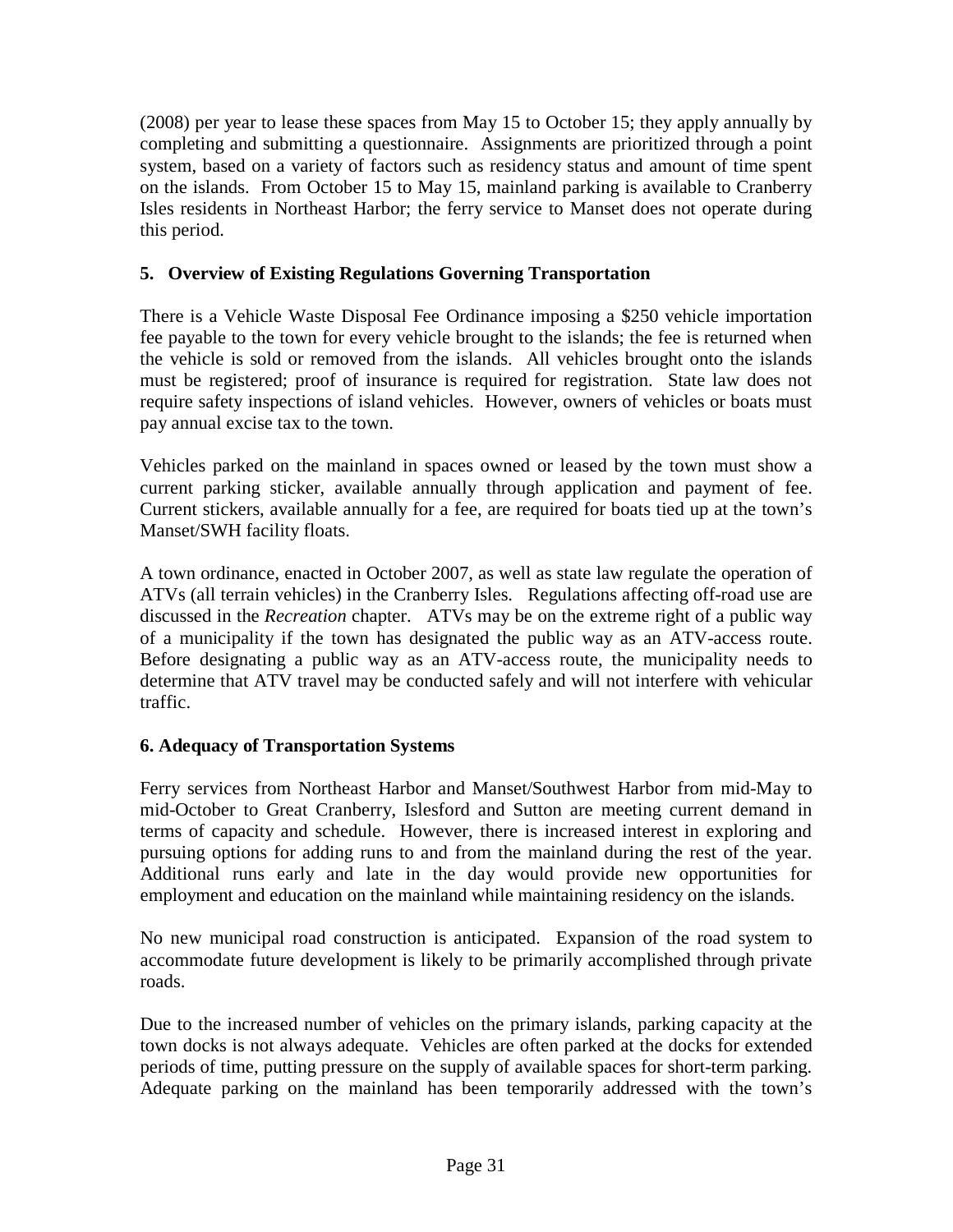(2008) per year to lease these spaces from May 15 to October 15; they apply annually by completing and submitting a questionnaire. Assignments are prioritized through a point system, based on a variety of factors such as residency status and amount of time spent on the islands. From October 15 to May 15, mainland parking is available to Cranberry Isles residents in Northeast Harbor; the ferry service to Manset does not operate during this period.

### 5. Overview of Existing Regulations Governing Transportation

There is a Vehicle Waste Disposal Fee Ordinance imposing a $250 vehicle importation fee payable to the town for every vehicle brought to the islands; the fee is returned when the vehicle is sold or removed from the islands. All vehicles brought onto the islands must be registered; proof of insurance is required for registration. State law does not require safety inspections of island vehicles. However, owners of vehicles or boats must pay annual excise tax to the town.

Vehicles parked on the mainland in spaces owned or leased by the town must show a current parking sticker, available annually through application and payment of fee. Current stickers, available annually for a fee, are required for boats tied up at the town's Manset/SWH facility floats.

A town ordinance, enacted in October 2007, as well as state law regulate the operation of ATVs (all terrain vehicles) in the Cranberry Isles. Regulations affecting off-road use are discussed in the *Recreation* chapter. ATVs may be on the extreme right of a public way of a municipality if the town has designated the public way as an ATV-access route. Before designating a public way as an ATV-access route, the municipality needs to determine that ATV travel may be conducted safely and will not interfere with vehicular traffic.

### 6. Adequacy of Transportation Systems

Ferry services from Northeast Harbor and Manset/Southwest Harbor from mid-May to mid-October to Great Cranberry, Islesford and Sutton are meeting current demand in terms of capacity and schedule. However, there is increased interest in exploring and pursuing options for adding runs to and from the mainland during the rest of the year. Additional runs early and late in the day would provide new opportunities for employment and education on the mainland while maintaining residency on the islands.

No new municipal road construction is anticipated. Expansion of the road system to accommodate future development is likely to be primarily accomplished through private roads.

Due to the increased number of vehicles on the primary islands, parking capacity at the town docks is not always adequate. Vehicles are often parked at the docks for extended periods of time, putting pressure on the supply of available spaces for short-term parking. Adequate parking on the mainland has been temporarily addressed with the town's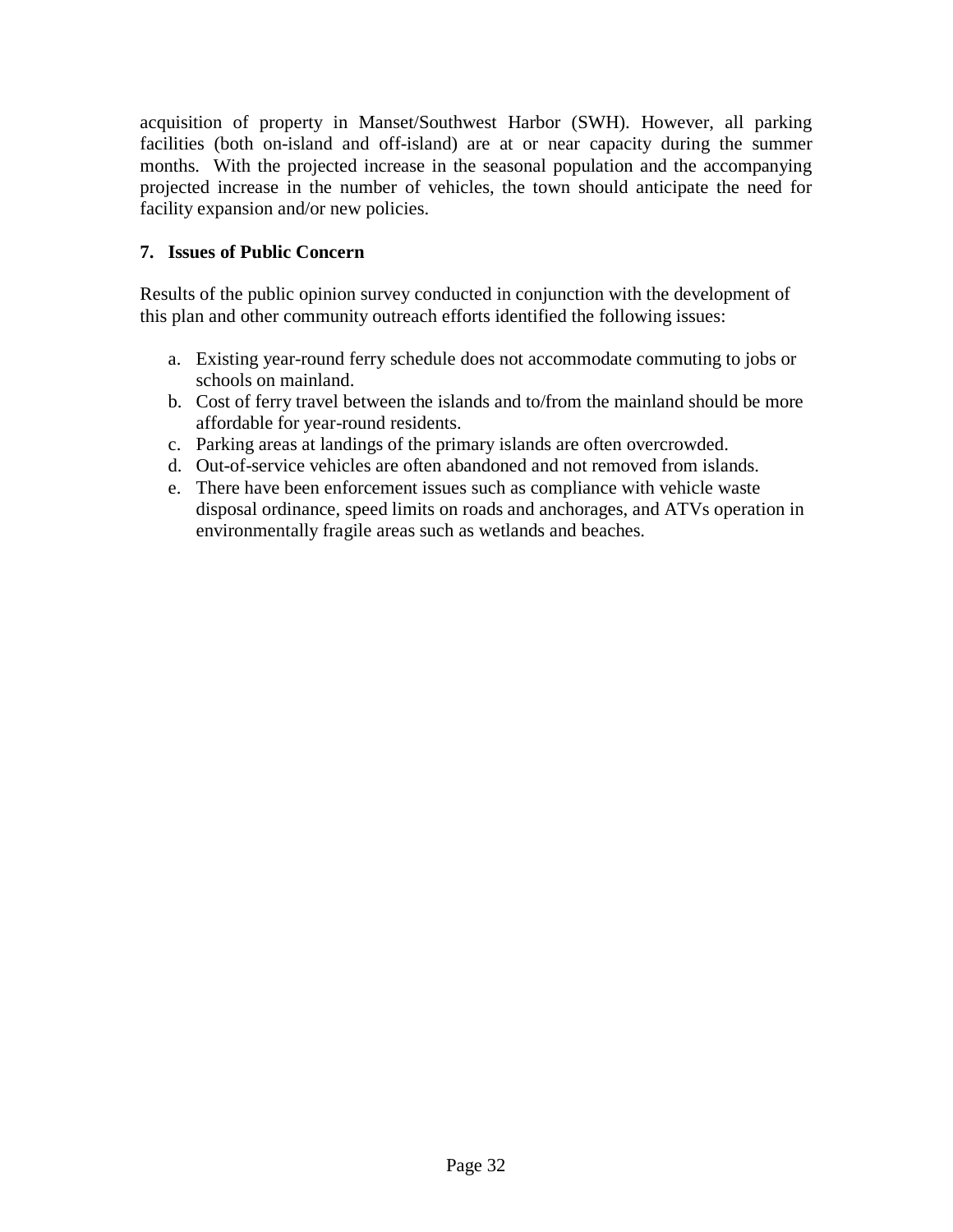acquisition of property in Manset/Southwest Harbor (SWH). However, all parking facilities (both on-island and off-island) are at or near capacity during the summer months. With the projected increase in the seasonal population and the accompanying projected increase in the number of vehicles, the town should anticipate the need for facility expansion and/or new policies.

## 7. Issues of Public Concern

Results of the public opinion survey conducted in conjunction with the development of this plan and other community outreach efforts identified the following issues:

a. Existing year-round ferry schedule does not accommodate commuting to jobs or schools on mainland.
b. Cost of ferry travel between the islands and to/from the mainland should be more affordable for year-round residents.
c. Parking areas at landings of the primary islands are often overcrowded.
d. Out-of-service vehicles are often abandoned and not removed from islands.
e. There have been enforcement issues such as compliance with vehicle waste disposal ordinance, speed limits on roads and anchorages, and ATVs operation in environmentally fragile areas such as wetlands and beaches.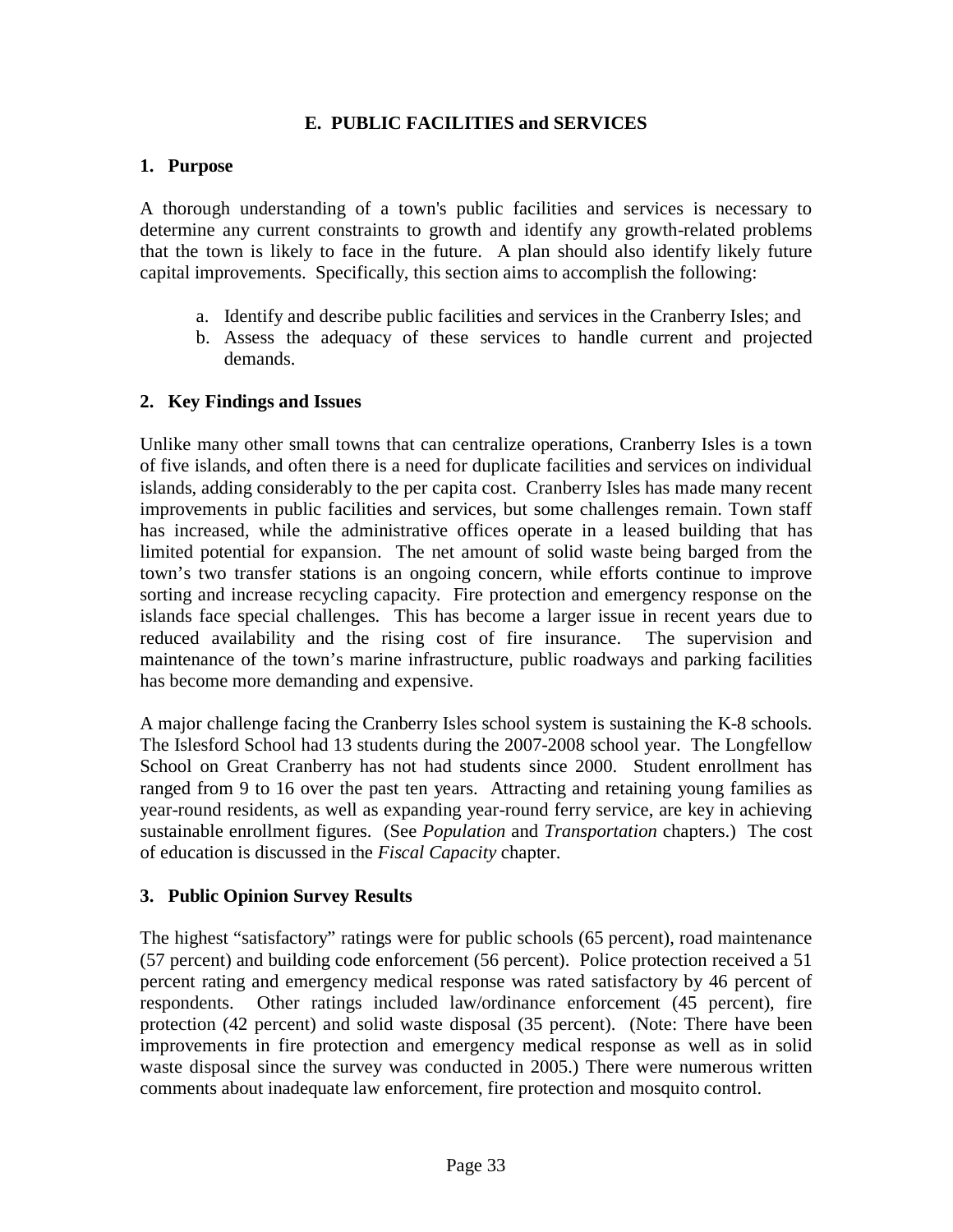## E. PUBLIC FACILITIES and SERVICES

### 1. Purpose

A thorough understanding of a town's public facilities and services is necessary to determine any current constraints to growth and identify any growth-related problems that the town is likely to face in the future. A plan should also identify likely future capital improvements. Specifically, this section aims to accomplish the following:

a. Identify and describe public facilities and services in the Cranberry Isles; and
b. Assess the adequacy of these services to handle current and projected demands.

### 2. Key Findings and Issues

Unlike many other small towns that can centralize operations, Cranberry Isles is a town of five islands, and often there is a need for duplicate facilities and services on individual islands, adding considerably to the per capita cost. Cranberry Isles has made many recent improvements in public facilities and services, but some challenges remain. Town staff has increased, while the administrative offices operate in a leased building that has limited potential for expansion. The net amount of solid waste being barged from the town's two transfer stations is an ongoing concern, while efforts continue to improve sorting and increase recycling capacity. Fire protection and emergency response on the islands face special challenges. This has become a larger issue in recent years due to reduced availability and the rising cost of fire insurance. The supervision and maintenance of the town's marine infrastructure, public roadways and parking facilities has become more demanding and expensive.

A major challenge facing the Cranberry Isles school system is sustaining the K-8 schools. The Islesford School had 13 students during the 2007-2008 school year. The Longfellow School on Great Cranberry has not had students since 2000. Student enrollment has ranged from 9 to 16 over the past ten years. Attracting and retaining young families as year-round residents, as well as expanding year-round ferry service, are key in achieving sustainable enrollment figures. (See *Population* and *Transportation* chapters.) The cost of education is discussed in the *Fiscal Capacity* chapter.

### 3. Public Opinion Survey Results

The highest "satisfactory" ratings were for public schools (65 percent), road maintenance (57 percent) and building code enforcement (56 percent). Police protection received a 51 percent rating and emergency medical response was rated satisfactory by 46 percent of respondents. Other ratings included law/ordinance enforcement (45 percent), fire protection (42 percent) and solid waste disposal (35 percent). (Note: There have been improvements in fire protection and emergency medical response as well as in solid waste disposal since the survey was conducted in 2005.) There were numerous written comments about inadequate law enforcement, fire protection and mosquito control.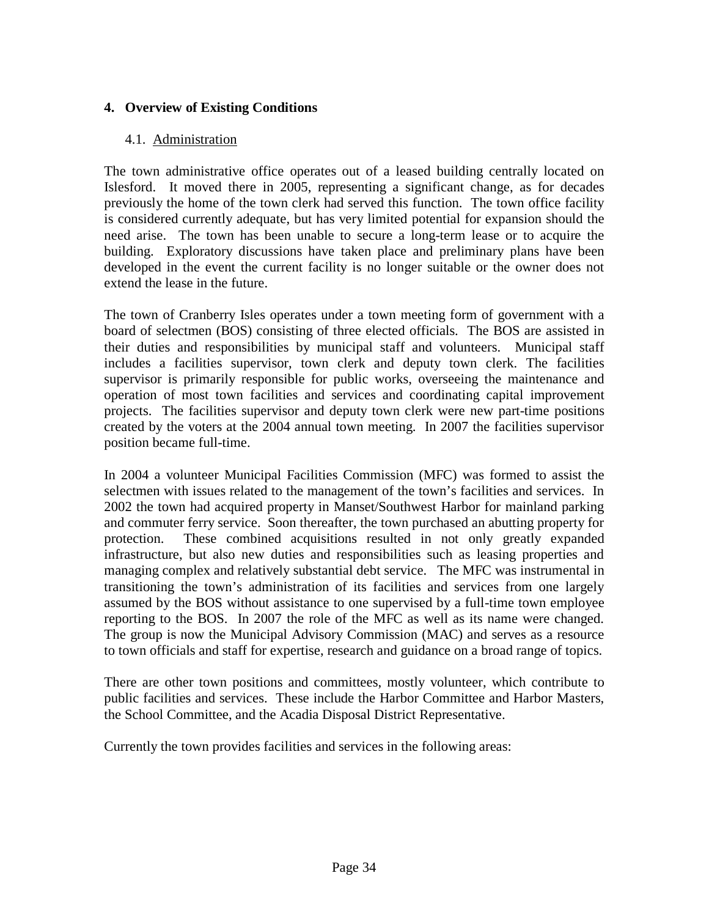## 4. Overview of Existing Conditions

### 4.1. Administration

The town administrative office operates out of a leased building centrally located on Islesford. It moved there in 2005, representing a significant change, as for decades previously the home of the town clerk had served this function. The town office facility is considered currently adequate, but has very limited potential for expansion should the need arise. The town has been unable to secure a long-term lease or to acquire the building. Exploratory discussions have taken place and preliminary plans have been developed in the event the current facility is no longer suitable or the owner does not extend the lease in the future.

The town of Cranberry Isles operates under a town meeting form of government with a board of selectmen (BOS) consisting of three elected officials. The BOS are assisted in their duties and responsibilities by municipal staff and volunteers. Municipal staff includes a facilities supervisor, town clerk and deputy town clerk. The facilities supervisor is primarily responsible for public works, overseeing the maintenance and operation of most town facilities and services and coordinating capital improvement projects. The facilities supervisor and deputy town clerk were new part-time positions created by the voters at the 2004 annual town meeting. In 2007 the facilities supervisor position became full-time.

In 2004 a volunteer Municipal Facilities Commission (MFC) was formed to assist the selectmen with issues related to the management of the town's facilities and services. In 2002 the town had acquired property in Manset/Southwest Harbor for mainland parking and commuter ferry service. Soon thereafter, the town purchased an abutting property for protection. These combined acquisitions resulted in not only greatly expanded infrastructure, but also new duties and responsibilities such as leasing properties and managing complex and relatively substantial debt service. The MFC was instrumental in transitioning the town's administration of its facilities and services from one largely assumed by the BOS without assistance to one supervised by a full-time town employee reporting to the BOS. In 2007 the role of the MFC as well as its name were changed. The group is now the Municipal Advisory Commission (MAC) and serves as a resource to town officials and staff for expertise, research and guidance on a broad range of topics.

There are other town positions and committees, mostly volunteer, which contribute to public facilities and services. These include the Harbor Committee and Harbor Masters, the School Committee, and the Acadia Disposal District Representative.

Currently the town provides facilities and services in the following areas: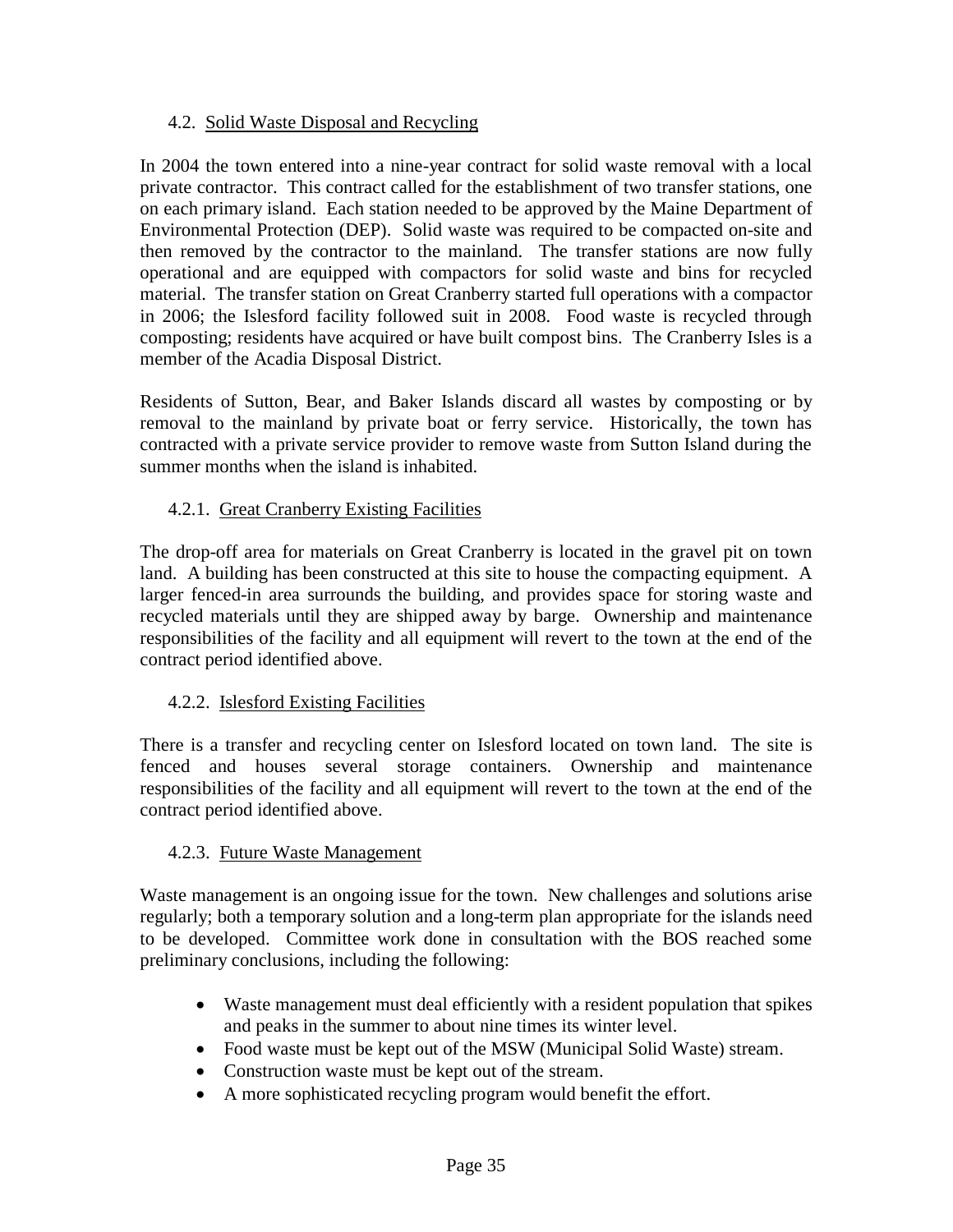### 4.2. Solid Waste Disposal and Recycling

In 2004 the town entered into a nine-year contract for solid waste removal with a local private contractor. This contract called for the establishment of two transfer stations, one on each primary island. Each station needed to be approved by the Maine Department of Environmental Protection (DEP). Solid waste was required to be compacted on-site and then removed by the contractor to the mainland. The transfer stations are now fully operational and are equipped with compactors for solid waste and bins for recycled material. The transfer station on Great Cranberry started full operations with a compactor in 2006; the Islesford facility followed suit in 2008. Food waste is recycled through composting; residents have acquired or have built compost bins. The Cranberry Isles is a member of the Acadia Disposal District.

Residents of Sutton, Bear, and Baker Islands discard all wastes by composting or by removal to the mainland by private boat or ferry service. Historically, the town has contracted with a private service provider to remove waste from Sutton Island during the summer months when the island is inhabited.

#### 4.2.1. Great Cranberry Existing Facilities

The drop-off area for materials on Great Cranberry is located in the gravel pit on town land. A building has been constructed at this site to house the compacting equipment. A larger fenced-in area surrounds the building, and provides space for storing waste and recycled materials until they are shipped away by barge. Ownership and maintenance responsibilities of the facility and all equipment will revert to the town at the end of the contract period identified above.

#### 4.2.2. Islesford Existing Facilities

There is a transfer and recycling center on Islesford located on town land. The site is fenced and houses several storage containers. Ownership and maintenance responsibilities of the facility and all equipment will revert to the town at the end of the contract period identified above.

#### 4.2.3. Future Waste Management

Waste management is an ongoing issue for the town. New challenges and solutions arise regularly; both a temporary solution and a long-term plan appropriate for the islands need to be developed. Committee work done in consultation with the BOS reached some preliminary conclusions, including the following:

- Waste management must deal efficiently with a resident population that spikes and peaks in the summer to about nine times its winter level.
- Food waste must be kept out of the MSW (Municipal Solid Waste) stream.
- Construction waste must be kept out of the stream.
- A more sophisticated recycling program would benefit the effort.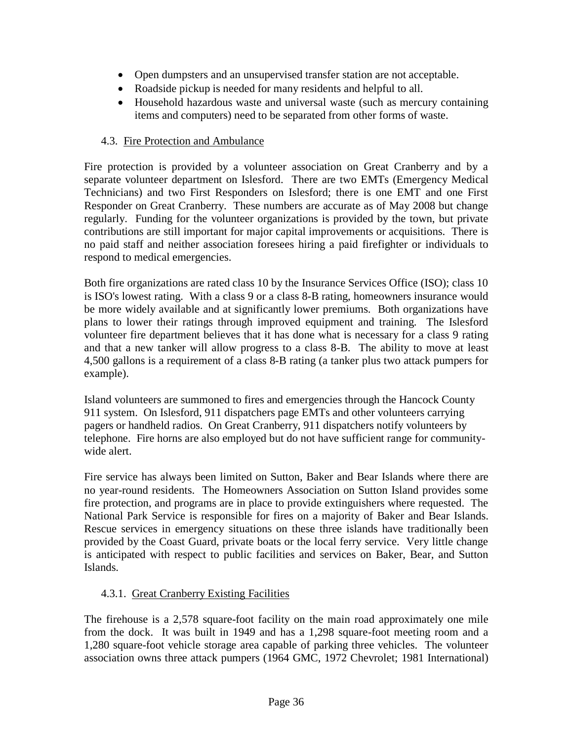- Open dumpsters and an unsupervised transfer station are not acceptable.
- Roadside pickup is needed for many residents and helpful to all.
- Household hazardous waste and universal waste (such as mercury containing items and computers) need to be separated from other forms of waste.

### 4.3. Fire Protection and Ambulance

Fire protection is provided by a volunteer association on Great Cranberry and by a separate volunteer department on Islesford. There are two EMTs (Emergency Medical Technicians) and two First Responders on Islesford; there is one EMT and one First Responder on Great Cranberry. These numbers are accurate as of May 2008 but change regularly. Funding for the volunteer organizations is provided by the town, but private contributions are still important for major capital improvements or acquisitions. There is no paid staff and neither association foresees hiring a paid firefighter or individuals to respond to medical emergencies.

Both fire organizations are rated class 10 by the Insurance Services Office (ISO); class 10 is ISO's lowest rating. With a class 9 or a class 8-B rating, homeowners insurance would be more widely available and at significantly lower premiums. Both organizations have plans to lower their ratings through improved equipment and training. The Islesford volunteer fire department believes that it has done what is necessary for a class 9 rating and that a new tanker will allow progress to a class 8-B. The ability to move at least 4,500 gallons is a requirement of a class 8-B rating (a tanker plus two attack pumpers for example).

Island volunteers are summoned to fires and emergencies through the Hancock County 911 system. On Islesford, 911 dispatchers page EMTs and other volunteers carrying pagers or handheld radios. On Great Cranberry, 911 dispatchers notify volunteers by telephone. Fire horns are also employed but do not have sufficient range for community-wide alert.

Fire service has always been limited on Sutton, Baker and Bear Islands where there are no year-round residents. The Homeowners Association on Sutton Island provides some fire protection, and programs are in place to provide extinguishers where requested. The National Park Service is responsible for fires on a majority of Baker and Bear Islands. Rescue services in emergency situations on these three islands have traditionally been provided by the Coast Guard, private boats or the local ferry service. Very little change is anticipated with respect to public facilities and services on Baker, Bear, and Sutton Islands.

#### 4.3.1. Great Cranberry Existing Facilities

The firehouse is a 2,578 square-foot facility on the main road approximately one mile from the dock. It was built in 1949 and has a 1,298 square-foot meeting room and a 1,280 square-foot vehicle storage area capable of parking three vehicles. The volunteer association owns three attack pumpers (1964 GMC, 1972 Chevrolet; 1981 International)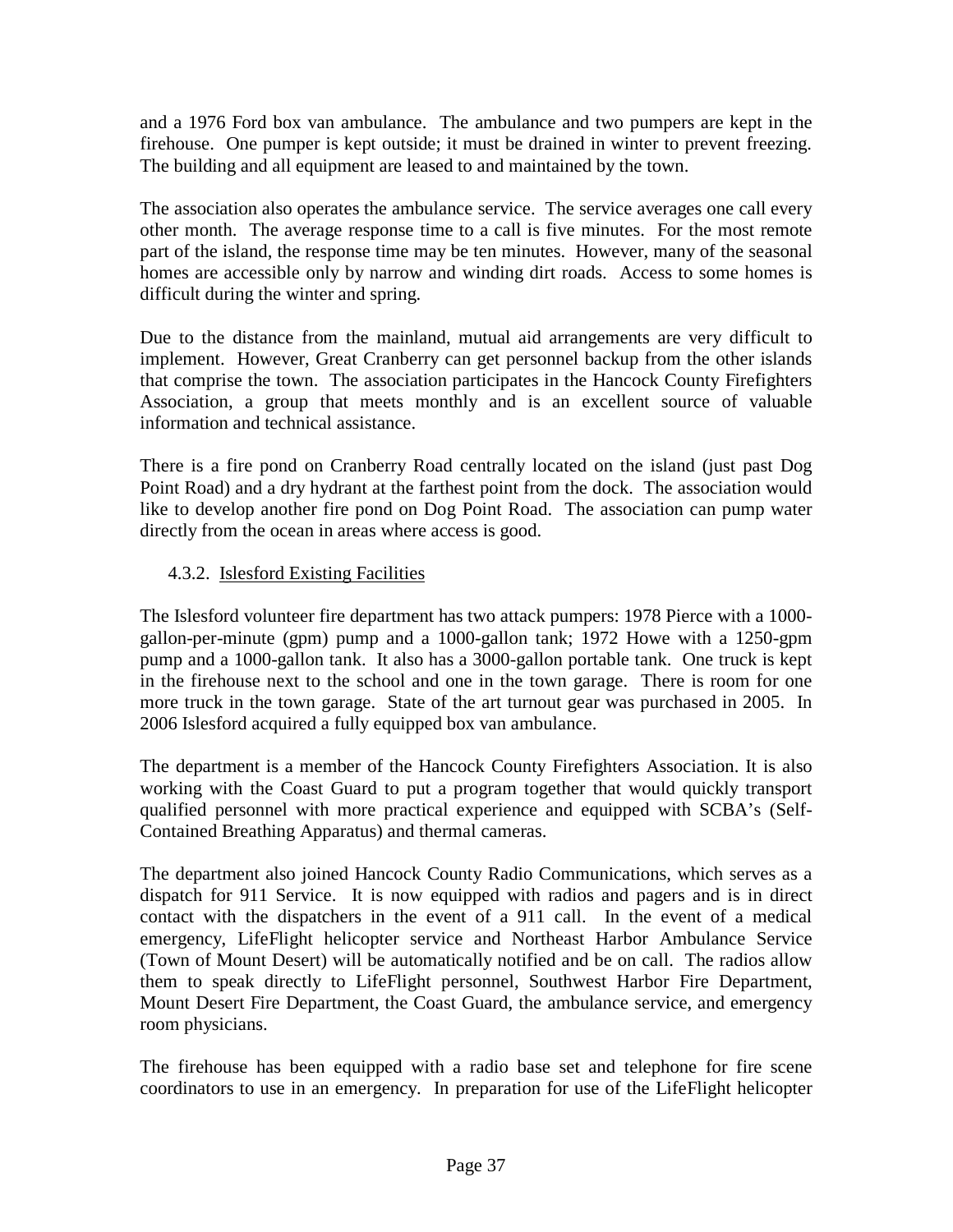and a 1976 Ford box van ambulance. The ambulance and two pumpers are kept in the firehouse. One pumper is kept outside; it must be drained in winter to prevent freezing. The building and all equipment are leased to and maintained by the town.

The association also operates the ambulance service. The service averages one call every other month. The average response time to a call is five minutes. For the most remote part of the island, the response time may be ten minutes. However, many of the seasonal homes are accessible only by narrow and winding dirt roads. Access to some homes is difficult during the winter and spring.

Due to the distance from the mainland, mutual aid arrangements are very difficult to implement. However, Great Cranberry can get personnel backup from the other islands that comprise the town. The association participates in the Hancock County Firefighters Association, a group that meets monthly and is an excellent source of valuable information and technical assistance.

There is a fire pond on Cranberry Road centrally located on the island (just past Dog Point Road) and a dry hydrant at the farthest point from the dock. The association would like to develop another fire pond on Dog Point Road. The association can pump water directly from the ocean in areas where access is good.

### 4.3.2. Islesford Existing Facilities

The Islesford volunteer fire department has two attack pumpers: 1978 Pierce with a 1000-gallon-per-minute (gpm) pump and a 1000-gallon tank; 1972 Howe with a 1250-gpm pump and a 1000-gallon tank. It also has a 3000-gallon portable tank. One truck is kept in the firehouse next to the school and one in the town garage. There is room for one more truck in the town garage. State of the art turnout gear was purchased in 2005. In 2006 Islesford acquired a fully equipped box van ambulance.

The department is a member of the Hancock County Firefighters Association. It is also working with the Coast Guard to put a program together that would quickly transport qualified personnel with more practical experience and equipped with SCBA's (Self-Contained Breathing Apparatus) and thermal cameras.

The department also joined Hancock County Radio Communications, which serves as a dispatch for 911 Service. It is now equipped with radios and pagers and is in direct contact with the dispatchers in the event of a 911 call. In the event of a medical emergency, LifeFlight helicopter service and Northeast Harbor Ambulance Service (Town of Mount Desert) will be automatically notified and be on call. The radios allow them to speak directly to LifeFlight personnel, Southwest Harbor Fire Department, Mount Desert Fire Department, the Coast Guard, the ambulance service, and emergency room physicians.

The firehouse has been equipped with a radio base set and telephone for fire scene coordinators to use in an emergency. In preparation for use of the LifeFlight helicopter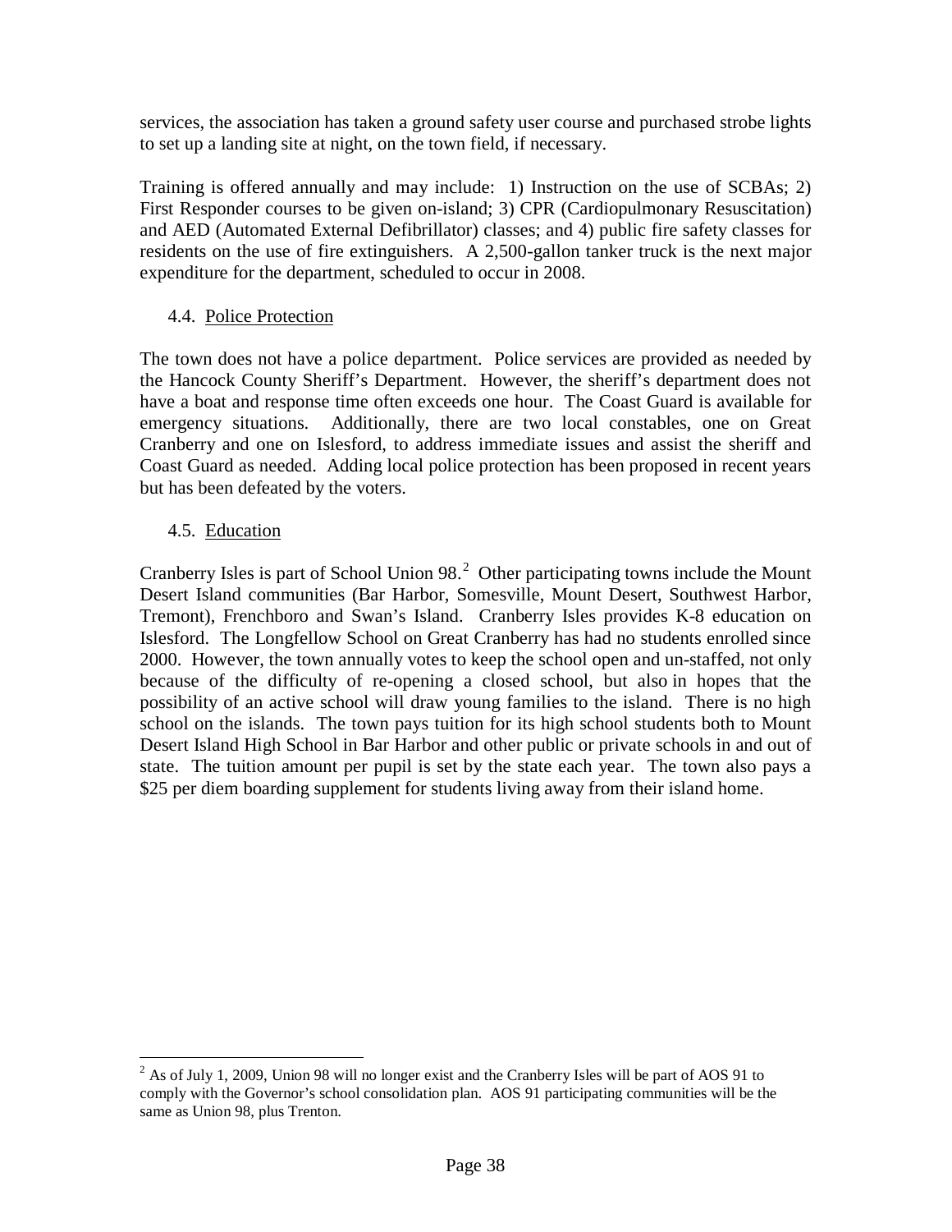services, the association has taken a ground safety user course and purchased strobe lights to set up a landing site at night, on the town field, if necessary.

Training is offered annually and may include: 1) Instruction on the use of SCBAs; 2) First Responder courses to be given on-island; 3) CPR (Cardiopulmonary Resuscitation) and AED (Automated External Defibrillator) classes; and 4) public fire safety classes for residents on the use of fire extinguishers. A 2,500-gallon tanker truck is the next major expenditure for the department, scheduled to occur in 2008.

### 4.4. Police Protection

The town does not have a police department. Police services are provided as needed by the Hancock County Sheriff's Department. However, the sheriff's department does not have a boat and response time often exceeds one hour. The Coast Guard is available for emergency situations. Additionally, there are two local constables, one on Great Cranberry and one on Islesford, to address immediate issues and assist the sheriff and Coast Guard as needed. Adding local police protection has been proposed in recent years but has been defeated by the voters.

### 4.5. Education

Cranberry Isles is part of School Union 98.[2] Other participating towns include the Mount Desert Island communities (Bar Harbor, Somesville, Mount Desert, Southwest Harbor, Tremont), Frenchboro and Swan's Island. Cranberry Isles provides K-8 education on Islesford. The Longfellow School on Great Cranberry has had no students enrolled since 2000. However, the town annually votes to keep the school open and un-staffed, not only because of the difficulty of re-opening a closed school, but also in hopes that the possibility of an active school will draw young families to the island. There is no high school on the islands. The town pays tuition for its high school students both to Mount Desert Island High School in Bar Harbor and other public or private schools in and out of state. The tuition amount per pupil is set by the state each year. The town also pays a $25 per diem boarding supplement for students living away from their island home.

[2] As of July 1, 2009, Union 98 will no longer exist and the Cranberry Isles will be part of AOS 91 to comply with the Governor's school consolidation plan. AOS 91 participating communities will be the same as Union 98, plus Trenton.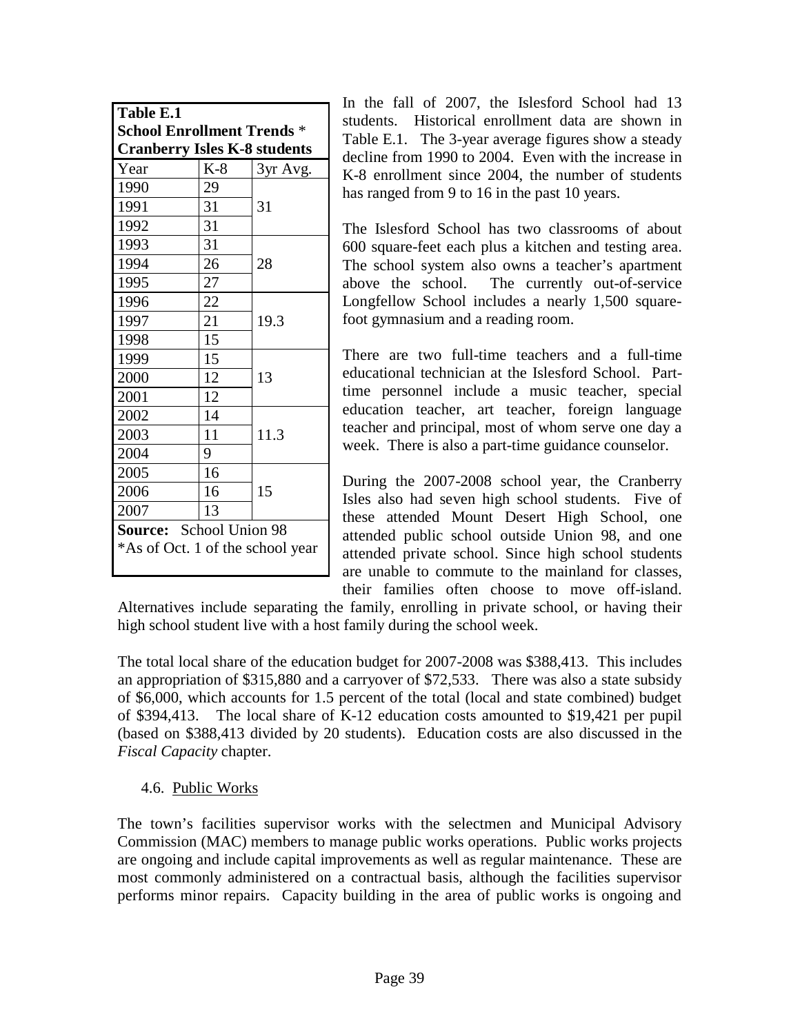**Table E.1**
**School Enrollment Trends** *
**Cranberry Isles K-8 students**

| Year | K-8 | 3yr Avg. |
|---|---|---|
| 1990 | 29 | |
| 1991 | 31 | 31 |
| 1992 | 31 | |
| 1993 | 31 | |
| 1994 | 26 | 28 |
| 1995 | 27 | |
| 1996 | 22 | |
| 1997 | 21 | 19.3 |
| 1998 | 15 | |
| 1999 | 15 | |
| 2000 | 12 | 13 |
| 2001 | 12 | |
| 2002 | 14 | |
| 2003 | 11 | 11.3 |
| 2004 | 9 | |
| 2005 | 16 | |
| 2006 | 16 | 15 |
| 2007 | 13 | |

**Source:** School Union 98
*As of Oct. 1 of the school year

In the fall of 2007, the Islesford School had 13 students. Historical enrollment data are shown in Table E.1. The 3-year average figures show a steady decline from 1990 to 2004. Even with the increase in K-8 enrollment since 2004, the number of students has ranged from 9 to 16 in the past 10 years.

The Islesford School has two classrooms of about 600 square-feet each plus a kitchen and testing area. The school system also owns a teacher's apartment above the school. The currently out-of-service Longfellow School includes a nearly 1,500 square-foot gymnasium and a reading room.

There are two full-time teachers and a full-time educational technician at the Islesford School. Part-time personnel include a music teacher, special education teacher, art teacher, foreign language teacher and principal, most of whom serve one day a week. There is also a part-time guidance counselor.

During the 2007-2008 school year, the Cranberry Isles also had seven high school students. Five of these attended Mount Desert High School, one attended public school outside Union 98, and one attended private school. Since high school students are unable to commute to the mainland for classes, their families often choose to move off-island. Alternatives include separating the family, enrolling in private school, or having their high school student live with a host family during the school week.

The total local share of the education budget for 2007-2008 was $388,413. This includes an appropriation of $315,880 and a carryover of $72,533. There was also a state subsidy of $6,000, which accounts for 1.5 percent of the total (local and state combined) budget of $394,413. The local share of K-12 education costs amounted to $19,421 per pupil (based on $388,413 divided by 20 students). Education costs are also discussed in the *Fiscal Capacity* chapter.

## 4.6. Public Works

The town's facilities supervisor works with the selectmen and Municipal Advisory Commission (MAC) members to manage public works operations. Public works projects are ongoing and include capital improvements as well as regular maintenance. These are most commonly administered on a contractual basis, although the facilities supervisor performs minor repairs. Capacity building in the area of public works is ongoing and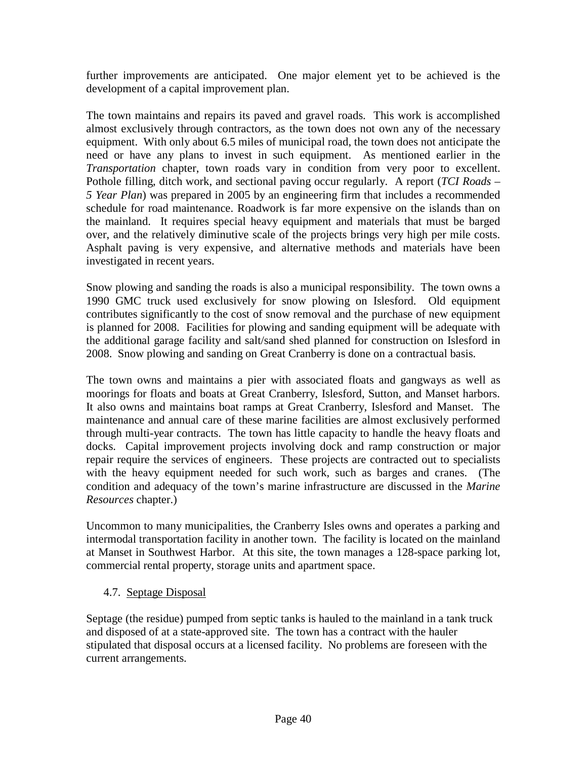further improvements are anticipated. One major element yet to be achieved is the development of a capital improvement plan.

The town maintains and repairs its paved and gravel roads. This work is accomplished almost exclusively through contractors, as the town does not own any of the necessary equipment. With only about 6.5 miles of municipal road, the town does not anticipate the need or have any plans to invest in such equipment. As mentioned earlier in the *Transportation* chapter, town roads vary in condition from very poor to excellent. Pothole filling, ditch work, and sectional paving occur regularly. A report (*TCI Roads – 5 Year Plan*) was prepared in 2005 by an engineering firm that includes a recommended schedule for road maintenance. Roadwork is far more expensive on the islands than on the mainland. It requires special heavy equipment and materials that must be barged over, and the relatively diminutive scale of the projects brings very high per mile costs. Asphalt paving is very expensive, and alternative methods and materials have been investigated in recent years.

Snow plowing and sanding the roads is also a municipal responsibility. The town owns a 1990 GMC truck used exclusively for snow plowing on Islesford. Old equipment contributes significantly to the cost of snow removal and the purchase of new equipment is planned for 2008. Facilities for plowing and sanding equipment will be adequate with the additional garage facility and salt/sand shed planned for construction on Islesford in 2008. Snow plowing and sanding on Great Cranberry is done on a contractual basis.

The town owns and maintains a pier with associated floats and gangways as well as moorings for floats and boats at Great Cranberry, Islesford, Sutton, and Manset harbors. It also owns and maintains boat ramps at Great Cranberry, Islesford and Manset. The maintenance and annual care of these marine facilities are almost exclusively performed through multi-year contracts. The town has little capacity to handle the heavy floats and docks. Capital improvement projects involving dock and ramp construction or major repair require the services of engineers. These projects are contracted out to specialists with the heavy equipment needed for such work, such as barges and cranes. (The condition and adequacy of the town's marine infrastructure are discussed in the *Marine Resources* chapter.)

Uncommon to many municipalities, the Cranberry Isles owns and operates a parking and intermodal transportation facility in another town. The facility is located on the mainland at Manset in Southwest Harbor. At this site, the town manages a 128-space parking lot, commercial rental property, storage units and apartment space.

### 4.7. Septage Disposal

Septage (the residue) pumped from septic tanks is hauled to the mainland in a tank truck and disposed of at a state-approved site. The town has a contract with the hauler stipulated that disposal occurs at a licensed facility. No problems are foreseen with the current arrangements.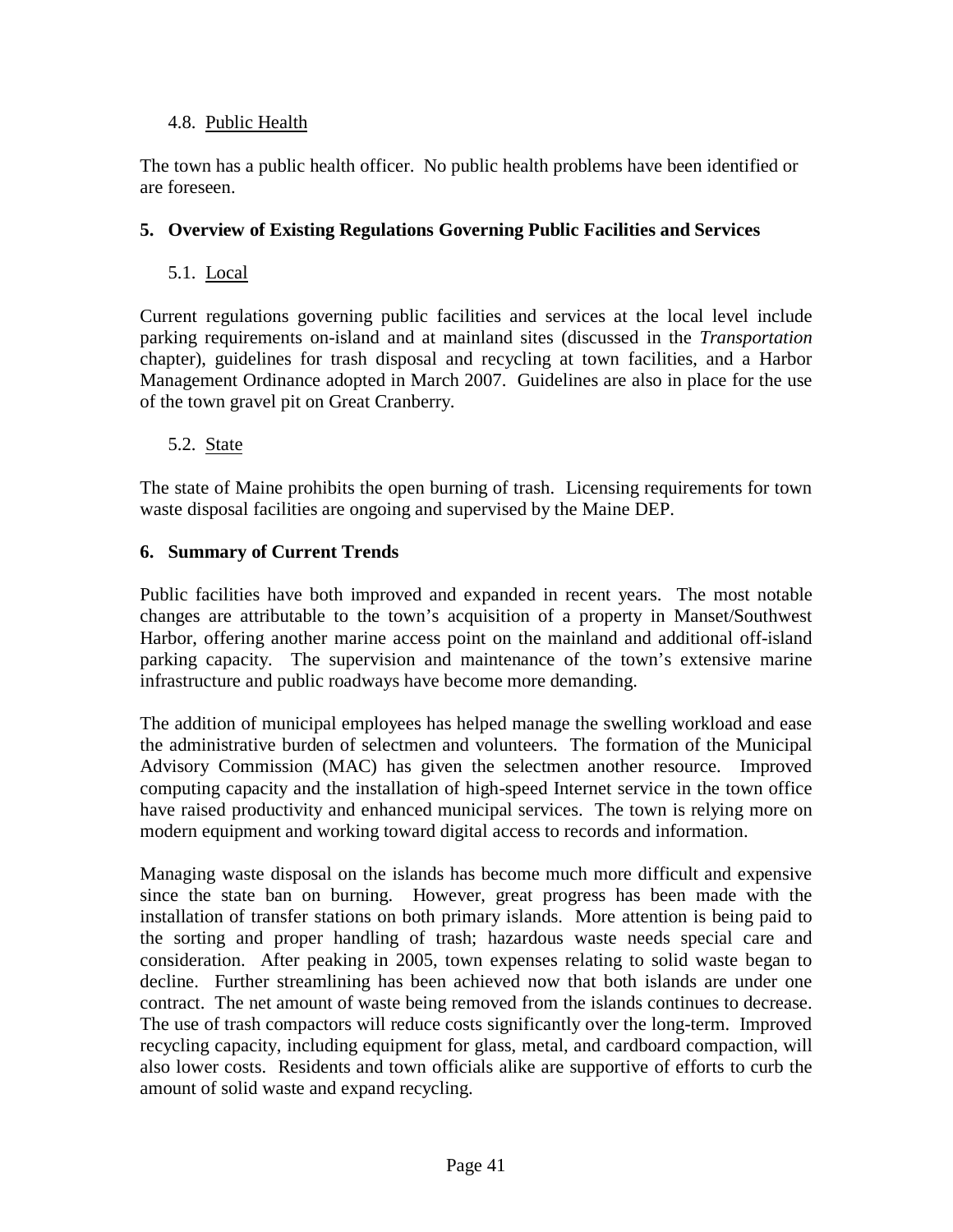### 4.8. Public Health

The town has a public health officer. No public health problems have been identified or are foreseen.

## 5. Overview of Existing Regulations Governing Public Facilities and Services

### 5.1. Local

Current regulations governing public facilities and services at the local level include parking requirements on-island and at mainland sites (discussed in the *Transportation* chapter), guidelines for trash disposal and recycling at town facilities, and a Harbor Management Ordinance adopted in March 2007. Guidelines are also in place for the use of the town gravel pit on Great Cranberry.

### 5.2. State

The state of Maine prohibits the open burning of trash. Licensing requirements for town waste disposal facilities are ongoing and supervised by the Maine DEP.

## 6. Summary of Current Trends

Public facilities have both improved and expanded in recent years. The most notable changes are attributable to the town's acquisition of a property in Manset/Southwest Harbor, offering another marine access point on the mainland and additional off-island parking capacity. The supervision and maintenance of the town's extensive marine infrastructure and public roadways have become more demanding.

The addition of municipal employees has helped manage the swelling workload and ease the administrative burden of selectmen and volunteers. The formation of the Municipal Advisory Commission (MAC) has given the selectmen another resource. Improved computing capacity and the installation of high-speed Internet service in the town office have raised productivity and enhanced municipal services. The town is relying more on modern equipment and working toward digital access to records and information.

Managing waste disposal on the islands has become much more difficult and expensive since the state ban on burning. However, great progress has been made with the installation of transfer stations on both primary islands. More attention is being paid to the sorting and proper handling of trash; hazardous waste needs special care and consideration. After peaking in 2005, town expenses relating to solid waste began to decline. Further streamlining has been achieved now that both islands are under one contract. The net amount of waste being removed from the islands continues to decrease. The use of trash compactors will reduce costs significantly over the long-term. Improved recycling capacity, including equipment for glass, metal, and cardboard compaction, will also lower costs. Residents and town officials alike are supportive of efforts to curb the amount of solid waste and expand recycling.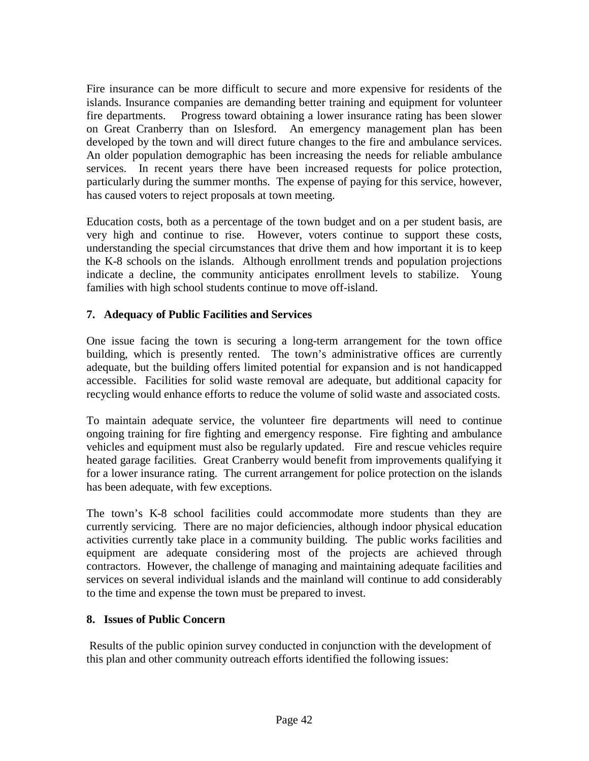Fire insurance can be more difficult to secure and more expensive for residents of the islands. Insurance companies are demanding better training and equipment for volunteer fire departments. Progress toward obtaining a lower insurance rating has been slower on Great Cranberry than on Islesford. An emergency management plan has been developed by the town and will direct future changes to the fire and ambulance services. An older population demographic has been increasing the needs for reliable ambulance services. In recent years there have been increased requests for police protection, particularly during the summer months. The expense of paying for this service, however, has caused voters to reject proposals at town meeting.

Education costs, both as a percentage of the town budget and on a per student basis, are very high and continue to rise. However, voters continue to support these costs, understanding the special circumstances that drive them and how important it is to keep the K-8 schools on the islands. Although enrollment trends and population projections indicate a decline, the community anticipates enrollment levels to stabilize. Young families with high school students continue to move off-island.

### 7. Adequacy of Public Facilities and Services

One issue facing the town is securing a long-term arrangement for the town office building, which is presently rented. The town's administrative offices are currently adequate, but the building offers limited potential for expansion and is not handicapped accessible. Facilities for solid waste removal are adequate, but additional capacity for recycling would enhance efforts to reduce the volume of solid waste and associated costs.

To maintain adequate service, the volunteer fire departments will need to continue ongoing training for fire fighting and emergency response. Fire fighting and ambulance vehicles and equipment must also be regularly updated. Fire and rescue vehicles require heated garage facilities. Great Cranberry would benefit from improvements qualifying it for a lower insurance rating. The current arrangement for police protection on the islands has been adequate, with few exceptions.

The town's K-8 school facilities could accommodate more students than they are currently servicing. There are no major deficiencies, although indoor physical education activities currently take place in a community building. The public works facilities and equipment are adequate considering most of the projects are achieved through contractors. However, the challenge of managing and maintaining adequate facilities and services on several individual islands and the mainland will continue to add considerably to the time and expense the town must be prepared to invest.

### 8. Issues of Public Concern

Results of the public opinion survey conducted in conjunction with the development of this plan and other community outreach efforts identified the following issues: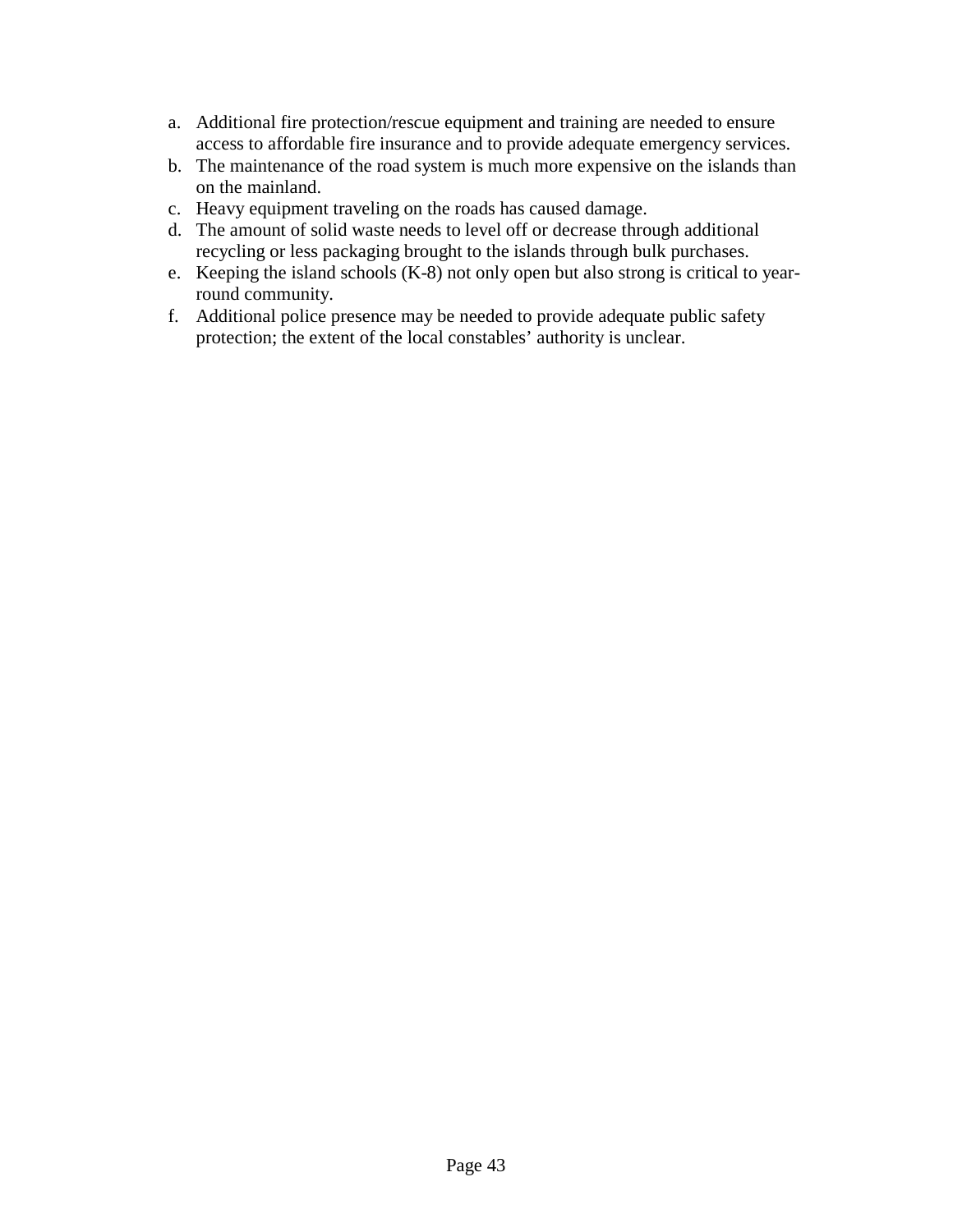a. Additional fire protection/rescue equipment and training are needed to ensure access to affordable fire insurance and to provide adequate emergency services.
b. The maintenance of the road system is much more expensive on the islands than on the mainland.
c. Heavy equipment traveling on the roads has caused damage.
d. The amount of solid waste needs to level off or decrease through additional recycling or less packaging brought to the islands through bulk purchases.
e. Keeping the island schools (K-8) not only open but also strong is critical to year-round community.
f. Additional police presence may be needed to provide adequate public safety protection; the extent of the local constables' authority is unclear.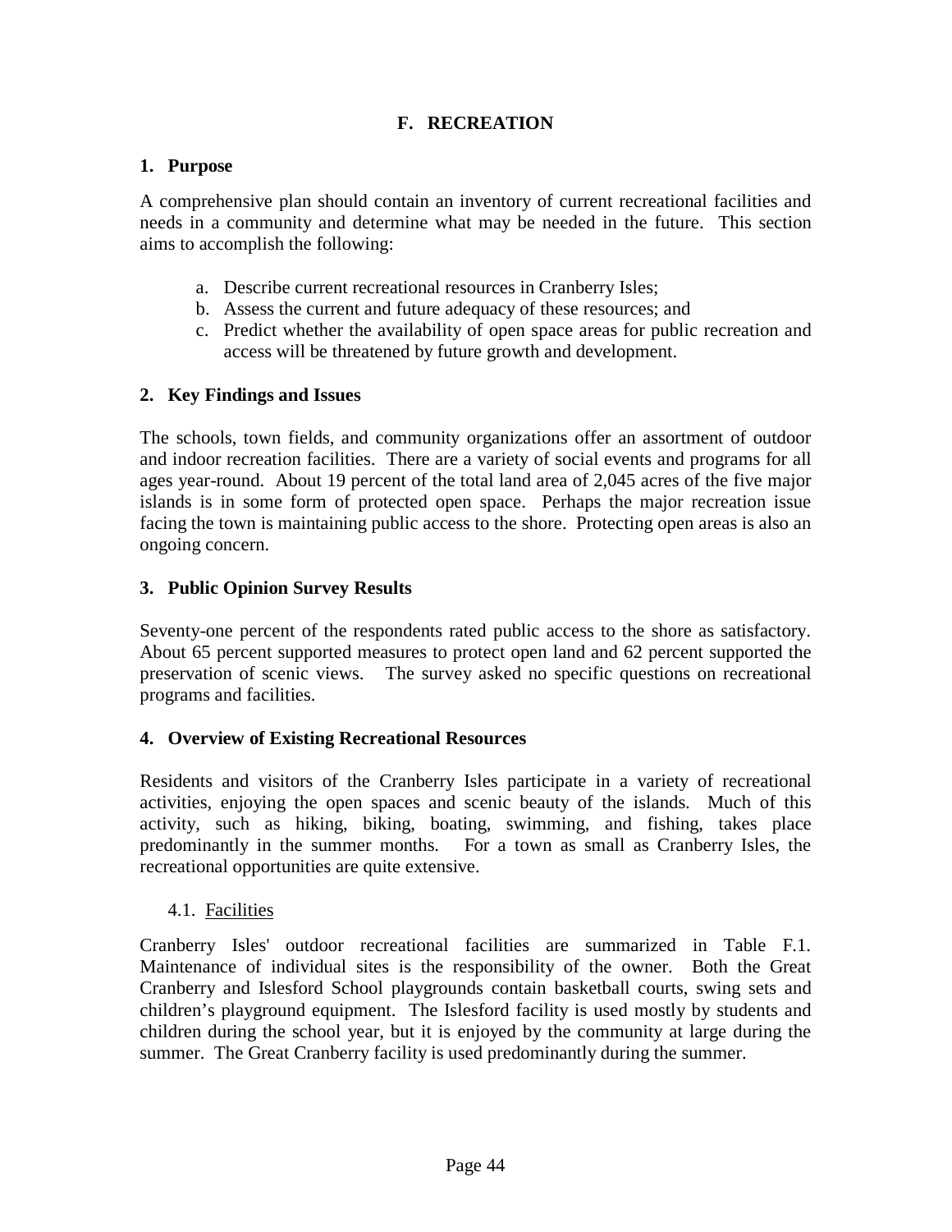# F. RECREATION

## 1. Purpose

A comprehensive plan should contain an inventory of current recreational facilities and needs in a community and determine what may be needed in the future. This section aims to accomplish the following:

a. Describe current recreational resources in Cranberry Isles;
b. Assess the current and future adequacy of these resources; and
c. Predict whether the availability of open space areas for public recreation and access will be threatened by future growth and development.

## 2. Key Findings and Issues

The schools, town fields, and community organizations offer an assortment of outdoor and indoor recreation facilities. There are a variety of social events and programs for all ages year-round. About 19 percent of the total land area of 2,045 acres of the five major islands is in some form of protected open space. Perhaps the major recreation issue facing the town is maintaining public access to the shore. Protecting open areas is also an ongoing concern.

## 3. Public Opinion Survey Results

Seventy-one percent of the respondents rated public access to the shore as satisfactory. About 65 percent supported measures to protect open land and 62 percent supported the preservation of scenic views. The survey asked no specific questions on recreational programs and facilities.

## 4. Overview of Existing Recreational Resources

Residents and visitors of the Cranberry Isles participate in a variety of recreational activities, enjoying the open spaces and scenic beauty of the islands. Much of this activity, such as hiking, biking, boating, swimming, and fishing, takes place predominantly in the summer months. For a town as small as Cranberry Isles, the recreational opportunities are quite extensive.

### 4.1. Facilities

Cranberry Isles' outdoor recreational facilities are summarized in Table F.1. Maintenance of individual sites is the responsibility of the owner. Both the Great Cranberry and Islesford School playgrounds contain basketball courts, swing sets and children's playground equipment. The Islesford facility is used mostly by students and children during the school year, but it is enjoyed by the community at large during the summer. The Great Cranberry facility is used predominantly during the summer.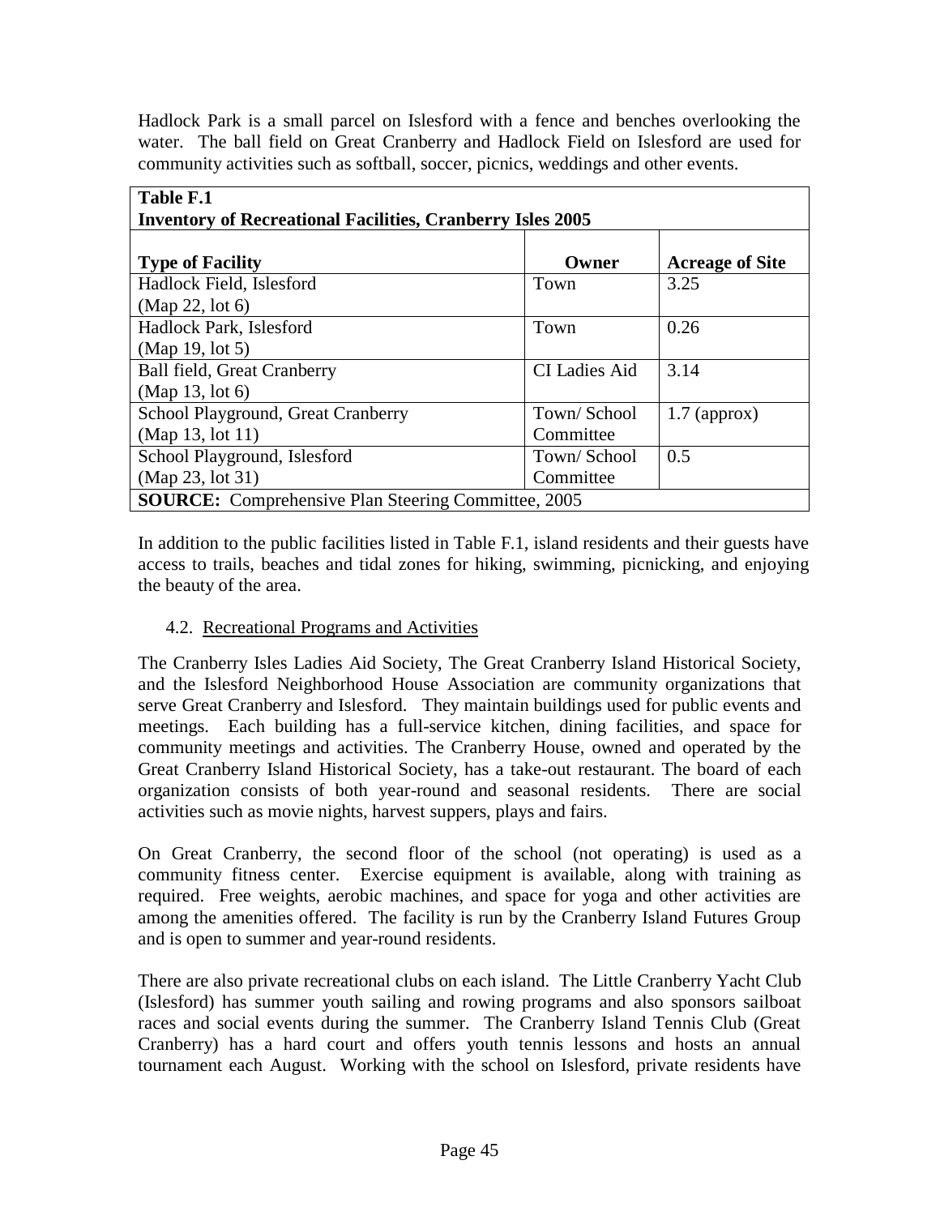Hadlock Park is a small parcel on Islesford with a fence and benches overlooking the water. The ball field on Great Cranberry and Hadlock Field on Islesford are used for community activities such as softball, soccer, picnics, weddings and other events.

**Table F.1**
**Inventory of Recreational Facilities, Cranberry Isles 2005**

| Type of Facility | Owner | Acreage of Site |
|---|---|---|
| Hadlock Field, Islesford (Map 22, lot 6) | Town | 3.25 |
| Hadlock Park, Islesford (Map 19, lot 5) | Town | 0.26 |
| Ball field, Great Cranberry (Map 13, lot 6) | CI Ladies Aid | 3.14 |
| School Playground, Great Cranberry (Map 13, lot 11) | Town/ School Committee | 1.7 (approx) |
| School Playground, Islesford (Map 23, lot 31) | Town/ School Committee | 0.5 |

**SOURCE:** Comprehensive Plan Steering Committee, 2005

In addition to the public facilities listed in Table F.1, island residents and their guests have access to trails, beaches and tidal zones for hiking, swimming, picnicking, and enjoying the beauty of the area.

### 4.2. Recreational Programs and Activities

The Cranberry Isles Ladies Aid Society, The Great Cranberry Island Historical Society, and the Islesford Neighborhood House Association are community organizations that serve Great Cranberry and Islesford. They maintain buildings used for public events and meetings. Each building has a full-service kitchen, dining facilities, and space for community meetings and activities. The Cranberry House, owned and operated by the Great Cranberry Island Historical Society, has a take-out restaurant. The board of each organization consists of both year-round and seasonal residents. There are social activities such as movie nights, harvest suppers, plays and fairs.

On Great Cranberry, the second floor of the school (not operating) is used as a community fitness center. Exercise equipment is available, along with training as required. Free weights, aerobic machines, and space for yoga and other activities are among the amenities offered. The facility is run by the Cranberry Island Futures Group and is open to summer and year-round residents.

There are also private recreational clubs on each island. The Little Cranberry Yacht Club (Islesford) has summer youth sailing and rowing programs and also sponsors sailboat races and social events during the summer. The Cranberry Island Tennis Club (Great Cranberry) has a hard court and offers youth tennis lessons and hosts an annual tournament each August. Working with the school on Islesford, private residents have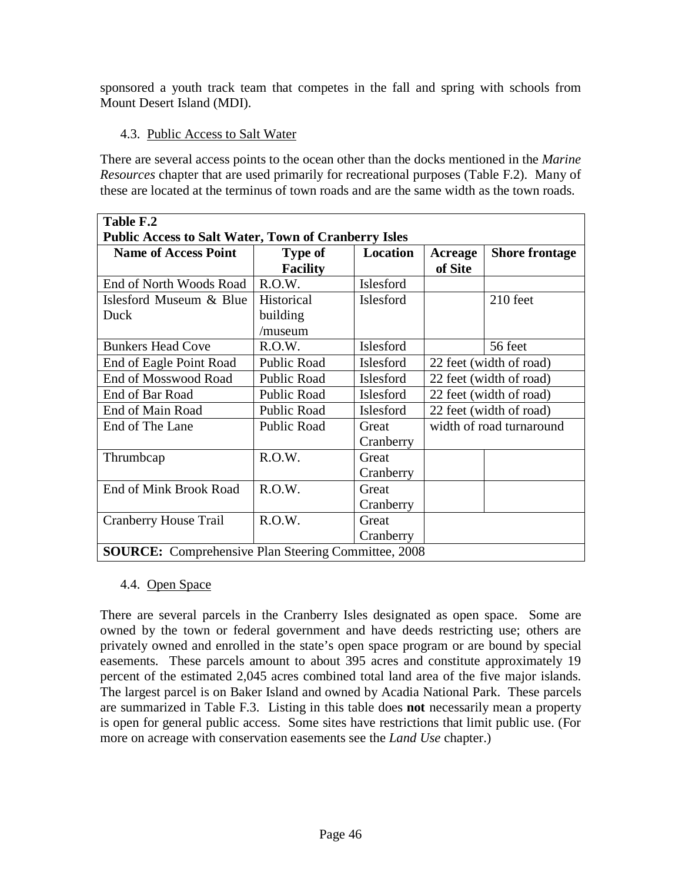sponsored a youth track team that competes in the fall and spring with schools from Mount Desert Island (MDI).

### 4.3. Public Access to Salt Water

There are several access points to the ocean other than the docks mentioned in the *Marine Resources* chapter that are used primarily for recreational purposes (Table F.2). Many of these are located at the terminus of town roads and are the same width as the town roads.

**Table F.2**
**Public Access to Salt Water, Town of Cranberry Isles**

| Name of Access Point | Type of Facility | Location | Acreage of Site | Shore frontage |
|---|---|---|---|---|
| End of North Woods Road | R.O.W. | Islesford | | |
| Islesford Museum & Blue Duck | Historical building /museum | Islesford | | 210 feet |
| Bunkers Head Cove | R.O.W. | Islesford | | 56 feet |
| End of Eagle Point Road | Public Road | Islesford | 22 feet (width of road) | |
| End of Mosswood Road | Public Road | Islesford | 22 feet (width of road) | |
| End of Bar Road | Public Road | Islesford | 22 feet (width of road) | |
| End of Main Road | Public Road | Islesford | 22 feet (width of road) | |
| End of The Lane | Public Road | Great Cranberry | width of road turnaround | |
| Thrumbcap | R.O.W. | Great Cranberry | | |
| End of Mink Brook Road | R.O.W. | Great Cranberry | | |
| Cranberry House Trail | R.O.W. | Great Cranberry | | |

**SOURCE:** Comprehensive Plan Steering Committee, 2008

### 4.4. Open Space

There are several parcels in the Cranberry Isles designated as open space. Some are owned by the town or federal government and have deeds restricting use; others are privately owned and enrolled in the state's open space program or are bound by special easements. These parcels amount to about 395 acres and constitute approximately 19 percent of the estimated 2,045 acres combined total land area of the five major islands. The largest parcel is on Baker Island and owned by Acadia National Park. These parcels are summarized in Table F.3. Listing in this table does **not** necessarily mean a property is open for general public access. Some sites have restrictions that limit public use. (For more on acreage with conservation easements see the *Land Use* chapter.)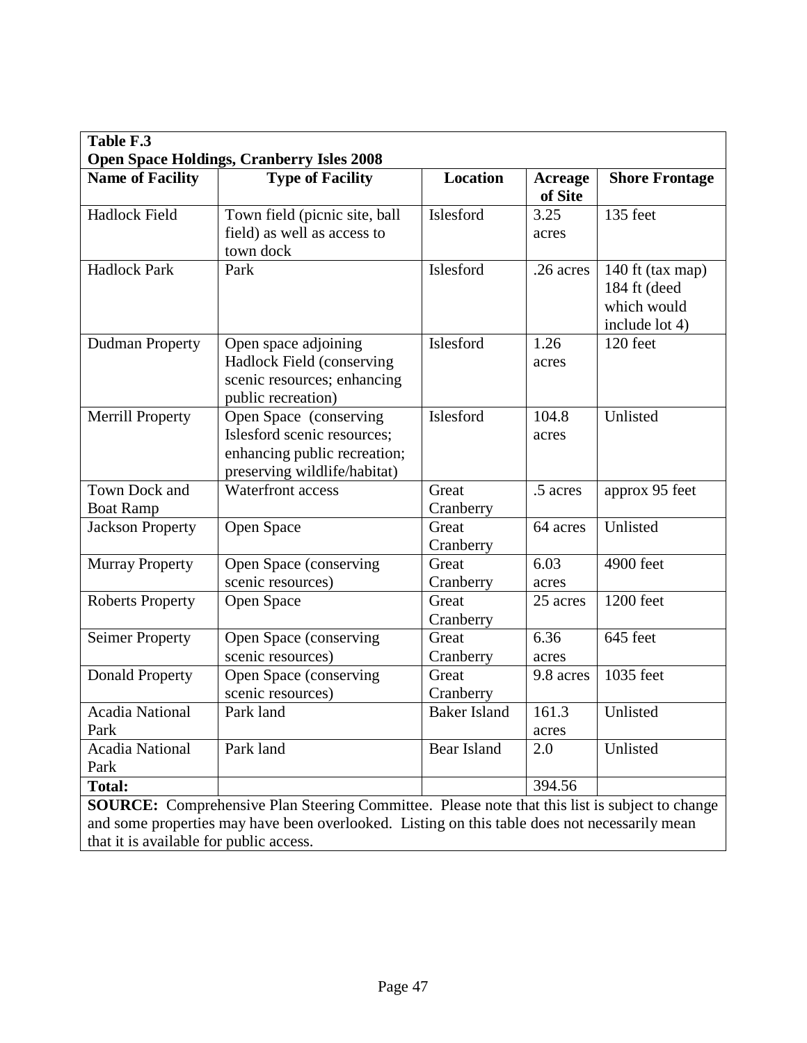**Table F.3**
**Open Space Holdings, Cranberry Isles 2008**

| Name of Facility | Type of Facility | Location | Acreage of Site | Shore Frontage |
|---|---|---|---|---|
| Hadlock Field | Town field (picnic site, ball field) as well as access to town dock | Islesford | 3.25 acres | 135 feet |
| Hadlock Park | Park | Islesford | .26 acres | 140 ft (tax map) 184 ft (deed which would include lot 4) |
| Dudman Property | Open space adjoining Hadlock Field (conserving scenic resources; enhancing public recreation) | Islesford | 1.26 acres | 120 feet |
| Merrill Property | Open Space (conserving Islesford scenic resources; enhancing public recreation; preserving wildlife/habitat) | Islesford | 104.8 acres | Unlisted |
| Town Dock and Boat Ramp | Waterfront access | Great Cranberry | .5 acres | approx 95 feet |
| Jackson Property | Open Space | Great Cranberry | 64 acres | Unlisted |
| Murray Property | Open Space (conserving scenic resources) | Great Cranberry | 6.03 acres | 4900 feet |
| Roberts Property | Open Space | Great Cranberry | 25 acres | 1200 feet |
| Seimer Property | Open Space (conserving scenic resources) | Great Cranberry | 6.36 acres | 645 feet |
| Donald Property | Open Space (conserving scenic resources) | Great Cranberry | 9.8 acres | 1035 feet |
| Acadia National Park | Park land | Baker Island | 161.3 acres | Unlisted |
| Acadia National Park | Park land | Bear Island | 2.0 | Unlisted |
| **Total:** | | | 394.56 | |

**SOURCE:** Comprehensive Plan Steering Committee. Please note that this list is subject to change and some properties may have been overlooked. Listing on this table does not necessarily mean that it is available for public access.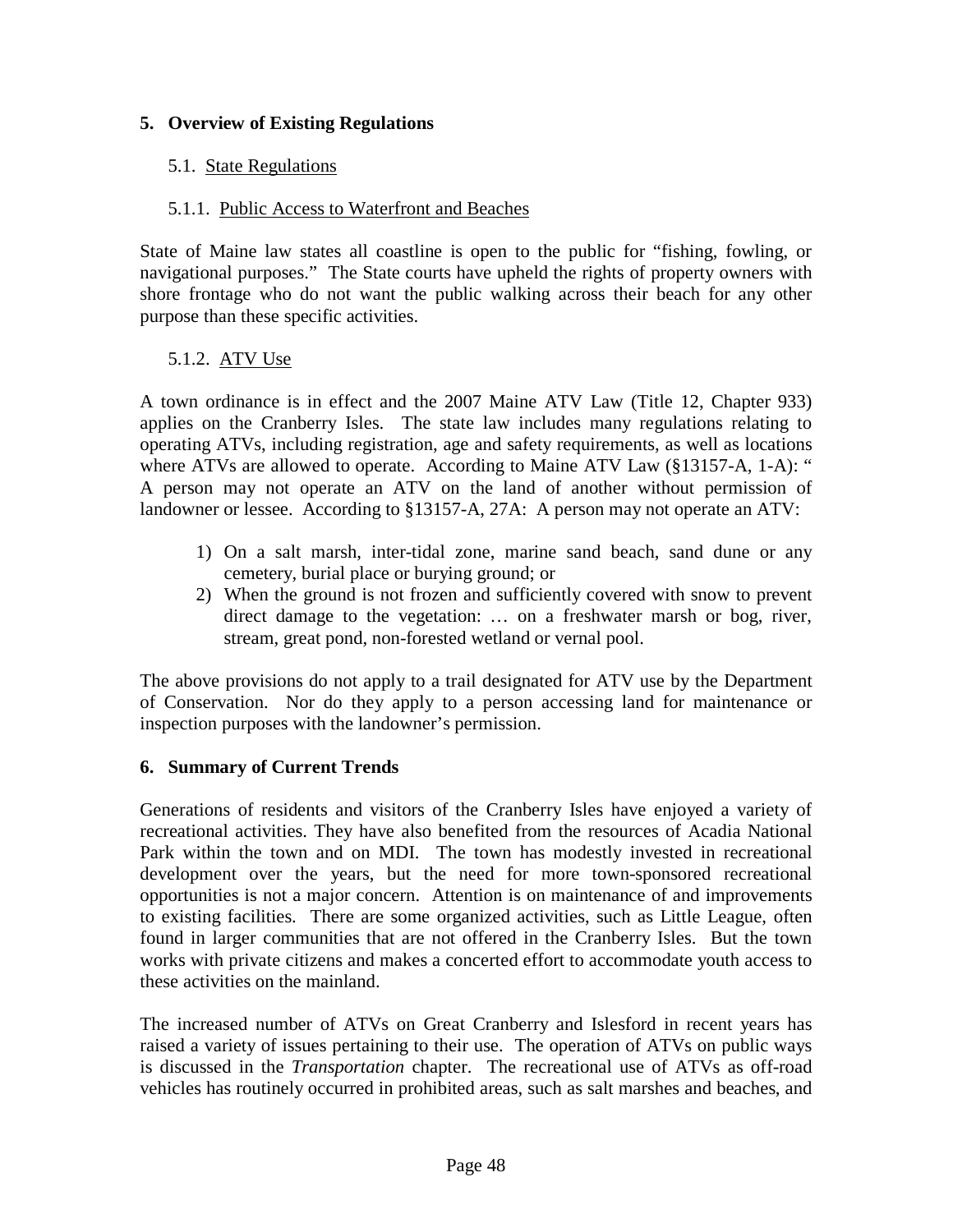## 5. Overview of Existing Regulations

### 5.1. State Regulations

#### 5.1.1. Public Access to Waterfront and Beaches

State of Maine law states all coastline is open to the public for "fishing, fowling, or navigational purposes." The State courts have upheld the rights of property owners with shore frontage who do not want the public walking across their beach for any other purpose than these specific activities.

#### 5.1.2. ATV Use

A town ordinance is in effect and the 2007 Maine ATV Law (Title 12, Chapter 933) applies on the Cranberry Isles. The state law includes many regulations relating to operating ATVs, including registration, age and safety requirements, as well as locations where ATVs are allowed to operate. According to Maine ATV Law (§13157-A, 1-A): " A person may not operate an ATV on the land of another without permission of landowner or lessee. According to §13157-A, 27A: A person may not operate an ATV:

1) On a salt marsh, inter-tidal zone, marine sand beach, sand dune or any cemetery, burial place or burying ground; or
2) When the ground is not frozen and sufficiently covered with snow to prevent direct damage to the vegetation: … on a freshwater marsh or bog, river, stream, great pond, non-forested wetland or vernal pool.

The above provisions do not apply to a trail designated for ATV use by the Department of Conservation. Nor do they apply to a person accessing land for maintenance or inspection purposes with the landowner's permission.

## 6. Summary of Current Trends

Generations of residents and visitors of the Cranberry Isles have enjoyed a variety of recreational activities. They have also benefited from the resources of Acadia National Park within the town and on MDI. The town has modestly invested in recreational development over the years, but the need for more town-sponsored recreational opportunities is not a major concern. Attention is on maintenance of and improvements to existing facilities. There are some organized activities, such as Little League, often found in larger communities that are not offered in the Cranberry Isles. But the town works with private citizens and makes a concerted effort to accommodate youth access to these activities on the mainland.

The increased number of ATVs on Great Cranberry and Islesford in recent years has raised a variety of issues pertaining to their use. The operation of ATVs on public ways is discussed in the *Transportation* chapter. The recreational use of ATVs as off-road vehicles has routinely occurred in prohibited areas, such as salt marshes and beaches, and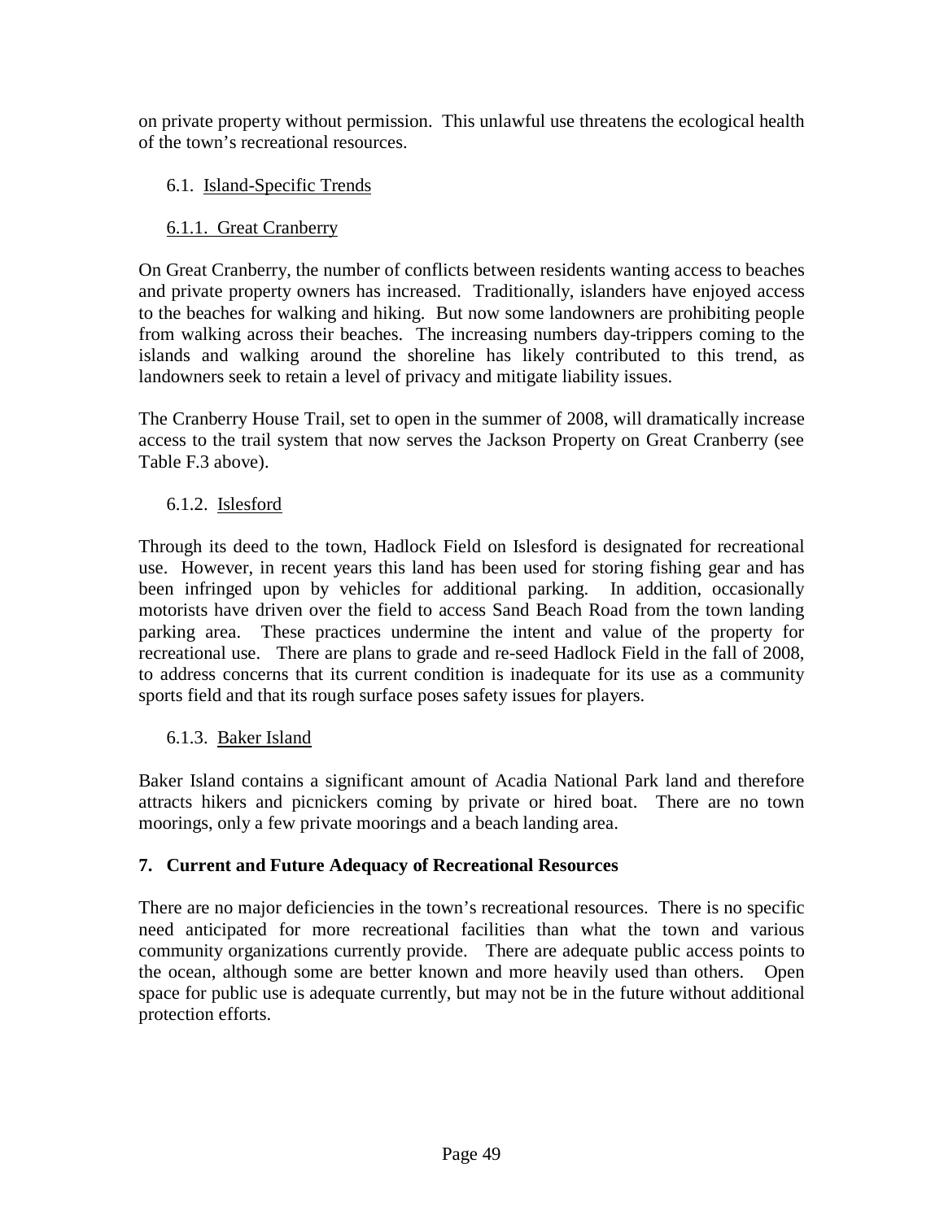on private property without permission. This unlawful use threatens the ecological health of the town's recreational resources.

### 6.1. Island-Specific Trends

#### 6.1.1. Great Cranberry

On Great Cranberry, the number of conflicts between residents wanting access to beaches and private property owners has increased. Traditionally, islanders have enjoyed access to the beaches for walking and hiking. But now some landowners are prohibiting people from walking across their beaches. The increasing numbers day-trippers coming to the islands and walking around the shoreline has likely contributed to this trend, as landowners seek to retain a level of privacy and mitigate liability issues.

The Cranberry House Trail, set to open in the summer of 2008, will dramatically increase access to the trail system that now serves the Jackson Property on Great Cranberry (see Table F.3 above).

#### 6.1.2. Islesford

Through its deed to the town, Hadlock Field on Islesford is designated for recreational use. However, in recent years this land has been used for storing fishing gear and has been infringed upon by vehicles for additional parking. In addition, occasionally motorists have driven over the field to access Sand Beach Road from the town landing parking area. These practices undermine the intent and value of the property for recreational use. There are plans to grade and re-seed Hadlock Field in the fall of 2008, to address concerns that its current condition is inadequate for its use as a community sports field and that its rough surface poses safety issues for players.

#### 6.1.3. Baker Island

Baker Island contains a significant amount of Acadia National Park land and therefore attracts hikers and picnickers coming by private or hired boat. There are no town moorings, only a few private moorings and a beach landing area.

## 7. Current and Future Adequacy of Recreational Resources

There are no major deficiencies in the town's recreational resources. There is no specific need anticipated for more recreational facilities than what the town and various community organizations currently provide. There are adequate public access points to the ocean, although some are better known and more heavily used than others. Open space for public use is adequate currently, but may not be in the future without additional protection efforts.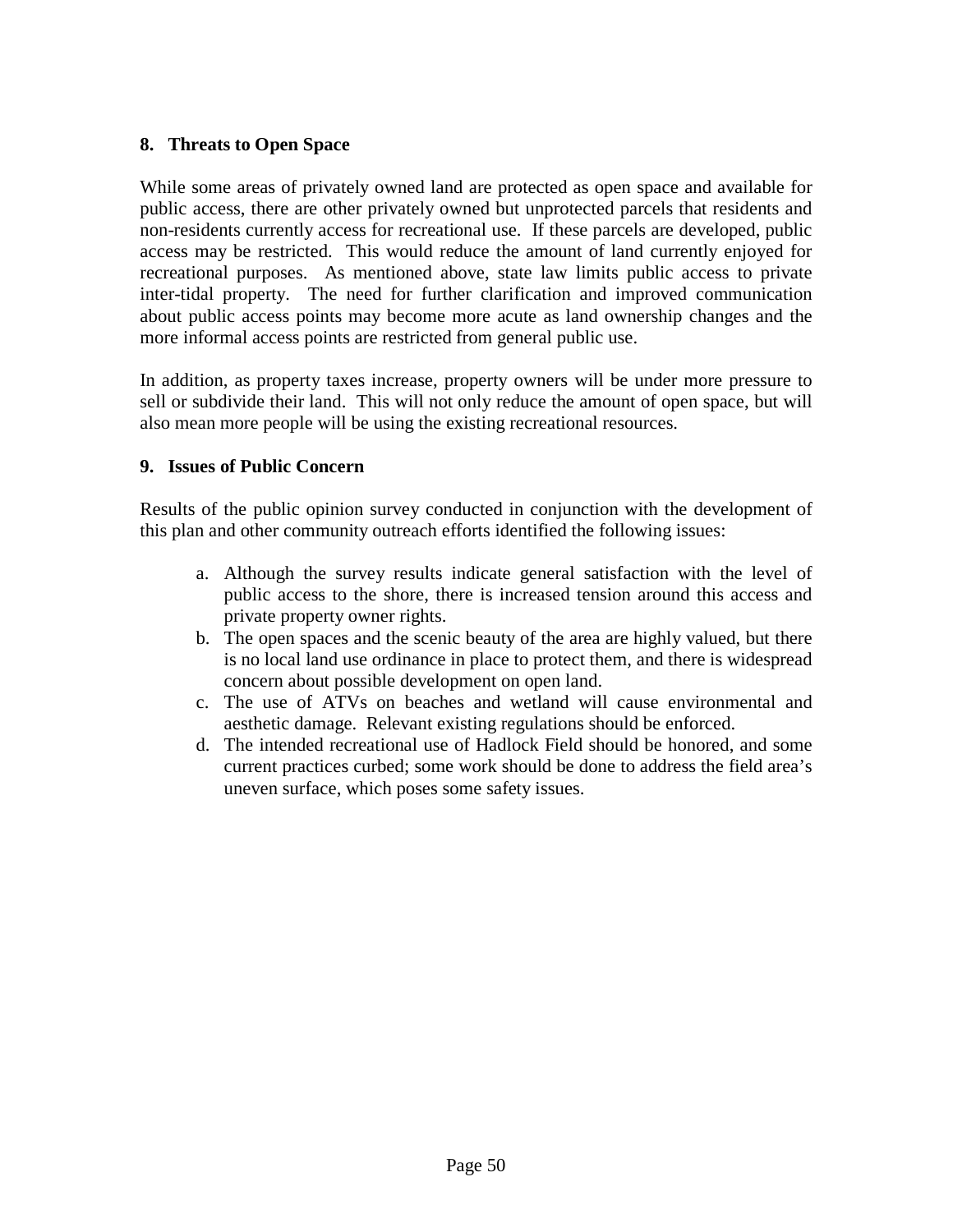### 8. Threats to Open Space

While some areas of privately owned land are protected as open space and available for public access, there are other privately owned but unprotected parcels that residents and non-residents currently access for recreational use. If these parcels are developed, public access may be restricted. This would reduce the amount of land currently enjoyed for recreational purposes. As mentioned above, state law limits public access to private inter-tidal property. The need for further clarification and improved communication about public access points may become more acute as land ownership changes and the more informal access points are restricted from general public use.

In addition, as property taxes increase, property owners will be under more pressure to sell or subdivide their land. This will not only reduce the amount of open space, but will also mean more people will be using the existing recreational resources.

### 9. Issues of Public Concern

Results of the public opinion survey conducted in conjunction with the development of this plan and other community outreach efforts identified the following issues:

a. Although the survey results indicate general satisfaction with the level of public access to the shore, there is increased tension around this access and private property owner rights.
b. The open spaces and the scenic beauty of the area are highly valued, but there is no local land use ordinance in place to protect them, and there is widespread concern about possible development on open land.
c. The use of ATVs on beaches and wetland will cause environmental and aesthetic damage. Relevant existing regulations should be enforced.
d. The intended recreational use of Hadlock Field should be honored, and some current practices curbed; some work should be done to address the field area's uneven surface, which poses some safety issues.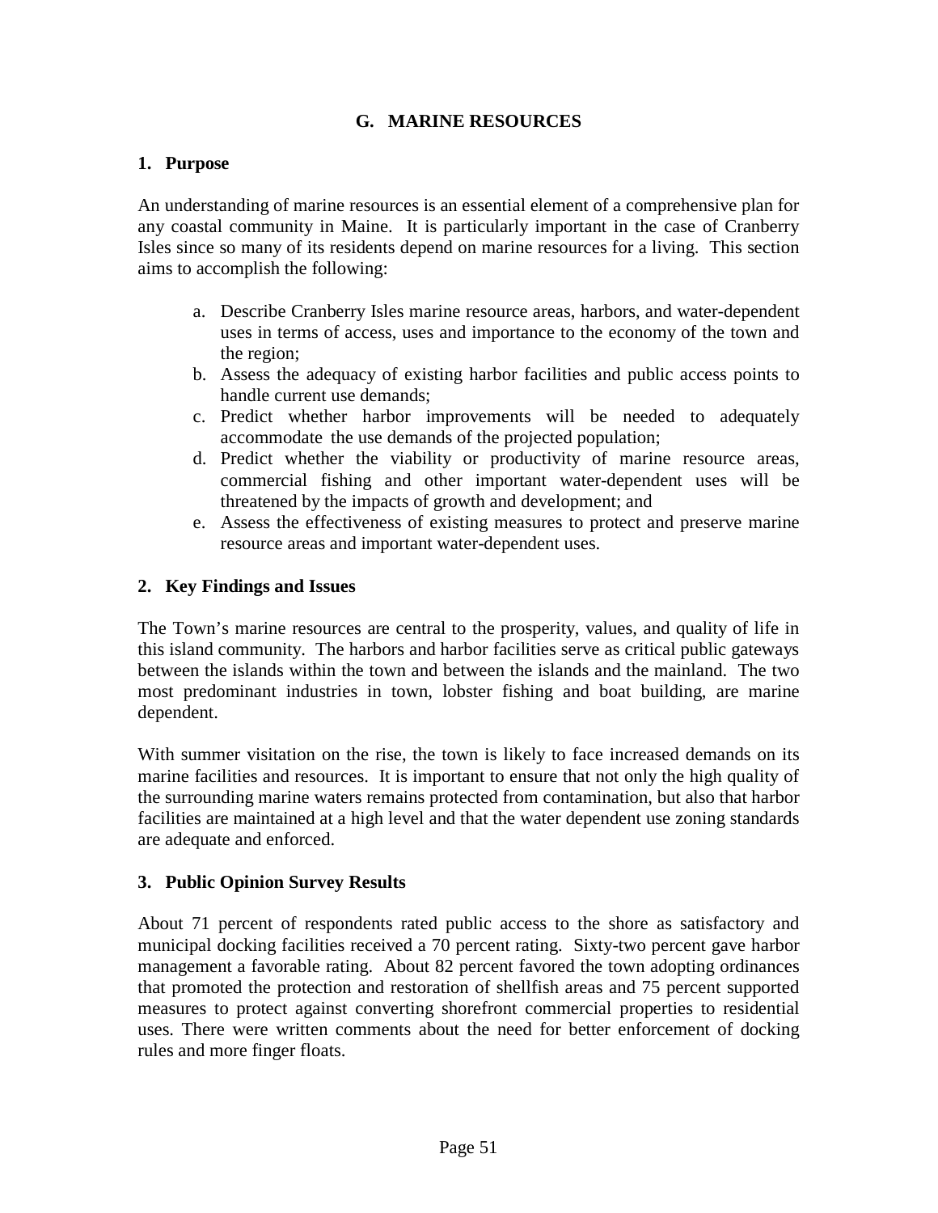## G. MARINE RESOURCES

### 1. Purpose

An understanding of marine resources is an essential element of a comprehensive plan for any coastal community in Maine. It is particularly important in the case of Cranberry Isles since so many of its residents depend on marine resources for a living. This section aims to accomplish the following:

a. Describe Cranberry Isles marine resource areas, harbors, and water-dependent uses in terms of access, uses and importance to the economy of the town and the region;
b. Assess the adequacy of existing harbor facilities and public access points to handle current use demands;
c. Predict whether harbor improvements will be needed to adequately accommodate the use demands of the projected population;
d. Predict whether the viability or productivity of marine resource areas, commercial fishing and other important water-dependent uses will be threatened by the impacts of growth and development; and
e. Assess the effectiveness of existing measures to protect and preserve marine resource areas and important water-dependent uses.

### 2. Key Findings and Issues

The Town's marine resources are central to the prosperity, values, and quality of life in this island community. The harbors and harbor facilities serve as critical public gateways between the islands within the town and between the islands and the mainland. The two most predominant industries in town, lobster fishing and boat building, are marine dependent.

With summer visitation on the rise, the town is likely to face increased demands on its marine facilities and resources. It is important to ensure that not only the high quality of the surrounding marine waters remains protected from contamination, but also that harbor facilities are maintained at a high level and that the water dependent use zoning standards are adequate and enforced.

### 3. Public Opinion Survey Results

About 71 percent of respondents rated public access to the shore as satisfactory and municipal docking facilities received a 70 percent rating. Sixty-two percent gave harbor management a favorable rating. About 82 percent favored the town adopting ordinances that promoted the protection and restoration of shellfish areas and 75 percent supported measures to protect against converting shorefront commercial properties to residential uses. There were written comments about the need for better enforcement of docking rules and more finger floats.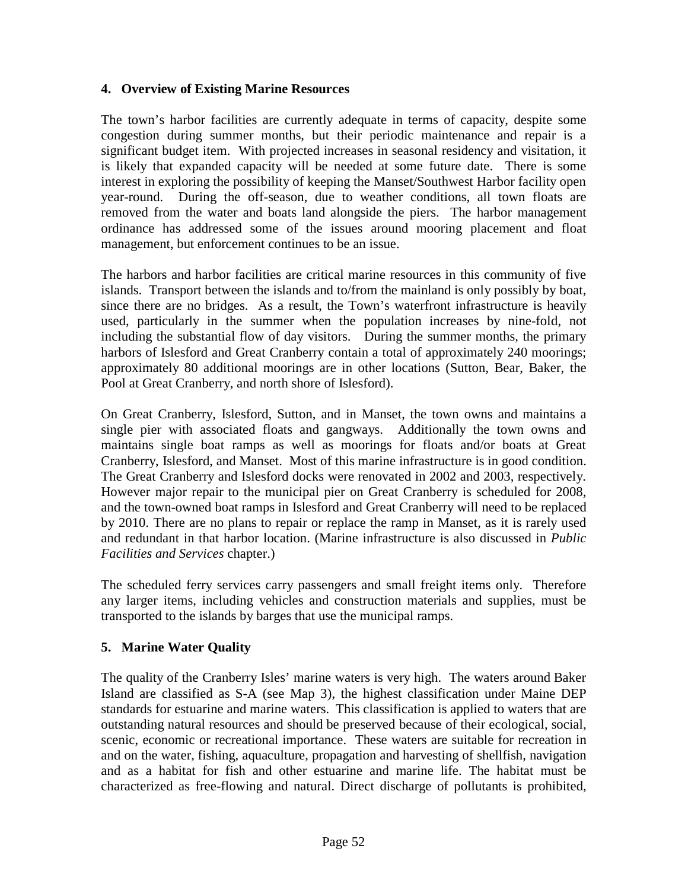## 4. Overview of Existing Marine Resources

The town's harbor facilities are currently adequate in terms of capacity, despite some congestion during summer months, but their periodic maintenance and repair is a significant budget item. With projected increases in seasonal residency and visitation, it is likely that expanded capacity will be needed at some future date. There is some interest in exploring the possibility of keeping the Manset/Southwest Harbor facility open year-round. During the off-season, due to weather conditions, all town floats are removed from the water and boats land alongside the piers. The harbor management ordinance has addressed some of the issues around mooring placement and float management, but enforcement continues to be an issue.

The harbors and harbor facilities are critical marine resources in this community of five islands. Transport between the islands and to/from the mainland is only possibly by boat, since there are no bridges. As a result, the Town's waterfront infrastructure is heavily used, particularly in the summer when the population increases by nine-fold, not including the substantial flow of day visitors. During the summer months, the primary harbors of Islesford and Great Cranberry contain a total of approximately 240 moorings; approximately 80 additional moorings are in other locations (Sutton, Bear, Baker, the Pool at Great Cranberry, and north shore of Islesford).

On Great Cranberry, Islesford, Sutton, and in Manset, the town owns and maintains a single pier with associated floats and gangways. Additionally the town owns and maintains single boat ramps as well as moorings for floats and/or boats at Great Cranberry, Islesford, and Manset. Most of this marine infrastructure is in good condition. The Great Cranberry and Islesford docks were renovated in 2002 and 2003, respectively. However major repair to the municipal pier on Great Cranberry is scheduled for 2008, and the town-owned boat ramps in Islesford and Great Cranberry will need to be replaced by 2010. There are no plans to repair or replace the ramp in Manset, as it is rarely used and redundant in that harbor location. (Marine infrastructure is also discussed in *Public Facilities and Services* chapter.)

The scheduled ferry services carry passengers and small freight items only. Therefore any larger items, including vehicles and construction materials and supplies, must be transported to the islands by barges that use the municipal ramps.

## 5. Marine Water Quality

The quality of the Cranberry Isles' marine waters is very high. The waters around Baker Island are classified as S-A (see Map 3), the highest classification under Maine DEP standards for estuarine and marine waters. This classification is applied to waters that are outstanding natural resources and should be preserved because of their ecological, social, scenic, economic or recreational importance. These waters are suitable for recreation in and on the water, fishing, aquaculture, propagation and harvesting of shellfish, navigation and as a habitat for fish and other estuarine and marine life. The habitat must be characterized as free-flowing and natural. Direct discharge of pollutants is prohibited,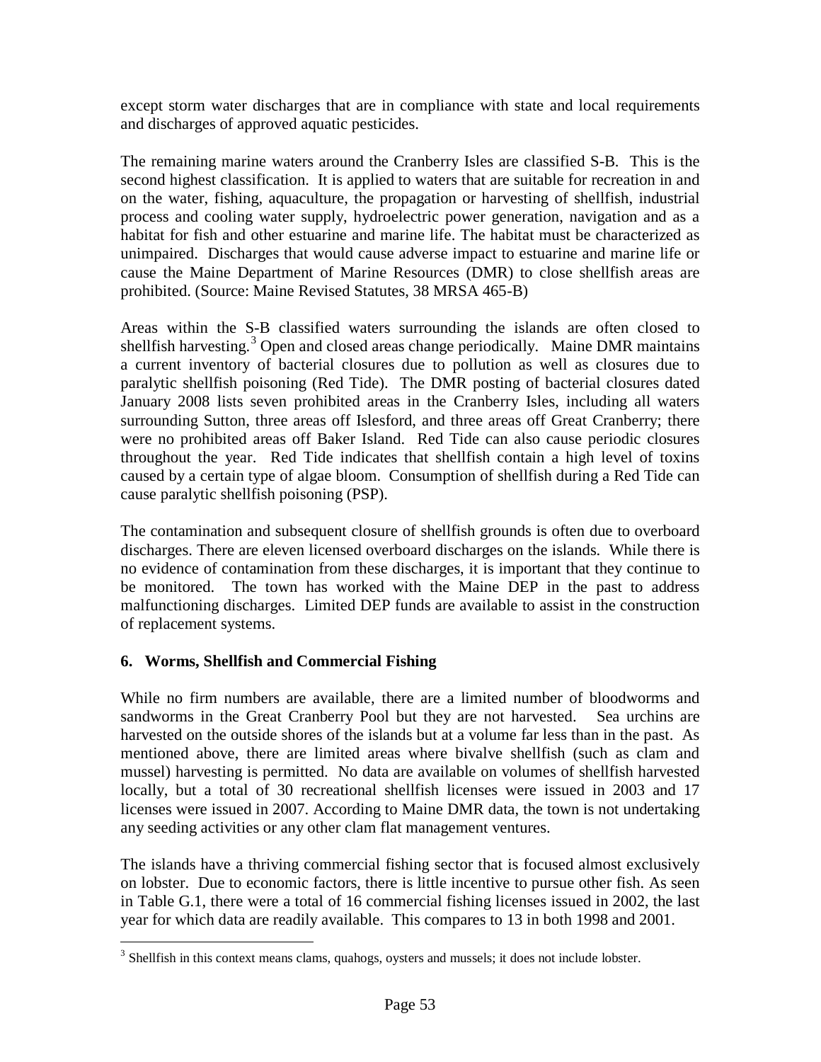except storm water discharges that are in compliance with state and local requirements and discharges of approved aquatic pesticides.

The remaining marine waters around the Cranberry Isles are classified S-B. This is the second highest classification. It is applied to waters that are suitable for recreation in and on the water, fishing, aquaculture, the propagation or harvesting of shellfish, industrial process and cooling water supply, hydroelectric power generation, navigation and as a habitat for fish and other estuarine and marine life. The habitat must be characterized as unimpaired. Discharges that would cause adverse impact to estuarine and marine life or cause the Maine Department of Marine Resources (DMR) to close shellfish areas are prohibited. (Source: Maine Revised Statutes, 38 MRSA 465-B)

Areas within the S-B classified waters surrounding the islands are often closed to shellfish harvesting.[3] Open and closed areas change periodically. Maine DMR maintains a current inventory of bacterial closures due to pollution as well as closures due to paralytic shellfish poisoning (Red Tide). The DMR posting of bacterial closures dated January 2008 lists seven prohibited areas in the Cranberry Isles, including all waters surrounding Sutton, three areas off Islesford, and three areas off Great Cranberry; there were no prohibited areas off Baker Island. Red Tide can also cause periodic closures throughout the year. Red Tide indicates that shellfish contain a high level of toxins caused by a certain type of algae bloom. Consumption of shellfish during a Red Tide can cause paralytic shellfish poisoning (PSP).

The contamination and subsequent closure of shellfish grounds is often due to overboard discharges. There are eleven licensed overboard discharges on the islands. While there is no evidence of contamination from these discharges, it is important that they continue to be monitored. The town has worked with the Maine DEP in the past to address malfunctioning discharges. Limited DEP funds are available to assist in the construction of replacement systems.

## 6. Worms, Shellfish and Commercial Fishing

While no firm numbers are available, there are a limited number of bloodworms and sandworms in the Great Cranberry Pool but they are not harvested. Sea urchins are harvested on the outside shores of the islands but at a volume far less than in the past. As mentioned above, there are limited areas where bivalve shellfish (such as clam and mussel) harvesting is permitted. No data are available on volumes of shellfish harvested locally, but a total of 30 recreational shellfish licenses were issued in 2003 and 17 licenses were issued in 2007. According to Maine DMR data, the town is not undertaking any seeding activities or any other clam flat management ventures.

The islands have a thriving commercial fishing sector that is focused almost exclusively on lobster. Due to economic factors, there is little incentive to pursue other fish. As seen in Table G.1, there were a total of 16 commercial fishing licenses issued in 2002, the last year for which data are readily available. This compares to 13 in both 1998 and 2001.

[3] Shellfish in this context means clams, quahogs, oysters and mussels; it does not include lobster.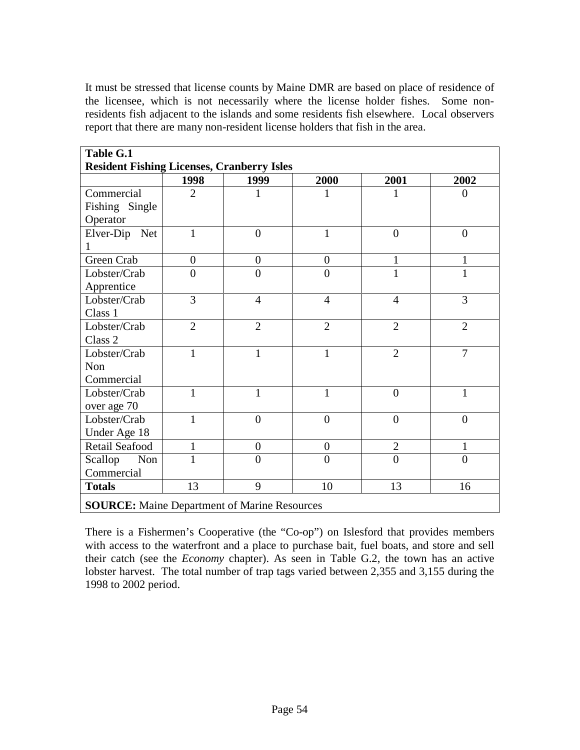It must be stressed that license counts by Maine DMR are based on place of residence of the licensee, which is not necessarily where the license holder fishes. Some non-residents fish adjacent to the islands and some residents fish elsewhere. Local observers report that there are many non-resident license holders that fish in the area.

**Table G.1**
**Resident Fishing Licenses, Cranberry Isles**

| | 1998 | 1999 | 2000 | 2001 | 2002 |
|---|---|---|---|---|---|
| Commercial Fishing Single Operator | 2 | 1 | 1 | 1 | 0 |
| Elver-Dip Net 1 | 1 | 0 | 1 | 0 | 0 |
| Green Crab | 0 | 0 | 0 | 1 | 1 |
| Lobster/Crab Apprentice | 0 | 0 | 0 | 1 | 1 |
| Lobster/Crab Class 1 | 3 | 4 | 4 | 4 | 3 |
| Lobster/Crab Class 2 | 2 | 2 | 2 | 2 | 2 |
| Lobster/Crab Non Commercial | 1 | 1 | 1 | 2 | 7 |
| Lobster/Crab over age 70 | 1 | 1 | 1 | 0 | 1 |
| Lobster/Crab Under Age 18 | 1 | 0 | 0 | 0 | 0 |
| Retail Seafood | 1 | 0 | 0 | 2 | 1 |
| Scallop Non Commercial | 1 | 0 | 0 | 0 | 0 |
| **Totals** | 13 | 9 | 10 | 13 | 16 |

**SOURCE:** Maine Department of Marine Resources

There is a Fishermen's Cooperative (the "Co-op") on Islesford that provides members with access to the waterfront and a place to purchase bait, fuel boats, and store and sell their catch (see the *Economy* chapter). As seen in Table G.2, the town has an active lobster harvest. The total number of trap tags varied between 2,355 and 3,155 during the 1998 to 2002 period.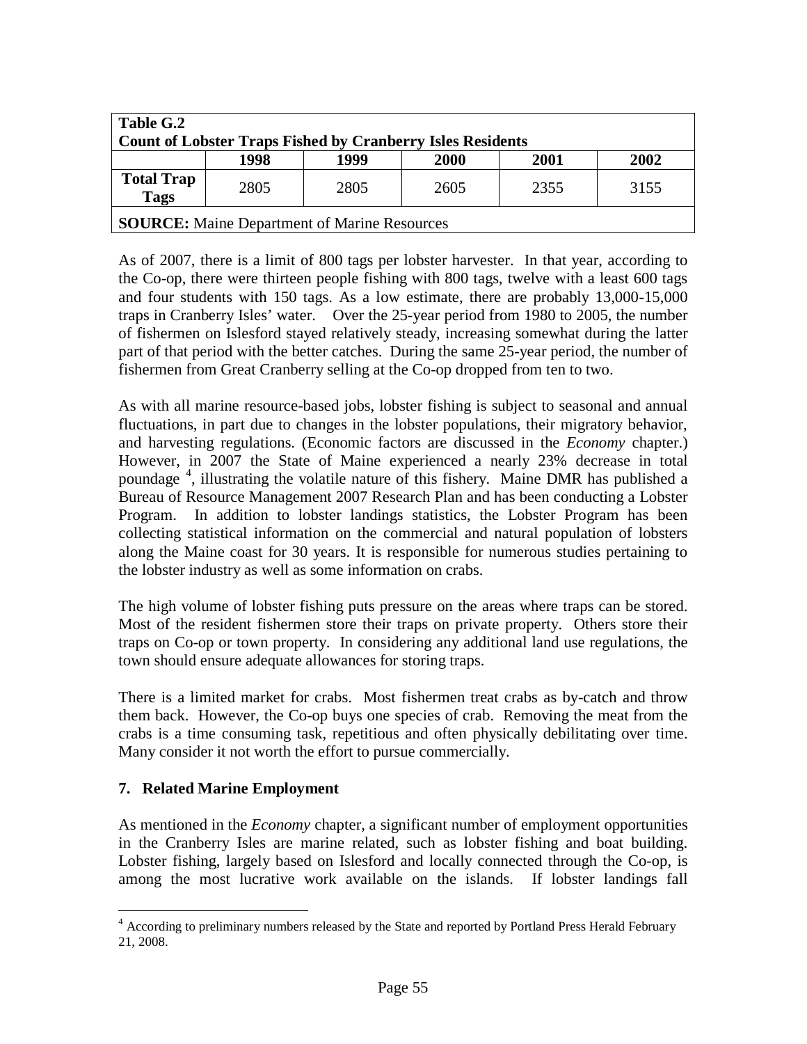| Table G.2 Count of Lobster Traps Fished by Cranberry Isles Residents | | | | | |
|---|---|---|---|---|---|
| | **1998** | **1999** | **2000** | **2001** | **2002** |
| **Total Trap Tags** | 2805 | 2805 | 2605 | 2355 | 3155 |
| **SOURCE:** Maine Department of Marine Resources | | | | | |

As of 2007, there is a limit of 800 tags per lobster harvester. In that year, according to the Co-op, there were thirteen people fishing with 800 tags, twelve with a least 600 tags and four students with 150 tags. As a low estimate, there are probably 13,000-15,000 traps in Cranberry Isles' water. Over the 25-year period from 1980 to 2005, the number of fishermen on Islesford stayed relatively steady, increasing somewhat during the latter part of that period with the better catches. During the same 25-year period, the number of fishermen from Great Cranberry selling at the Co-op dropped from ten to two.

As with all marine resource-based jobs, lobster fishing is subject to seasonal and annual fluctuations, in part due to changes in the lobster populations, their migratory behavior, and harvesting regulations. (Economic factors are discussed in the *Economy* chapter.) However, in 2007 the State of Maine experienced a nearly 23% decrease in total poundage [4], illustrating the volatile nature of this fishery. Maine DMR has published a Bureau of Resource Management 2007 Research Plan and has been conducting a Lobster Program. In addition to lobster landings statistics, the Lobster Program has been collecting statistical information on the commercial and natural population of lobsters along the Maine coast for 30 years. It is responsible for numerous studies pertaining to the lobster industry as well as some information on crabs.

The high volume of lobster fishing puts pressure on the areas where traps can be stored. Most of the resident fishermen store their traps on private property. Others store their traps on Co-op or town property. In considering any additional land use regulations, the town should ensure adequate allowances for storing traps.

There is a limited market for crabs. Most fishermen treat crabs as by-catch and throw them back. However, the Co-op buys one species of crab. Removing the meat from the crabs is a time consuming task, repetitious and often physically debilitating over time. Many consider it not worth the effort to pursue commercially.

### 7. Related Marine Employment

As mentioned in the *Economy* chapter, a significant number of employment opportunities in the Cranberry Isles are marine related, such as lobster fishing and boat building. Lobster fishing, largely based on Islesford and locally connected through the Co-op, is among the most lucrative work available on the islands. If lobster landings fall

[4] According to preliminary numbers released by the State and reported by Portland Press Herald February 21, 2008.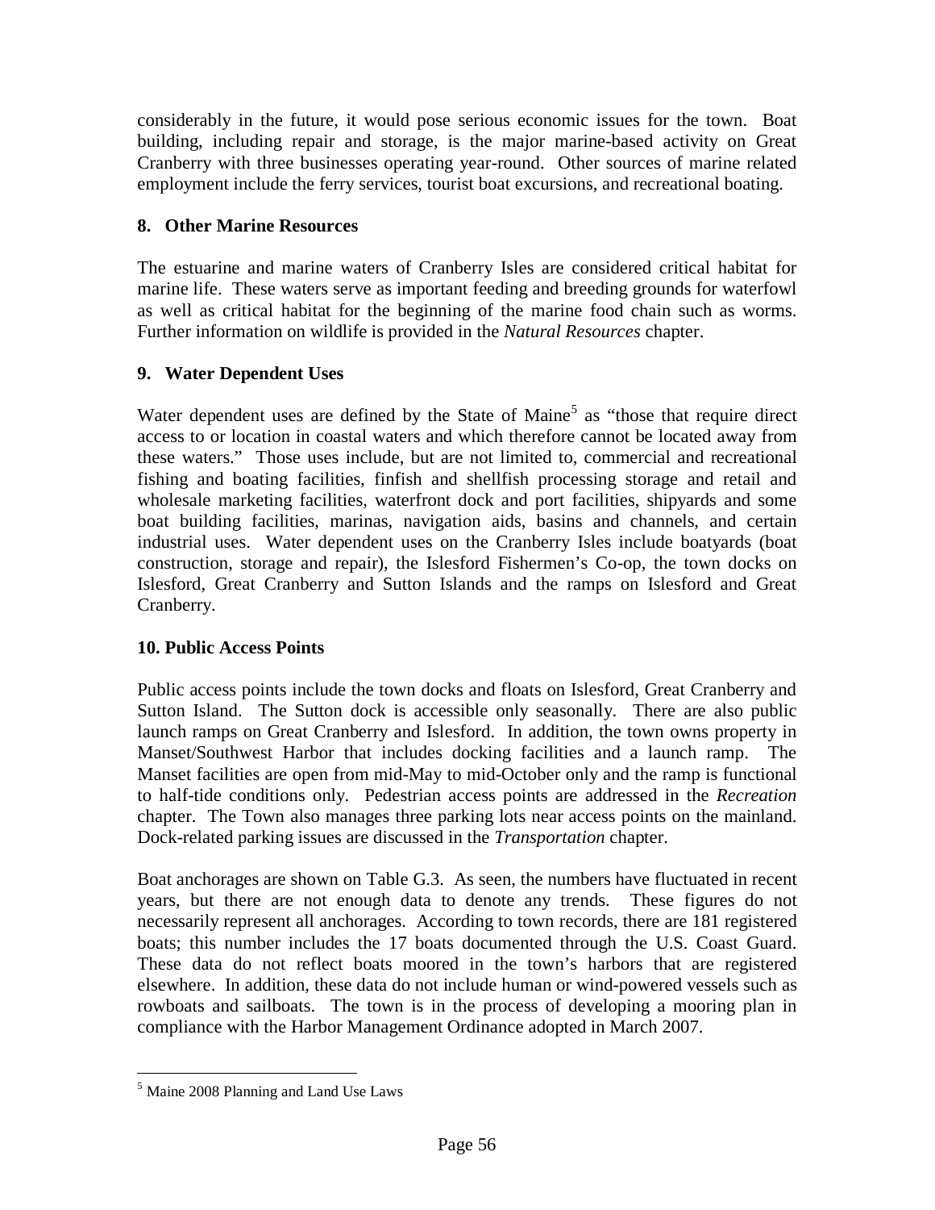considerably in the future, it would pose serious economic issues for the town. Boat building, including repair and storage, is the major marine-based activity on Great Cranberry with three businesses operating year-round. Other sources of marine related employment include the ferry services, tourist boat excursions, and recreational boating.

### 8. Other Marine Resources

The estuarine and marine waters of Cranberry Isles are considered critical habitat for marine life. These waters serve as important feeding and breeding grounds for waterfowl as well as critical habitat for the beginning of the marine food chain such as worms. Further information on wildlife is provided in the *Natural Resources* chapter.

### 9. Water Dependent Uses

Water dependent uses are defined by the State of Maine[5] as "those that require direct access to or location in coastal waters and which therefore cannot be located away from these waters." Those uses include, but are not limited to, commercial and recreational fishing and boating facilities, finfish and shellfish processing storage and retail and wholesale marketing facilities, waterfront dock and port facilities, shipyards and some boat building facilities, marinas, navigation aids, basins and channels, and certain industrial uses. Water dependent uses on the Cranberry Isles include boatyards (boat construction, storage and repair), the Islesford Fishermen's Co-op, the town docks on Islesford, Great Cranberry and Sutton Islands and the ramps on Islesford and Great Cranberry.

### 10. Public Access Points

Public access points include the town docks and floats on Islesford, Great Cranberry and Sutton Island. The Sutton dock is accessible only seasonally. There are also public launch ramps on Great Cranberry and Islesford. In addition, the town owns property in Manset/Southwest Harbor that includes docking facilities and a launch ramp. The Manset facilities are open from mid-May to mid-October only and the ramp is functional to half-tide conditions only. Pedestrian access points are addressed in the *Recreation* chapter. The Town also manages three parking lots near access points on the mainland. Dock-related parking issues are discussed in the *Transportation* chapter.

Boat anchorages are shown on Table G.3. As seen, the numbers have fluctuated in recent years, but there are not enough data to denote any trends. These figures do not necessarily represent all anchorages. According to town records, there are 181 registered boats; this number includes the 17 boats documented through the U.S. Coast Guard. These data do not reflect boats moored in the town's harbors that are registered elsewhere. In addition, these data do not include human or wind-powered vessels such as rowboats and sailboats. The town is in the process of developing a mooring plan in compliance with the Harbor Management Ordinance adopted in March 2007.

[5] Maine 2008 Planning and Land Use Laws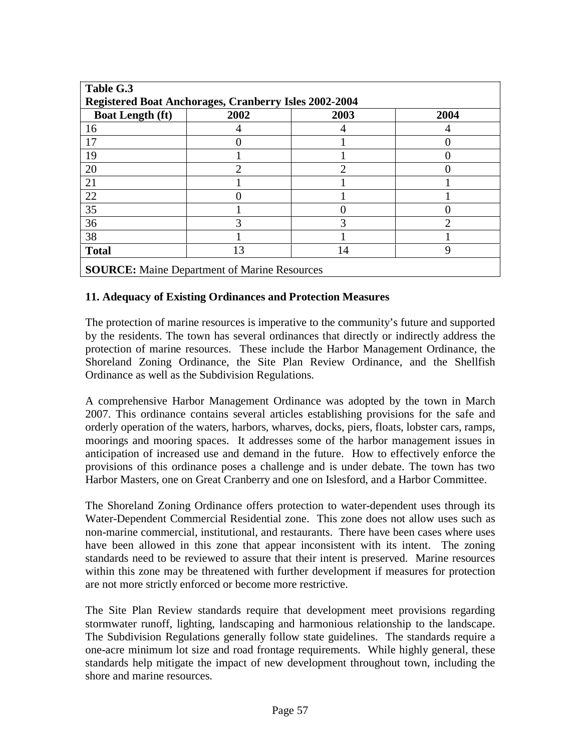**Table G.3**
**Registered Boat Anchorages, Cranberry Isles 2002-2004**

| Boat Length (ft) | 2002 | 2003 | 2004 |
|---|---|---|---|
| 16 | 4 | 4 | 4 |
| 17 | 0 | 1 | 0 |
| 19 | 1 | 1 | 0 |
| 20 | 2 | 2 | 0 |
| 21 | 1 | 1 | 1 |
| 22 | 0 | 1 | 1 |
| 35 | 1 | 0 | 0 |
| 36 | 3 | 3 | 2 |
| 38 | 1 | 1 | 1 |
| **Total** | 13 | 14 | 9 |

**SOURCE:** Maine Department of Marine Resources

### 11. Adequacy of Existing Ordinances and Protection Measures

The protection of marine resources is imperative to the community's future and supported by the residents. The town has several ordinances that directly or indirectly address the protection of marine resources. These include the Harbor Management Ordinance, the Shoreland Zoning Ordinance, the Site Plan Review Ordinance, and the Shellfish Ordinance as well as the Subdivision Regulations.

A comprehensive Harbor Management Ordinance was adopted by the town in March 2007. This ordinance contains several articles establishing provisions for the safe and orderly operation of the waters, harbors, wharves, docks, piers, floats, lobster cars, ramps, moorings and mooring spaces. It addresses some of the harbor management issues in anticipation of increased use and demand in the future. How to effectively enforce the provisions of this ordinance poses a challenge and is under debate. The town has two Harbor Masters, one on Great Cranberry and one on Islesford, and a Harbor Committee.

The Shoreland Zoning Ordinance offers protection to water-dependent uses through its Water-Dependent Commercial Residential zone. This zone does not allow uses such as non-marine commercial, institutional, and restaurants. There have been cases where uses have been allowed in this zone that appear inconsistent with its intent. The zoning standards need to be reviewed to assure that their intent is preserved. Marine resources within this zone may be threatened with further development if measures for protection are not more strictly enforced or become more restrictive.

The Site Plan Review standards require that development meet provisions regarding stormwater runoff, lighting, landscaping and harmonious relationship to the landscape. The Subdivision Regulations generally follow state guidelines. The standards require a one-acre minimum lot size and road frontage requirements. While highly general, these standards help mitigate the impact of new development throughout town, including the shore and marine resources.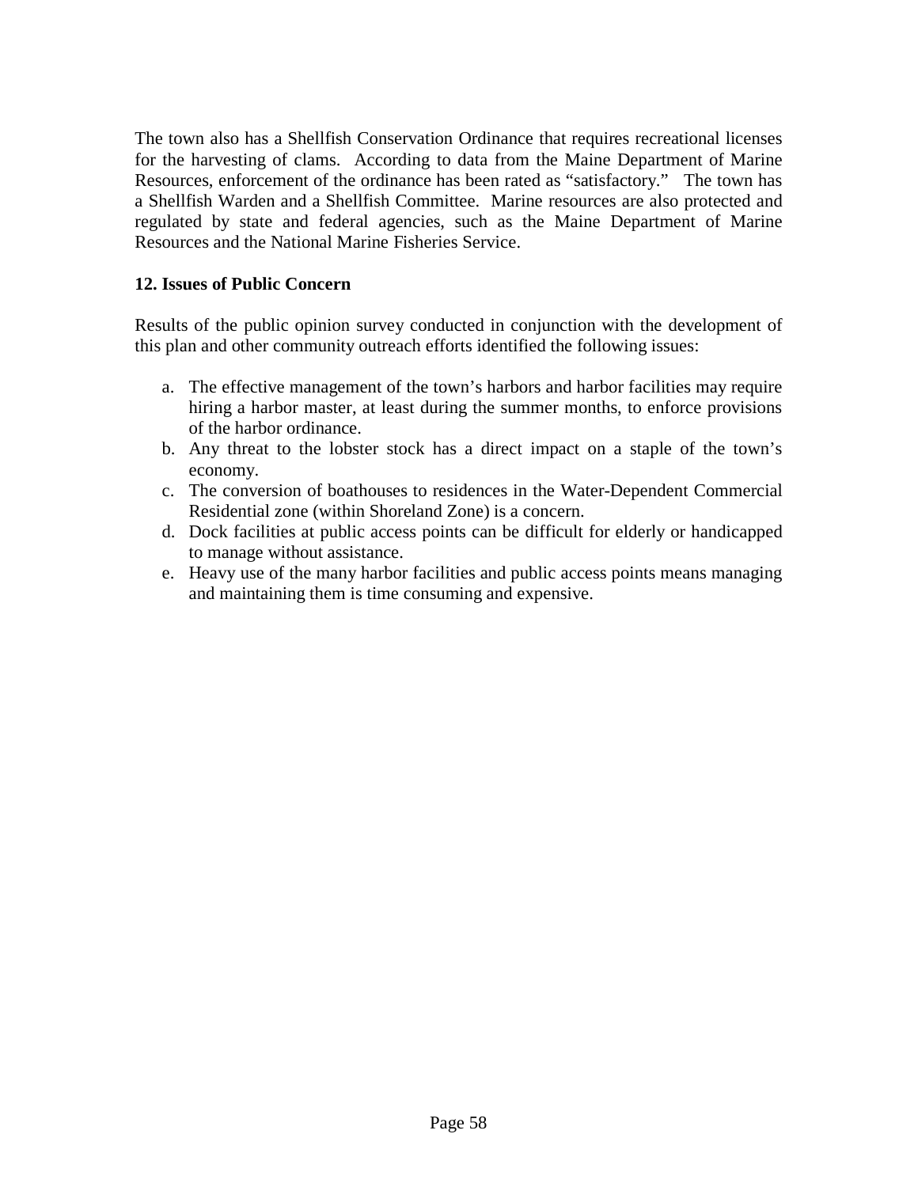The town also has a Shellfish Conservation Ordinance that requires recreational licenses for the harvesting of clams. According to data from the Maine Department of Marine Resources, enforcement of the ordinance has been rated as "satisfactory." The town has a Shellfish Warden and a Shellfish Committee. Marine resources are also protected and regulated by state and federal agencies, such as the Maine Department of Marine Resources and the National Marine Fisheries Service.

## 12. Issues of Public Concern

Results of the public opinion survey conducted in conjunction with the development of this plan and other community outreach efforts identified the following issues:

a. The effective management of the town's harbors and harbor facilities may require hiring a harbor master, at least during the summer months, to enforce provisions of the harbor ordinance.
b. Any threat to the lobster stock has a direct impact on a staple of the town's economy.
c. The conversion of boathouses to residences in the Water-Dependent Commercial Residential zone (within Shoreland Zone) is a concern.
d. Dock facilities at public access points can be difficult for elderly or handicapped to manage without assistance.
e. Heavy use of the many harbor facilities and public access points means managing and maintaining them is time consuming and expensive.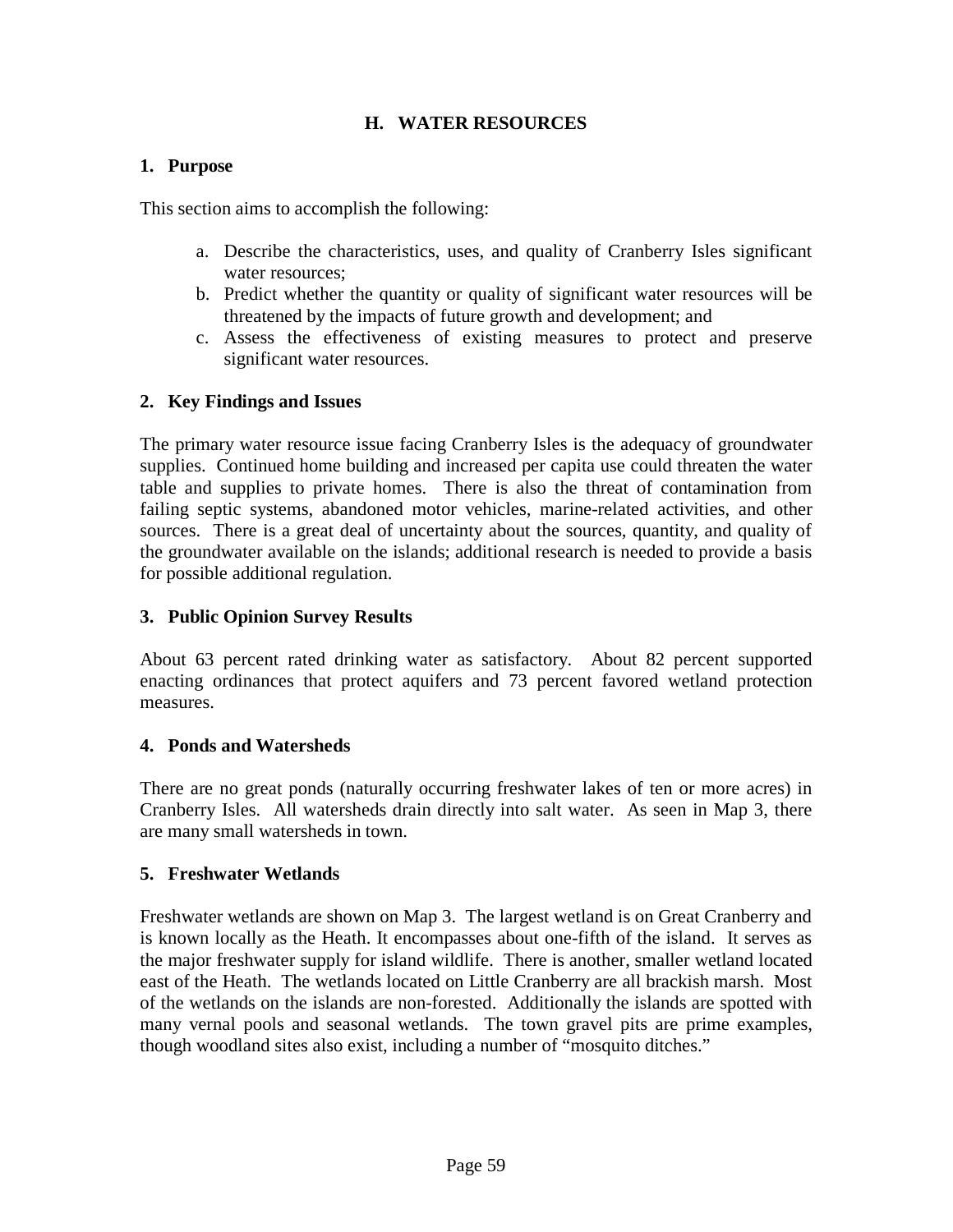## H. WATER RESOURCES

### 1. Purpose

This section aims to accomplish the following:

a. Describe the characteristics, uses, and quality of Cranberry Isles significant water resources;
b. Predict whether the quantity or quality of significant water resources will be threatened by the impacts of future growth and development; and
c. Assess the effectiveness of existing measures to protect and preserve significant water resources.

### 2. Key Findings and Issues

The primary water resource issue facing Cranberry Isles is the adequacy of groundwater supplies. Continued home building and increased per capita use could threaten the water table and supplies to private homes. There is also the threat of contamination from failing septic systems, abandoned motor vehicles, marine-related activities, and other sources. There is a great deal of uncertainty about the sources, quantity, and quality of the groundwater available on the islands; additional research is needed to provide a basis for possible additional regulation.

### 3. Public Opinion Survey Results

About 63 percent rated drinking water as satisfactory. About 82 percent supported enacting ordinances that protect aquifers and 73 percent favored wetland protection measures.

### 4. Ponds and Watersheds

There are no great ponds (naturally occurring freshwater lakes of ten or more acres) in Cranberry Isles. All watersheds drain directly into salt water. As seen in Map 3, there are many small watersheds in town.

### 5. Freshwater Wetlands

Freshwater wetlands are shown on Map 3. The largest wetland is on Great Cranberry and is known locally as the Heath. It encompasses about one-fifth of the island. It serves as the major freshwater supply for island wildlife. There is another, smaller wetland located east of the Heath. The wetlands located on Little Cranberry are all brackish marsh. Most of the wetlands on the islands are non-forested. Additionally the islands are spotted with many vernal pools and seasonal wetlands. The town gravel pits are prime examples, though woodland sites also exist, including a number of "mosquito ditches."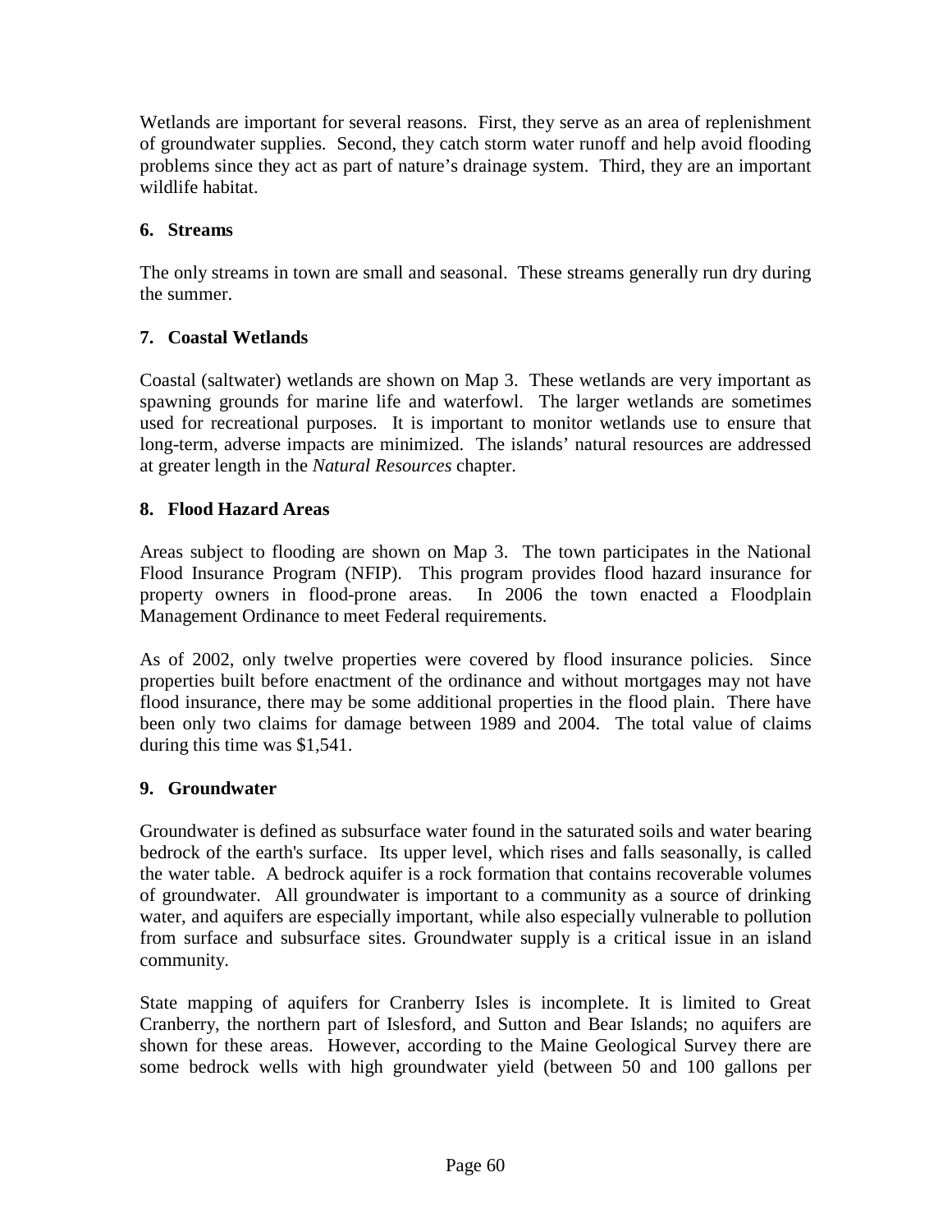Wetlands are important for several reasons. First, they serve as an area of replenishment of groundwater supplies. Second, they catch storm water runoff and help avoid flooding problems since they act as part of nature's drainage system. Third, they are an important wildlife habitat.

### 6. Streams

The only streams in town are small and seasonal. These streams generally run dry during the summer.

### 7. Coastal Wetlands

Coastal (saltwater) wetlands are shown on Map 3. These wetlands are very important as spawning grounds for marine life and waterfowl. The larger wetlands are sometimes used for recreational purposes. It is important to monitor wetlands use to ensure that long-term, adverse impacts are minimized. The islands' natural resources are addressed at greater length in the *Natural Resources* chapter.

### 8. Flood Hazard Areas

Areas subject to flooding are shown on Map 3. The town participates in the National Flood Insurance Program (NFIP). This program provides flood hazard insurance for property owners in flood-prone areas. In 2006 the town enacted a Floodplain Management Ordinance to meet Federal requirements.

As of 2002, only twelve properties were covered by flood insurance policies. Since properties built before enactment of the ordinance and without mortgages may not have flood insurance, there may be some additional properties in the flood plain. There have been only two claims for damage between 1989 and 2004. The total value of claims during this time was $1,541.

### 9. Groundwater

Groundwater is defined as subsurface water found in the saturated soils and water bearing bedrock of the earth's surface. Its upper level, which rises and falls seasonally, is called the water table. A bedrock aquifer is a rock formation that contains recoverable volumes of groundwater. All groundwater is important to a community as a source of drinking water, and aquifers are especially important, while also especially vulnerable to pollution from surface and subsurface sites. Groundwater supply is a critical issue in an island community.

State mapping of aquifers for Cranberry Isles is incomplete. It is limited to Great Cranberry, the northern part of Islesford, and Sutton and Bear Islands; no aquifers are shown for these areas. However, according to the Maine Geological Survey there are some bedrock wells with high groundwater yield (between 50 and 100 gallons per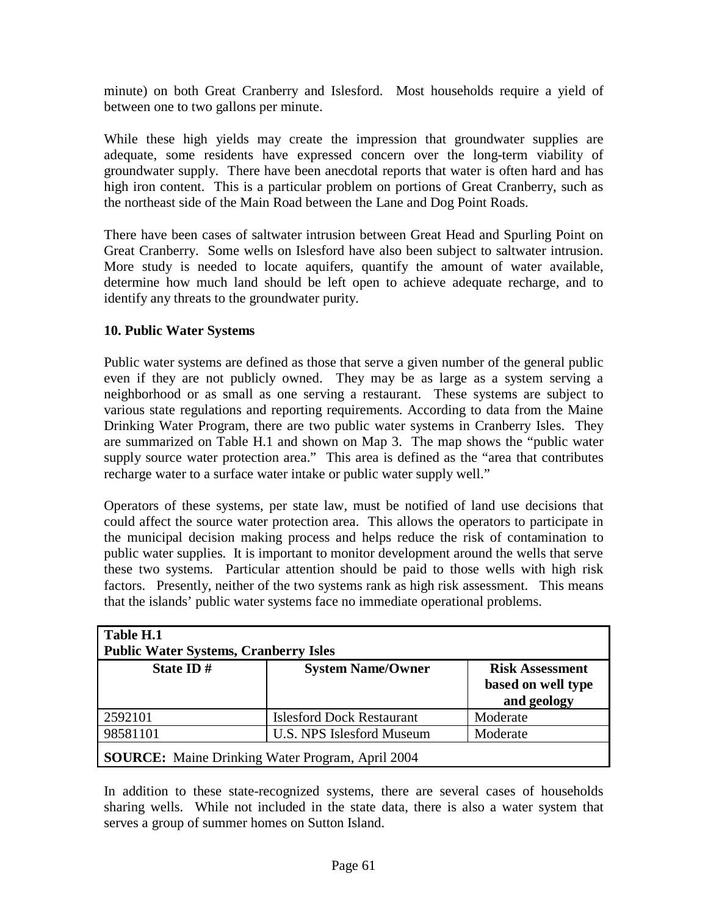minute) on both Great Cranberry and Islesford. Most households require a yield of between one to two gallons per minute.

While these high yields may create the impression that groundwater supplies are adequate, some residents have expressed concern over the long-term viability of groundwater supply. There have been anecdotal reports that water is often hard and has high iron content. This is a particular problem on portions of Great Cranberry, such as the northeast side of the Main Road between the Lane and Dog Point Roads.

There have been cases of saltwater intrusion between Great Head and Spurling Point on Great Cranberry. Some wells on Islesford have also been subject to saltwater intrusion. More study is needed to locate aquifers, quantify the amount of water available, determine how much land should be left open to achieve adequate recharge, and to identify any threats to the groundwater purity.

**10. Public Water Systems**

Public water systems are defined as those that serve a given number of the general public even if they are not publicly owned. They may be as large as a system serving a neighborhood or as small as one serving a restaurant. These systems are subject to various state regulations and reporting requirements. According to data from the Maine Drinking Water Program, there are two public water systems in Cranberry Isles. They are summarized on Table H.1 and shown on Map 3. The map shows the "public water supply source water protection area." This area is defined as the "area that contributes recharge water to a surface water intake or public water supply well."

Operators of these systems, per state law, must be notified of land use decisions that could affect the source water protection area. This allows the operators to participate in the municipal decision making process and helps reduce the risk of contamination to public water supplies. It is important to monitor development around the wells that serve these two systems. Particular attention should be paid to those wells with high risk factors. Presently, neither of the two systems rank as high risk assessment. This means that the islands' public water systems face no immediate operational problems.

**Table H.1**
**Public Water Systems, Cranberry Isles**

| State ID # | System Name/Owner | Risk Assessment based on well type and geology |
|---|---|---|
| 2592101 | Islesford Dock Restaurant | Moderate |
| 98581101 | U.S. NPS Islesford Museum | Moderate |

**SOURCE:** Maine Drinking Water Program, April 2004

In addition to these state-recognized systems, there are several cases of households sharing wells. While not included in the state data, there is also a water system that serves a group of summer homes on Sutton Island.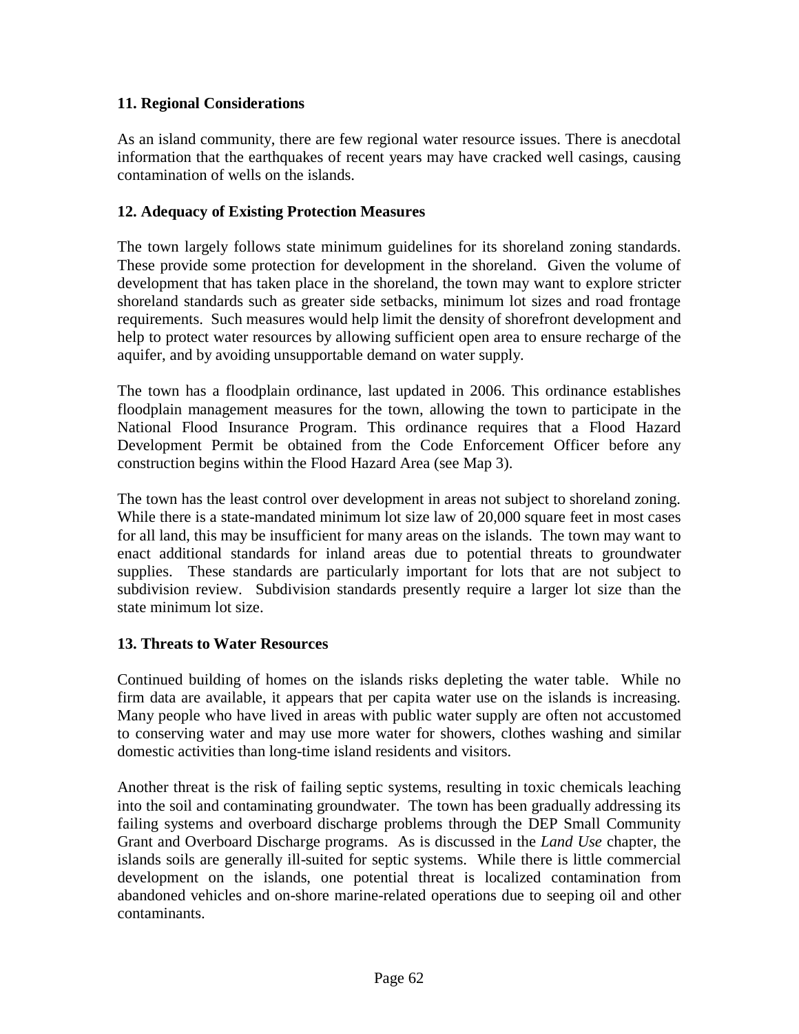### 11. Regional Considerations

As an island community, there are few regional water resource issues. There is anecdotal information that the earthquakes of recent years may have cracked well casings, causing contamination of wells on the islands.

### 12. Adequacy of Existing Protection Measures

The town largely follows state minimum guidelines for its shoreland zoning standards. These provide some protection for development in the shoreland. Given the volume of development that has taken place in the shoreland, the town may want to explore stricter shoreland standards such as greater side setbacks, minimum lot sizes and road frontage requirements. Such measures would help limit the density of shorefront development and help to protect water resources by allowing sufficient open area to ensure recharge of the aquifer, and by avoiding unsupportable demand on water supply.

The town has a floodplain ordinance, last updated in 2006. This ordinance establishes floodplain management measures for the town, allowing the town to participate in the National Flood Insurance Program. This ordinance requires that a Flood Hazard Development Permit be obtained from the Code Enforcement Officer before any construction begins within the Flood Hazard Area (see Map 3).

The town has the least control over development in areas not subject to shoreland zoning. While there is a state-mandated minimum lot size law of 20,000 square feet in most cases for all land, this may be insufficient for many areas on the islands. The town may want to enact additional standards for inland areas due to potential threats to groundwater supplies. These standards are particularly important for lots that are not subject to subdivision review. Subdivision standards presently require a larger lot size than the state minimum lot size.

### 13. Threats to Water Resources

Continued building of homes on the islands risks depleting the water table. While no firm data are available, it appears that per capita water use on the islands is increasing. Many people who have lived in areas with public water supply are often not accustomed to conserving water and may use more water for showers, clothes washing and similar domestic activities than long-time island residents and visitors.

Another threat is the risk of failing septic systems, resulting in toxic chemicals leaching into the soil and contaminating groundwater. The town has been gradually addressing its failing systems and overboard discharge problems through the DEP Small Community Grant and Overboard Discharge programs. As is discussed in the *Land Use* chapter, the islands soils are generally ill-suited for septic systems. While there is little commercial development on the islands, one potential threat is localized contamination from abandoned vehicles and on-shore marine-related operations due to seeping oil and other contaminants.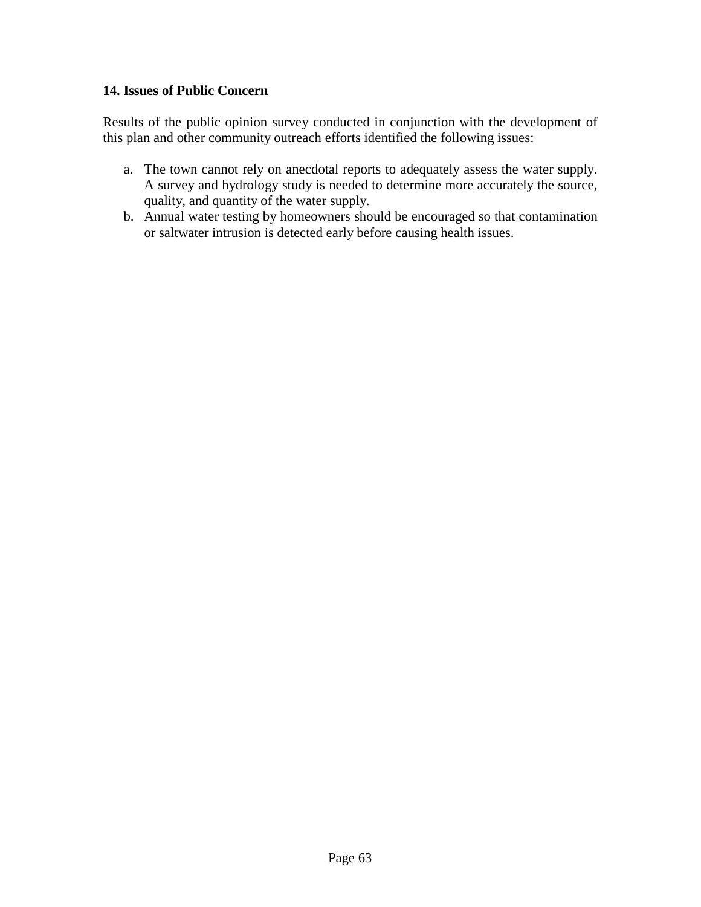## 14. Issues of Public Concern

Results of the public opinion survey conducted in conjunction with the development of this plan and other community outreach efforts identified the following issues:

a. The town cannot rely on anecdotal reports to adequately assess the water supply. A survey and hydrology study is needed to determine more accurately the source, quality, and quantity of the water supply.
b. Annual water testing by homeowners should be encouraged so that contamination or saltwater intrusion is detected early before causing health issues.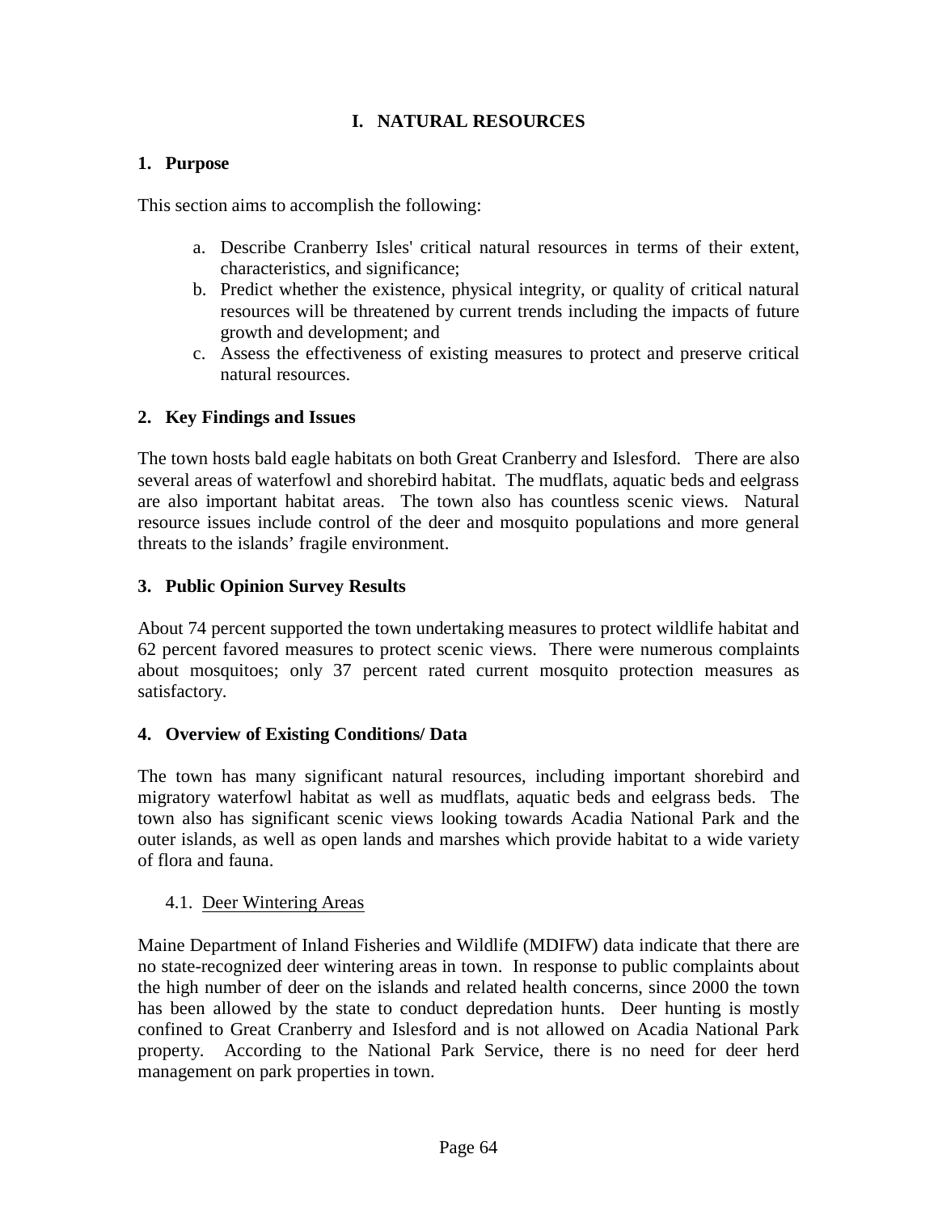# I. NATURAL RESOURCES

## 1. Purpose

This section aims to accomplish the following:

a. Describe Cranberry Isles' critical natural resources in terms of their extent, characteristics, and significance;
b. Predict whether the existence, physical integrity, or quality of critical natural resources will be threatened by current trends including the impacts of future growth and development; and
c. Assess the effectiveness of existing measures to protect and preserve critical natural resources.

## 2. Key Findings and Issues

The town hosts bald eagle habitats on both Great Cranberry and Islesford. There are also several areas of waterfowl and shorebird habitat. The mudflats, aquatic beds and eelgrass are also important habitat areas. The town also has countless scenic views. Natural resource issues include control of the deer and mosquito populations and more general threats to the islands' fragile environment.

## 3. Public Opinion Survey Results

About 74 percent supported the town undertaking measures to protect wildlife habitat and 62 percent favored measures to protect scenic views. There were numerous complaints about mosquitoes; only 37 percent rated current mosquito protection measures as satisfactory.

## 4. Overview of Existing Conditions/ Data

The town has many significant natural resources, including important shorebird and migratory waterfowl habitat as well as mudflats, aquatic beds and eelgrass beds. The town also has significant scenic views looking towards Acadia National Park and the outer islands, as well as open lands and marshes which provide habitat to a wide variety of flora and fauna.

### 4.1. Deer Wintering Areas

Maine Department of Inland Fisheries and Wildlife (MDIFW) data indicate that there are no state-recognized deer wintering areas in town. In response to public complaints about the high number of deer on the islands and related health concerns, since 2000 the town has been allowed by the state to conduct depredation hunts. Deer hunting is mostly confined to Great Cranberry and Islesford and is not allowed on Acadia National Park property. According to the National Park Service, there is no need for deer herd management on park properties in town.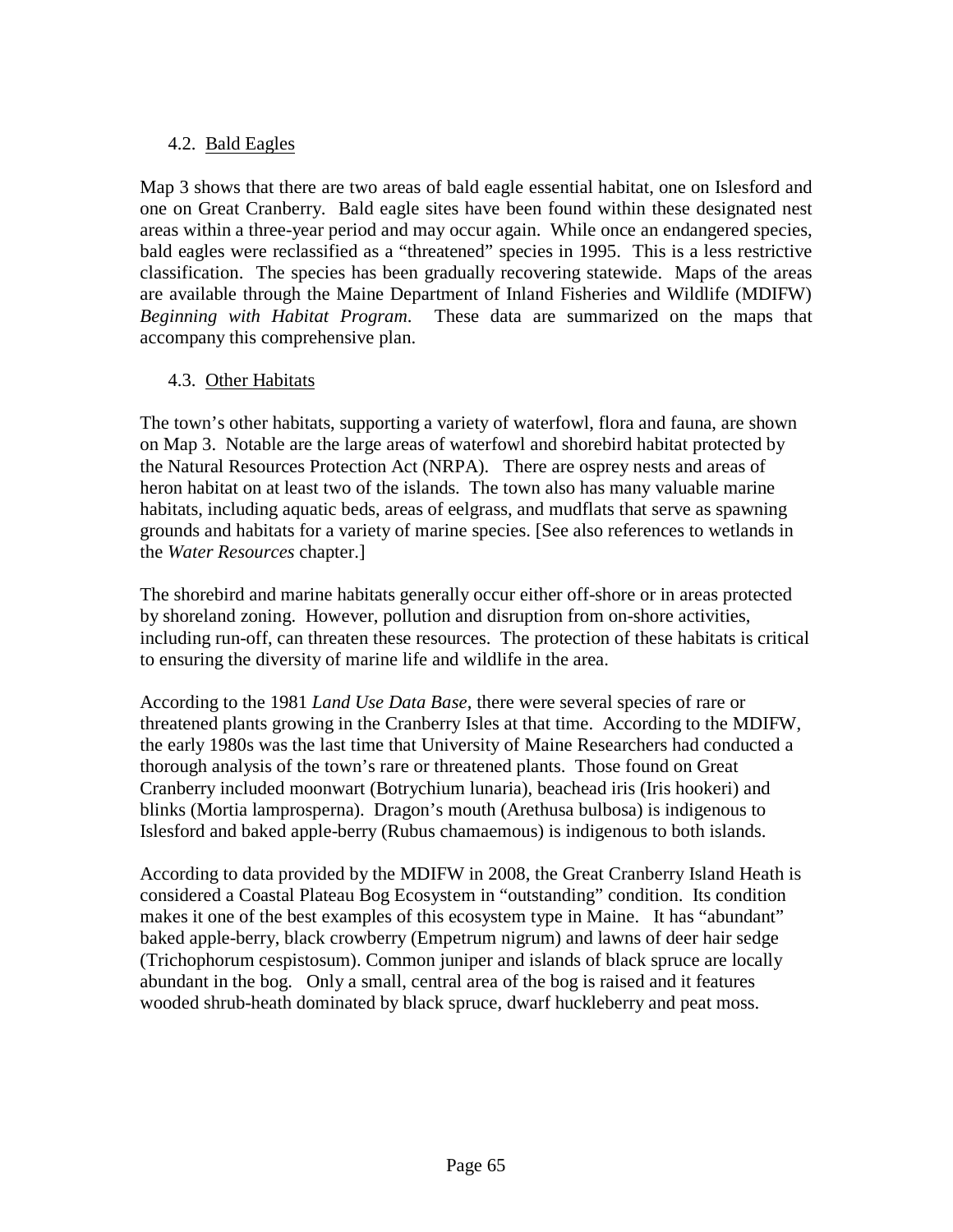### 4.2. Bald Eagles

Map 3 shows that there are two areas of bald eagle essential habitat, one on Islesford and one on Great Cranberry. Bald eagle sites have been found within these designated nest areas within a three-year period and may occur again. While once an endangered species, bald eagles were reclassified as a "threatened" species in 1995. This is a less restrictive classification. The species has been gradually recovering statewide. Maps of the areas are available through the Maine Department of Inland Fisheries and Wildlife (MDIFW) *Beginning with Habitat Program*. These data are summarized on the maps that accompany this comprehensive plan.

### 4.3. Other Habitats

The town's other habitats, supporting a variety of waterfowl, flora and fauna, are shown on Map 3. Notable are the large areas of waterfowl and shorebird habitat protected by the Natural Resources Protection Act (NRPA). There are osprey nests and areas of heron habitat on at least two of the islands. The town also has many valuable marine habitats, including aquatic beds, areas of eelgrass, and mudflats that serve as spawning grounds and habitats for a variety of marine species. [See also references to wetlands in the *Water Resources* chapter.]

The shorebird and marine habitats generally occur either off-shore or in areas protected by shoreland zoning. However, pollution and disruption from on-shore activities, including run-off, can threaten these resources. The protection of these habitats is critical to ensuring the diversity of marine life and wildlife in the area.

According to the 1981 *Land Use Data Base*, there were several species of rare or threatened plants growing in the Cranberry Isles at that time. According to the MDIFW, the early 1980s was the last time that University of Maine Researchers had conducted a thorough analysis of the town's rare or threatened plants. Those found on Great Cranberry included moonwart (Botrychium lunaria), beachead iris (Iris hookeri) and blinks (Mortia lamprosperna). Dragon's mouth (Arethusa bulbosa) is indigenous to Islesford and baked apple-berry (Rubus chamaemous) is indigenous to both islands.

According to data provided by the MDIFW in 2008, the Great Cranberry Island Heath is considered a Coastal Plateau Bog Ecosystem in "outstanding" condition. Its condition makes it one of the best examples of this ecosystem type in Maine. It has "abundant" baked apple-berry, black crowberry (Empetrum nigrum) and lawns of deer hair sedge (Trichophorum cespistosum). Common juniper and islands of black spruce are locally abundant in the bog. Only a small, central area of the bog is raised and it features wooded shrub-heath dominated by black spruce, dwarf huckleberry and peat moss.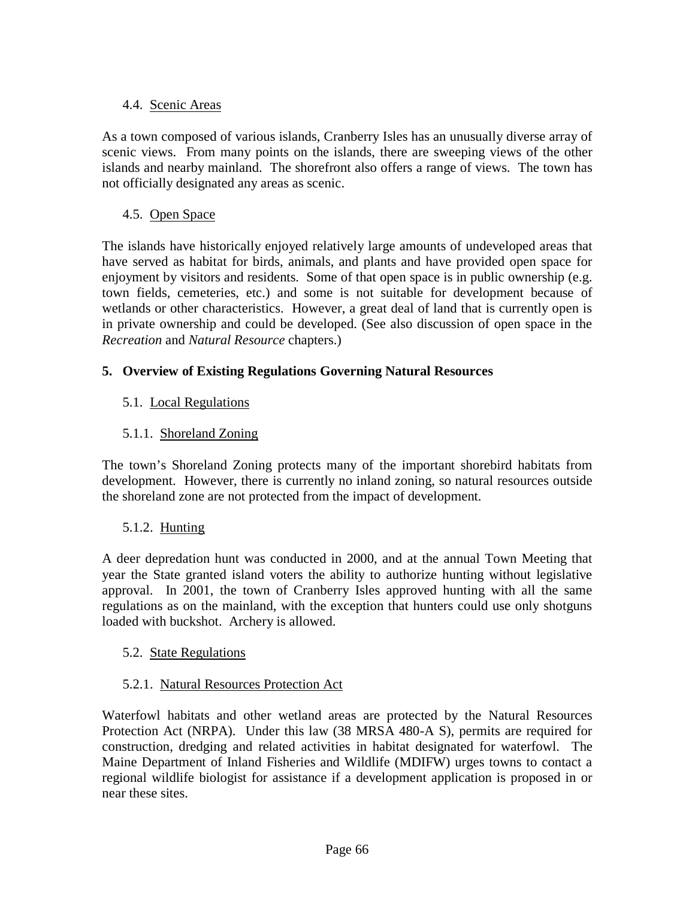### 4.4. Scenic Areas

As a town composed of various islands, Cranberry Isles has an unusually diverse array of scenic views. From many points on the islands, there are sweeping views of the other islands and nearby mainland. The shorefront also offers a range of views. The town has not officially designated any areas as scenic.

### 4.5. Open Space

The islands have historically enjoyed relatively large amounts of undeveloped areas that have served as habitat for birds, animals, and plants and have provided open space for enjoyment by visitors and residents. Some of that open space is in public ownership (e.g. town fields, cemeteries, etc.) and some is not suitable for development because of wetlands or other characteristics. However, a great deal of land that is currently open is in private ownership and could be developed. (See also discussion of open space in the *Recreation* and *Natural Resource* chapters.)

## 5. Overview of Existing Regulations Governing Natural Resources

### 5.1. Local Regulations

#### 5.1.1. Shoreland Zoning

The town's Shoreland Zoning protects many of the important shorebird habitats from development. However, there is currently no inland zoning, so natural resources outside the shoreland zone are not protected from the impact of development.

#### 5.1.2. Hunting

A deer depredation hunt was conducted in 2000, and at the annual Town Meeting that year the State granted island voters the ability to authorize hunting without legislative approval. In 2001, the town of Cranberry Isles approved hunting with all the same regulations as on the mainland, with the exception that hunters could use only shotguns loaded with buckshot. Archery is allowed.

### 5.2. State Regulations

#### 5.2.1. Natural Resources Protection Act

Waterfowl habitats and other wetland areas are protected by the Natural Resources Protection Act (NRPA). Under this law (38 MRSA 480-A S), permits are required for construction, dredging and related activities in habitat designated for waterfowl. The Maine Department of Inland Fisheries and Wildlife (MDIFW) urges towns to contact a regional wildlife biologist for assistance if a development application is proposed in or near these sites.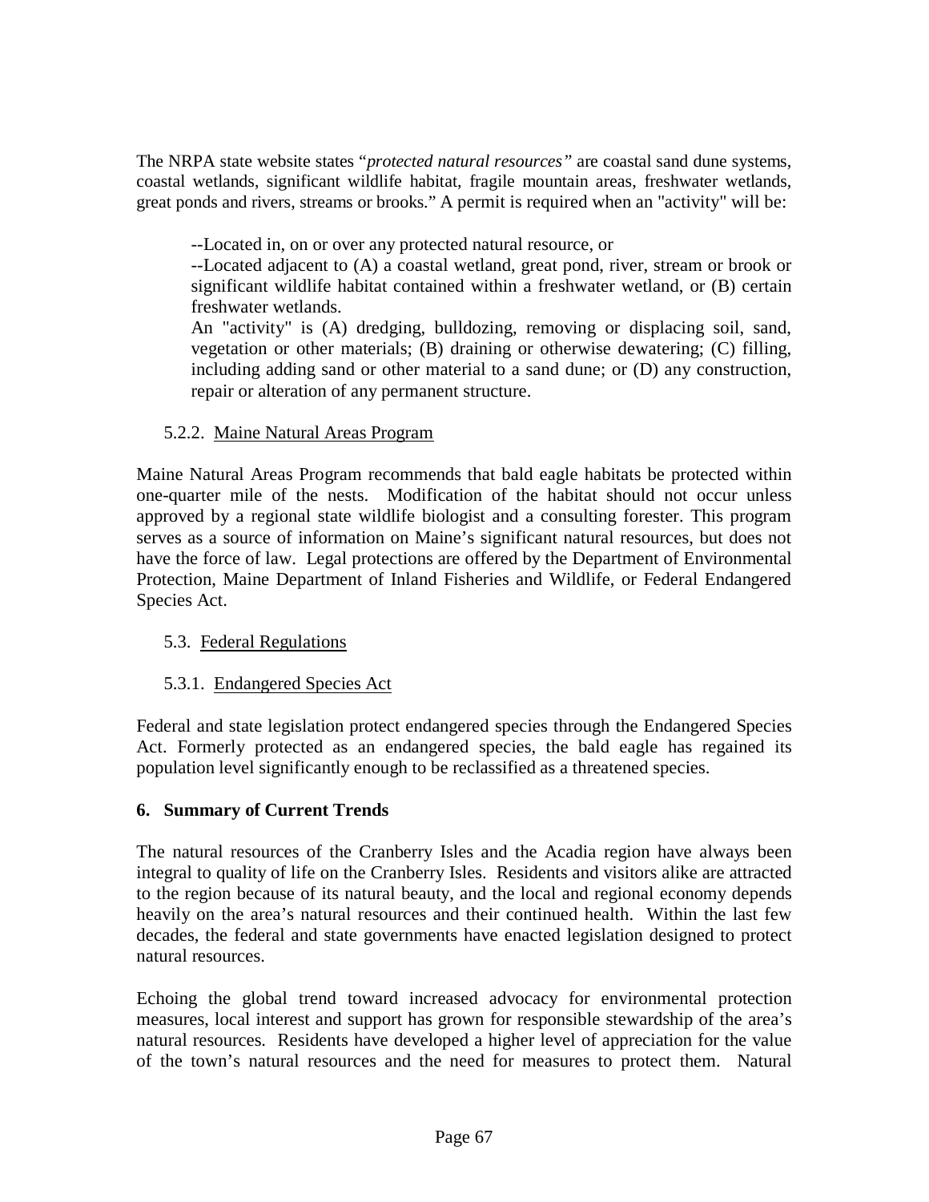The NRPA state website states "*protected natural resources"* are coastal sand dune systems, coastal wetlands, significant wildlife habitat, fragile mountain areas, freshwater wetlands, great ponds and rivers, streams or brooks." A permit is required when an "activity" will be:

> --Located in, on or over any protected natural resource, or
>
> --Located adjacent to (A) a coastal wetland, great pond, river, stream or brook or significant wildlife habitat contained within a freshwater wetland, or (B) certain freshwater wetlands.
>
> An "activity" is (A) dredging, bulldozing, removing or displacing soil, sand, vegetation or other materials; (B) draining or otherwise dewatering; (C) filling, including adding sand or other material to a sand dune; or (D) any construction, repair or alteration of any permanent structure.

#### 5.2.2. Maine Natural Areas Program

Maine Natural Areas Program recommends that bald eagle habitats be protected within one-quarter mile of the nests. Modification of the habitat should not occur unless approved by a regional state wildlife biologist and a consulting forester. This program serves as a source of information on Maine's significant natural resources, but does not have the force of law. Legal protections are offered by the Department of Environmental Protection, Maine Department of Inland Fisheries and Wildlife, or Federal Endangered Species Act.

### 5.3. Federal Regulations

#### 5.3.1. Endangered Species Act

Federal and state legislation protect endangered species through the Endangered Species Act. Formerly protected as an endangered species, the bald eagle has regained its population level significantly enough to be reclassified as a threatened species.

## 6. Summary of Current Trends

The natural resources of the Cranberry Isles and the Acadia region have always been integral to quality of life on the Cranberry Isles. Residents and visitors alike are attracted to the region because of its natural beauty, and the local and regional economy depends heavily on the area's natural resources and their continued health. Within the last few decades, the federal and state governments have enacted legislation designed to protect natural resources.

Echoing the global trend toward increased advocacy for environmental protection measures, local interest and support has grown for responsible stewardship of the area's natural resources. Residents have developed a higher level of appreciation for the value of the town's natural resources and the need for measures to protect them. Natural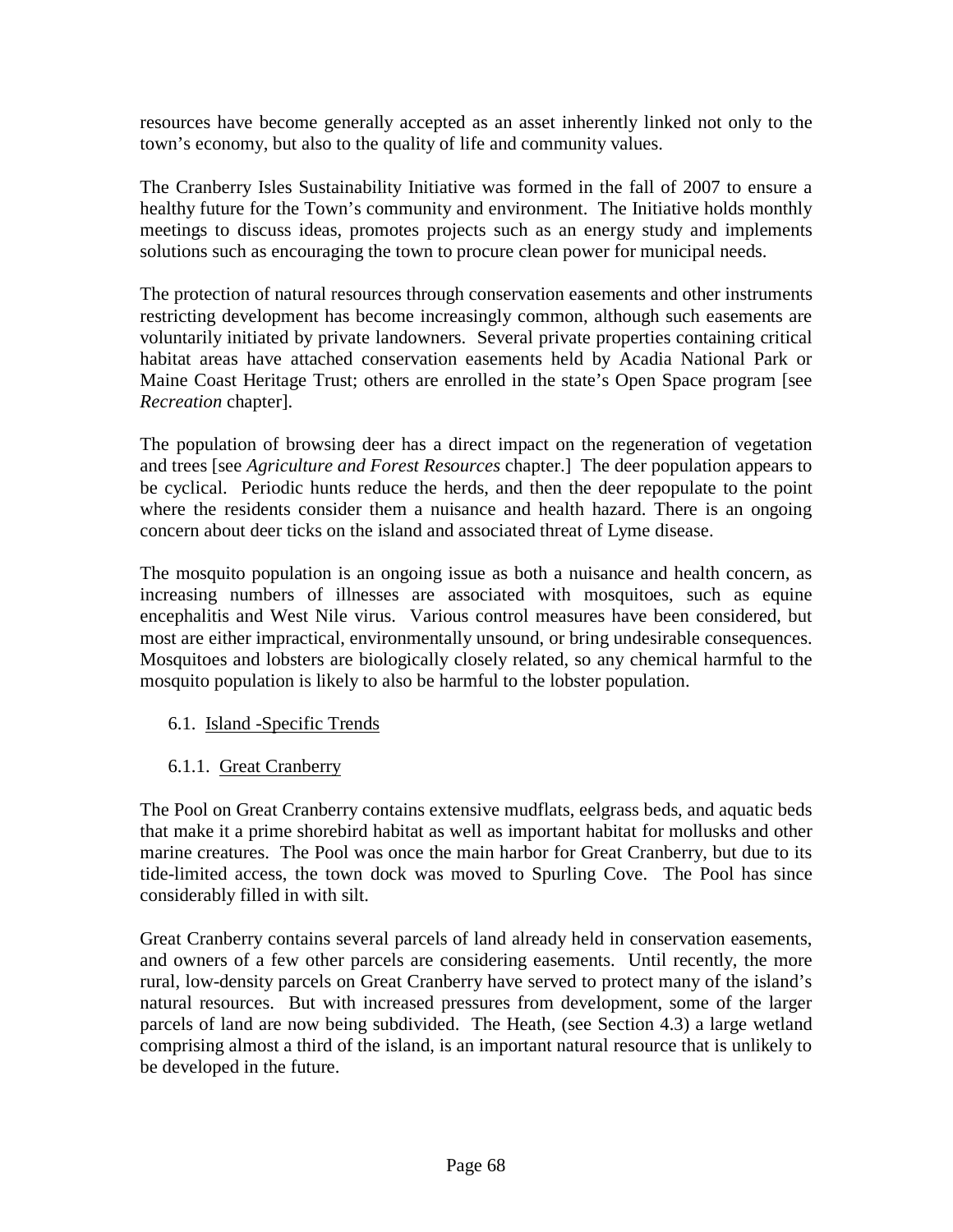resources have become generally accepted as an asset inherently linked not only to the town's economy, but also to the quality of life and community values.

The Cranberry Isles Sustainability Initiative was formed in the fall of 2007 to ensure a healthy future for the Town's community and environment. The Initiative holds monthly meetings to discuss ideas, promotes projects such as an energy study and implements solutions such as encouraging the town to procure clean power for municipal needs.

The protection of natural resources through conservation easements and other instruments restricting development has become increasingly common, although such easements are voluntarily initiated by private landowners. Several private properties containing critical habitat areas have attached conservation easements held by Acadia National Park or Maine Coast Heritage Trust; others are enrolled in the state's Open Space program [see *Recreation* chapter].

The population of browsing deer has a direct impact on the regeneration of vegetation and trees [see *Agriculture and Forest Resources* chapter.] The deer population appears to be cyclical. Periodic hunts reduce the herds, and then the deer repopulate to the point where the residents consider them a nuisance and health hazard. There is an ongoing concern about deer ticks on the island and associated threat of Lyme disease.

The mosquito population is an ongoing issue as both a nuisance and health concern, as increasing numbers of illnesses are associated with mosquitoes, such as equine encephalitis and West Nile virus. Various control measures have been considered, but most are either impractical, environmentally unsound, or bring undesirable consequences. Mosquitoes and lobsters are biologically closely related, so any chemical harmful to the mosquito population is likely to also be harmful to the lobster population.

## 6.1. Island -Specific Trends

### 6.1.1. Great Cranberry

The Pool on Great Cranberry contains extensive mudflats, eelgrass beds, and aquatic beds that make it a prime shorebird habitat as well as important habitat for mollusks and other marine creatures. The Pool was once the main harbor for Great Cranberry, but due to its tide-limited access, the town dock was moved to Spurling Cove. The Pool has since considerably filled in with silt.

Great Cranberry contains several parcels of land already held in conservation easements, and owners of a few other parcels are considering easements. Until recently, the more rural, low-density parcels on Great Cranberry have served to protect many of the island's natural resources. But with increased pressures from development, some of the larger parcels of land are now being subdivided. The Heath, (see Section 4.3) a large wetland comprising almost a third of the island, is an important natural resource that is unlikely to be developed in the future.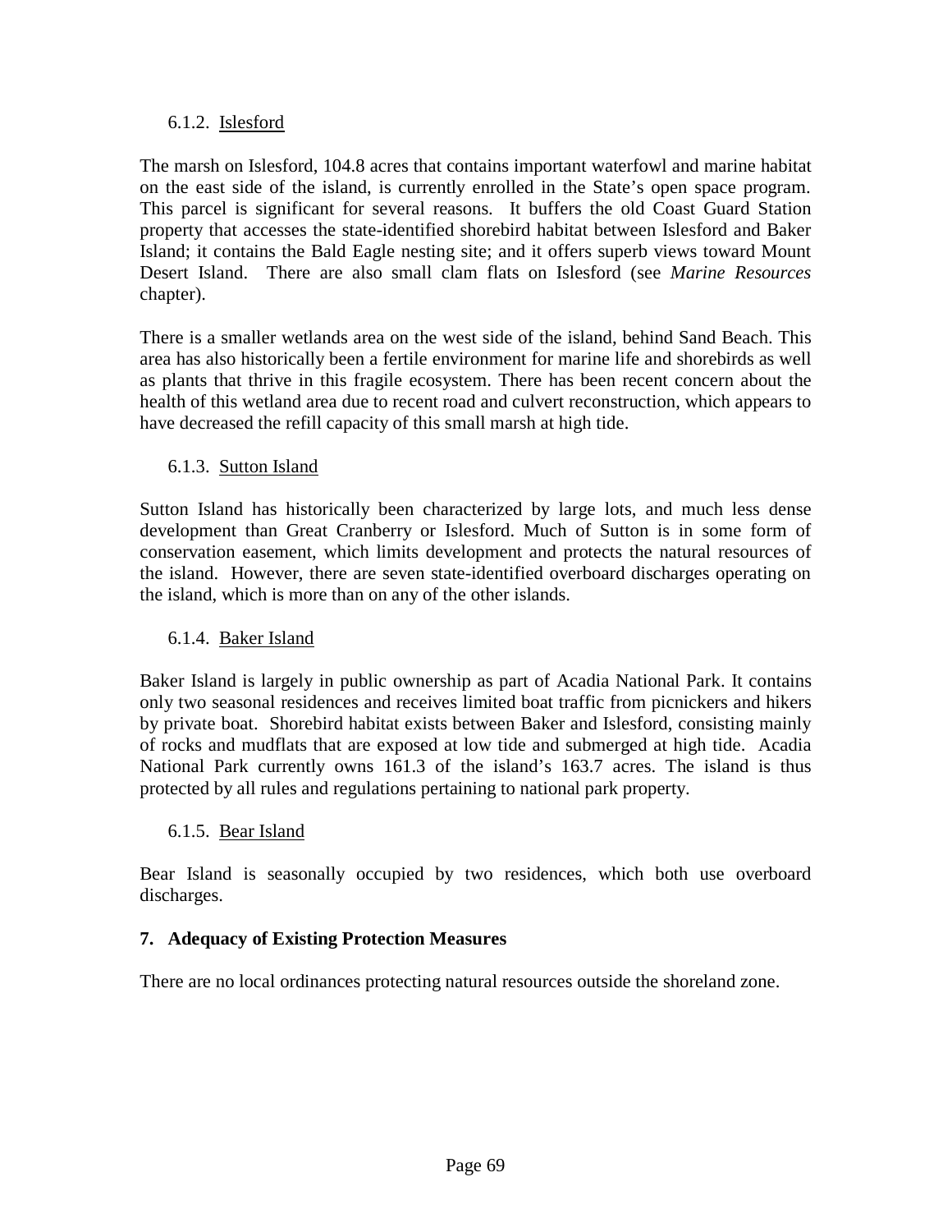#### 6.1.2. Islesford

The marsh on Islesford, 104.8 acres that contains important waterfowl and marine habitat on the east side of the island, is currently enrolled in the State's open space program. This parcel is significant for several reasons. It buffers the old Coast Guard Station property that accesses the state-identified shorebird habitat between Islesford and Baker Island; it contains the Bald Eagle nesting site; and it offers superb views toward Mount Desert Island. There are also small clam flats on Islesford (see *Marine Resources* chapter).

There is a smaller wetlands area on the west side of the island, behind Sand Beach. This area has also historically been a fertile environment for marine life and shorebirds as well as plants that thrive in this fragile ecosystem. There has been recent concern about the health of this wetland area due to recent road and culvert reconstruction, which appears to have decreased the refill capacity of this small marsh at high tide.

#### 6.1.3. Sutton Island

Sutton Island has historically been characterized by large lots, and much less dense development than Great Cranberry or Islesford. Much of Sutton is in some form of conservation easement, which limits development and protects the natural resources of the island. However, there are seven state-identified overboard discharges operating on the island, which is more than on any of the other islands.

#### 6.1.4. Baker Island

Baker Island is largely in public ownership as part of Acadia National Park. It contains only two seasonal residences and receives limited boat traffic from picnickers and hikers by private boat. Shorebird habitat exists between Baker and Islesford, consisting mainly of rocks and mudflats that are exposed at low tide and submerged at high tide. Acadia National Park currently owns 161.3 of the island's 163.7 acres. The island is thus protected by all rules and regulations pertaining to national park property.

#### 6.1.5. Bear Island

Bear Island is seasonally occupied by two residences, which both use overboard discharges.

## 7. Adequacy of Existing Protection Measures

There are no local ordinances protecting natural resources outside the shoreland zone.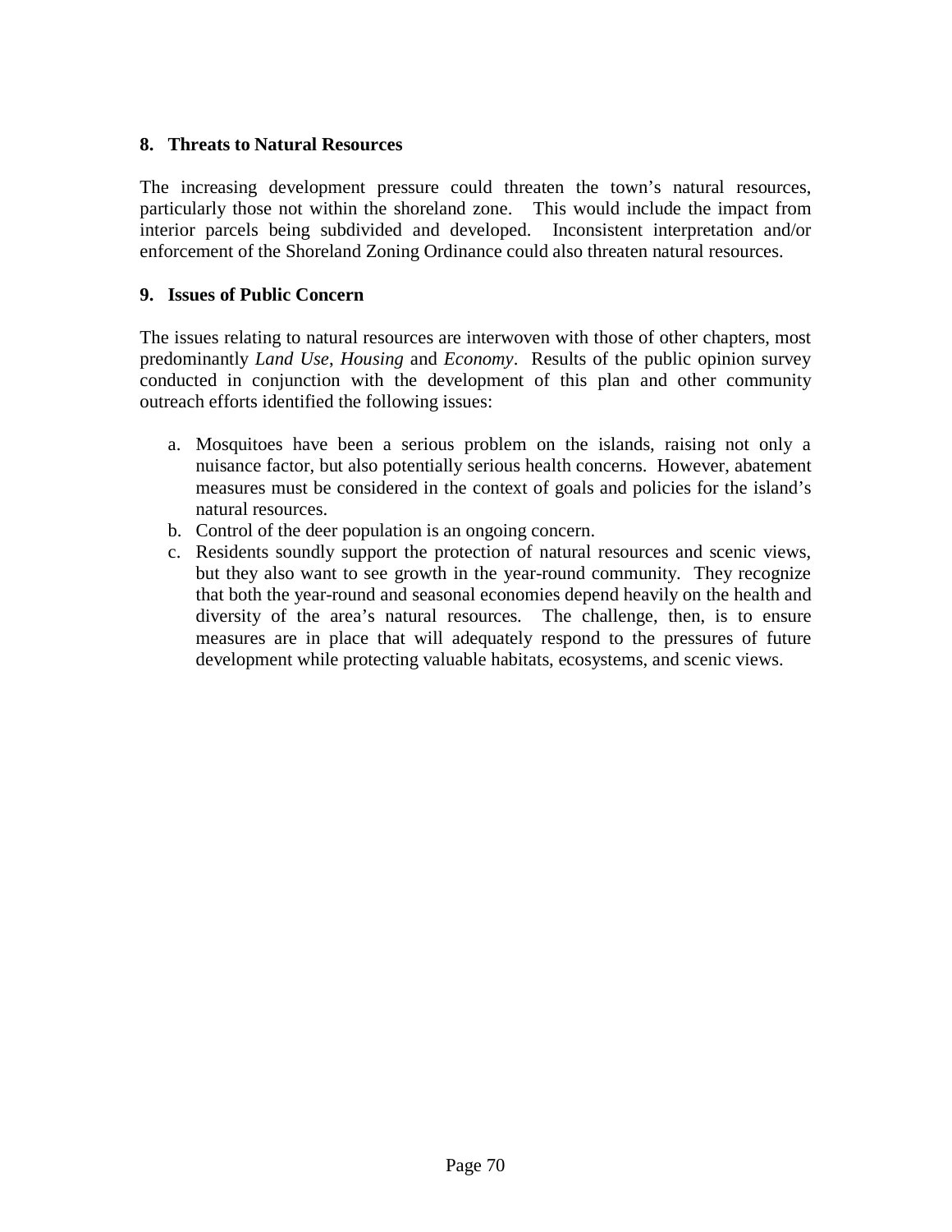## 8. Threats to Natural Resources

The increasing development pressure could threaten the town's natural resources, particularly those not within the shoreland zone. This would include the impact from interior parcels being subdivided and developed. Inconsistent interpretation and/or enforcement of the Shoreland Zoning Ordinance could also threaten natural resources.

## 9. Issues of Public Concern

The issues relating to natural resources are interwoven with those of other chapters, most predominantly *Land Use*, *Housing* and *Economy*. Results of the public opinion survey conducted in conjunction with the development of this plan and other community outreach efforts identified the following issues:

a. Mosquitoes have been a serious problem on the islands, raising not only a nuisance factor, but also potentially serious health concerns. However, abatement measures must be considered in the context of goals and policies for the island's natural resources.
b. Control of the deer population is an ongoing concern.
c. Residents soundly support the protection of natural resources and scenic views, but they also want to see growth in the year-round community. They recognize that both the year-round and seasonal economies depend heavily on the health and diversity of the area's natural resources. The challenge, then, is to ensure measures are in place that will adequately respond to the pressures of future development while protecting valuable habitats, ecosystems, and scenic views.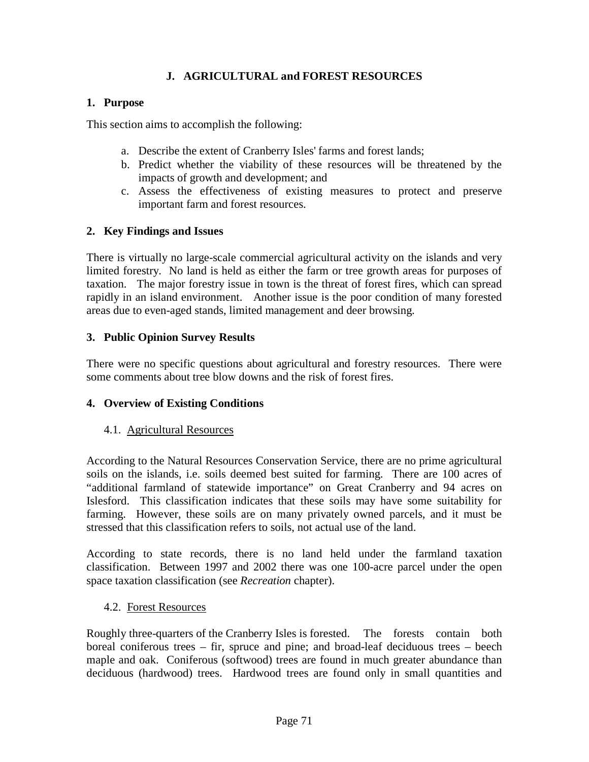## J. AGRICULTURAL and FOREST RESOURCES

### 1. Purpose

This section aims to accomplish the following:

a. Describe the extent of Cranberry Isles' farms and forest lands;
b. Predict whether the viability of these resources will be threatened by the impacts of growth and development; and
c. Assess the effectiveness of existing measures to protect and preserve important farm and forest resources.

### 2. Key Findings and Issues

There is virtually no large-scale commercial agricultural activity on the islands and very limited forestry. No land is held as either the farm or tree growth areas for purposes of taxation. The major forestry issue in town is the threat of forest fires, which can spread rapidly in an island environment. Another issue is the poor condition of many forested areas due to even-aged stands, limited management and deer browsing.

### 3. Public Opinion Survey Results

There were no specific questions about agricultural and forestry resources. There were some comments about tree blow downs and the risk of forest fires.

### 4. Overview of Existing Conditions

#### 4.1. Agricultural Resources

According to the Natural Resources Conservation Service, there are no prime agricultural soils on the islands, i.e. soils deemed best suited for farming. There are 100 acres of "additional farmland of statewide importance" on Great Cranberry and 94 acres on Islesford. This classification indicates that these soils may have some suitability for farming. However, these soils are on many privately owned parcels, and it must be stressed that this classification refers to soils, not actual use of the land.

According to state records, there is no land held under the farmland taxation classification. Between 1997 and 2002 there was one 100-acre parcel under the open space taxation classification (see *Recreation* chapter).

#### 4.2. Forest Resources

Roughly three-quarters of the Cranberry Isles is forested. The forests contain both boreal coniferous trees – fir, spruce and pine; and broad-leaf deciduous trees – beech maple and oak. Coniferous (softwood) trees are found in much greater abundance than deciduous (hardwood) trees. Hardwood trees are found only in small quantities and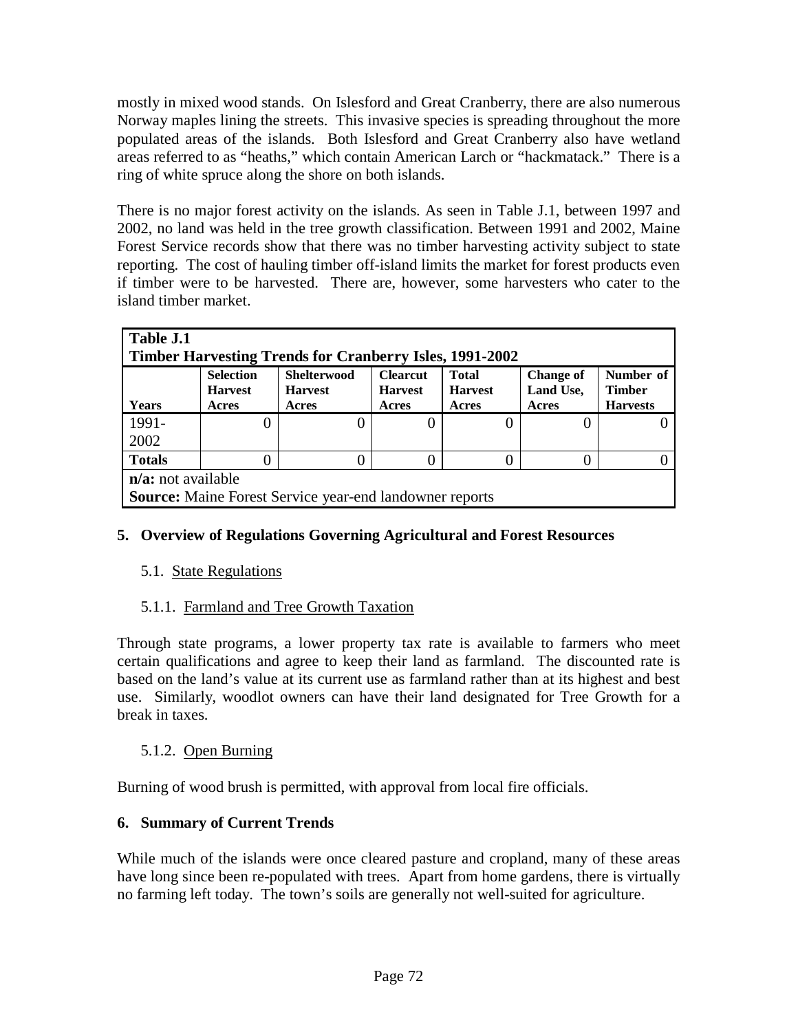mostly in mixed wood stands. On Islesford and Great Cranberry, there are also numerous Norway maples lining the streets. This invasive species is spreading throughout the more populated areas of the islands. Both Islesford and Great Cranberry also have wetland areas referred to as "heaths," which contain American Larch or "hackmatack." There is a ring of white spruce along the shore on both islands.

There is no major forest activity on the islands. As seen in Table J.1, between 1997 and 2002, no land was held in the tree growth classification. Between 1991 and 2002, Maine Forest Service records show that there was no timber harvesting activity subject to state reporting. The cost of hauling timber off-island limits the market for forest products even if timber were to be harvested. There are, however, some harvesters who cater to the island timber market.

**Table J.1**
**Timber Harvesting Trends for Cranberry Isles, 1991-2002**

| Years | Selection Harvest Acres | Shelterwood Harvest Acres | Clearcut Harvest Acres | Total Harvest Acres | Change of Land Use, Acres | Number of Timber Harvests |
|---|---|---|---|---|---|---|
| 1991-2002 | 0 | 0 | 0 | 0 | 0 | 0 |
| **Totals** | 0 | 0 | 0 | 0 | 0 | 0 |

**n/a:** not available
**Source:** Maine Forest Service year-end landowner reports

## 5. Overview of Regulations Governing Agricultural and Forest Resources

### 5.1. State Regulations

#### 5.1.1. Farmland and Tree Growth Taxation

Through state programs, a lower property tax rate is available to farmers who meet certain qualifications and agree to keep their land as farmland. The discounted rate is based on the land's value at its current use as farmland rather than at its highest and best use. Similarly, woodlot owners can have their land designated for Tree Growth for a break in taxes.

#### 5.1.2. Open Burning

Burning of wood brush is permitted, with approval from local fire officials.

## 6. Summary of Current Trends

While much of the islands were once cleared pasture and cropland, many of these areas have long since been re-populated with trees. Apart from home gardens, there is virtually no farming left today. The town's soils are generally not well-suited for agriculture.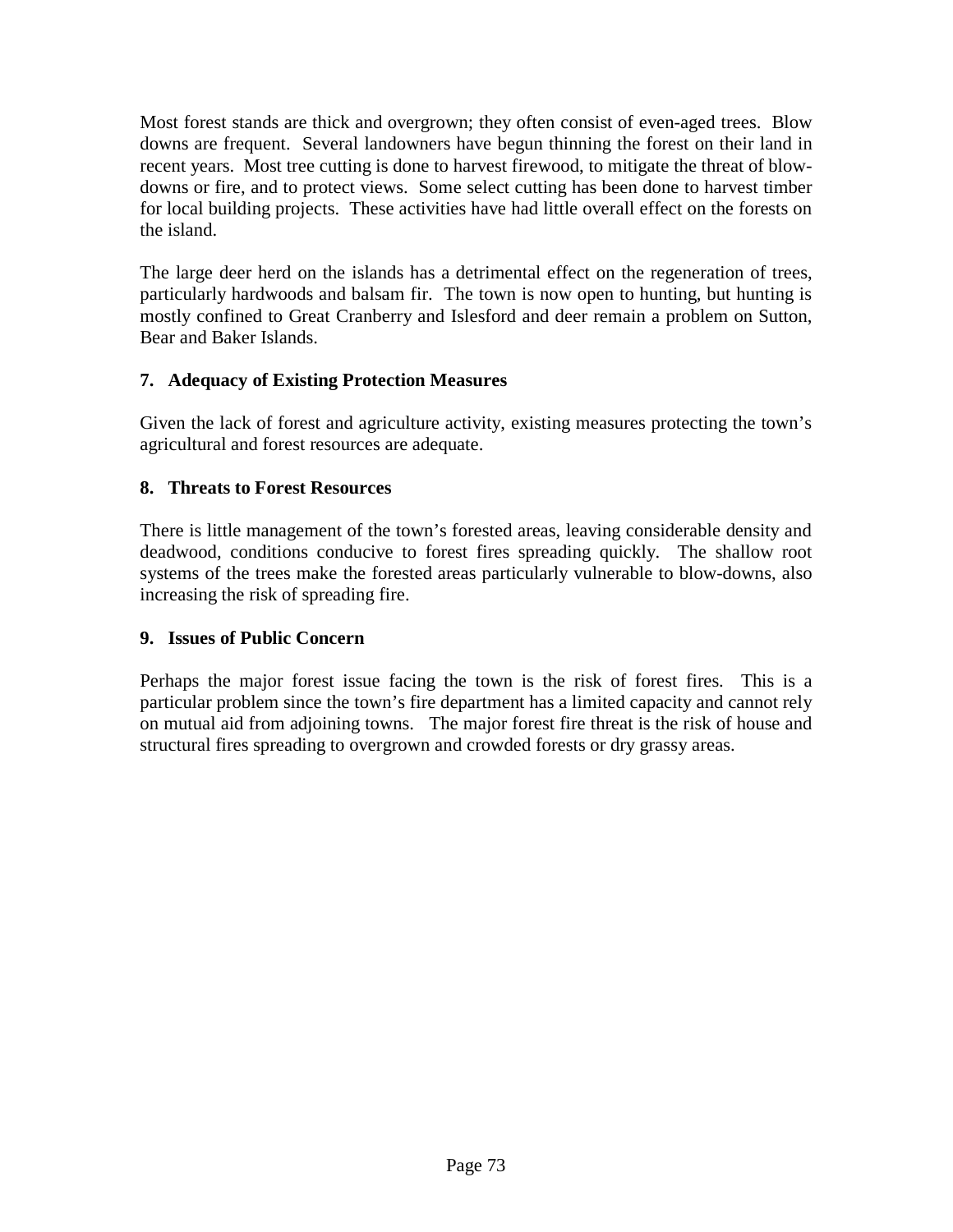Most forest stands are thick and overgrown; they often consist of even-aged trees. Blow downs are frequent. Several landowners have begun thinning the forest on their land in recent years. Most tree cutting is done to harvest firewood, to mitigate the threat of blow-downs or fire, and to protect views. Some select cutting has been done to harvest timber for local building projects. These activities have had little overall effect on the forests on the island.

The large deer herd on the islands has a detrimental effect on the regeneration of trees, particularly hardwoods and balsam fir. The town is now open to hunting, but hunting is mostly confined to Great Cranberry and Islesford and deer remain a problem on Sutton, Bear and Baker Islands.

### 7. Adequacy of Existing Protection Measures

Given the lack of forest and agriculture activity, existing measures protecting the town's agricultural and forest resources are adequate.

### 8. Threats to Forest Resources

There is little management of the town's forested areas, leaving considerable density and deadwood, conditions conducive to forest fires spreading quickly. The shallow root systems of the trees make the forested areas particularly vulnerable to blow-downs, also increasing the risk of spreading fire.

### 9. Issues of Public Concern

Perhaps the major forest issue facing the town is the risk of forest fires. This is a particular problem since the town's fire department has a limited capacity and cannot rely on mutual aid from adjoining towns. The major forest fire threat is the risk of house and structural fires spreading to overgrown and crowded forests or dry grassy areas.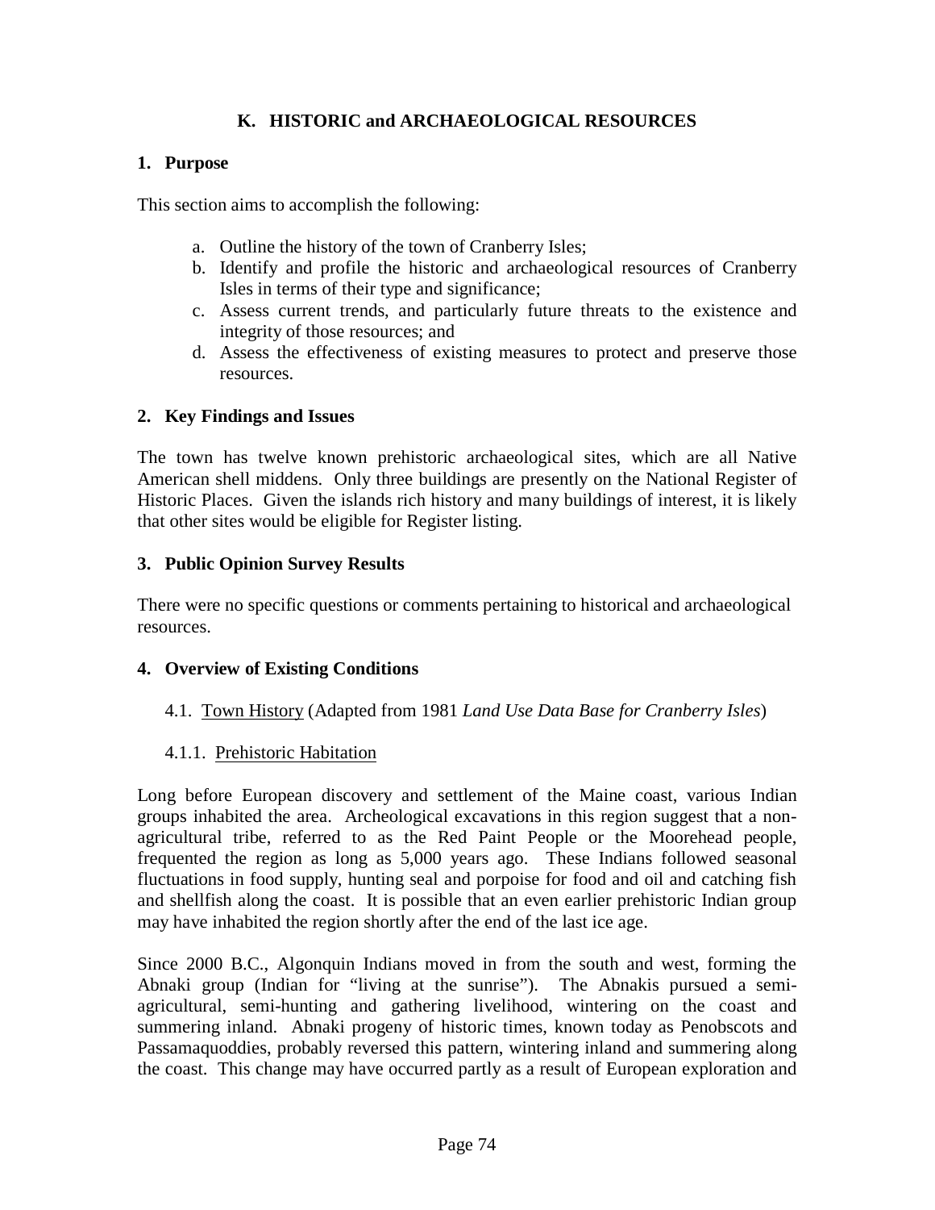## K. HISTORIC and ARCHAEOLOGICAL RESOURCES

### 1. Purpose

This section aims to accomplish the following:

a. Outline the history of the town of Cranberry Isles;
b. Identify and profile the historic and archaeological resources of Cranberry Isles in terms of their type and significance;
c. Assess current trends, and particularly future threats to the existence and integrity of those resources; and
d. Assess the effectiveness of existing measures to protect and preserve those resources.

### 2. Key Findings and Issues

The town has twelve known prehistoric archaeological sites, which are all Native American shell middens. Only three buildings are presently on the National Register of Historic Places. Given the islands rich history and many buildings of interest, it is likely that other sites would be eligible for Register listing.

### 3. Public Opinion Survey Results

There were no specific questions or comments pertaining to historical and archaeological resources.

### 4. Overview of Existing Conditions

4.1. Town History (Adapted from 1981 *Land Use Data Base for Cranberry Isles*)

4.1.1. Prehistoric Habitation

Long before European discovery and settlement of the Maine coast, various Indian groups inhabited the area. Archeological excavations in this region suggest that a non-agricultural tribe, referred to as the Red Paint People or the Moorehead people, frequented the region as long as 5,000 years ago. These Indians followed seasonal fluctuations in food supply, hunting seal and porpoise for food and oil and catching fish and shellfish along the coast. It is possible that an even earlier prehistoric Indian group may have inhabited the region shortly after the end of the last ice age.

Since 2000 B.C., Algonquin Indians moved in from the south and west, forming the Abnaki group (Indian for "living at the sunrise"). The Abnakis pursued a semi-agricultural, semi-hunting and gathering livelihood, wintering on the coast and summering inland. Abnaki progeny of historic times, known today as Penobscots and Passamaquoddies, probably reversed this pattern, wintering inland and summering along the coast. This change may have occurred partly as a result of European exploration and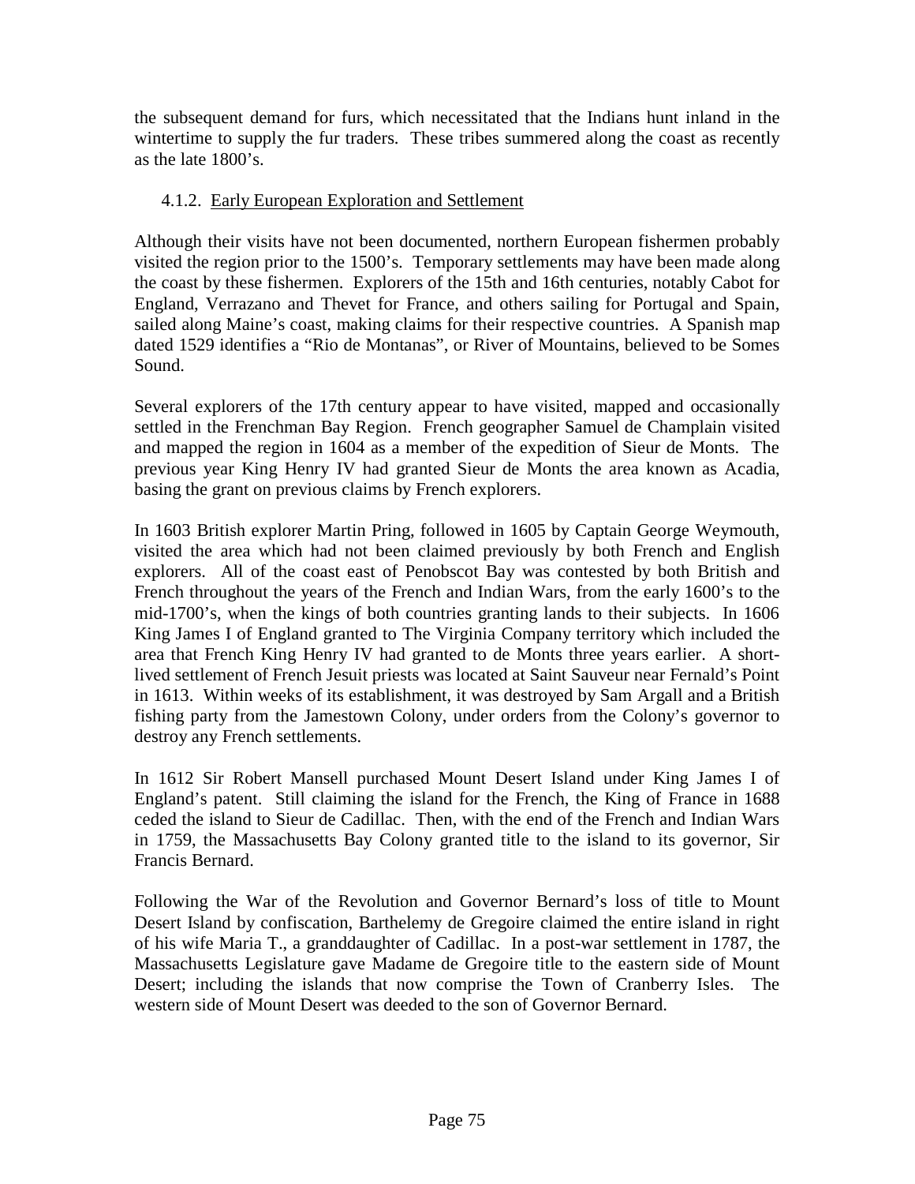the subsequent demand for furs, which necessitated that the Indians hunt inland in the wintertime to supply the fur traders. These tribes summered along the coast as recently as the late 1800's.

### 4.1.2. Early European Exploration and Settlement

Although their visits have not been documented, northern European fishermen probably visited the region prior to the 1500's. Temporary settlements may have been made along the coast by these fishermen. Explorers of the 15th and 16th centuries, notably Cabot for England, Verrazano and Thevet for France, and others sailing for Portugal and Spain, sailed along Maine's coast, making claims for their respective countries. A Spanish map dated 1529 identifies a "Rio de Montanas", or River of Mountains, believed to be Somes Sound.

Several explorers of the 17th century appear to have visited, mapped and occasionally settled in the Frenchman Bay Region. French geographer Samuel de Champlain visited and mapped the region in 1604 as a member of the expedition of Sieur de Monts. The previous year King Henry IV had granted Sieur de Monts the area known as Acadia, basing the grant on previous claims by French explorers.

In 1603 British explorer Martin Pring, followed in 1605 by Captain George Weymouth, visited the area which had not been claimed previously by both French and English explorers. All of the coast east of Penobscot Bay was contested by both British and French throughout the years of the French and Indian Wars, from the early 1600's to the mid-1700's, when the kings of both countries granting lands to their subjects. In 1606 King James I of England granted to The Virginia Company territory which included the area that French King Henry IV had granted to de Monts three years earlier. A short-lived settlement of French Jesuit priests was located at Saint Sauveur near Fernald's Point in 1613. Within weeks of its establishment, it was destroyed by Sam Argall and a British fishing party from the Jamestown Colony, under orders from the Colony's governor to destroy any French settlements.

In 1612 Sir Robert Mansell purchased Mount Desert Island under King James I of England's patent. Still claiming the island for the French, the King of France in 1688 ceded the island to Sieur de Cadillac. Then, with the end of the French and Indian Wars in 1759, the Massachusetts Bay Colony granted title to the island to its governor, Sir Francis Bernard.

Following the War of the Revolution and Governor Bernard's loss of title to Mount Desert Island by confiscation, Barthelemy de Gregoire claimed the entire island in right of his wife Maria T., a granddaughter of Cadillac. In a post-war settlement in 1787, the Massachusetts Legislature gave Madame de Gregoire title to the eastern side of Mount Desert; including the islands that now comprise the Town of Cranberry Isles. The western side of Mount Desert was deeded to the son of Governor Bernard.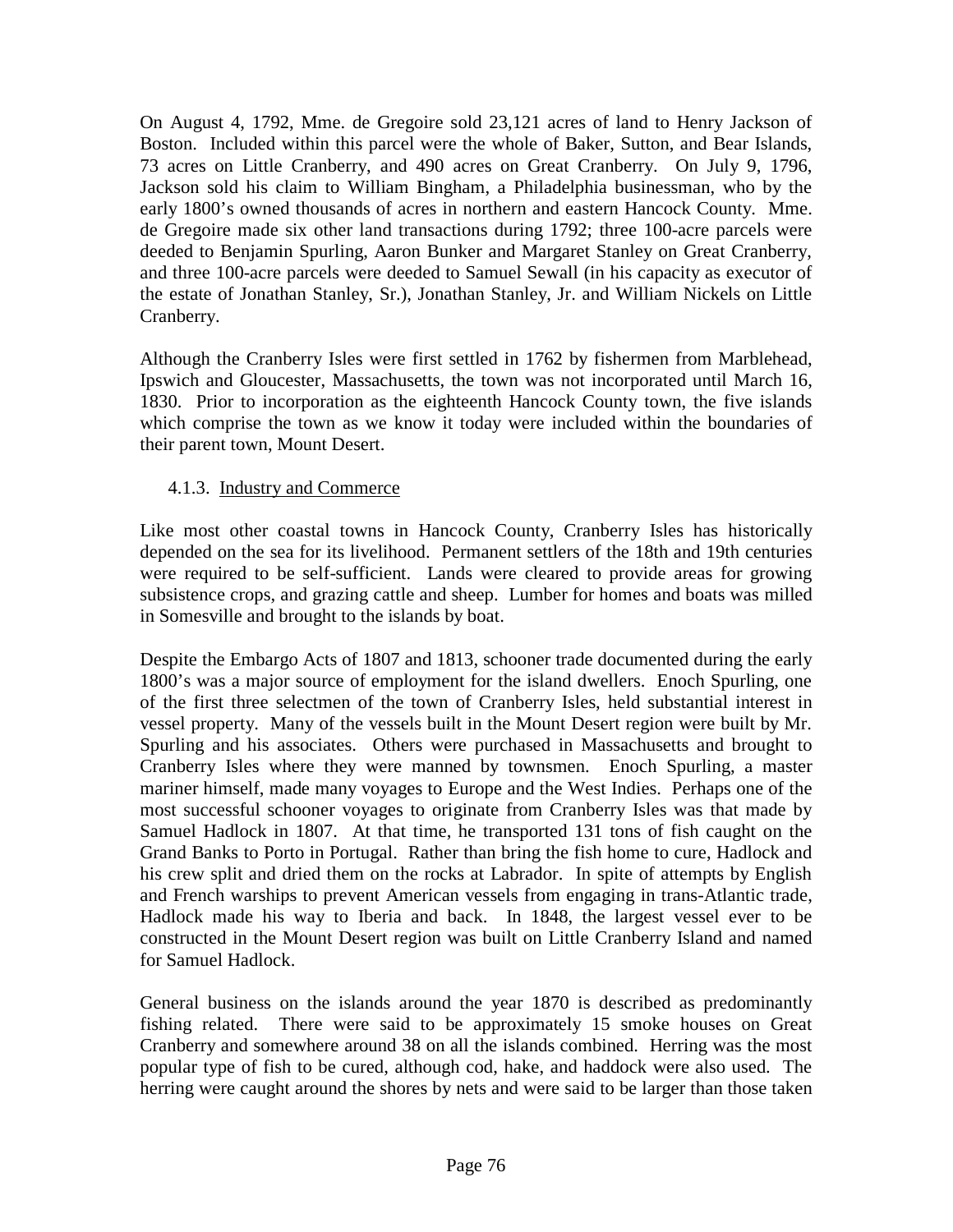On August 4, 1792, Mme. de Gregoire sold 23,121 acres of land to Henry Jackson of Boston. Included within this parcel were the whole of Baker, Sutton, and Bear Islands, 73 acres on Little Cranberry, and 490 acres on Great Cranberry. On July 9, 1796, Jackson sold his claim to William Bingham, a Philadelphia businessman, who by the early 1800's owned thousands of acres in northern and eastern Hancock County. Mme. de Gregoire made six other land transactions during 1792; three 100-acre parcels were deeded to Benjamin Spurling, Aaron Bunker and Margaret Stanley on Great Cranberry, and three 100-acre parcels were deeded to Samuel Sewall (in his capacity as executor of the estate of Jonathan Stanley, Sr.), Jonathan Stanley, Jr. and William Nickels on Little Cranberry.

Although the Cranberry Isles were first settled in 1762 by fishermen from Marblehead, Ipswich and Gloucester, Massachusetts, the town was not incorporated until March 16, 1830. Prior to incorporation as the eighteenth Hancock County town, the five islands which comprise the town as we know it today were included within the boundaries of their parent town, Mount Desert.

### 4.1.3. Industry and Commerce

Like most other coastal towns in Hancock County, Cranberry Isles has historically depended on the sea for its livelihood. Permanent settlers of the 18th and 19th centuries were required to be self-sufficient. Lands were cleared to provide areas for growing subsistence crops, and grazing cattle and sheep. Lumber for homes and boats was milled in Somesville and brought to the islands by boat.

Despite the Embargo Acts of 1807 and 1813, schooner trade documented during the early 1800's was a major source of employment for the island dwellers. Enoch Spurling, one of the first three selectmen of the town of Cranberry Isles, held substantial interest in vessel property. Many of the vessels built in the Mount Desert region were built by Mr. Spurling and his associates. Others were purchased in Massachusetts and brought to Cranberry Isles where they were manned by townsmen. Enoch Spurling, a master mariner himself, made many voyages to Europe and the West Indies. Perhaps one of the most successful schooner voyages to originate from Cranberry Isles was that made by Samuel Hadlock in 1807. At that time, he transported 131 tons of fish caught on the Grand Banks to Porto in Portugal. Rather than bring the fish home to cure, Hadlock and his crew split and dried them on the rocks at Labrador. In spite of attempts by English and French warships to prevent American vessels from engaging in trans-Atlantic trade, Hadlock made his way to Iberia and back. In 1848, the largest vessel ever to be constructed in the Mount Desert region was built on Little Cranberry Island and named for Samuel Hadlock.

General business on the islands around the year 1870 is described as predominantly fishing related. There were said to be approximately 15 smoke houses on Great Cranberry and somewhere around 38 on all the islands combined. Herring was the most popular type of fish to be cured, although cod, hake, and haddock were also used. The herring were caught around the shores by nets and were said to be larger than those taken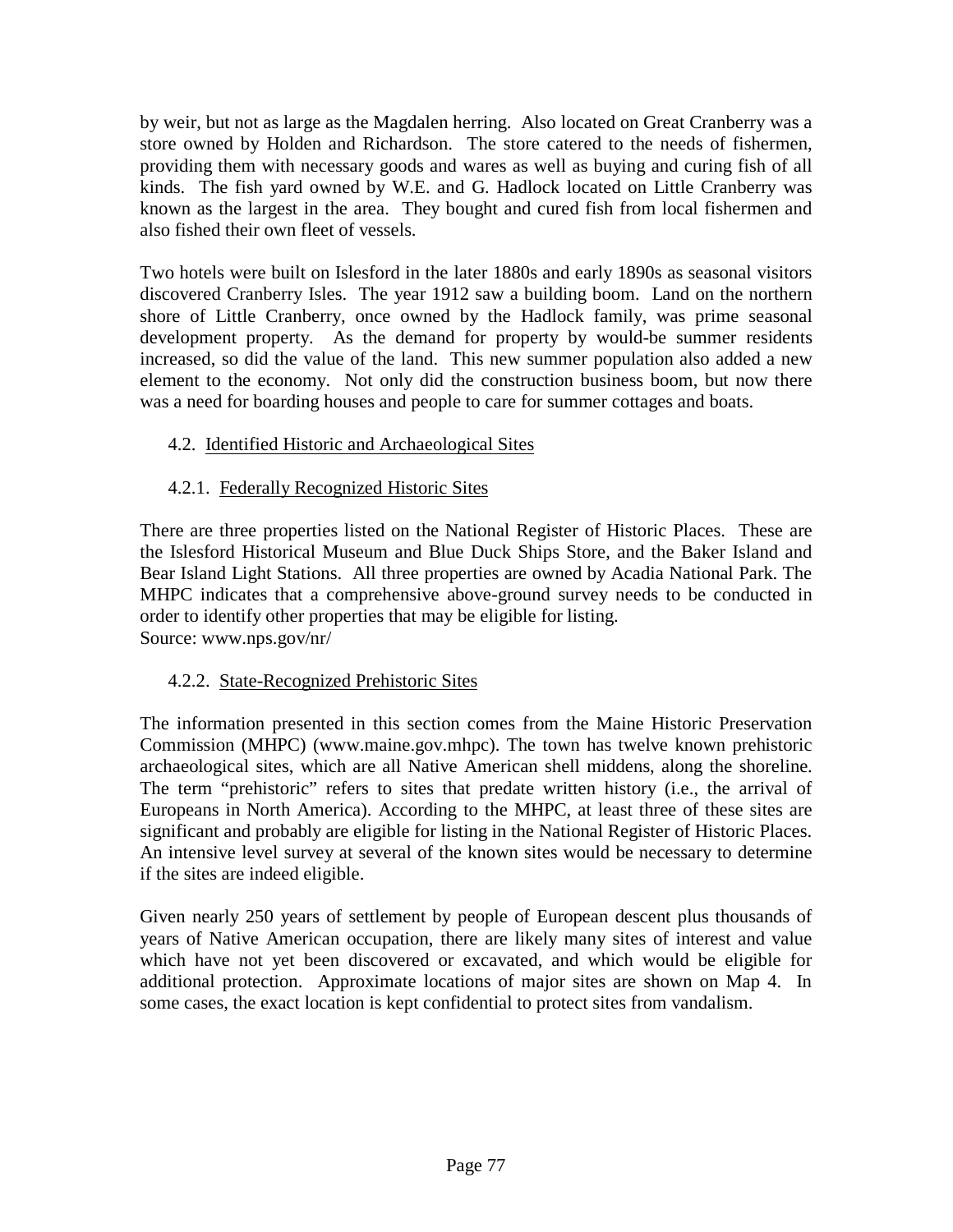by weir, but not as large as the Magdalen herring. Also located on Great Cranberry was a store owned by Holden and Richardson. The store catered to the needs of fishermen, providing them with necessary goods and wares as well as buying and curing fish of all kinds. The fish yard owned by W.E. and G. Hadlock located on Little Cranberry was known as the largest in the area. They bought and cured fish from local fishermen and also fished their own fleet of vessels.

Two hotels were built on Islesford in the later 1880s and early 1890s as seasonal visitors discovered Cranberry Isles. The year 1912 saw a building boom. Land on the northern shore of Little Cranberry, once owned by the Hadlock family, was prime seasonal development property. As the demand for property by would-be summer residents increased, so did the value of the land. This new summer population also added a new element to the economy. Not only did the construction business boom, but now there was a need for boarding houses and people to care for summer cottages and boats.

## 4.2. Identified Historic and Archaeological Sites

### 4.2.1. Federally Recognized Historic Sites

There are three properties listed on the National Register of Historic Places. These are the Islesford Historical Museum and Blue Duck Ships Store, and the Baker Island and Bear Island Light Stations. All three properties are owned by Acadia National Park. The MHPC indicates that a comprehensive above-ground survey needs to be conducted in order to identify other properties that may be eligible for listing.
Source: www.nps.gov/nr/

### 4.2.2. State-Recognized Prehistoric Sites

The information presented in this section comes from the Maine Historic Preservation Commission (MHPC) (www.maine.gov.mhpc). The town has twelve known prehistoric archaeological sites, which are all Native American shell middens, along the shoreline. The term "prehistoric" refers to sites that predate written history (i.e., the arrival of Europeans in North America). According to the MHPC, at least three of these sites are significant and probably are eligible for listing in the National Register of Historic Places. An intensive level survey at several of the known sites would be necessary to determine if the sites are indeed eligible.

Given nearly 250 years of settlement by people of European descent plus thousands of years of Native American occupation, there are likely many sites of interest and value which have not yet been discovered or excavated, and which would be eligible for additional protection. Approximate locations of major sites are shown on Map 4. In some cases, the exact location is kept confidential to protect sites from vandalism.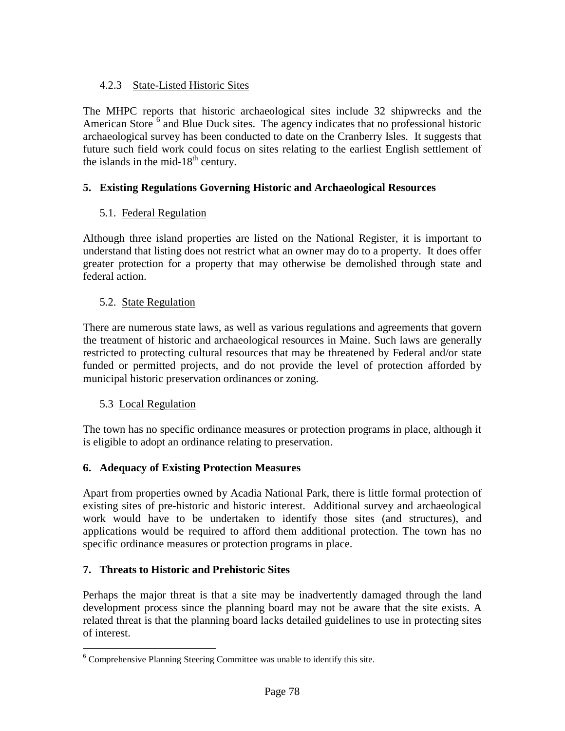### 4.2.3 State-Listed Historic Sites

The MHPC reports that historic archaeological sites include 32 shipwrecks and the American Store [6] and Blue Duck sites. The agency indicates that no professional historic archaeological survey has been conducted to date on the Cranberry Isles. It suggests that future such field work could focus on sites relating to the earliest English settlement of the islands in the mid-18th century.

## 5. Existing Regulations Governing Historic and Archaeological Resources

### 5.1. Federal Regulation

Although three island properties are listed on the National Register, it is important to understand that listing does not restrict what an owner may do to a property. It does offer greater protection for a property that may otherwise be demolished through state and federal action.

### 5.2. State Regulation

There are numerous state laws, as well as various regulations and agreements that govern the treatment of historic and archaeological resources in Maine. Such laws are generally restricted to protecting cultural resources that may be threatened by Federal and/or state funded or permitted projects, and do not provide the level of protection afforded by municipal historic preservation ordinances or zoning.

### 5.3 Local Regulation

The town has no specific ordinance measures or protection programs in place, although it is eligible to adopt an ordinance relating to preservation.

## 6. Adequacy of Existing Protection Measures

Apart from properties owned by Acadia National Park, there is little formal protection of existing sites of pre-historic and historic interest. Additional survey and archaeological work would have to be undertaken to identify those sites (and structures), and applications would be required to afford them additional protection. The town has no specific ordinance measures or protection programs in place.

## 7. Threats to Historic and Prehistoric Sites

Perhaps the major threat is that a site may be inadvertently damaged through the land development process since the planning board may not be aware that the site exists. A related threat is that the planning board lacks detailed guidelines to use in protecting sites of interest.

---

[6] Comprehensive Planning Steering Committee was unable to identify this site.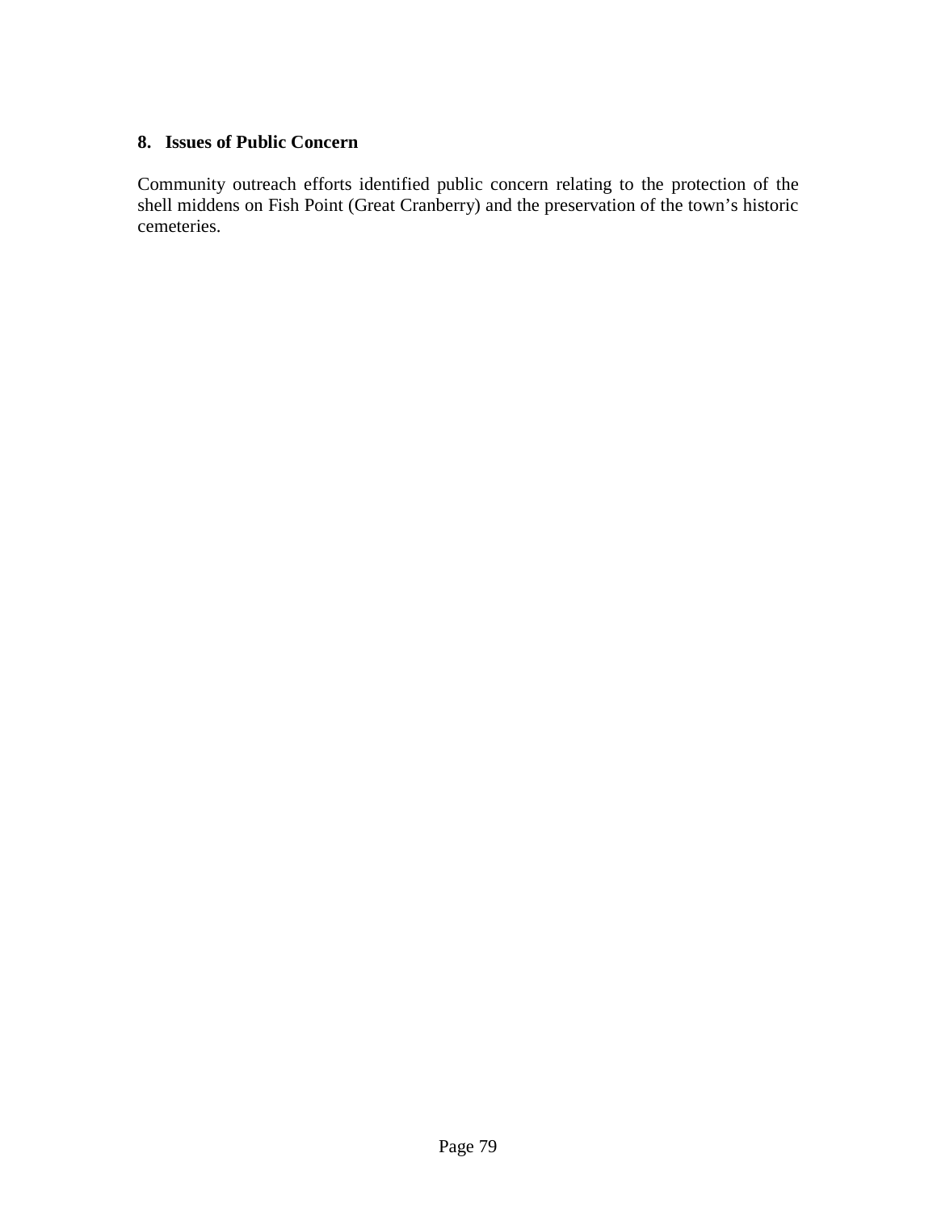## 8. Issues of Public Concern

Community outreach efforts identified public concern relating to the protection of the shell middens on Fish Point (Great Cranberry) and the preservation of the town's historic cemeteries.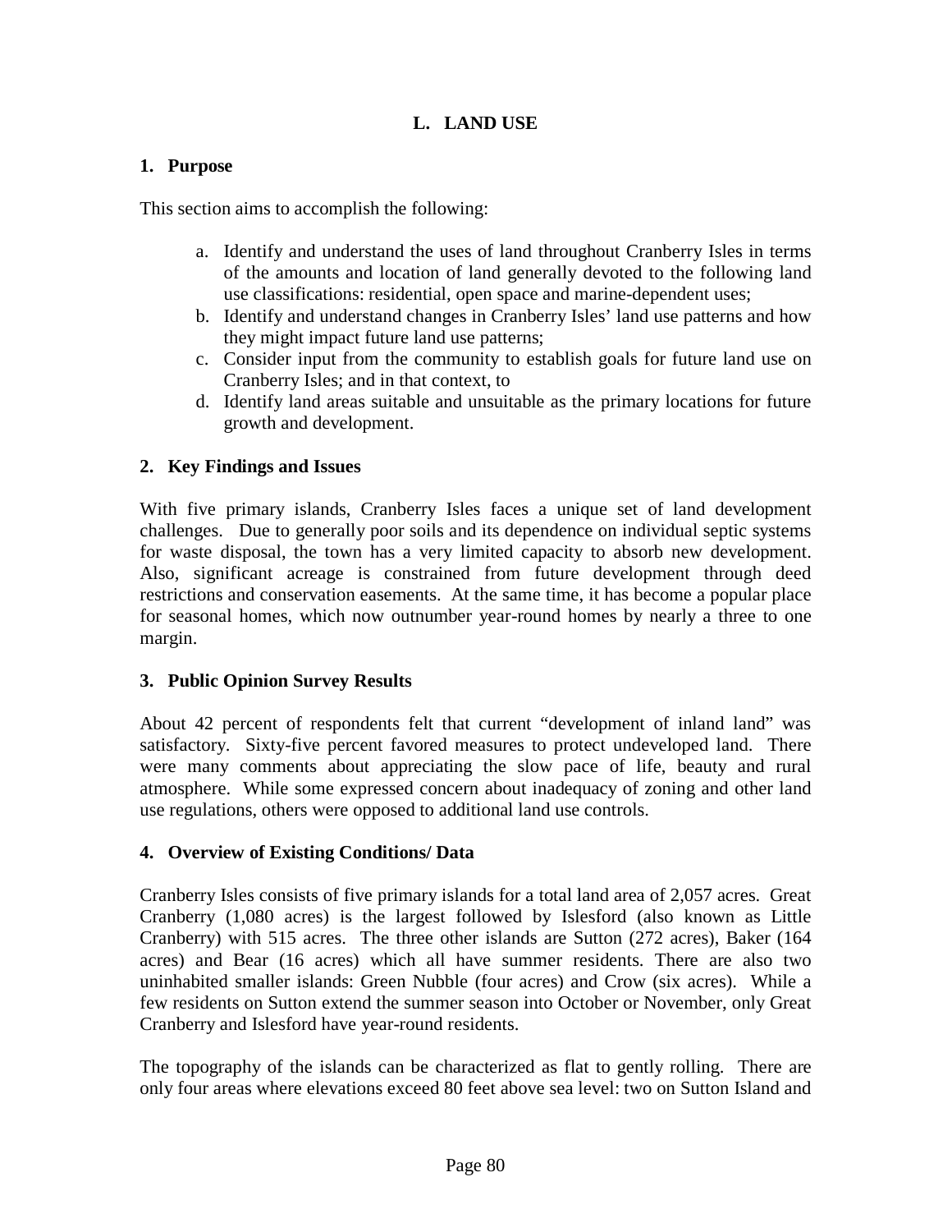# L. LAND USE

## 1. Purpose

This section aims to accomplish the following:

a. Identify and understand the uses of land throughout Cranberry Isles in terms of the amounts and location of land generally devoted to the following land use classifications: residential, open space and marine-dependent uses;
b. Identify and understand changes in Cranberry Isles' land use patterns and how they might impact future land use patterns;
c. Consider input from the community to establish goals for future land use on Cranberry Isles; and in that context, to
d. Identify land areas suitable and unsuitable as the primary locations for future growth and development.

## 2. Key Findings and Issues

With five primary islands, Cranberry Isles faces a unique set of land development challenges. Due to generally poor soils and its dependence on individual septic systems for waste disposal, the town has a very limited capacity to absorb new development. Also, significant acreage is constrained from future development through deed restrictions and conservation easements. At the same time, it has become a popular place for seasonal homes, which now outnumber year-round homes by nearly a three to one margin.

## 3. Public Opinion Survey Results

About 42 percent of respondents felt that current "development of inland land" was satisfactory. Sixty-five percent favored measures to protect undeveloped land. There were many comments about appreciating the slow pace of life, beauty and rural atmosphere. While some expressed concern about inadequacy of zoning and other land use regulations, others were opposed to additional land use controls.

## 4. Overview of Existing Conditions/ Data

Cranberry Isles consists of five primary islands for a total land area of 2,057 acres. Great Cranberry (1,080 acres) is the largest followed by Islesford (also known as Little Cranberry) with 515 acres. The three other islands are Sutton (272 acres), Baker (164 acres) and Bear (16 acres) which all have summer residents. There are also two uninhabited smaller islands: Green Nubble (four acres) and Crow (six acres). While a few residents on Sutton extend the summer season into October or November, only Great Cranberry and Islesford have year-round residents.

The topography of the islands can be characterized as flat to gently rolling. There are only four areas where elevations exceed 80 feet above sea level: two on Sutton Island and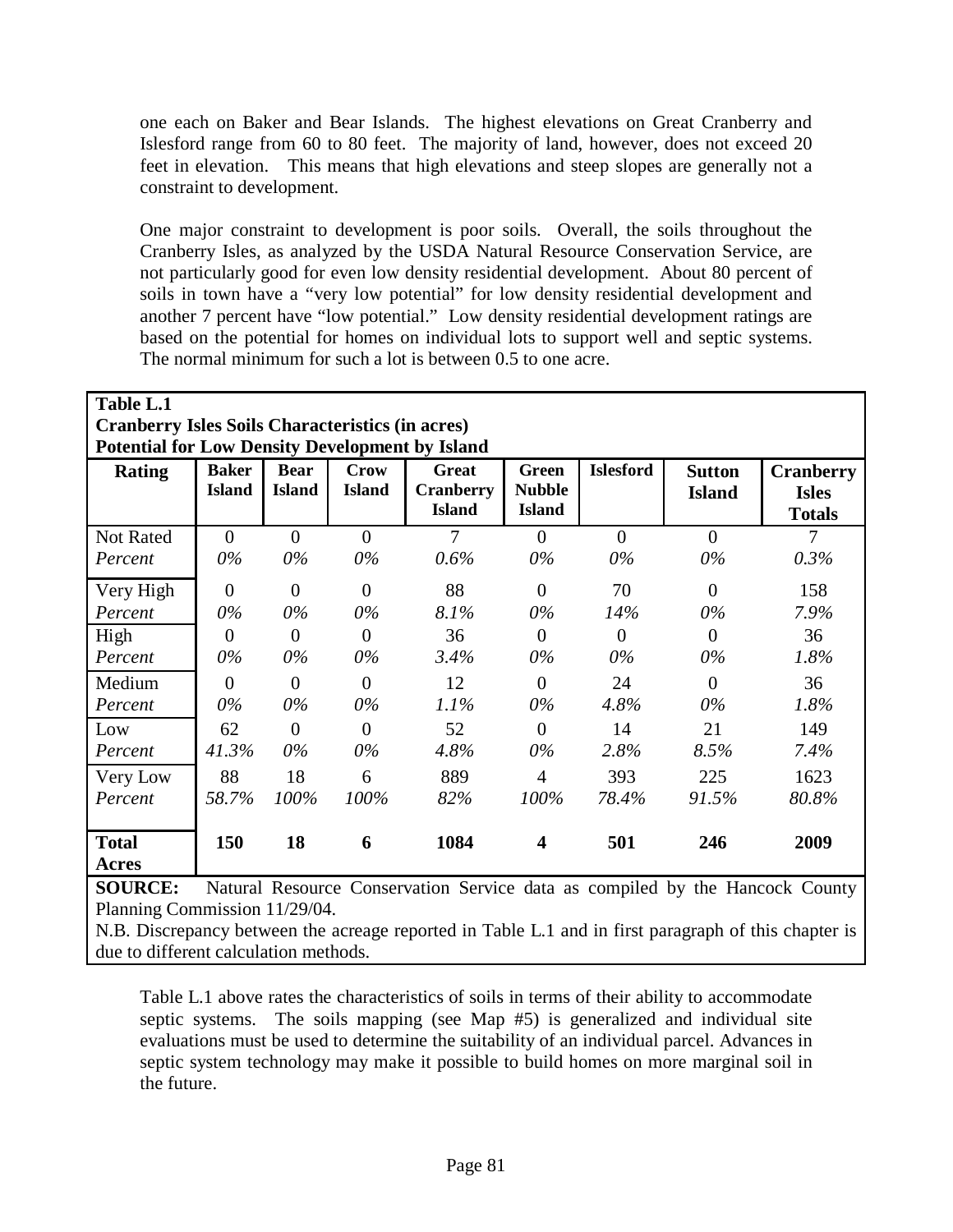one each on Baker and Bear Islands. The highest elevations on Great Cranberry and Islesford range from 60 to 80 feet. The majority of land, however, does not exceed 20 feet in elevation. This means that high elevations and steep slopes are generally not a constraint to development.

One major constraint to development is poor soils. Overall, the soils throughout the Cranberry Isles, as analyzed by the USDA Natural Resource Conservation Service, are not particularly good for even low density residential development. About 80 percent of soils in town have a "very low potential" for low density residential development and another 7 percent have "low potential." Low density residential development ratings are based on the potential for homes on individual lots to support well and septic systems. The normal minimum for such a lot is between 0.5 to one acre.

**Table L.1**
**Cranberry Isles Soils Characteristics (in acres)**
**Potential for Low Density Development by Island**

| Rating | Baker Island | Bear Island | Crow Island | Great Cranberry Island | Green Nubble Island | Islesford | Sutton Island | Cranberry Isles Totals |
|---|---|---|---|---|---|---|---|---|
| Not Rated | 0 | 0 | 0 | 7 | 0 | 0 | 0 | 7 |
| *Percent* | *0%* | *0%* | *0%* | *0.6%* | *0%* | *0%* | *0%* | *0.3%* |
| Very High | 0 | 0 | 0 | 88 | 0 | 70 | 0 | 158 |
| *Percent* | *0%* | *0%* | *0%* | *8.1%* | *0%* | *14%* | *0%* | *7.9%* |
| High | 0 | 0 | 0 | 36 | 0 | 0 | 0 | 36 |
| *Percent* | *0%* | *0%* | *0%* | *3.4%* | *0%* | *0%* | *0%* | *1.8%* |
| Medium | 0 | 0 | 0 | 12 | 0 | 24 | 0 | 36 |
| *Percent* | *0%* | *0%* | *0%* | *1.1%* | *0%* | *4.8%* | *0%* | *1.8%* |
| Low | 62 | 0 | 0 | 52 | 0 | 14 | 21 | 149 |
| *Percent* | *41.3%* | *0%* | *0%* | *4.8%* | *0%* | *2.8%* | *8.5%* | *7.4%* |
| Very Low | 88 | 18 | 6 | 889 | 4 | 393 | 225 | 1623 |
| *Percent* | *58.7%* | *100%* | *100%* | *82%* | *100%* | *78.4%* | *91.5%* | *80.8%* |
| **Total Acres** | **150** | **18** | **6** | **1084** | **4** | **501** | **246** | **2009** |

**SOURCE:** Natural Resource Conservation Service data as compiled by the Hancock County Planning Commission 11/29/04.
N.B. Discrepancy between the acreage reported in Table L.1 and in first paragraph of this chapter is due to different calculation methods.

Table L.1 above rates the characteristics of soils in terms of their ability to accommodate septic systems. The soils mapping (see Map #5) is generalized and individual site evaluations must be used to determine the suitability of an individual parcel. Advances in septic system technology may make it possible to build homes on more marginal soil in the future.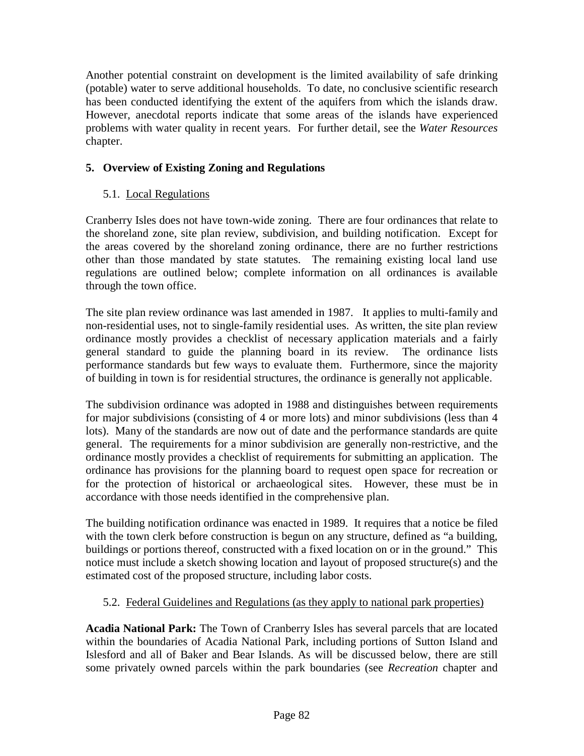Another potential constraint on development is the limited availability of safe drinking (potable) water to serve additional households. To date, no conclusive scientific research has been conducted identifying the extent of the aquifers from which the islands draw. However, anecdotal reports indicate that some areas of the islands have experienced problems with water quality in recent years. For further detail, see the *Water Resources* chapter.

## 5. Overview of Existing Zoning and Regulations

### 5.1. Local Regulations

Cranberry Isles does not have town-wide zoning. There are four ordinances that relate to the shoreland zone, site plan review, subdivision, and building notification. Except for the areas covered by the shoreland zoning ordinance, there are no further restrictions other than those mandated by state statutes. The remaining existing local land use regulations are outlined below; complete information on all ordinances is available through the town office.

The site plan review ordinance was last amended in 1987. It applies to multi-family and non-residential uses, not to single-family residential uses. As written, the site plan review ordinance mostly provides a checklist of necessary application materials and a fairly general standard to guide the planning board in its review. The ordinance lists performance standards but few ways to evaluate them. Furthermore, since the majority of building in town is for residential structures, the ordinance is generally not applicable.

The subdivision ordinance was adopted in 1988 and distinguishes between requirements for major subdivisions (consisting of 4 or more lots) and minor subdivisions (less than 4 lots). Many of the standards are now out of date and the performance standards are quite general. The requirements for a minor subdivision are generally non-restrictive, and the ordinance mostly provides a checklist of requirements for submitting an application. The ordinance has provisions for the planning board to request open space for recreation or for the protection of historical or archaeological sites. However, these must be in accordance with those needs identified in the comprehensive plan.

The building notification ordinance was enacted in 1989. It requires that a notice be filed with the town clerk before construction is begun on any structure, defined as "a building, buildings or portions thereof, constructed with a fixed location on or in the ground." This notice must include a sketch showing location and layout of proposed structure(s) and the estimated cost of the proposed structure, including labor costs.

### 5.2. Federal Guidelines and Regulations (as they apply to national park properties)

**Acadia National Park:** The Town of Cranberry Isles has several parcels that are located within the boundaries of Acadia National Park, including portions of Sutton Island and Islesford and all of Baker and Bear Islands. As will be discussed below, there are still some privately owned parcels within the park boundaries (see *Recreation* chapter and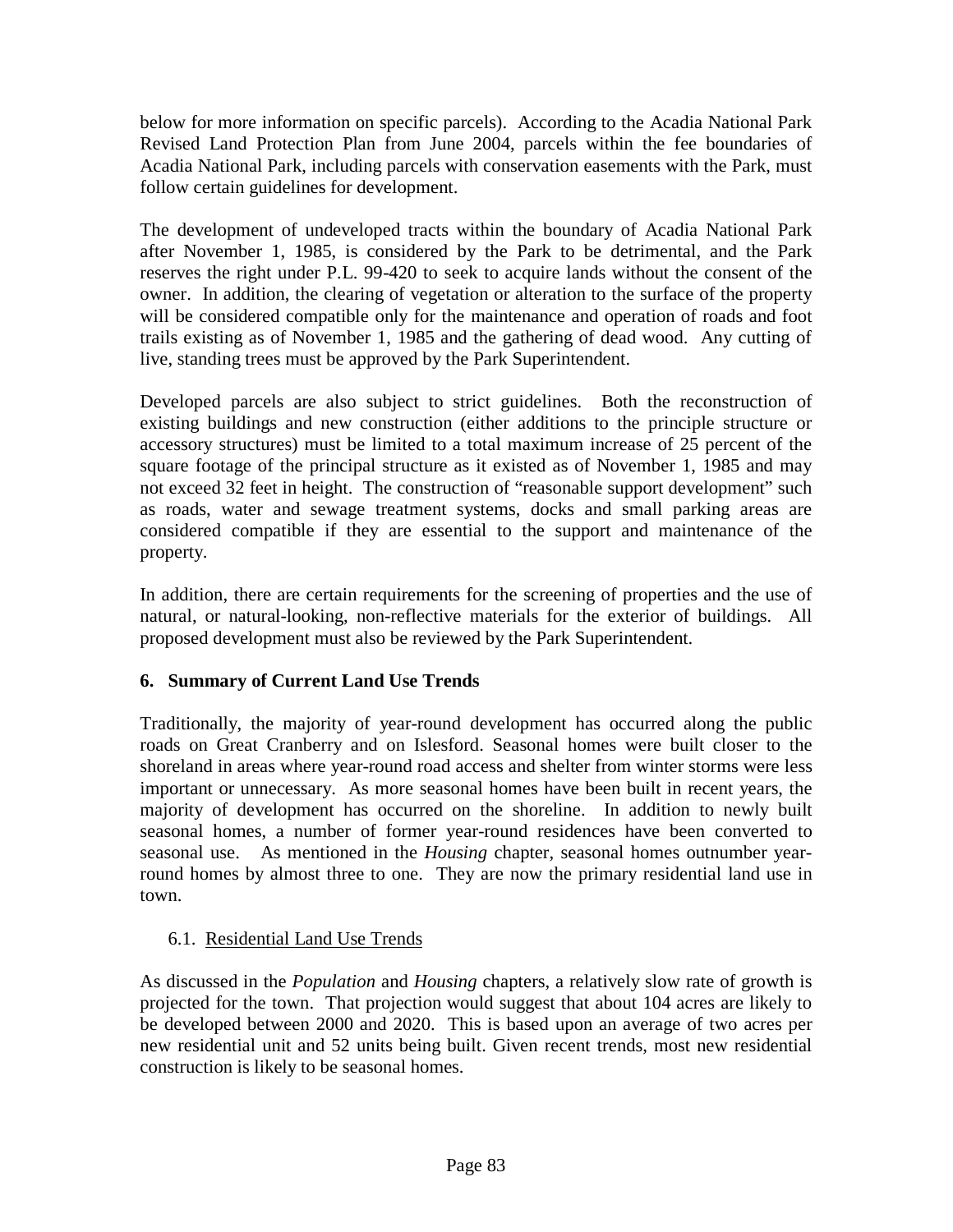below for more information on specific parcels). According to the Acadia National Park Revised Land Protection Plan from June 2004, parcels within the fee boundaries of Acadia National Park, including parcels with conservation easements with the Park, must follow certain guidelines for development.

The development of undeveloped tracts within the boundary of Acadia National Park after November 1, 1985, is considered by the Park to be detrimental, and the Park reserves the right under P.L. 99-420 to seek to acquire lands without the consent of the owner. In addition, the clearing of vegetation or alteration to the surface of the property will be considered compatible only for the maintenance and operation of roads and foot trails existing as of November 1, 1985 and the gathering of dead wood. Any cutting of live, standing trees must be approved by the Park Superintendent.

Developed parcels are also subject to strict guidelines. Both the reconstruction of existing buildings and new construction (either additions to the principle structure or accessory structures) must be limited to a total maximum increase of 25 percent of the square footage of the principal structure as it existed as of November 1, 1985 and may not exceed 32 feet in height. The construction of "reasonable support development" such as roads, water and sewage treatment systems, docks and small parking areas are considered compatible if they are essential to the support and maintenance of the property.

In addition, there are certain requirements for the screening of properties and the use of natural, or natural-looking, non-reflective materials for the exterior of buildings. All proposed development must also be reviewed by the Park Superintendent.

## 6. Summary of Current Land Use Trends

Traditionally, the majority of year-round development has occurred along the public roads on Great Cranberry and on Islesford. Seasonal homes were built closer to the shoreland in areas where year-round road access and shelter from winter storms were less important or unnecessary. As more seasonal homes have been built in recent years, the majority of development has occurred on the shoreline. In addition to newly built seasonal homes, a number of former year-round residences have been converted to seasonal use. As mentioned in the *Housing* chapter, seasonal homes outnumber year-round homes by almost three to one. They are now the primary residential land use in town.

### 6.1. Residential Land Use Trends

As discussed in the *Population* and *Housing* chapters, a relatively slow rate of growth is projected for the town. That projection would suggest that about 104 acres are likely to be developed between 2000 and 2020. This is based upon an average of two acres per new residential unit and 52 units being built. Given recent trends, most new residential construction is likely to be seasonal homes.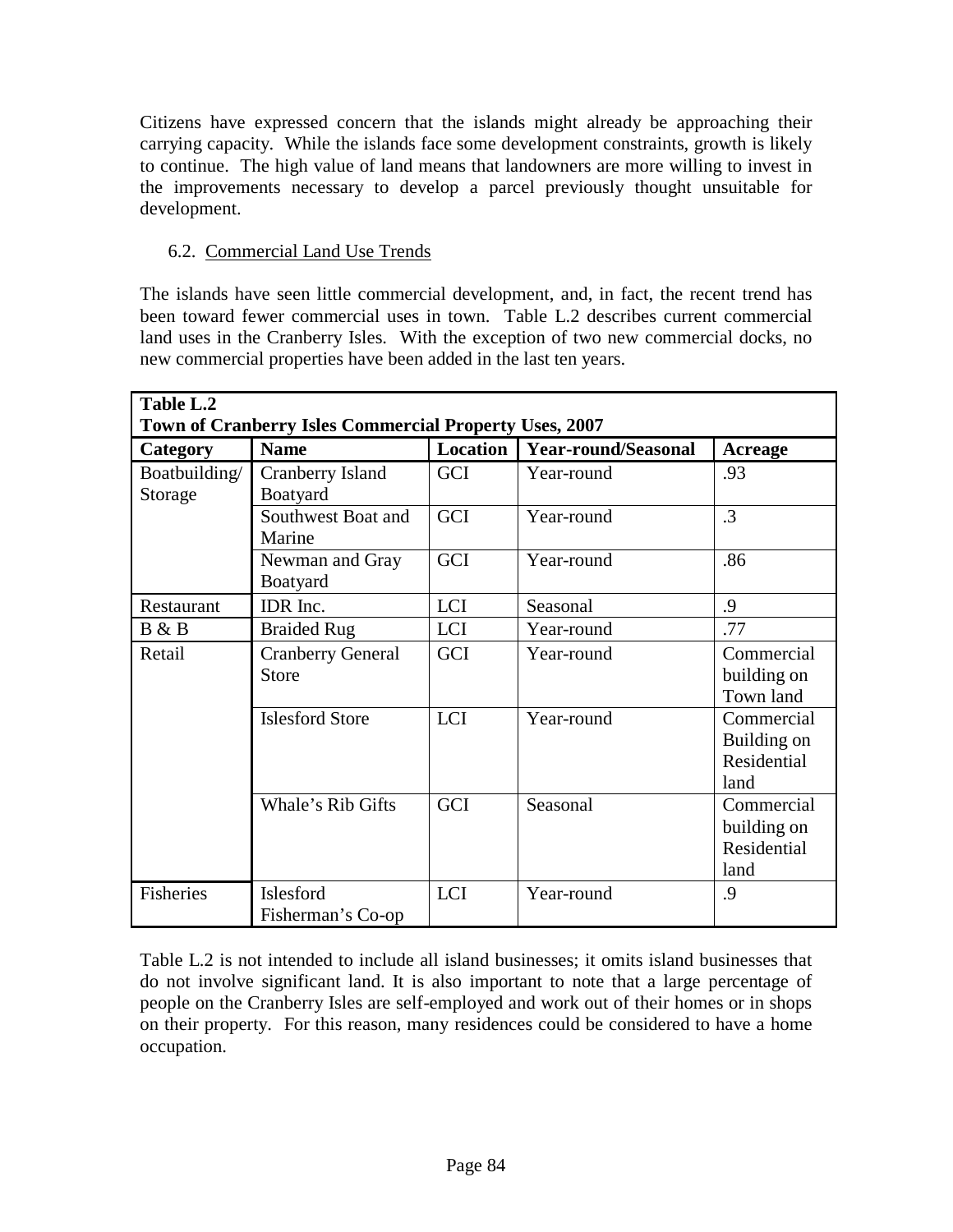Citizens have expressed concern that the islands might already be approaching their carrying capacity. While the islands face some development constraints, growth is likely to continue. The high value of land means that landowners are more willing to invest in the improvements necessary to develop a parcel previously thought unsuitable for development.

### 6.2. Commercial Land Use Trends

The islands have seen little commercial development, and, in fact, the recent trend has been toward fewer commercial uses in town. Table L.2 describes current commercial land uses in the Cranberry Isles. With the exception of two new commercial docks, no new commercial properties have been added in the last ten years.

**Table L.2**
**Town of Cranberry Isles Commercial Property Uses, 2007**

| Category | Name | Location | Year-round/Seasonal | Acreage |
|---|---|---|---|---|
| Boatbuilding/ Storage | Cranberry Island Boatyard | GCI | Year-round | .93 |
| | Southwest Boat and Marine | GCI | Year-round | .3 |
| | Newman and Gray Boatyard | GCI | Year-round | .86 |
| Restaurant | IDR Inc. | LCI | Seasonal | .9 |
| B & B | Braided Rug | LCI | Year-round | .77 |
| Retail | Cranberry General Store | GCI | Year-round | Commercial building on Town land |
| | Islesford Store | LCI | Year-round | Commercial Building on Residential land |
| | Whale's Rib Gifts | GCI | Seasonal | Commercial building on Residential land |
| Fisheries | Islesford Fisherman's Co-op | LCI | Year-round | .9 |

Table L.2 is not intended to include all island businesses; it omits island businesses that do not involve significant land. It is also important to note that a large percentage of people on the Cranberry Isles are self-employed and work out of their homes or in shops on their property. For this reason, many residences could be considered to have a home occupation.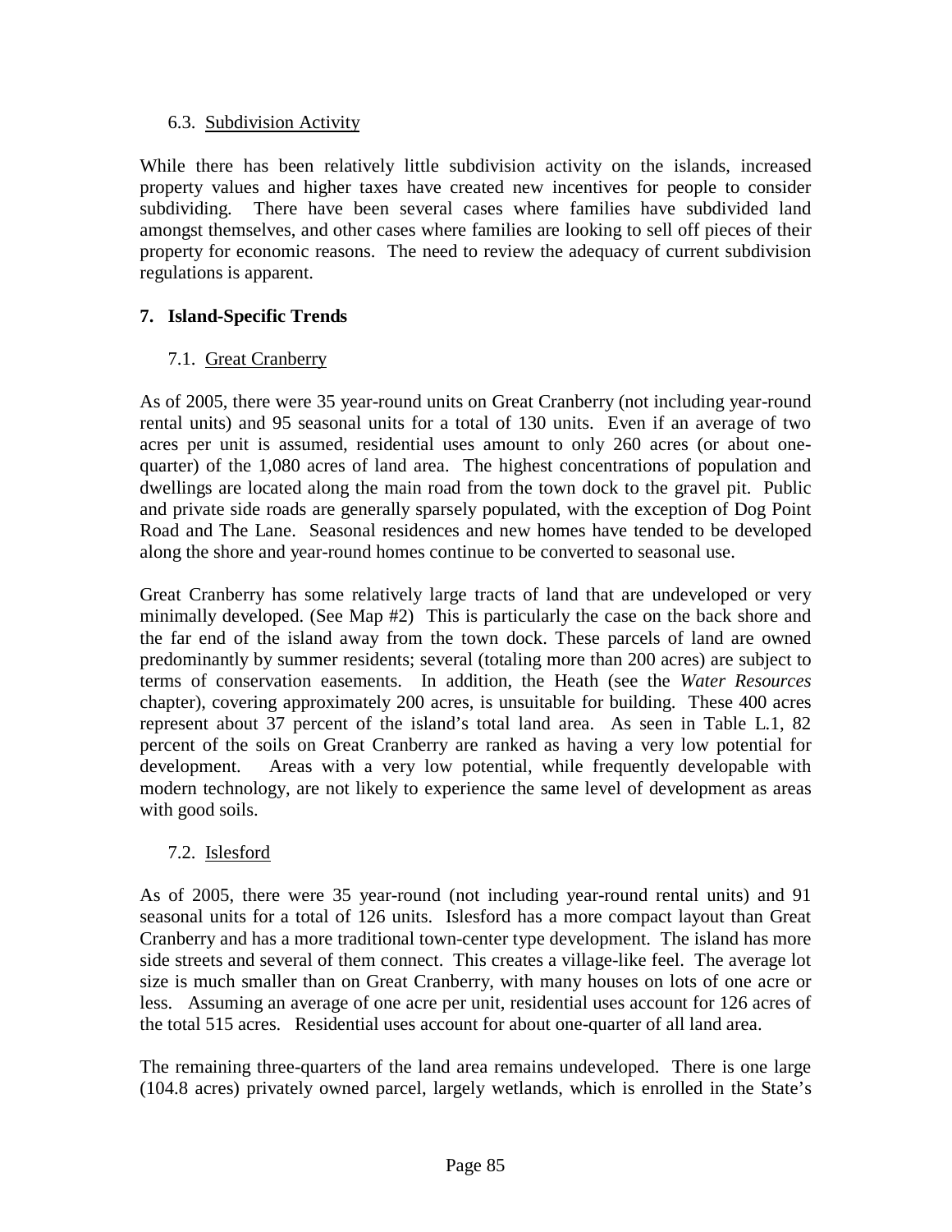### 6.3. Subdivision Activity

While there has been relatively little subdivision activity on the islands, increased property values and higher taxes have created new incentives for people to consider subdividing. There have been several cases where families have subdivided land amongst themselves, and other cases where families are looking to sell off pieces of their property for economic reasons. The need to review the adequacy of current subdivision regulations is apparent.

## 7. Island-Specific Trends

### 7.1. Great Cranberry

As of 2005, there were 35 year-round units on Great Cranberry (not including year-round rental units) and 95 seasonal units for a total of 130 units. Even if an average of two acres per unit is assumed, residential uses amount to only 260 acres (or about one-quarter) of the 1,080 acres of land area. The highest concentrations of population and dwellings are located along the main road from the town dock to the gravel pit. Public and private side roads are generally sparsely populated, with the exception of Dog Point Road and The Lane. Seasonal residences and new homes have tended to be developed along the shore and year-round homes continue to be converted to seasonal use.

Great Cranberry has some relatively large tracts of land that are undeveloped or very minimally developed. (See Map #2) This is particularly the case on the back shore and the far end of the island away from the town dock. These parcels of land are owned predominantly by summer residents; several (totaling more than 200 acres) are subject to terms of conservation easements. In addition, the Heath (see the *Water Resources* chapter), covering approximately 200 acres, is unsuitable for building. These 400 acres represent about 37 percent of the island's total land area. As seen in Table L.1, 82 percent of the soils on Great Cranberry are ranked as having a very low potential for development. Areas with a very low potential, while frequently developable with modern technology, are not likely to experience the same level of development as areas with good soils.

### 7.2. Islesford

As of 2005, there were 35 year-round (not including year-round rental units) and 91 seasonal units for a total of 126 units. Islesford has a more compact layout than Great Cranberry and has a more traditional town-center type development. The island has more side streets and several of them connect. This creates a village-like feel. The average lot size is much smaller than on Great Cranberry, with many houses on lots of one acre or less. Assuming an average of one acre per unit, residential uses account for 126 acres of the total 515 acres. Residential uses account for about one-quarter of all land area.

The remaining three-quarters of the land area remains undeveloped. There is one large (104.8 acres) privately owned parcel, largely wetlands, which is enrolled in the State's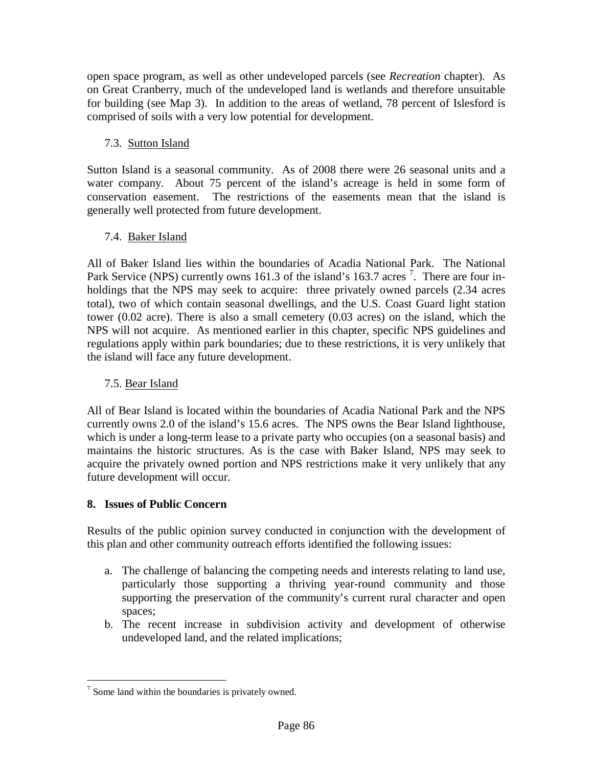open space program, as well as other undeveloped parcels (see *Recreation* chapter). As on Great Cranberry, much of the undeveloped land is wetlands and therefore unsuitable for building (see Map 3). In addition to the areas of wetland, 78 percent of Islesford is comprised of soils with a very low potential for development.

### 7.3. Sutton Island

Sutton Island is a seasonal community. As of 2008 there were 26 seasonal units and a water company. About 75 percent of the island's acreage is held in some form of conservation easement. The restrictions of the easements mean that the island is generally well protected from future development.

### 7.4. Baker Island

All of Baker Island lies within the boundaries of Acadia National Park. The National Park Service (NPS) currently owns 161.3 of the island's 163.7 acres [7]. There are four in-holdings that the NPS may seek to acquire: three privately owned parcels (2.34 acres total), two of which contain seasonal dwellings, and the U.S. Coast Guard light station tower (0.02 acre). There is also a small cemetery (0.03 acres) on the island, which the NPS will not acquire. As mentioned earlier in this chapter, specific NPS guidelines and regulations apply within park boundaries; due to these restrictions, it is very unlikely that the island will face any future development.

### 7.5. Bear Island

All of Bear Island is located within the boundaries of Acadia National Park and the NPS currently owns 2.0 of the island's 15.6 acres. The NPS owns the Bear Island lighthouse, which is under a long-term lease to a private party who occupies (on a seasonal basis) and maintains the historic structures. As is the case with Baker Island, NPS may seek to acquire the privately owned portion and NPS restrictions make it very unlikely that any future development will occur.

## 8. Issues of Public Concern

Results of the public opinion survey conducted in conjunction with the development of this plan and other community outreach efforts identified the following issues:

a. The challenge of balancing the competing needs and interests relating to land use, particularly those supporting a thriving year-round community and those supporting the preservation of the community's current rural character and open spaces;
b. The recent increase in subdivision activity and development of otherwise undeveloped land, and the related implications;

[7] Some land within the boundaries is privately owned.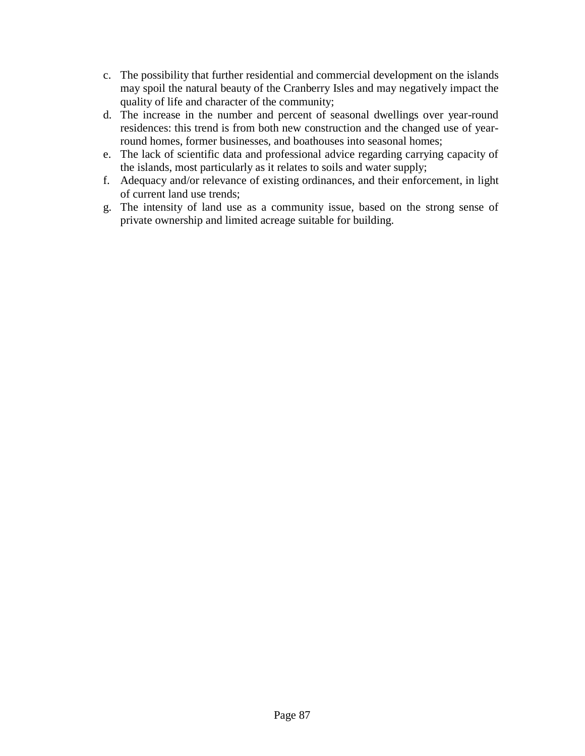c. The possibility that further residential and commercial development on the islands may spoil the natural beauty of the Cranberry Isles and may negatively impact the quality of life and character of the community;
d. The increase in the number and percent of seasonal dwellings over year-round residences: this trend is from both new construction and the changed use of year-round homes, former businesses, and boathouses into seasonal homes;
e. The lack of scientific data and professional advice regarding carrying capacity of the islands, most particularly as it relates to soils and water supply;
f. Adequacy and/or relevance of existing ordinances, and their enforcement, in light of current land use trends;
g. The intensity of land use as a community issue, based on the strong sense of private ownership and limited acreage suitable for building.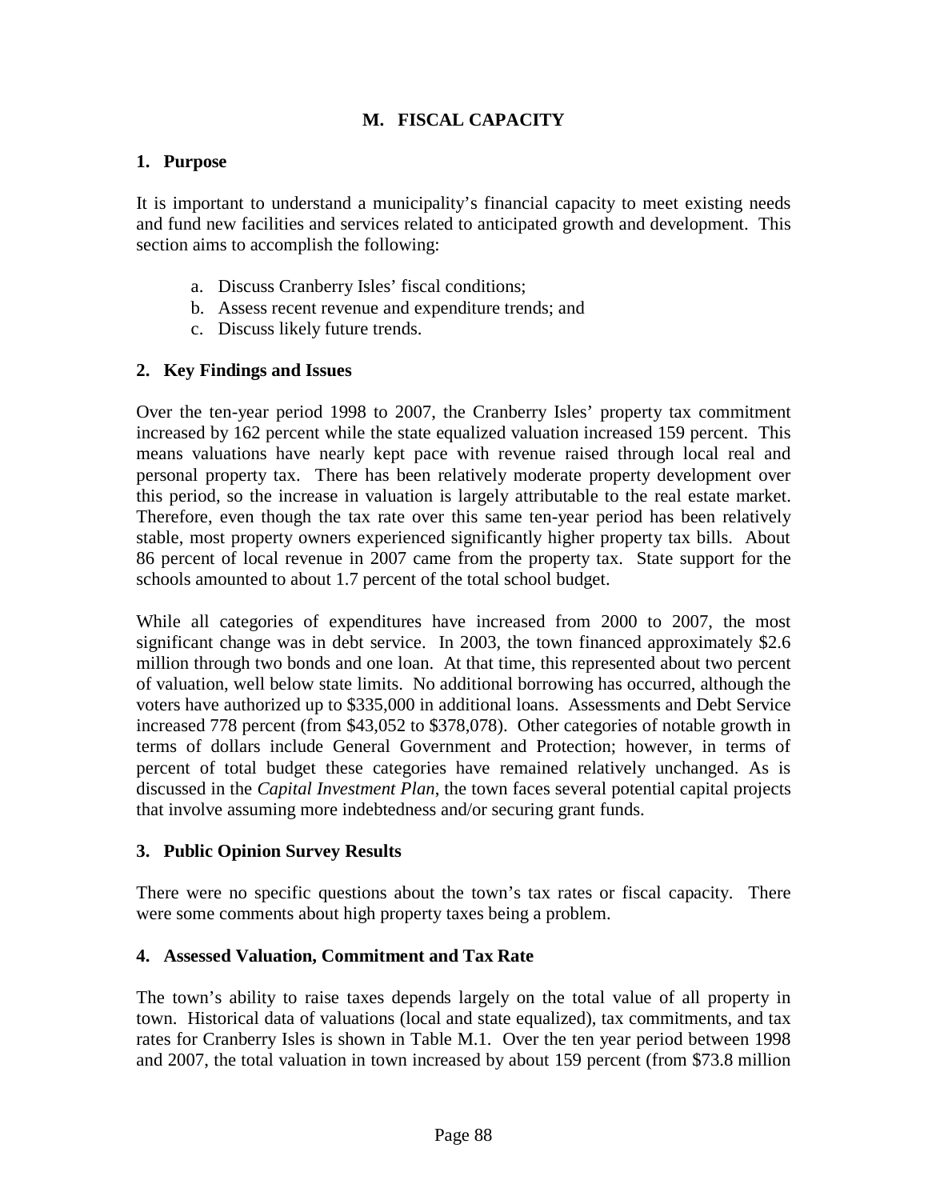# M. FISCAL CAPACITY

## 1. Purpose

It is important to understand a municipality's financial capacity to meet existing needs and fund new facilities and services related to anticipated growth and development. This section aims to accomplish the following:

a. Discuss Cranberry Isles' fiscal conditions;
b. Assess recent revenue and expenditure trends; and
c. Discuss likely future trends.

## 2. Key Findings and Issues

Over the ten-year period 1998 to 2007, the Cranberry Isles' property tax commitment increased by 162 percent while the state equalized valuation increased 159 percent. This means valuations have nearly kept pace with revenue raised through local real and personal property tax. There has been relatively moderate property development over this period, so the increase in valuation is largely attributable to the real estate market. Therefore, even though the tax rate over this same ten-year period has been relatively stable, most property owners experienced significantly higher property tax bills. About 86 percent of local revenue in 2007 came from the property tax. State support for the schools amounted to about 1.7 percent of the total school budget.

While all categories of expenditures have increased from 2000 to 2007, the most significant change was in debt service. In 2003, the town financed approximately $2.6 million through two bonds and one loan. At that time, this represented about two percent of valuation, well below state limits. No additional borrowing has occurred, although the voters have authorized up to $335,000 in additional loans. Assessments and Debt Service increased 778 percent (from $43,052 to $378,078). Other categories of notable growth in terms of dollars include General Government and Protection; however, in terms of percent of total budget these categories have remained relatively unchanged. As is discussed in the *Capital Investment Plan*, the town faces several potential capital projects that involve assuming more indebtedness and/or securing grant funds.

## 3. Public Opinion Survey Results

There were no specific questions about the town's tax rates or fiscal capacity. There were some comments about high property taxes being a problem.

## 4. Assessed Valuation, Commitment and Tax Rate

The town's ability to raise taxes depends largely on the total value of all property in town. Historical data of valuations (local and state equalized), tax commitments, and tax rates for Cranberry Isles is shown in Table M.1. Over the ten year period between 1998 and 2007, the total valuation in town increased by about 159 percent (from $73.8 million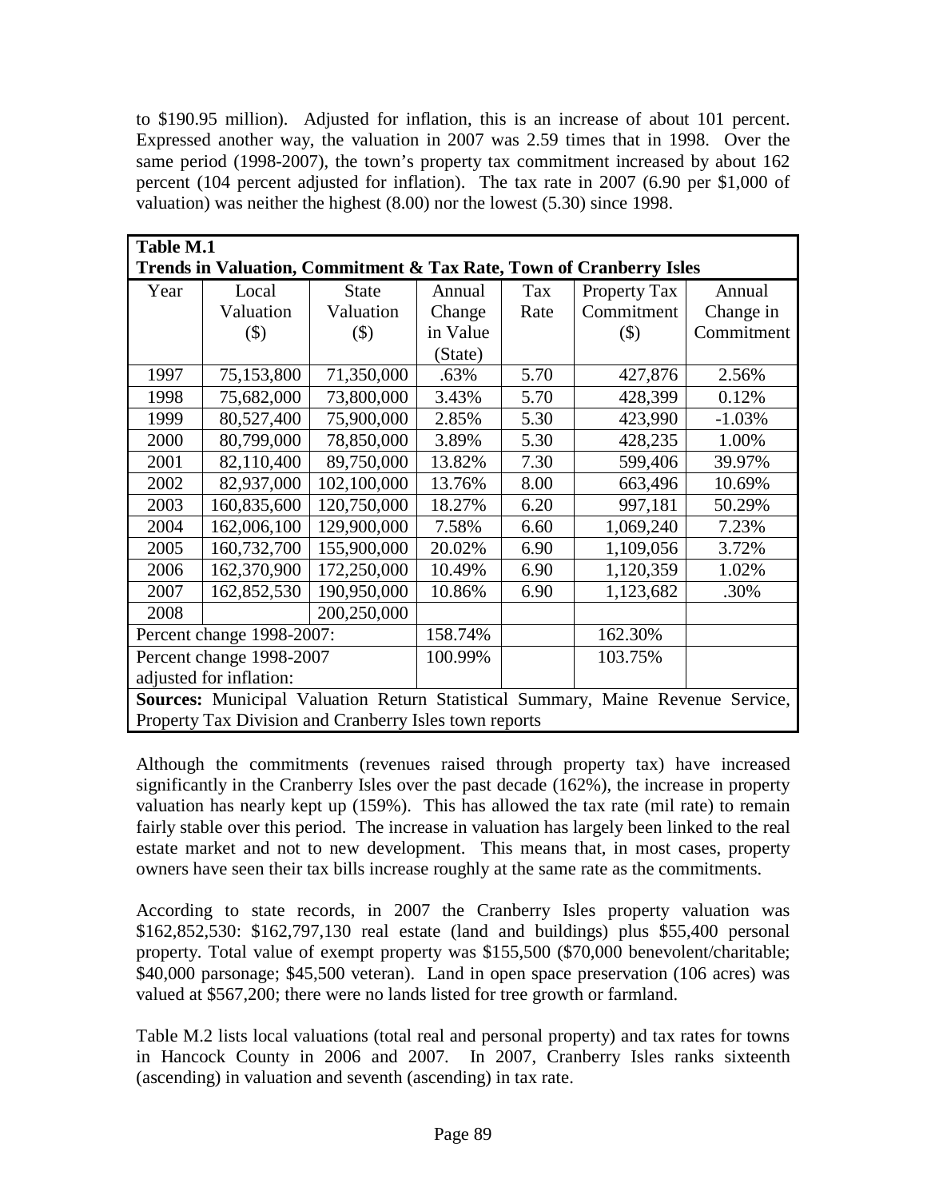to \$190.95 million). Adjusted for inflation, this is an increase of about 101 percent. Expressed another way, the valuation in 2007 was 2.59 times that in 1998. Over the same period (1998-2007), the town's property tax commitment increased by about 162 percent (104 percent adjusted for inflation). The tax rate in 2007 (6.90 per \$1,000 of valuation) was neither the highest (8.00) nor the lowest (5.30) since 1998.

**Table M.1**
**Trends in Valuation, Commitment & Tax Rate, Town of Cranberry Isles**

| Year | Local Valuation (\$) | State Valuation (\$) | Annual Change in Value (State) | Tax Rate | Property Tax Commitment (\$) | Annual Change in Commitment |
|---|---|---|---|---|---|---|
| 1997 | 75,153,800 | 71,350,000 | .63% | 5.70 | 427,876 | 2.56% |
| 1998 | 75,682,000 | 73,800,000 | 3.43% | 5.70 | 428,399 | 0.12% |
| 1999 | 80,527,400 | 75,900,000 | 2.85% | 5.30 | 423,990 | -1.03% |
| 2000 | 80,799,000 | 78,850,000 | 3.89% | 5.30 | 428,235 | 1.00% |
| 2001 | 82,110,400 | 89,750,000 | 13.82% | 7.30 | 599,406 | 39.97% |
| 2002 | 82,937,000 | 102,100,000 | 13.76% | 8.00 | 663,496 | 10.69% |
| 2003 | 160,835,600 | 120,750,000 | 18.27% | 6.20 | 997,181 | 50.29% |
| 2004 | 162,006,100 | 129,900,000 | 7.58% | 6.60 | 1,069,240 | 7.23% |
| 2005 | 160,732,700 | 155,900,000 | 20.02% | 6.90 | 1,109,056 | 3.72% |
| 2006 | 162,370,900 | 172,250,000 | 10.49% | 6.90 | 1,120,359 | 1.02% |
| 2007 | 162,852,530 | 190,950,000 | 10.86% | 6.90 | 1,123,682 | .30% |
| 2008 | | 200,250,000 | | | | |
| Percent change 1998-2007: | | | 158.74% | | 162.30% | |
| Percent change 1998-2007 adjusted for inflation: | | | 100.99% | | 103.75% | |

**Sources:** Municipal Valuation Return Statistical Summary, Maine Revenue Service, Property Tax Division and Cranberry Isles town reports

Although the commitments (revenues raised through property tax) have increased significantly in the Cranberry Isles over the past decade (162%), the increase in property valuation has nearly kept up (159%). This has allowed the tax rate (mil rate) to remain fairly stable over this period. The increase in valuation has largely been linked to the real estate market and not to new development. This means that, in most cases, property owners have seen their tax bills increase roughly at the same rate as the commitments.

According to state records, in 2007 the Cranberry Isles property valuation was \$162,852,530: \$162,797,130 real estate (land and buildings) plus \$55,400 personal property. Total value of exempt property was \$155,500 (\$70,000 benevolent/charitable; \$40,000 parsonage; \$45,500 veteran). Land in open space preservation (106 acres) was valued at \$567,200; there were no lands listed for tree growth or farmland.

Table M.2 lists local valuations (total real and personal property) and tax rates for towns in Hancock County in 2006 and 2007. In 2007, Cranberry Isles ranks sixteenth (ascending) in valuation and seventh (ascending) in tax rate.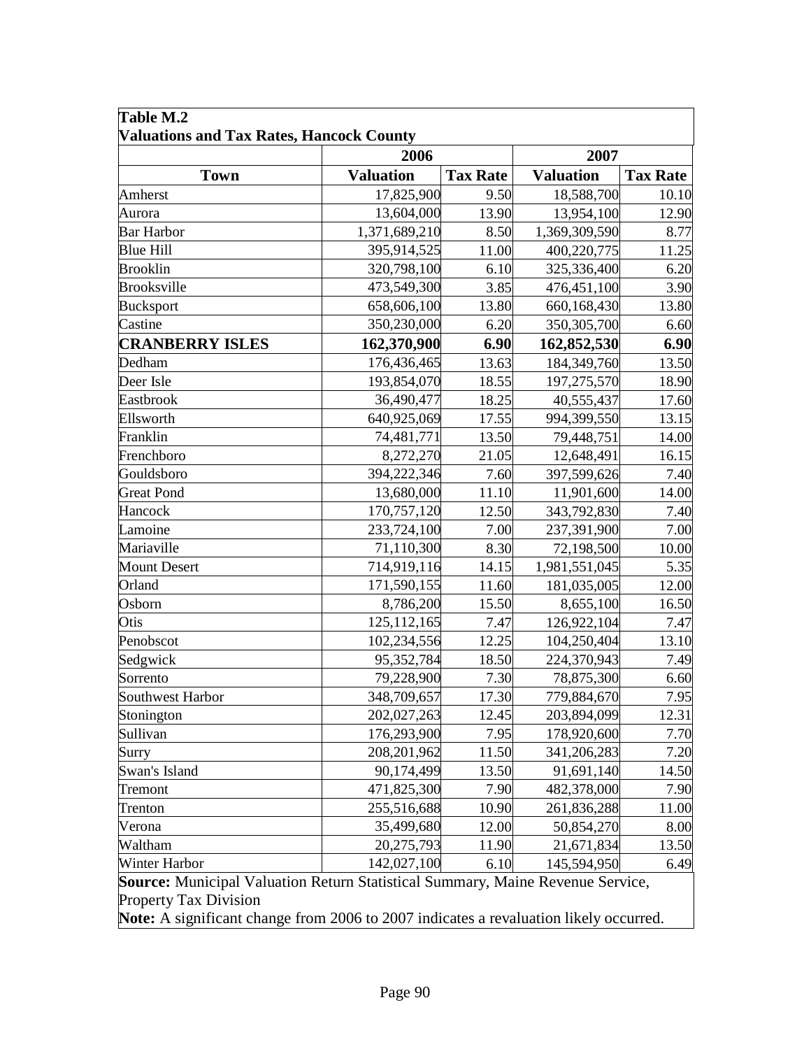**Table M.2**
**Valuations and Tax Rates, Hancock County**

| | 2006 | | 2007 | |
|---|---|---|---|---|
| **Town** | **Valuation** | **Tax Rate** | **Valuation** | **Tax Rate** |
| Amherst | 17,825,900 | 9.50 | 18,588,700 | 10.10 |
| Aurora | 13,604,000 | 13.90 | 13,954,100 | 12.90 |
| Bar Harbor | 1,371,689,210 | 8.50 | 1,369,309,590 | 8.77 |
| Blue Hill | 395,914,525 | 11.00 | 400,220,775 | 11.25 |
| Brooklin | 320,798,100 | 6.10 | 325,336,400 | 6.20 |
| Brooksville | 473,549,300 | 3.85 | 476,451,100 | 3.90 |
| Bucksport | 658,606,100 | 13.80 | 660,168,430 | 13.80 |
| Castine | 350,230,000 | 6.20 | 350,305,700 | 6.60 |
| **CRANBERRY ISLES** | **162,370,900** | **6.90** | **162,852,530** | **6.90** |
| Dedham | 176,436,465 | 13.63 | 184,349,760 | 13.50 |
| Deer Isle | 193,854,070 | 18.55 | 197,275,570 | 18.90 |
| Eastbrook | 36,490,477 | 18.25 | 40,555,437 | 17.60 |
| Ellsworth | 640,925,069 | 17.55 | 994,399,550 | 13.15 |
| Franklin | 74,481,771 | 13.50 | 79,448,751 | 14.00 |
| Frenchboro | 8,272,270 | 21.05 | 12,648,491 | 16.15 |
| Gouldsboro | 394,222,346 | 7.60 | 397,599,626 | 7.40 |
| Great Pond | 13,680,000 | 11.10 | 11,901,600 | 14.00 |
| Hancock | 170,757,120 | 12.50 | 343,792,830 | 7.40 |
| Lamoine | 233,724,100 | 7.00 | 237,391,900 | 7.00 |
| Mariaville | 71,110,300 | 8.30 | 72,198,500 | 10.00 |
| Mount Desert | 714,919,116 | 14.15 | 1,981,551,045 | 5.35 |
| Orland | 171,590,155 | 11.60 | 181,035,005 | 12.00 |
| Osborn | 8,786,200 | 15.50 | 8,655,100 | 16.50 |
| Otis | 125,112,165 | 7.47 | 126,922,104 | 7.47 |
| Penobscot | 102,234,556 | 12.25 | 104,250,404 | 13.10 |
| Sedgwick | 95,352,784 | 18.50 | 224,370,943 | 7.49 |
| Sorrento | 79,228,900 | 7.30 | 78,875,300 | 6.60 |
| Southwest Harbor | 348,709,657 | 17.30 | 779,884,670 | 7.95 |
| Stonington | 202,027,263 | 12.45 | 203,894,099 | 12.31 |
| Sullivan | 176,293,900 | 7.95 | 178,920,600 | 7.70 |
| Surry | 208,201,962 | 11.50 | 341,206,283 | 7.20 |
| Swan's Island | 90,174,499 | 13.50 | 91,691,140 | 14.50 |
| Tremont | 471,825,300 | 7.90 | 482,378,000 | 7.90 |
| Trenton | 255,516,688 | 10.90 | 261,836,288 | 11.00 |
| Verona | 35,499,680 | 12.00 | 50,854,270 | 8.00 |
| Waltham | 20,275,793 | 11.90 | 21,671,834 | 13.50 |
| Winter Harbor | 142,027,100 | 6.10 | 145,594,950 | 6.49 |

**Source:** Municipal Valuation Return Statistical Summary, Maine Revenue Service, Property Tax Division

**Note:** A significant change from 2006 to 2007 indicates a revaluation likely occurred.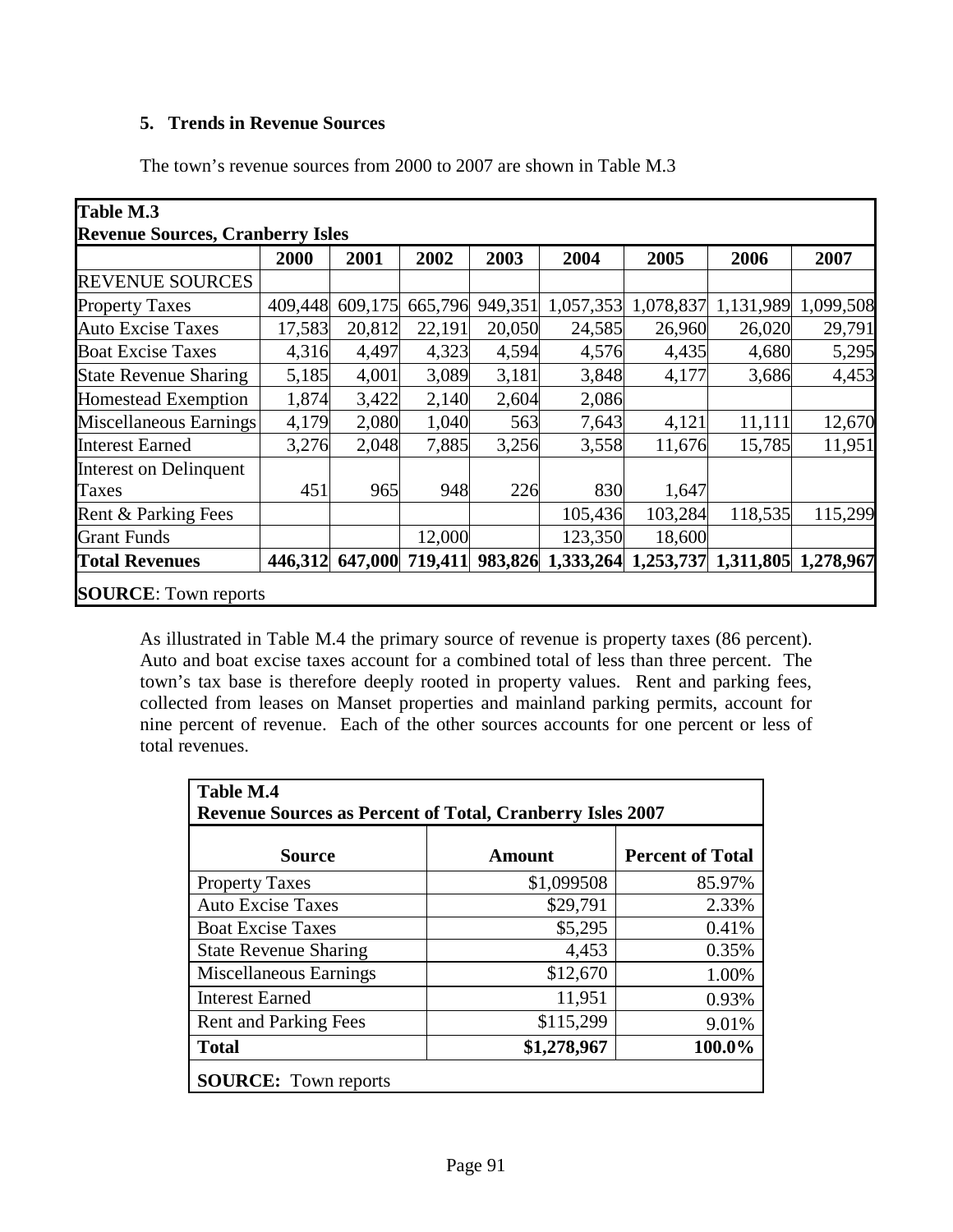### 5. Trends in Revenue Sources

The town's revenue sources from 2000 to 2007 are shown in Table M.3

**Table M.3**
**Revenue Sources, Cranberry Isles**

| | 2000 | 2001 | 2002 | 2003 | 2004 | 2005 | 2006 | 2007 |
|---|---|---|---|---|---|---|---|---|
| REVENUE SOURCES | | | | | | | | |
| Property Taxes | 409,448 | 609,175 | 665,796 | 949,351 | 1,057,353 | 1,078,837 | 1,131,989 | 1,099,508 |
| Auto Excise Taxes | 17,583 | 20,812 | 22,191 | 20,050 | 24,585 | 26,960 | 26,020 | 29,791 |
| Boat Excise Taxes | 4,316 | 4,497 | 4,323 | 4,594 | 4,576 | 4,435 | 4,680 | 5,295 |
| State Revenue Sharing | 5,185 | 4,001 | 3,089 | 3,181 | 3,848 | 4,177 | 3,686 | 4,453 |
| Homestead Exemption | 1,874 | 3,422 | 2,140 | 2,604 | 2,086 | | | |
| Miscellaneous Earnings | 4,179 | 2,080 | 1,040 | 563 | 7,643 | 4,121 | 11,111 | 12,670 |
| Interest Earned | 3,276 | 2,048 | 7,885 | 3,256 | 3,558 | 11,676 | 15,785 | 11,951 |
| Interest on Delinquent Taxes | 451 | 965 | 948 | 226 | 830 | 1,647 | | |
| Rent & Parking Fees | | | | | 105,436 | 103,284 | 118,535 | 115,299 |
| Grant Funds | | | 12,000 | | 123,350 | 18,600 | | |
| **Total Revenues** | **446,312** | **647,000** | **719,411** | **983,826** | **1,333,264** | **1,253,737** | **1,311,805** | **1,278,967** |

**SOURCE**: Town reports

As illustrated in Table M.4 the primary source of revenue is property taxes (86 percent). Auto and boat excise taxes account for a combined total of less than three percent. The town's tax base is therefore deeply rooted in property values. Rent and parking fees, collected from leases on Manset properties and mainland parking permits, account for nine percent of revenue. Each of the other sources accounts for one percent or less of total revenues.

**Table M.4**
**Revenue Sources as Percent of Total, Cranberry Isles 2007**

| Source | Amount | Percent of Total |
|---|---|---|
| Property Taxes | $1,099508 | 85.97% |
| Auto Excise Taxes | $29,791 | 2.33% |
| Boat Excise Taxes | $5,295 | 0.41% |
| State Revenue Sharing | 4,453 | 0.35% |
| Miscellaneous Earnings | $12,670 | 1.00% |
| Interest Earned | 11,951 | 0.93% |
| Rent and Parking Fees | $115,299 | 9.01% |
| **Total** | **$1,278,967** | **100.0%** |

**SOURCE:** Town reports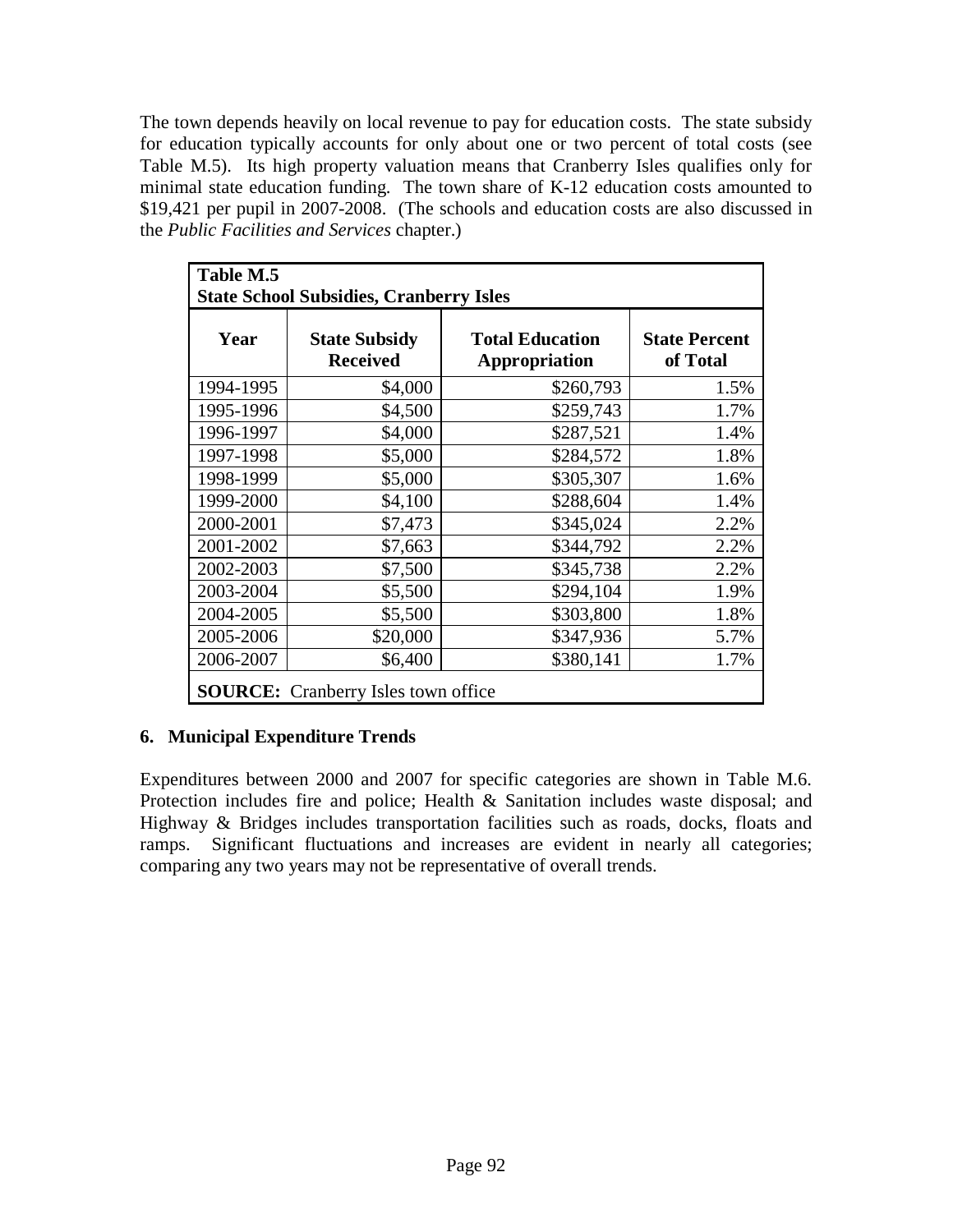The town depends heavily on local revenue to pay for education costs. The state subsidy for education typically accounts for only about one or two percent of total costs (see Table M.5). Its high property valuation means that Cranberry Isles qualifies only for minimal state education funding. The town share of K-12 education costs amounted to $19,421 per pupil in 2007-2008. (The schools and education costs are also discussed in the *Public Facilities and Services* chapter.)

**Table M.5**
**State School Subsidies, Cranberry Isles**

| Year | State Subsidy Received | Total Education Appropriation | State Percent of Total |
|---|---|---|---|
| 1994-1995 | $4,000 | $260,793 | 1.5% |
| 1995-1996 | $4,500 | $259,743 | 1.7% |
| 1996-1997 | $4,000 | $287,521 | 1.4% |
| 1997-1998 | $5,000 | $284,572 | 1.8% |
| 1998-1999 | $5,000 | $305,307 | 1.6% |
| 1999-2000 | $4,100 | $288,604 | 1.4% |
| 2000-2001 | $7,473 | $345,024 | 2.2% |
| 2001-2002 | $7,663 | $344,792 | 2.2% |
| 2002-2003 | $7,500 | $345,738 | 2.2% |
| 2003-2004 | $5,500 | $294,104 | 1.9% |
| 2004-2005 | $5,500 | $303,800 | 1.8% |
| 2005-2006 | $20,000 | $347,936 | 5.7% |
| 2006-2007 | $6,400 | $380,141 | 1.7% |

**SOURCE:** Cranberry Isles town office

### 6. Municipal Expenditure Trends

Expenditures between 2000 and 2007 for specific categories are shown in Table M.6. Protection includes fire and police; Health & Sanitation includes waste disposal; and Highway & Bridges includes transportation facilities such as roads, docks, floats and ramps. Significant fluctuations and increases are evident in nearly all categories; comparing any two years may not be representative of overall trends.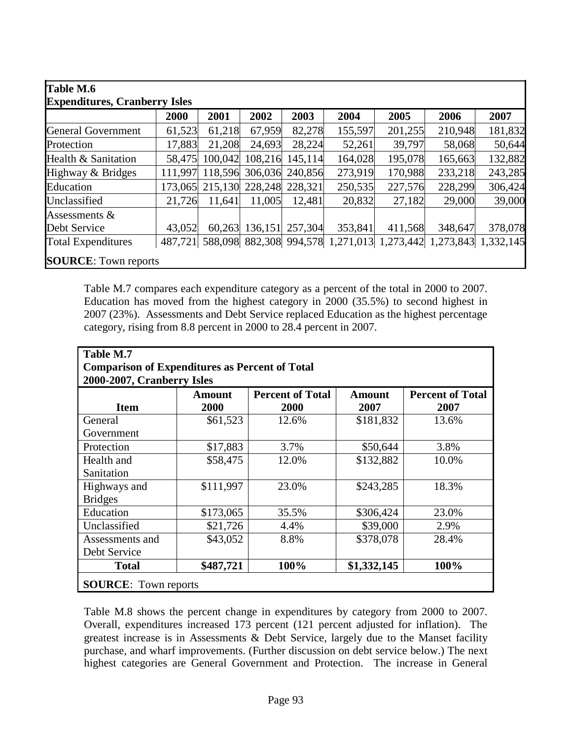**Table M.6**
**Expenditures, Cranberry Isles**

| | 2000 | 2001 | 2002 | 2003 | 2004 | 2005 | 2006 | 2007 |
|---|---|---|---|---|---|---|---|---|
| General Government | 61,523 | 61,218 | 67,959 | 82,278 | 155,597 | 201,255 | 210,948 | 181,832 |
| Protection | 17,883 | 21,208 | 24,693 | 28,224 | 52,261 | 39,797 | 58,068 | 50,644 |
| Health & Sanitation | 58,475 | 100,042 | 108,216 | 145,114 | 164,028 | 195,078 | 165,663 | 132,882 |
| Highway & Bridges | 111,997 | 118,596 | 306,036 | 240,856 | 273,919 | 170,988 | 233,218 | 243,285 |
| Education | 173,065 | 215,130 | 228,248 | 228,321 | 250,535 | 227,576 | 228,299 | 306,424 |
| Unclassified | 21,726 | 11,641 | 11,005 | 12,481 | 20,832 | 27,182 | 29,000 | 39,000 |
| Assessments & Debt Service | 43,052 | 60,263 | 136,151 | 257,304 | 353,841 | 411,568 | 348,647 | 378,078 |
| Total Expenditures | 487,721 | 588,098 | 882,308 | 994,578 | 1,271,013 | 1,273,442 | 1,273,843 | 1,332,145 |

**SOURCE**: Town reports

Table M.7 compares each expenditure category as a percent of the total in 2000 to 2007. Education has moved from the highest category in 2000 (35.5%) to second highest in 2007 (23%). Assessments and Debt Service replaced Education as the highest percentage category, rising from 8.8 percent in 2000 to 28.4 percent in 2007.

**Table M.7**
**Comparison of Expenditures as Percent of Total**
**2000-2007, Cranberry Isles**

| Item | Amount 2000 | Percent of Total 2000 | Amount 2007 | Percent of Total 2007 |
|---|---|---|---|---|
| General Government | $61,523 | 12.6% | $181,832 | 13.6% |
| Protection | $17,883 | 3.7% | $50,644 | 3.8% |
| Health and Sanitation | $58,475 | 12.0% | $132,882 | 10.0% |
| Highways and Bridges | $111,997 | 23.0% | $243,285 | 18.3% |
| Education | $173,065 | 35.5% | $306,424 | 23.0% |
| Unclassified | $21,726 | 4.4% | $39,000 | 2.9% |
| Assessments and Debt Service | $43,052 | 8.8% | $378,078 | 28.4% |
| **Total** | **$487,721** | **100%** | **$1,332,145** | **100%** |

**SOURCE**: Town reports

Table M.8 shows the percent change in expenditures by category from 2000 to 2007. Overall, expenditures increased 173 percent (121 percent adjusted for inflation). The greatest increase is in Assessments & Debt Service, largely due to the Manset facility purchase, and wharf improvements. (Further discussion on debt service below.) The next highest categories are General Government and Protection. The increase in General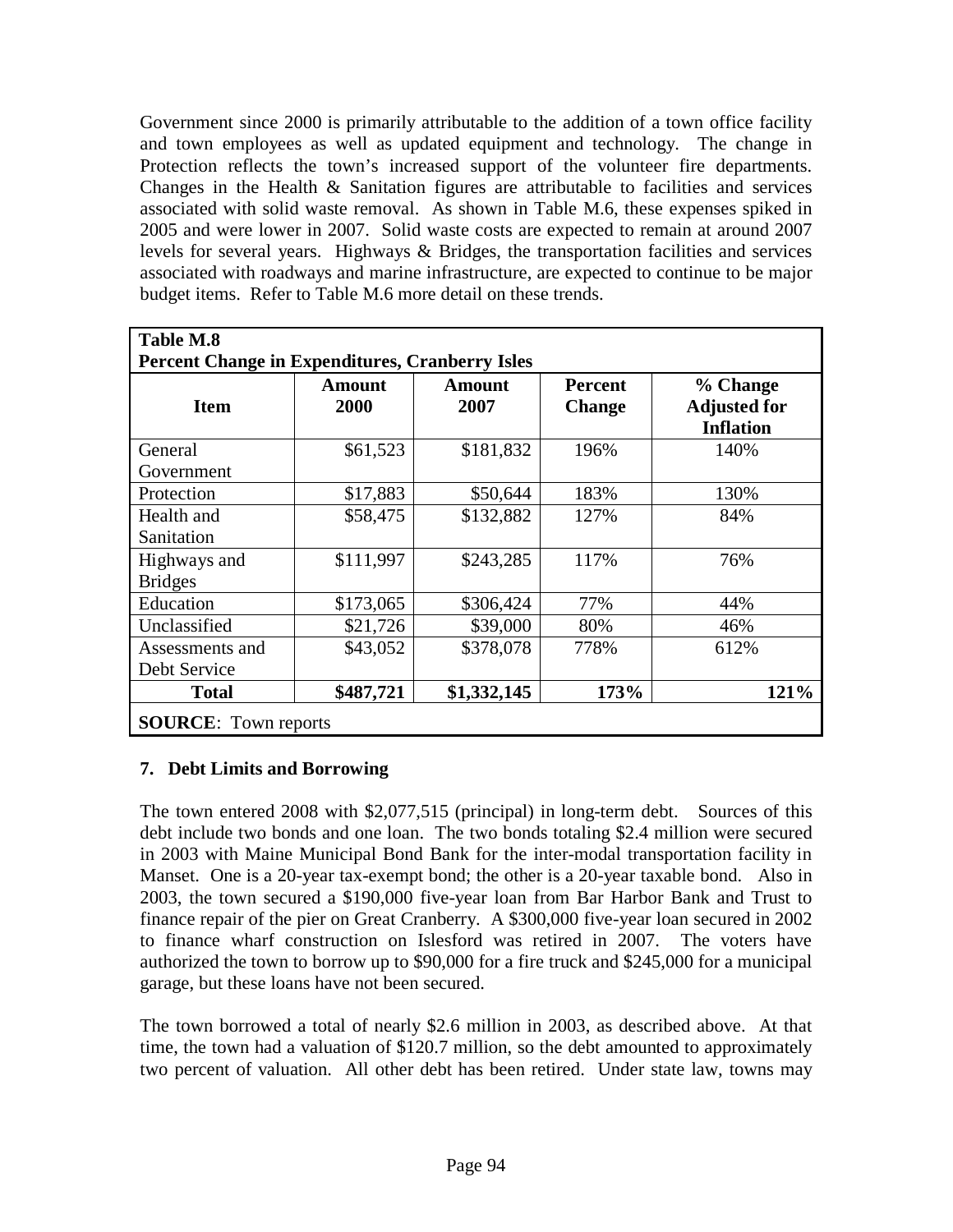Government since 2000 is primarily attributable to the addition of a town office facility and town employees as well as updated equipment and technology. The change in Protection reflects the town's increased support of the volunteer fire departments. Changes in the Health & Sanitation figures are attributable to facilities and services associated with solid waste removal. As shown in Table M.6, these expenses spiked in 2005 and were lower in 2007. Solid waste costs are expected to remain at around 2007 levels for several years. Highways & Bridges, the transportation facilities and services associated with roadways and marine infrastructure, are expected to continue to be major budget items. Refer to Table M.6 more detail on these trends.

**Table M.8**
**Percent Change in Expenditures, Cranberry Isles**

| Item | Amount 2000 | Amount 2007 | Percent Change | % Change Adjusted for Inflation |
|---|---|---|---|---|
| General Government | $61,523 | $181,832 | 196% | 140% |
| Protection | $17,883 | $50,644 | 183% | 130% |
| Health and Sanitation | $58,475 | $132,882 | 127% | 84% |
| Highways and Bridges | $111,997 | $243,285 | 117% | 76% |
| Education | $173,065 | $306,424 | 77% | 44% |
| Unclassified | $21,726 | $39,000 | 80% | 46% |
| Assessments and Debt Service | $43,052 | $378,078 | 778% | 612% |
| **Total** | **$487,721** | **$1,332,145** | **173%** | **121%** |

**SOURCE**: Town reports

### 7. Debt Limits and Borrowing

The town entered 2008 with $2,077,515 (principal) in long-term debt. Sources of this debt include two bonds and one loan. The two bonds totaling $2.4 million were secured in 2003 with Maine Municipal Bond Bank for the inter-modal transportation facility in Manset. One is a 20-year tax-exempt bond; the other is a 20-year taxable bond. Also in 2003, the town secured a $190,000 five-year loan from Bar Harbor Bank and Trust to finance repair of the pier on Great Cranberry. A $300,000 five-year loan secured in 2002 to finance wharf construction on Islesford was retired in 2007. The voters have authorized the town to borrow up to $90,000 for a fire truck and $245,000 for a municipal garage, but these loans have not been secured.

The town borrowed a total of nearly $2.6 million in 2003, as described above. At that time, the town had a valuation of $120.7 million, so the debt amounted to approximately two percent of valuation. All other debt has been retired. Under state law, towns may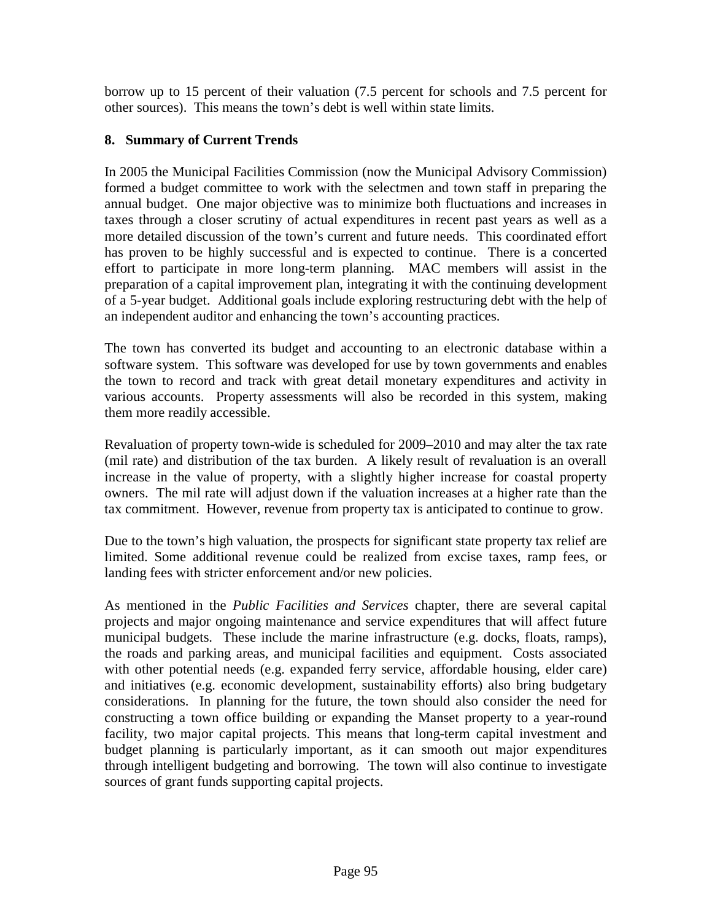borrow up to 15 percent of their valuation (7.5 percent for schools and 7.5 percent for other sources). This means the town's debt is well within state limits.

### 8. Summary of Current Trends

In 2005 the Municipal Facilities Commission (now the Municipal Advisory Commission) formed a budget committee to work with the selectmen and town staff in preparing the annual budget. One major objective was to minimize both fluctuations and increases in taxes through a closer scrutiny of actual expenditures in recent past years as well as a more detailed discussion of the town's current and future needs. This coordinated effort has proven to be highly successful and is expected to continue. There is a concerted effort to participate in more long-term planning. MAC members will assist in the preparation of a capital improvement plan, integrating it with the continuing development of a 5-year budget. Additional goals include exploring restructuring debt with the help of an independent auditor and enhancing the town's accounting practices.

The town has converted its budget and accounting to an electronic database within a software system. This software was developed for use by town governments and enables the town to record and track with great detail monetary expenditures and activity in various accounts. Property assessments will also be recorded in this system, making them more readily accessible.

Revaluation of property town-wide is scheduled for 2009–2010 and may alter the tax rate (mil rate) and distribution of the tax burden. A likely result of revaluation is an overall increase in the value of property, with a slightly higher increase for coastal property owners. The mil rate will adjust down if the valuation increases at a higher rate than the tax commitment. However, revenue from property tax is anticipated to continue to grow.

Due to the town's high valuation, the prospects for significant state property tax relief are limited. Some additional revenue could be realized from excise taxes, ramp fees, or landing fees with stricter enforcement and/or new policies.

As mentioned in the *Public Facilities and Services* chapter, there are several capital projects and major ongoing maintenance and service expenditures that will affect future municipal budgets. These include the marine infrastructure (e.g. docks, floats, ramps), the roads and parking areas, and municipal facilities and equipment. Costs associated with other potential needs (e.g. expanded ferry service, affordable housing, elder care) and initiatives (e.g. economic development, sustainability efforts) also bring budgetary considerations. In planning for the future, the town should also consider the need for constructing a town office building or expanding the Manset property to a year-round facility, two major capital projects. This means that long-term capital investment and budget planning is particularly important, as it can smooth out major expenditures through intelligent budgeting and borrowing. The town will also continue to investigate sources of grant funds supporting capital projects.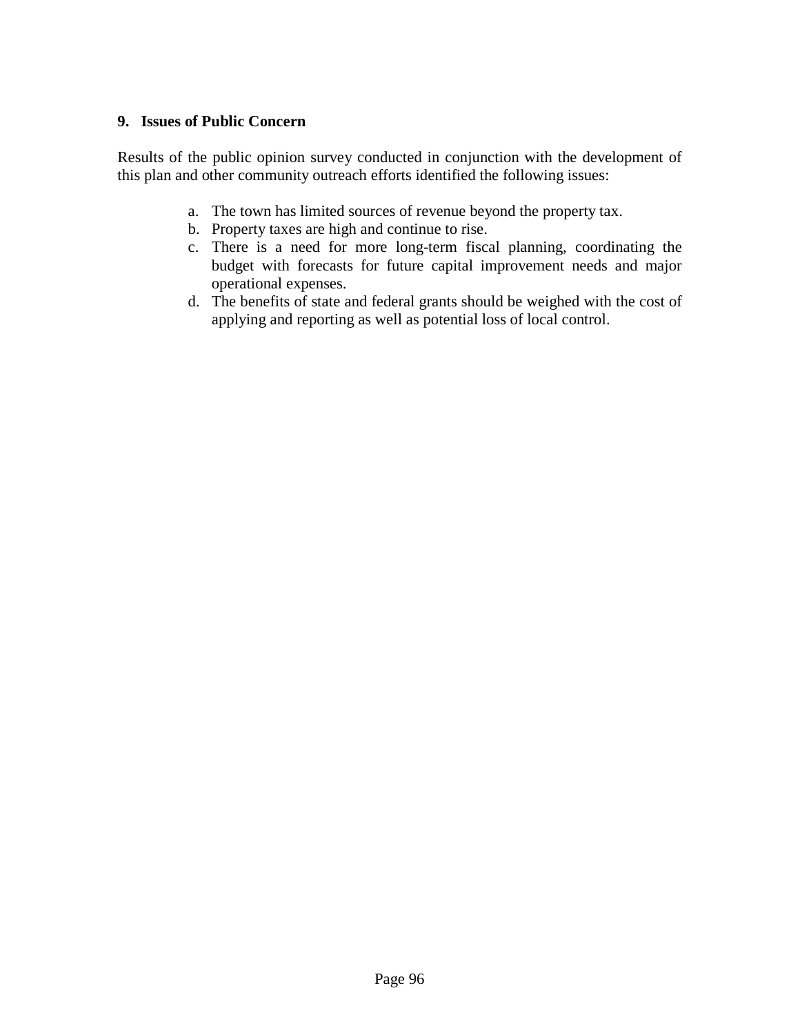### 9. Issues of Public Concern

Results of the public opinion survey conducted in conjunction with the development of this plan and other community outreach efforts identified the following issues:

a. The town has limited sources of revenue beyond the property tax.
b. Property taxes are high and continue to rise.
c. There is a need for more long-term fiscal planning, coordinating the budget with forecasts for future capital improvement needs and major operational expenses.
d. The benefits of state and federal grants should be weighed with the cost of applying and reporting as well as potential loss of local control.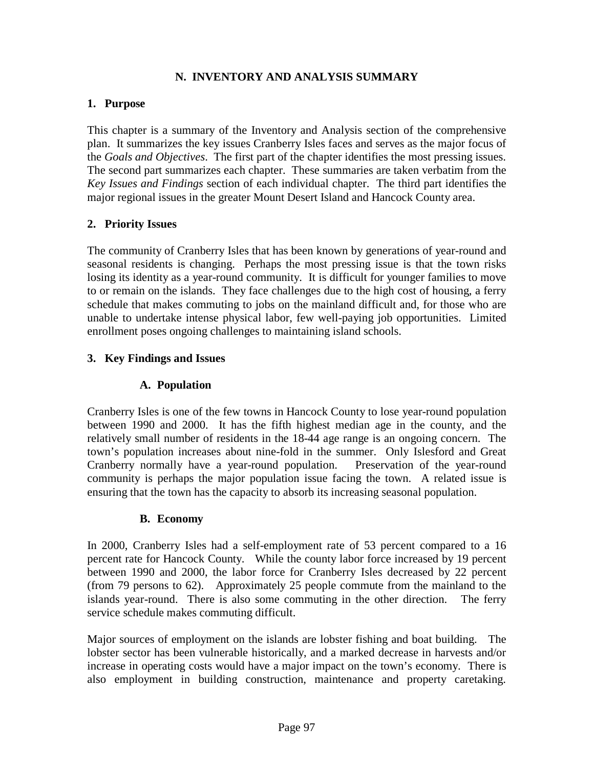# N. INVENTORY AND ANALYSIS SUMMARY

## 1. Purpose

This chapter is a summary of the Inventory and Analysis section of the comprehensive plan. It summarizes the key issues Cranberry Isles faces and serves as the major focus of the *Goals and Objectives*. The first part of the chapter identifies the most pressing issues. The second part summarizes each chapter. These summaries are taken verbatim from the *Key Issues and Findings* section of each individual chapter. The third part identifies the major regional issues in the greater Mount Desert Island and Hancock County area.

## 2. Priority Issues

The community of Cranberry Isles that has been known by generations of year-round and seasonal residents is changing. Perhaps the most pressing issue is that the town risks losing its identity as a year-round community. It is difficult for younger families to move to or remain on the islands. They face challenges due to the high cost of housing, a ferry schedule that makes commuting to jobs on the mainland difficult and, for those who are unable to undertake intense physical labor, few well-paying job opportunities. Limited enrollment poses ongoing challenges to maintaining island schools.

## 3. Key Findings and Issues

### A. Population

Cranberry Isles is one of the few towns in Hancock County to lose year-round population between 1990 and 2000. It has the fifth highest median age in the county, and the relatively small number of residents in the 18-44 age range is an ongoing concern. The town's population increases about nine-fold in the summer. Only Islesford and Great Cranberry normally have a year-round population. Preservation of the year-round community is perhaps the major population issue facing the town. A related issue is ensuring that the town has the capacity to absorb its increasing seasonal population.

### B. Economy

In 2000, Cranberry Isles had a self-employment rate of 53 percent compared to a 16 percent rate for Hancock County. While the county labor force increased by 19 percent between 1990 and 2000, the labor force for Cranberry Isles decreased by 22 percent (from 79 persons to 62). Approximately 25 people commute from the mainland to the islands year-round. There is also some commuting in the other direction. The ferry service schedule makes commuting difficult.

Major sources of employment on the islands are lobster fishing and boat building. The lobster sector has been vulnerable historically, and a marked decrease in harvests and/or increase in operating costs would have a major impact on the town's economy. There is also employment in building construction, maintenance and property caretaking.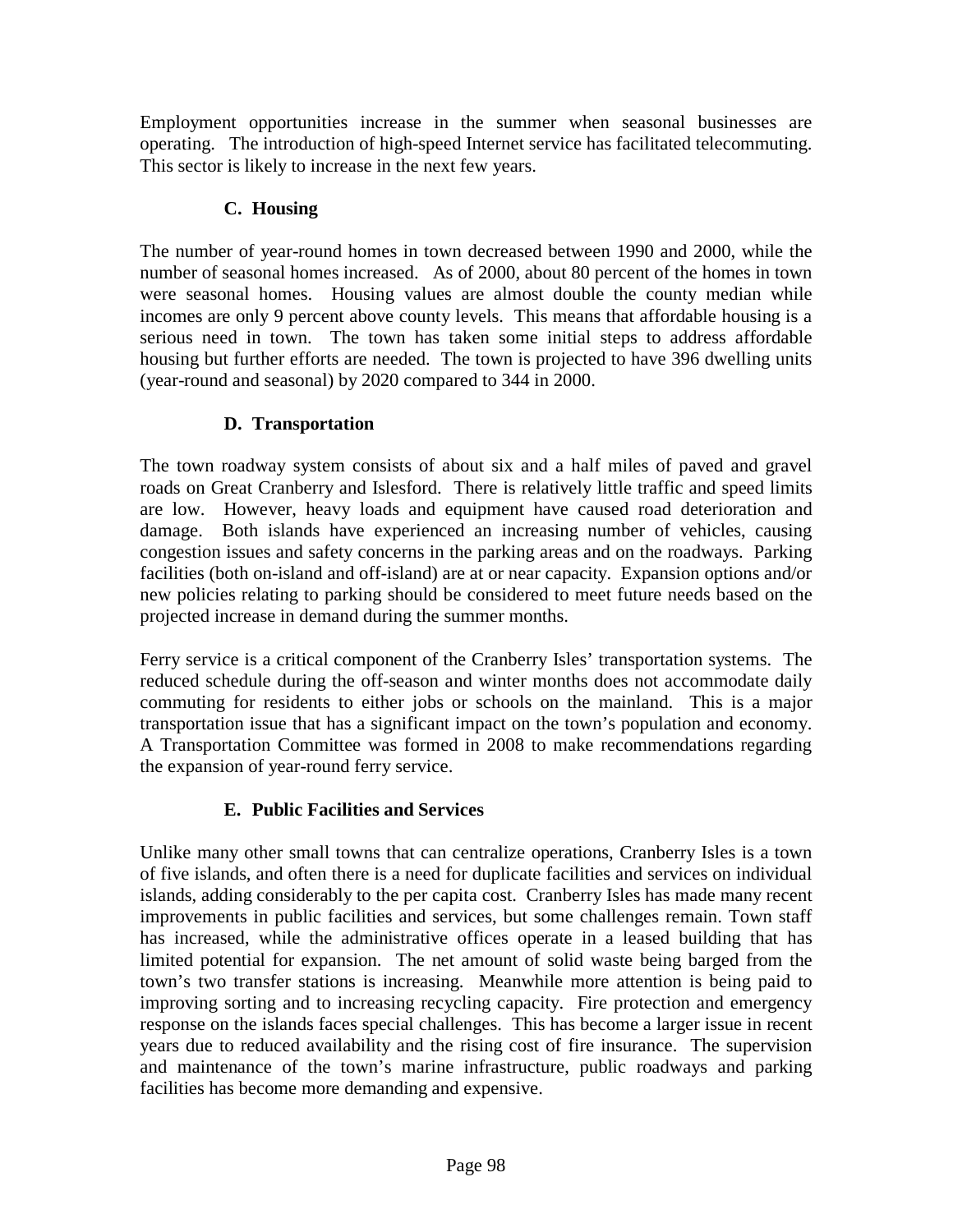Employment opportunities increase in the summer when seasonal businesses are operating. The introduction of high-speed Internet service has facilitated telecommuting. This sector is likely to increase in the next few years.

### C. Housing

The number of year-round homes in town decreased between 1990 and 2000, while the number of seasonal homes increased. As of 2000, about 80 percent of the homes in town were seasonal homes. Housing values are almost double the county median while incomes are only 9 percent above county levels. This means that affordable housing is a serious need in town. The town has taken some initial steps to address affordable housing but further efforts are needed. The town is projected to have 396 dwelling units (year-round and seasonal) by 2020 compared to 344 in 2000.

### D. Transportation

The town roadway system consists of about six and a half miles of paved and gravel roads on Great Cranberry and Islesford. There is relatively little traffic and speed limits are low. However, heavy loads and equipment have caused road deterioration and damage. Both islands have experienced an increasing number of vehicles, causing congestion issues and safety concerns in the parking areas and on the roadways. Parking facilities (both on-island and off-island) are at or near capacity. Expansion options and/or new policies relating to parking should be considered to meet future needs based on the projected increase in demand during the summer months.

Ferry service is a critical component of the Cranberry Isles' transportation systems. The reduced schedule during the off-season and winter months does not accommodate daily commuting for residents to either jobs or schools on the mainland. This is a major transportation issue that has a significant impact on the town's population and economy. A Transportation Committee was formed in 2008 to make recommendations regarding the expansion of year-round ferry service.

### E. Public Facilities and Services

Unlike many other small towns that can centralize operations, Cranberry Isles is a town of five islands, and often there is a need for duplicate facilities and services on individual islands, adding considerably to the per capita cost. Cranberry Isles has made many recent improvements in public facilities and services, but some challenges remain. Town staff has increased, while the administrative offices operate in a leased building that has limited potential for expansion. The net amount of solid waste being barged from the town's two transfer stations is increasing. Meanwhile more attention is being paid to improving sorting and to increasing recycling capacity. Fire protection and emergency response on the islands faces special challenges. This has become a larger issue in recent years due to reduced availability and the rising cost of fire insurance. The supervision and maintenance of the town's marine infrastructure, public roadways and parking facilities has become more demanding and expensive.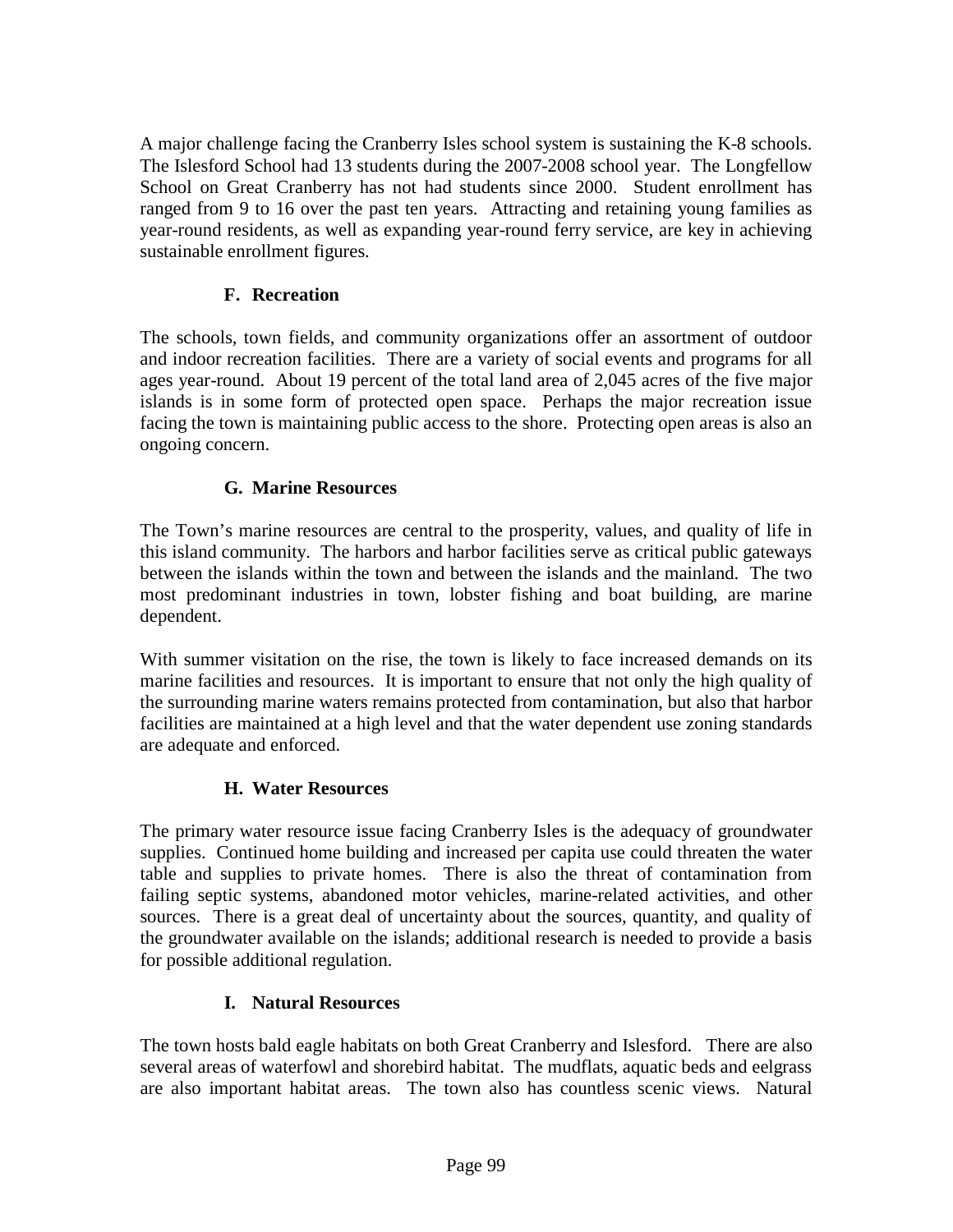A major challenge facing the Cranberry Isles school system is sustaining the K-8 schools. The Islesford School had 13 students during the 2007-2008 school year. The Longfellow School on Great Cranberry has not had students since 2000. Student enrollment has ranged from 9 to 16 over the past ten years. Attracting and retaining young families as year-round residents, as well as expanding year-round ferry service, are key in achieving sustainable enrollment figures.

### F. Recreation

The schools, town fields, and community organizations offer an assortment of outdoor and indoor recreation facilities. There are a variety of social events and programs for all ages year-round. About 19 percent of the total land area of 2,045 acres of the five major islands is in some form of protected open space. Perhaps the major recreation issue facing the town is maintaining public access to the shore. Protecting open areas is also an ongoing concern.

### G. Marine Resources

The Town's marine resources are central to the prosperity, values, and quality of life in this island community. The harbors and harbor facilities serve as critical public gateways between the islands within the town and between the islands and the mainland. The two most predominant industries in town, lobster fishing and boat building, are marine dependent.

With summer visitation on the rise, the town is likely to face increased demands on its marine facilities and resources. It is important to ensure that not only the high quality of the surrounding marine waters remains protected from contamination, but also that harbor facilities are maintained at a high level and that the water dependent use zoning standards are adequate and enforced.

### H. Water Resources

The primary water resource issue facing Cranberry Isles is the adequacy of groundwater supplies. Continued home building and increased per capita use could threaten the water table and supplies to private homes. There is also the threat of contamination from failing septic systems, abandoned motor vehicles, marine-related activities, and other sources. There is a great deal of uncertainty about the sources, quantity, and quality of the groundwater available on the islands; additional research is needed to provide a basis for possible additional regulation.

### I. Natural Resources

The town hosts bald eagle habitats on both Great Cranberry and Islesford. There are also several areas of waterfowl and shorebird habitat. The mudflats, aquatic beds and eelgrass are also important habitat areas. The town also has countless scenic views. Natural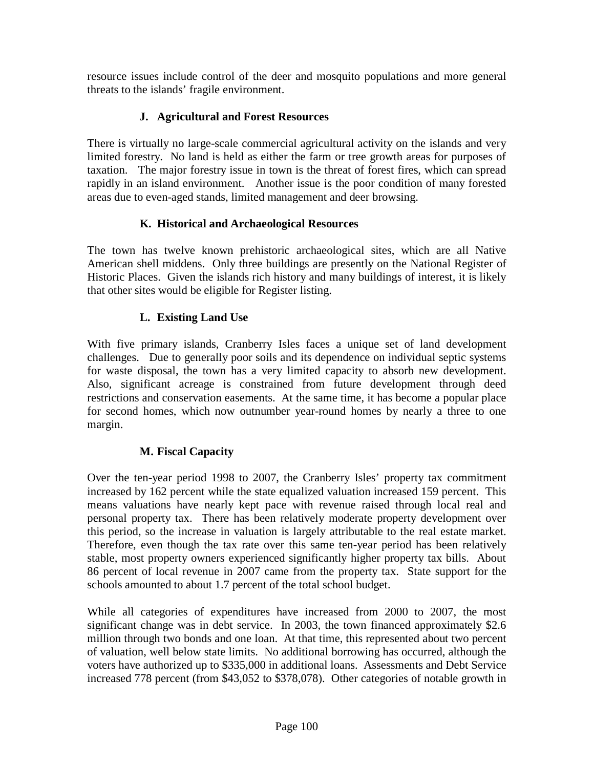resource issues include control of the deer and mosquito populations and more general threats to the islands' fragile environment.

### J. Agricultural and Forest Resources

There is virtually no large-scale commercial agricultural activity on the islands and very limited forestry. No land is held as either the farm or tree growth areas for purposes of taxation. The major forestry issue in town is the threat of forest fires, which can spread rapidly in an island environment. Another issue is the poor condition of many forested areas due to even-aged stands, limited management and deer browsing.

### K. Historical and Archaeological Resources

The town has twelve known prehistoric archaeological sites, which are all Native American shell middens. Only three buildings are presently on the National Register of Historic Places. Given the islands rich history and many buildings of interest, it is likely that other sites would be eligible for Register listing.

### L. Existing Land Use

With five primary islands, Cranberry Isles faces a unique set of land development challenges. Due to generally poor soils and its dependence on individual septic systems for waste disposal, the town has a very limited capacity to absorb new development. Also, significant acreage is constrained from future development through deed restrictions and conservation easements. At the same time, it has become a popular place for second homes, which now outnumber year-round homes by nearly a three to one margin.

### M. Fiscal Capacity

Over the ten-year period 1998 to 2007, the Cranberry Isles' property tax commitment increased by 162 percent while the state equalized valuation increased 159 percent. This means valuations have nearly kept pace with revenue raised through local real and personal property tax. There has been relatively moderate property development over this period, so the increase in valuation is largely attributable to the real estate market. Therefore, even though the tax rate over this same ten-year period has been relatively stable, most property owners experienced significantly higher property tax bills. About 86 percent of local revenue in 2007 came from the property tax. State support for the schools amounted to about 1.7 percent of the total school budget.

While all categories of expenditures have increased from 2000 to 2007, the most significant change was in debt service. In 2003, the town financed approximately $2.6 million through two bonds and one loan. At that time, this represented about two percent of valuation, well below state limits. No additional borrowing has occurred, although the voters have authorized up to $335,000 in additional loans. Assessments and Debt Service increased 778 percent (from $43,052 to $378,078). Other categories of notable growth in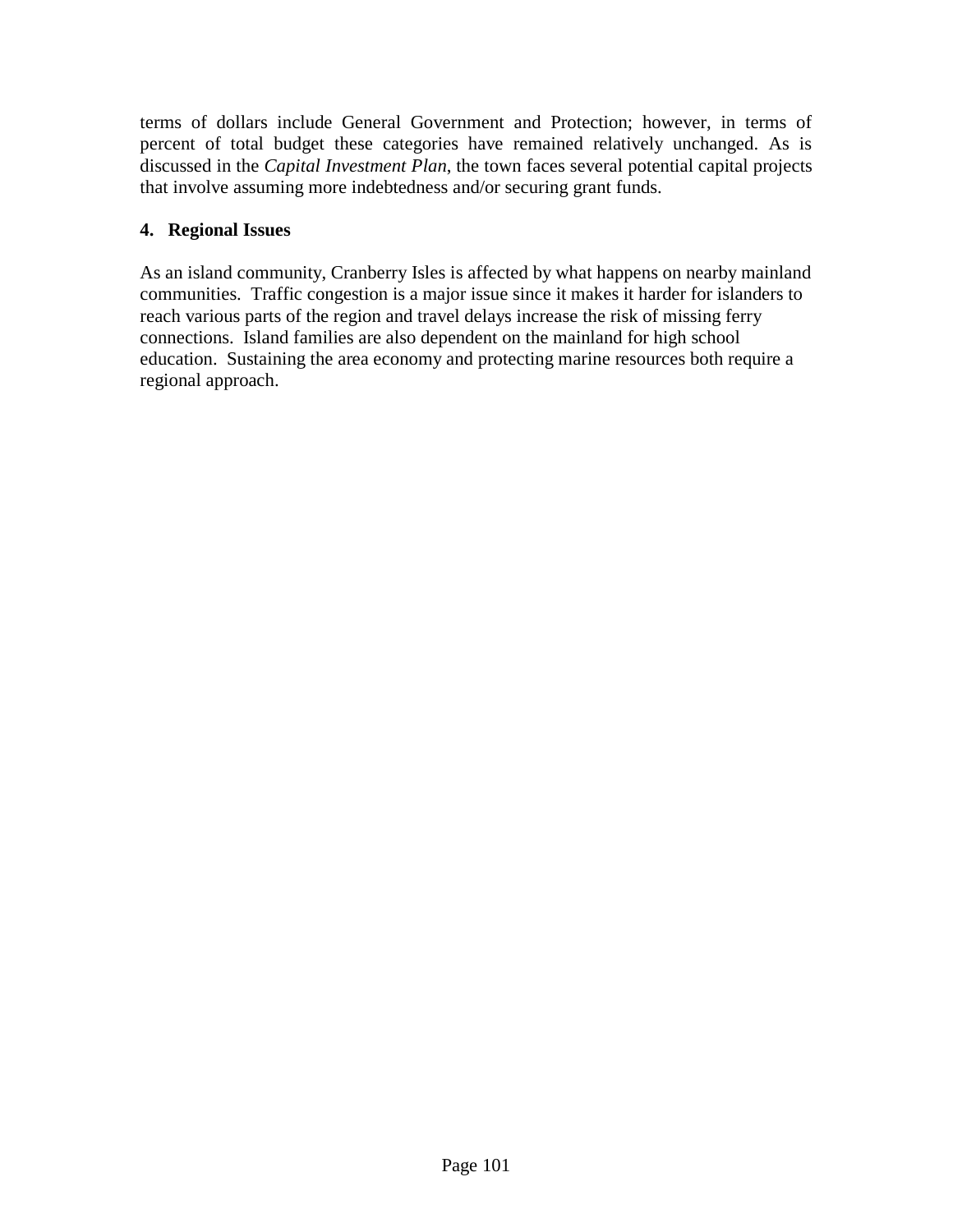terms of dollars include General Government and Protection; however, in terms of percent of total budget these categories have remained relatively unchanged. As is discussed in the *Capital Investment Plan*, the town faces several potential capital projects that involve assuming more indebtedness and/or securing grant funds.

### 4. Regional Issues

As an island community, Cranberry Isles is affected by what happens on nearby mainland communities. Traffic congestion is a major issue since it makes it harder for islanders to reach various parts of the region and travel delays increase the risk of missing ferry connections. Island families are also dependent on the mainland for high school education. Sustaining the area economy and protecting marine resources both require a regional approach.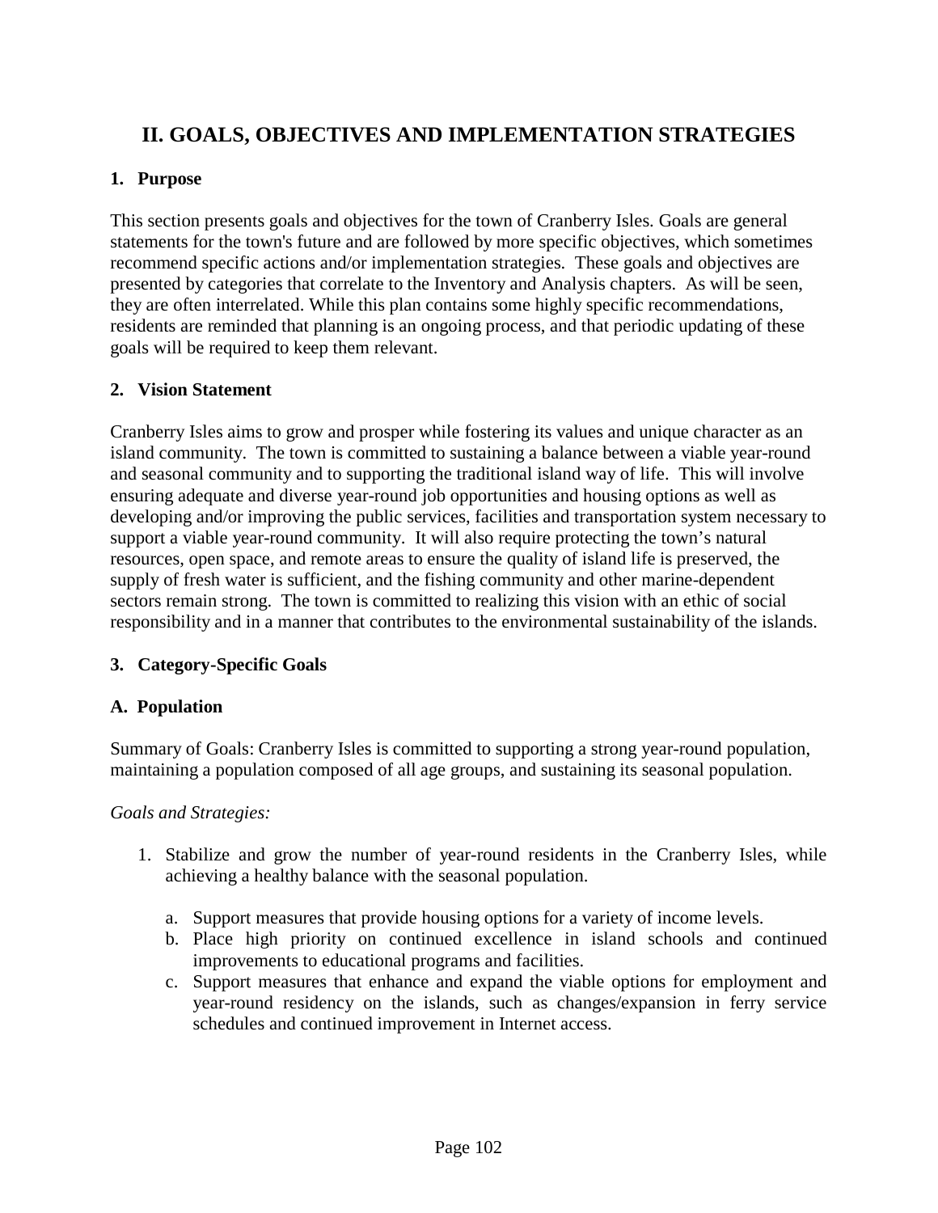# II. GOALS, OBJECTIVES AND IMPLEMENTATION STRATEGIES

## 1. Purpose

This section presents goals and objectives for the town of Cranberry Isles. Goals are general statements for the town's future and are followed by more specific objectives, which sometimes recommend specific actions and/or implementation strategies. These goals and objectives are presented by categories that correlate to the Inventory and Analysis chapters. As will be seen, they are often interrelated. While this plan contains some highly specific recommendations, residents are reminded that planning is an ongoing process, and that periodic updating of these goals will be required to keep them relevant.

## 2. Vision Statement

Cranberry Isles aims to grow and prosper while fostering its values and unique character as an island community. The town is committed to sustaining a balance between a viable year-round and seasonal community and to supporting the traditional island way of life. This will involve ensuring adequate and diverse year-round job opportunities and housing options as well as developing and/or improving the public services, facilities and transportation system necessary to support a viable year-round community. It will also require protecting the town's natural resources, open space, and remote areas to ensure the quality of island life is preserved, the supply of fresh water is sufficient, and the fishing community and other marine-dependent sectors remain strong. The town is committed to realizing this vision with an ethic of social responsibility and in a manner that contributes to the environmental sustainability of the islands.

## 3. Category-Specific Goals

### A. Population

Summary of Goals: Cranberry Isles is committed to supporting a strong year-round population, maintaining a population composed of all age groups, and sustaining its seasonal population.

*Goals and Strategies:*

1. Stabilize and grow the number of year-round residents in the Cranberry Isles, while achieving a healthy balance with the seasonal population.

   a. Support measures that provide housing options for a variety of income levels.
   b. Place high priority on continued excellence in island schools and continued improvements to educational programs and facilities.
   c. Support measures that enhance and expand the viable options for employment and year-round residency on the islands, such as changes/expansion in ferry service schedules and continued improvement in Internet access.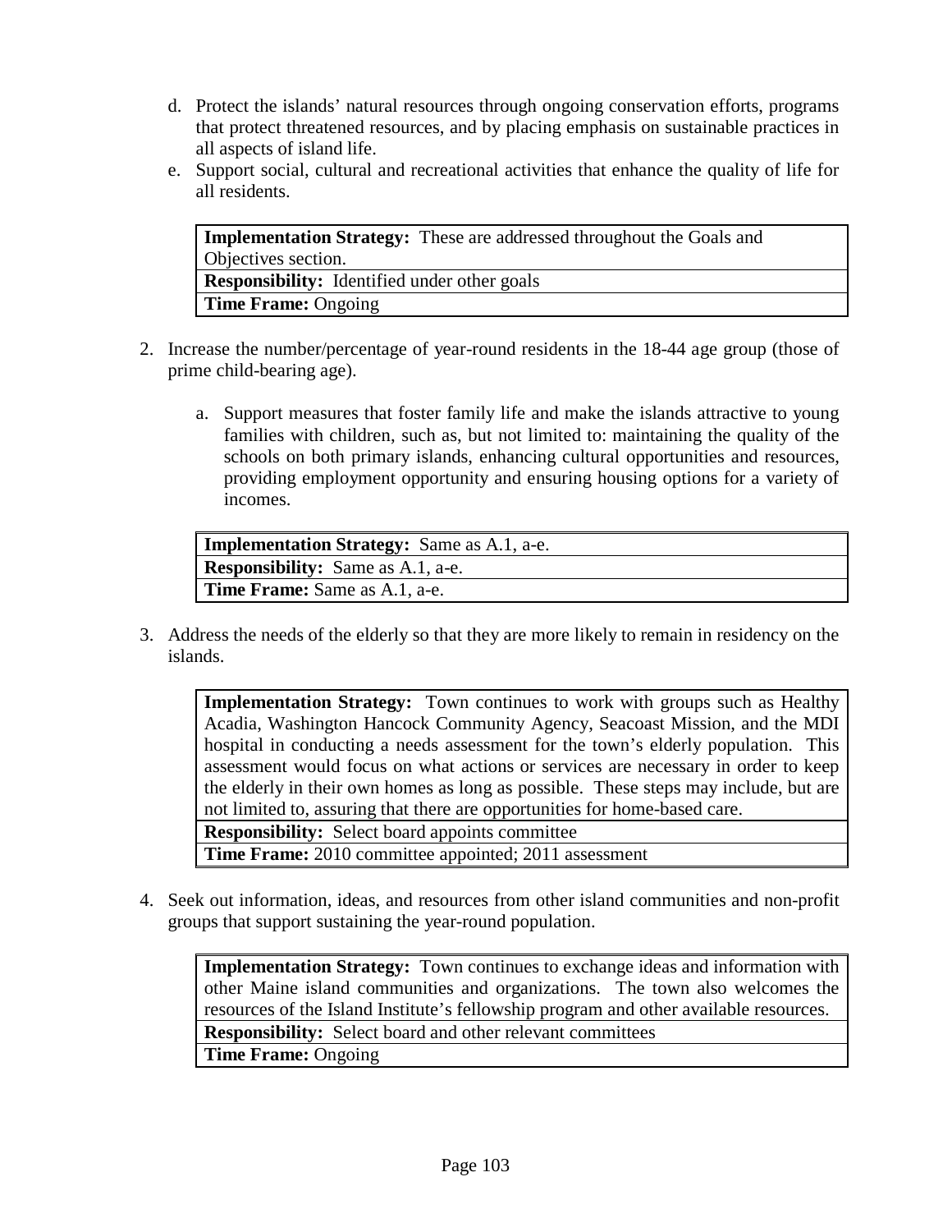d. Protect the islands' natural resources through ongoing conservation efforts, programs that protect threatened resources, and by placing emphasis on sustainable practices in all aspects of island life.
e. Support social, cultural and recreational activities that enhance the quality of life for all residents.

| **Implementation Strategy:** These are addressed throughout the Goals and Objectives section. |
|---|
| **Responsibility:** Identified under other goals |
| **Time Frame:** Ongoing |

2. Increase the number/percentage of year-round residents in the 18-44 age group (those of prime child-bearing age).

   a. Support measures that foster family life and make the islands attractive to young families with children, such as, but not limited to: maintaining the quality of the schools on both primary islands, enhancing cultural opportunities and resources, providing employment opportunity and ensuring housing options for a variety of incomes.

| **Implementation Strategy:** Same as A.1, a-e. |
|---|
| **Responsibility:** Same as A.1, a-e. |
| **Time Frame:** Same as A.1, a-e. |

3. Address the needs of the elderly so that they are more likely to remain in residency on the islands.

| **Implementation Strategy:** Town continues to work with groups such as Healthy Acadia, Washington Hancock Community Agency, Seacoast Mission, and the MDI hospital in conducting a needs assessment for the town's elderly population. This assessment would focus on what actions or services are necessary in order to keep the elderly in their own homes as long as possible. These steps may include, but are not limited to, assuring that there are opportunities for home-based care. |
|---|
| **Responsibility:** Select board appoints committee |
| **Time Frame:** 2010 committee appointed; 2011 assessment |

4. Seek out information, ideas, and resources from other island communities and non-profit groups that support sustaining the year-round population.

| **Implementation Strategy:** Town continues to exchange ideas and information with other Maine island communities and organizations. The town also welcomes the resources of the Island Institute's fellowship program and other available resources. |
|---|
| **Responsibility:** Select board and other relevant committees |
| **Time Frame:** Ongoing |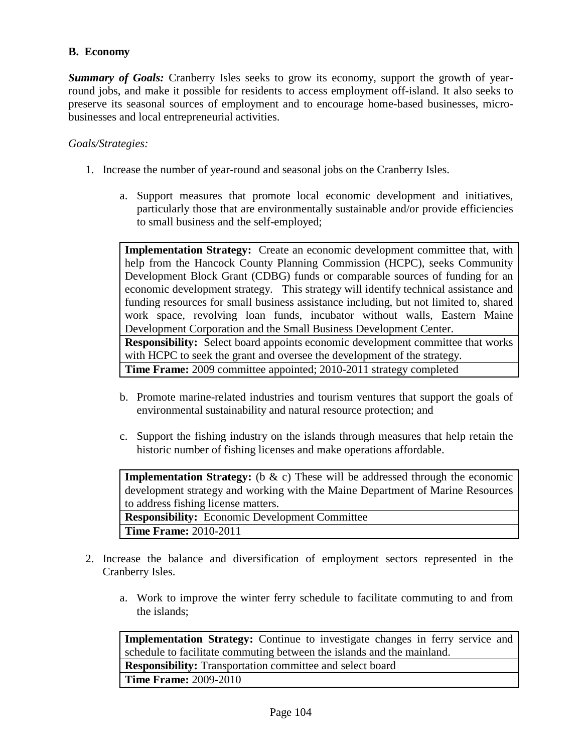## B. Economy

***Summary of Goals:*** Cranberry Isles seeks to grow its economy, support the growth of year-round jobs, and make it possible for residents to access employment off-island. It also seeks to preserve its seasonal sources of employment and to encourage home-based businesses, micro-businesses and local entrepreneurial activities.

*Goals/Strategies:*

1. Increase the number of year-round and seasonal jobs on the Cranberry Isles.

   a. Support measures that promote local economic development and initiatives, particularly those that are environmentally sustainable and/or provide efficiencies to small business and the self-employed;

| **Implementation Strategy:** Create an economic development committee that, with help from the Hancock County Planning Commission (HCPC), seeks Community Development Block Grant (CDBG) funds or comparable sources of funding for an economic development strategy. This strategy will identify technical assistance and funding resources for small business assistance including, but not limited to, shared work space, revolving loan funds, incubator without walls, Eastern Maine Development Corporation and the Small Business Development Center. |
|---|
| **Responsibility:** Select board appoints economic development committee that works with HCPC to seek the grant and oversee the development of the strategy. |
| **Time Frame:** 2009 committee appointed; 2010-2011 strategy completed |

   b. Promote marine-related industries and tourism ventures that support the goals of environmental sustainability and natural resource protection; and

   c. Support the fishing industry on the islands through measures that help retain the historic number of fishing licenses and make operations affordable.

| **Implementation Strategy:** (b & c) These will be addressed through the economic development strategy and working with the Maine Department of Marine Resources to address fishing license matters. |
|---|
| **Responsibility:** Economic Development Committee |
| **Time Frame:** 2010-2011 |

2. Increase the balance and diversification of employment sectors represented in the Cranberry Isles.

   a. Work to improve the winter ferry schedule to facilitate commuting to and from the islands;

| **Implementation Strategy:** Continue to investigate changes in ferry service and schedule to facilitate commuting between the islands and the mainland. |
|---|
| **Responsibility:** Transportation committee and select board |
| **Time Frame:** 2009-2010 |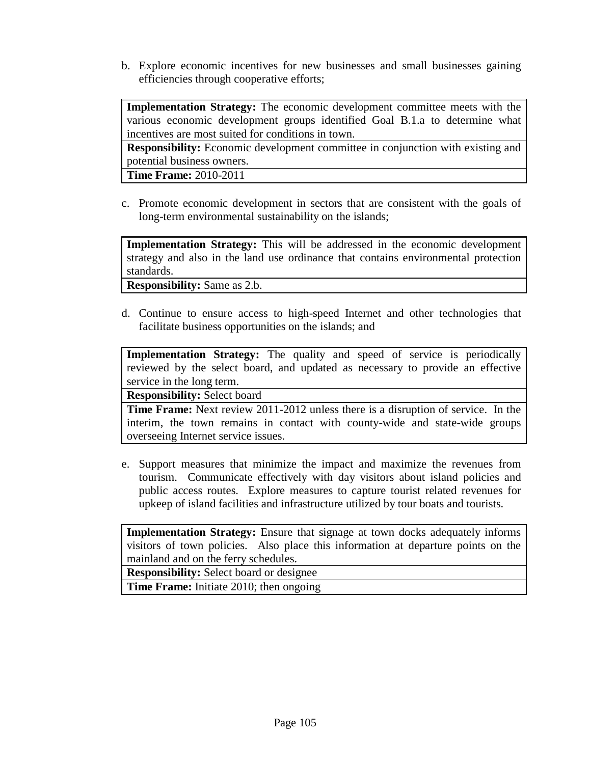b. Explore economic incentives for new businesses and small businesses gaining efficiencies through cooperative efforts;

| **Implementation Strategy:** The economic development committee meets with the various economic development groups identified Goal B.1.a to determine what incentives are most suited for conditions in town. |
|---|
| **Responsibility:** Economic development committee in conjunction with existing and potential business owners. |
| **Time Frame:** 2010-2011 |

c. Promote economic development in sectors that are consistent with the goals of long-term environmental sustainability on the islands;

| **Implementation Strategy:** This will be addressed in the economic development strategy and also in the land use ordinance that contains environmental protection standards. |
|---|
| **Responsibility:** Same as 2.b. |

d. Continue to ensure access to high-speed Internet and other technologies that facilitate business opportunities on the islands; and

| **Implementation Strategy:** The quality and speed of service is periodically reviewed by the select board, and updated as necessary to provide an effective service in the long term. |
|---|
| **Responsibility:** Select board |
| **Time Frame:** Next review 2011-2012 unless there is a disruption of service. In the interim, the town remains in contact with county-wide and state-wide groups overseeing Internet service issues. |

e. Support measures that minimize the impact and maximize the revenues from tourism. Communicate effectively with day visitors about island policies and public access routes. Explore measures to capture tourist related revenues for upkeep of island facilities and infrastructure utilized by tour boats and tourists.

| **Implementation Strategy:** Ensure that signage at town docks adequately informs visitors of town policies. Also place this information at departure points on the mainland and on the ferry schedules. |
|---|
| **Responsibility:** Select board or designee |
| **Time Frame:** Initiate 2010; then ongoing |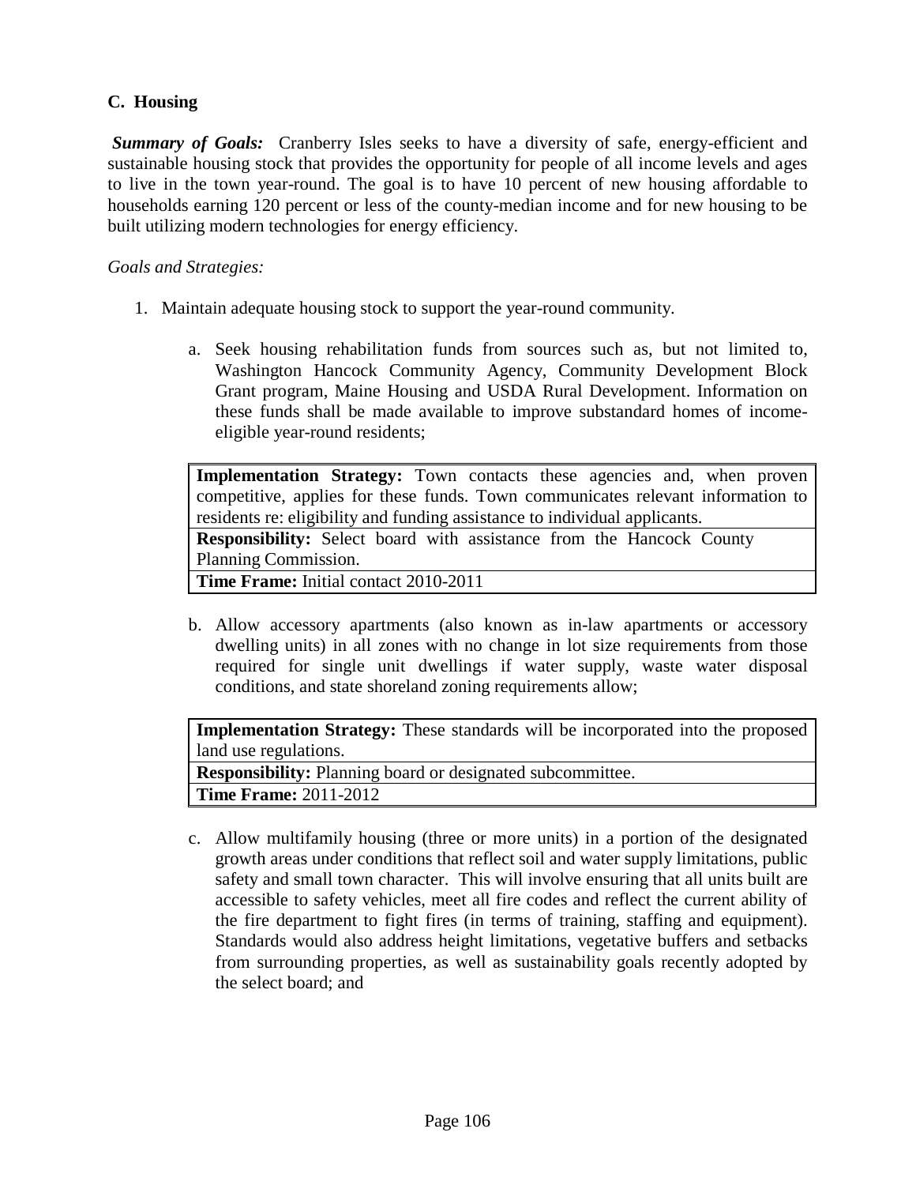### C. Housing

***Summary of Goals:*** Cranberry Isles seeks to have a diversity of safe, energy-efficient and sustainable housing stock that provides the opportunity for people of all income levels and ages to live in the town year-round. The goal is to have 10 percent of new housing affordable to households earning 120 percent or less of the county-median income and for new housing to be built utilizing modern technologies for energy efficiency.

*Goals and Strategies:*

1. Maintain adequate housing stock to support the year-round community.

   a. Seek housing rehabilitation funds from sources such as, but not limited to, Washington Hancock Community Agency, Community Development Block Grant program, Maine Housing and USDA Rural Development. Information on these funds shall be made available to improve substandard homes of income-eligible year-round residents;

   | **Implementation Strategy:** Town contacts these agencies and, when proven competitive, applies for these funds. Town communicates relevant information to residents re: eligibility and funding assistance to individual applicants. |
   |---|
   | **Responsibility:** Select board with assistance from the Hancock County Planning Commission. |
   | **Time Frame:** Initial contact 2010-2011 |

   b. Allow accessory apartments (also known as in-law apartments or accessory dwelling units) in all zones with no change in lot size requirements from those required for single unit dwellings if water supply, waste water disposal conditions, and state shoreland zoning requirements allow;

   | **Implementation Strategy:** These standards will be incorporated into the proposed land use regulations. |
   |---|
   | **Responsibility:** Planning board or designated subcommittee. |
   | **Time Frame:** 2011-2012 |

   c. Allow multifamily housing (three or more units) in a portion of the designated growth areas under conditions that reflect soil and water supply limitations, public safety and small town character. This will involve ensuring that all units built are accessible to safety vehicles, meet all fire codes and reflect the current ability of the fire department to fight fires (in terms of training, staffing and equipment). Standards would also address height limitations, vegetative buffers and setbacks from surrounding properties, as well as sustainability goals recently adopted by the select board; and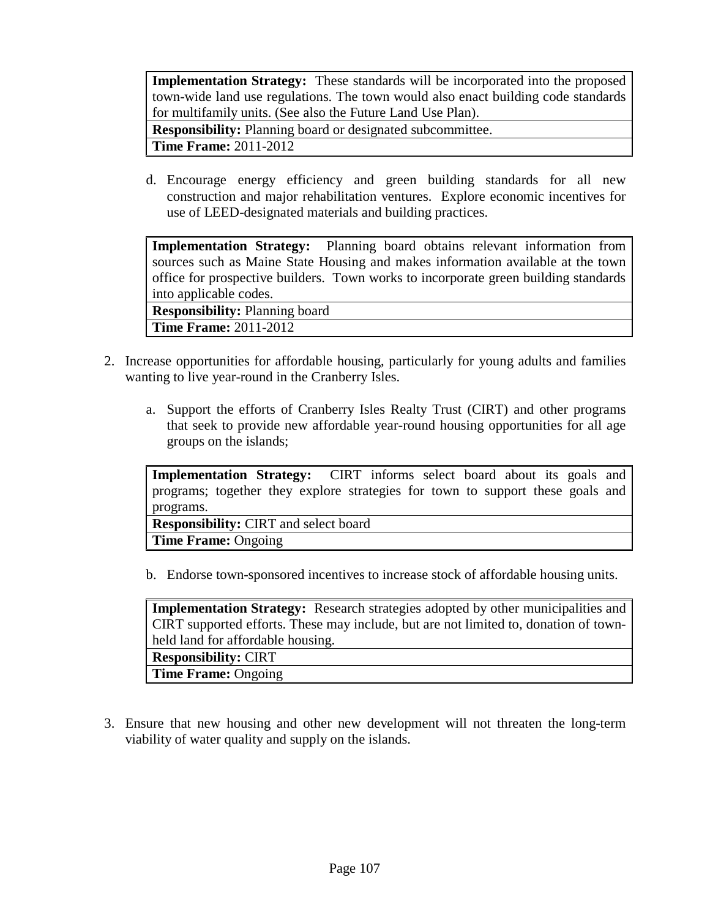| **Implementation Strategy:** These standards will be incorporated into the proposed town-wide land use regulations. The town would also enact building code standards for multifamily units. (See also the Future Land Use Plan). |
|---|
| **Responsibility:** Planning board or designated subcommittee. |
| **Time Frame:** 2011-2012 |

d. Encourage energy efficiency and green building standards for all new construction and major rehabilitation ventures. Explore economic incentives for use of LEED-designated materials and building practices.

| **Implementation Strategy:** Planning board obtains relevant information from sources such as Maine State Housing and makes information available at the town office for prospective builders. Town works to incorporate green building standards into applicable codes. |
|---|
| **Responsibility:** Planning board |
| **Time Frame:** 2011-2012 |

2. Increase opportunities for affordable housing, particularly for young adults and families wanting to live year-round in the Cranberry Isles.

   a. Support the efforts of Cranberry Isles Realty Trust (CIRT) and other programs that seek to provide new affordable year-round housing opportunities for all age groups on the islands;

| **Implementation Strategy:** CIRT informs select board about its goals and programs; together they explore strategies for town to support these goals and programs. |
|---|
| **Responsibility:** CIRT and select board |
| **Time Frame:** Ongoing |

   b. Endorse town-sponsored incentives to increase stock of affordable housing units.

| **Implementation Strategy:** Research strategies adopted by other municipalities and CIRT supported efforts. These may include, but are not limited to, donation of town-held land for affordable housing. |
|---|
| **Responsibility:** CIRT |
| **Time Frame:** Ongoing |

3. Ensure that new housing and other new development will not threaten the long-term viability of water quality and supply on the islands.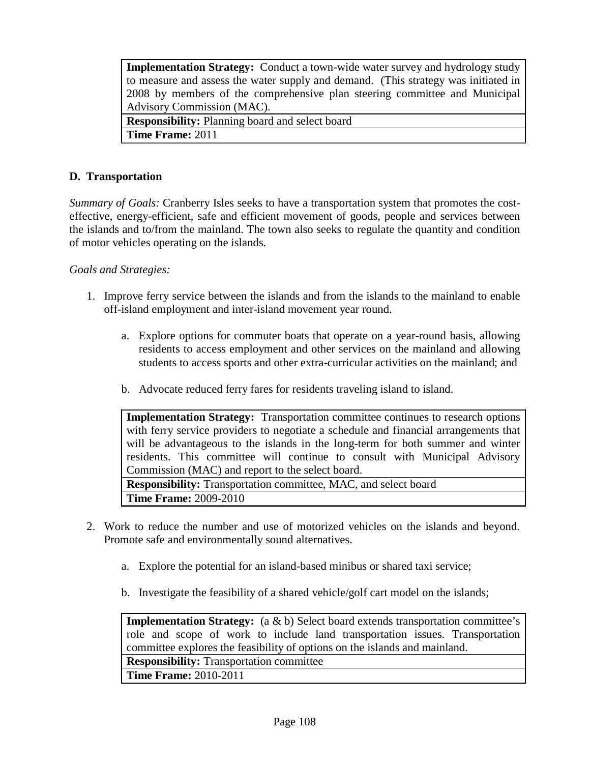| **Implementation Strategy:** Conduct a town-wide water survey and hydrology study to measure and assess the water supply and demand. (This strategy was initiated in 2008 by members of the comprehensive plan steering committee and Municipal Advisory Commission (MAC). |
|---|
| **Responsibility:** Planning board and select board |
| **Time Frame:** 2011 |

## D. Transportation

*Summary of Goals:* Cranberry Isles seeks to have a transportation system that promotes the cost-effective, energy-efficient, safe and efficient movement of goods, people and services between the islands and to/from the mainland. The town also seeks to regulate the quantity and condition of motor vehicles operating on the islands.

*Goals and Strategies:*

1. Improve ferry service between the islands and from the islands to the mainland to enable off-island employment and inter-island movement year round.

    a. Explore options for commuter boats that operate on a year-round basis, allowing residents to access employment and other services on the mainland and allowing students to access sports and other extra-curricular activities on the mainland; and

    b. Advocate reduced ferry fares for residents traveling island to island.

| **Implementation Strategy:** Transportation committee continues to research options with ferry service providers to negotiate a schedule and financial arrangements that will be advantageous to the islands in the long-term for both summer and winter residents. This committee will continue to consult with Municipal Advisory Commission (MAC) and report to the select board. |
|---|
| **Responsibility:** Transportation committee, MAC, and select board |
| **Time Frame:** 2009-2010 |

2. Work to reduce the number and use of motorized vehicles on the islands and beyond. Promote safe and environmentally sound alternatives.

    a. Explore the potential for an island-based minibus or shared taxi service;

    b. Investigate the feasibility of a shared vehicle/golf cart model on the islands;

| **Implementation Strategy:** (a & b) Select board extends transportation committee's role and scope of work to include land transportation issues. Transportation committee explores the feasibility of options on the islands and mainland. |
|---|
| **Responsibility:** Transportation committee |
| **Time Frame:** 2010-2011 |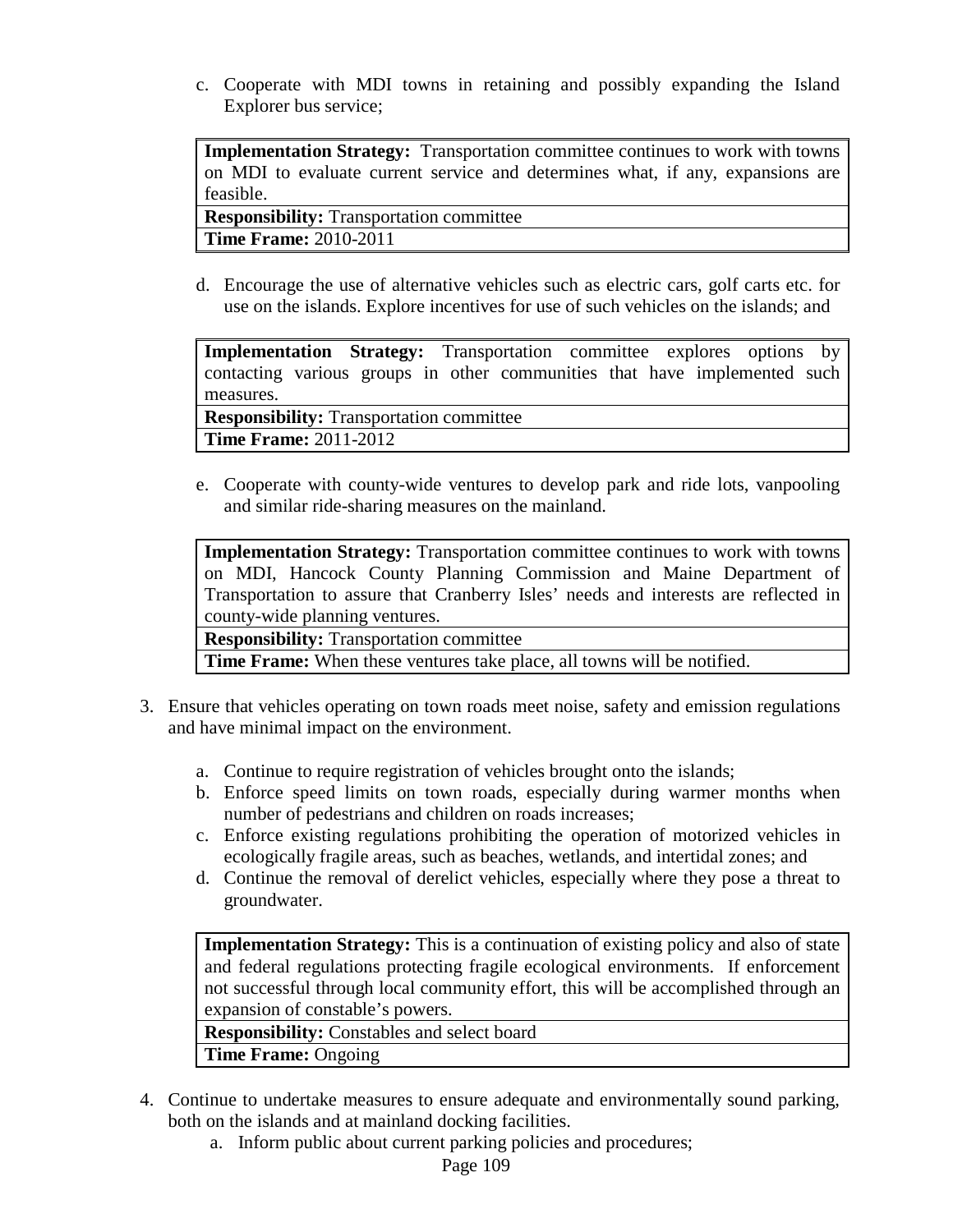c. Cooperate with MDI towns in retaining and possibly expanding the Island Explorer bus service;

| **Implementation Strategy:** Transportation committee continues to work with towns on MDI to evaluate current service and determines what, if any, expansions are feasible. |
|---|
| **Responsibility:** Transportation committee |
| **Time Frame:** 2010-2011 |

d. Encourage the use of alternative vehicles such as electric cars, golf carts etc. for use on the islands. Explore incentives for use of such vehicles on the islands; and

| **Implementation Strategy:** Transportation committee explores options by contacting various groups in other communities that have implemented such measures. |
|---|
| **Responsibility:** Transportation committee |
| **Time Frame:** 2011-2012 |

e. Cooperate with county-wide ventures to develop park and ride lots, vanpooling and similar ride-sharing measures on the mainland.

| **Implementation Strategy:** Transportation committee continues to work with towns on MDI, Hancock County Planning Commission and Maine Department of Transportation to assure that Cranberry Isles' needs and interests are reflected in county-wide planning ventures. |
|---|
| **Responsibility:** Transportation committee |
| **Time Frame:** When these ventures take place, all towns will be notified. |

3. Ensure that vehicles operating on town roads meet noise, safety and emission regulations and have minimal impact on the environment.

   a. Continue to require registration of vehicles brought onto the islands;
   b. Enforce speed limits on town roads, especially during warmer months when number of pedestrians and children on roads increases;
   c. Enforce existing regulations prohibiting the operation of motorized vehicles in ecologically fragile areas, such as beaches, wetlands, and intertidal zones; and
   d. Continue the removal of derelict vehicles, especially where they pose a threat to groundwater.

| **Implementation Strategy:** This is a continuation of existing policy and also of state and federal regulations protecting fragile ecological environments. If enforcement not successful through local community effort, this will be accomplished through an expansion of constable's powers. |
|---|
| **Responsibility:** Constables and select board |
| **Time Frame:** Ongoing |

4. Continue to undertake measures to ensure adequate and environmentally sound parking, both on the islands and at mainland docking facilities.
   a. Inform public about current parking policies and procedures;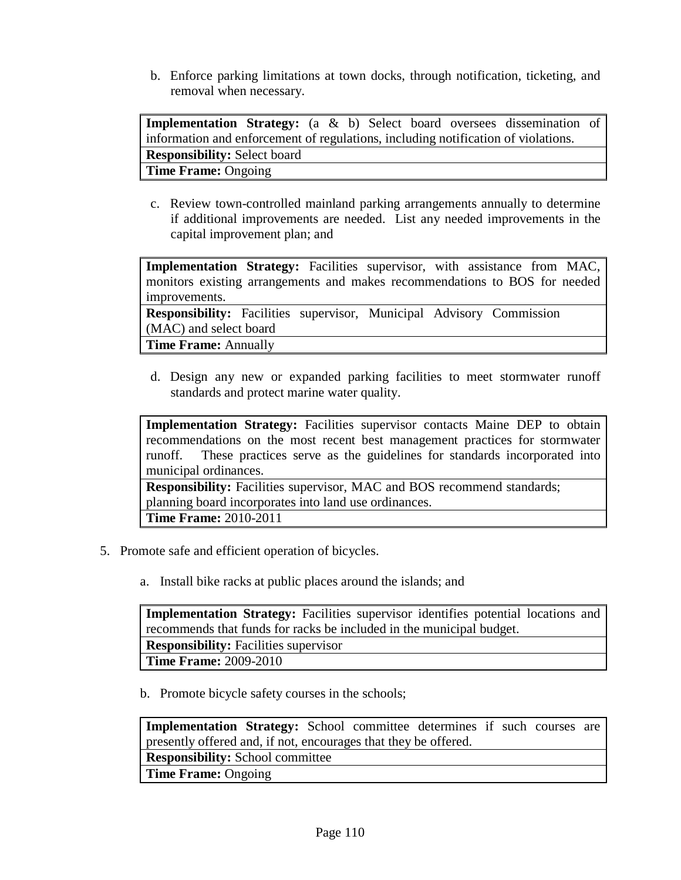b. Enforce parking limitations at town docks, through notification, ticketing, and removal when necessary.

| **Implementation Strategy:** (a & b) Select board oversees dissemination of information and enforcement of regulations, including notification of violations. |
|---|
| **Responsibility:** Select board |
| **Time Frame:** Ongoing |

c. Review town-controlled mainland parking arrangements annually to determine if additional improvements are needed. List any needed improvements in the capital improvement plan; and

| **Implementation Strategy:** Facilities supervisor, with assistance from MAC, monitors existing arrangements and makes recommendations to BOS for needed improvements. |
|---|
| **Responsibility:** Facilities supervisor, Municipal Advisory Commission (MAC) and select board |
| **Time Frame:** Annually |

d. Design any new or expanded parking facilities to meet stormwater runoff standards and protect marine water quality.

| **Implementation Strategy:** Facilities supervisor contacts Maine DEP to obtain recommendations on the most recent best management practices for stormwater runoff. These practices serve as the guidelines for standards incorporated into municipal ordinances. |
|---|
| **Responsibility:** Facilities supervisor, MAC and BOS recommend standards; planning board incorporates into land use ordinances. |
| **Time Frame:** 2010-2011 |

5. Promote safe and efficient operation of bicycles.

   a. Install bike racks at public places around the islands; and

| **Implementation Strategy:** Facilities supervisor identifies potential locations and recommends that funds for racks be included in the municipal budget. |
|---|
| **Responsibility:** Facilities supervisor |
| **Time Frame:** 2009-2010 |

   b. Promote bicycle safety courses in the schools;

| **Implementation Strategy:** School committee determines if such courses are presently offered and, if not, encourages that they be offered. |
|---|
| **Responsibility:** School committee |
| **Time Frame:** Ongoing |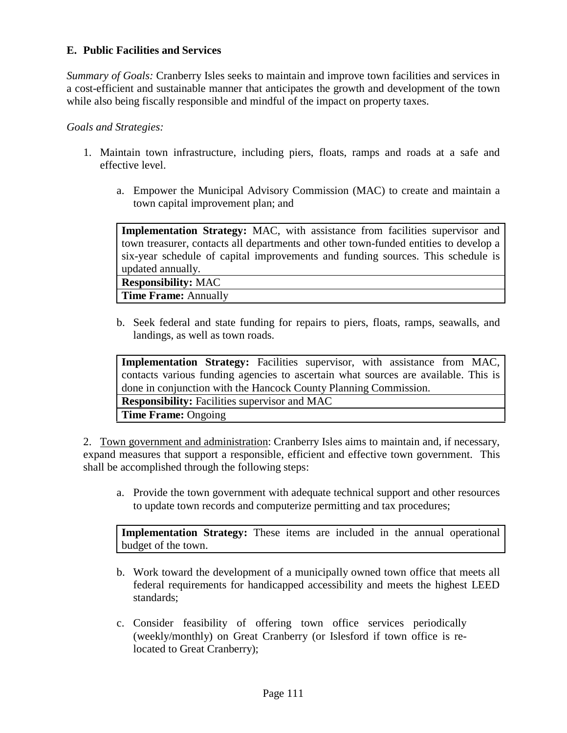### E. Public Facilities and Services

*Summary of Goals:* Cranberry Isles seeks to maintain and improve town facilities and services in a cost-efficient and sustainable manner that anticipates the growth and development of the town while also being fiscally responsible and mindful of the impact on property taxes.

*Goals and Strategies:*

1. Maintain town infrastructure, including piers, floats, ramps and roads at a safe and effective level.

   a. Empower the Municipal Advisory Commission (MAC) to create and maintain a town capital improvement plan; and

   | **Implementation Strategy:** MAC, with assistance from facilities supervisor and town treasurer, contacts all departments and other town-funded entities to develop a six-year schedule of capital improvements and funding sources. This schedule is updated annually. |
   |---|
   | **Responsibility:** MAC |
   | **Time Frame:** Annually |

   b. Seek federal and state funding for repairs to piers, floats, ramps, seawalls, and landings, as well as town roads.

   | **Implementation Strategy:** Facilities supervisor, with assistance from MAC, contacts various funding agencies to ascertain what sources are available. This is done in conjunction with the Hancock County Planning Commission. |
   |---|
   | **Responsibility:** Facilities supervisor and MAC |
   | **Time Frame:** Ongoing |

2. Town government and administration: Cranberry Isles aims to maintain and, if necessary, expand measures that support a responsible, efficient and effective town government. This shall be accomplished through the following steps:

   a. Provide the town government with adequate technical support and other resources to update town records and computerize permitting and tax procedures;

   | **Implementation Strategy:** These items are included in the annual operational budget of the town. |
   |---|

   b. Work toward the development of a municipally owned town office that meets all federal requirements for handicapped accessibility and meets the highest LEED standards;

   c. Consider feasibility of offering town office services periodically (weekly/monthly) on Great Cranberry (or Islesford if town office is re-located to Great Cranberry);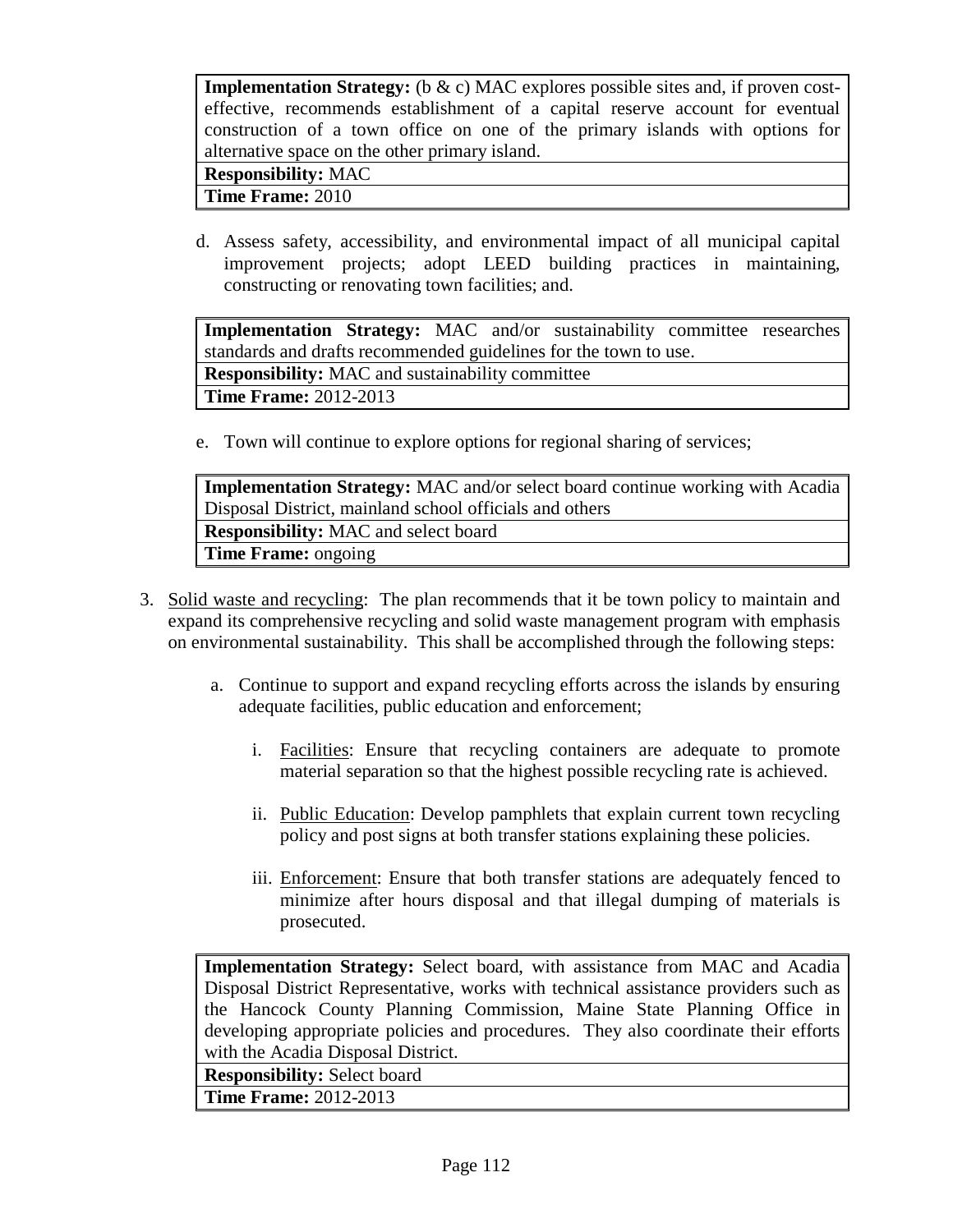| **Implementation Strategy:** (b & c) MAC explores possible sites and, if proven cost-effective, recommends establishment of a capital reserve account for eventual construction of a town office on one of the primary islands with options for alternative space on the other primary island. |
|---|
| **Responsibility:** MAC |
| **Time Frame:** 2010 |

d. Assess safety, accessibility, and environmental impact of all municipal capital improvement projects; adopt LEED building practices in maintaining, constructing or renovating town facilities; and.

| **Implementation Strategy:** MAC and/or sustainability committee researches standards and drafts recommended guidelines for the town to use. |
|---|
| **Responsibility:** MAC and sustainability committee |
| **Time Frame:** 2012-2013 |

e. Town will continue to explore options for regional sharing of services;

| **Implementation Strategy:** MAC and/or select board continue working with Acadia Disposal District, mainland school officials and others |
|---|
| **Responsibility:** MAC and select board |
| **Time Frame:** ongoing |

3. Solid waste and recycling: The plan recommends that it be town policy to maintain and expand its comprehensive recycling and solid waste management program with emphasis on environmental sustainability. This shall be accomplished through the following steps:

    a. Continue to support and expand recycling efforts across the islands by ensuring adequate facilities, public education and enforcement;

        i. Facilities: Ensure that recycling containers are adequate to promote material separation so that the highest possible recycling rate is achieved.

        ii. Public Education: Develop pamphlets that explain current town recycling policy and post signs at both transfer stations explaining these policies.

        iii. Enforcement: Ensure that both transfer stations are adequately fenced to minimize after hours disposal and that illegal dumping of materials is prosecuted.

| **Implementation Strategy:** Select board, with assistance from MAC and Acadia Disposal District Representative, works with technical assistance providers such as the Hancock County Planning Commission, Maine State Planning Office in developing appropriate policies and procedures. They also coordinate their efforts with the Acadia Disposal District. |
|---|
| **Responsibility:** Select board |
| **Time Frame:** 2012-2013 |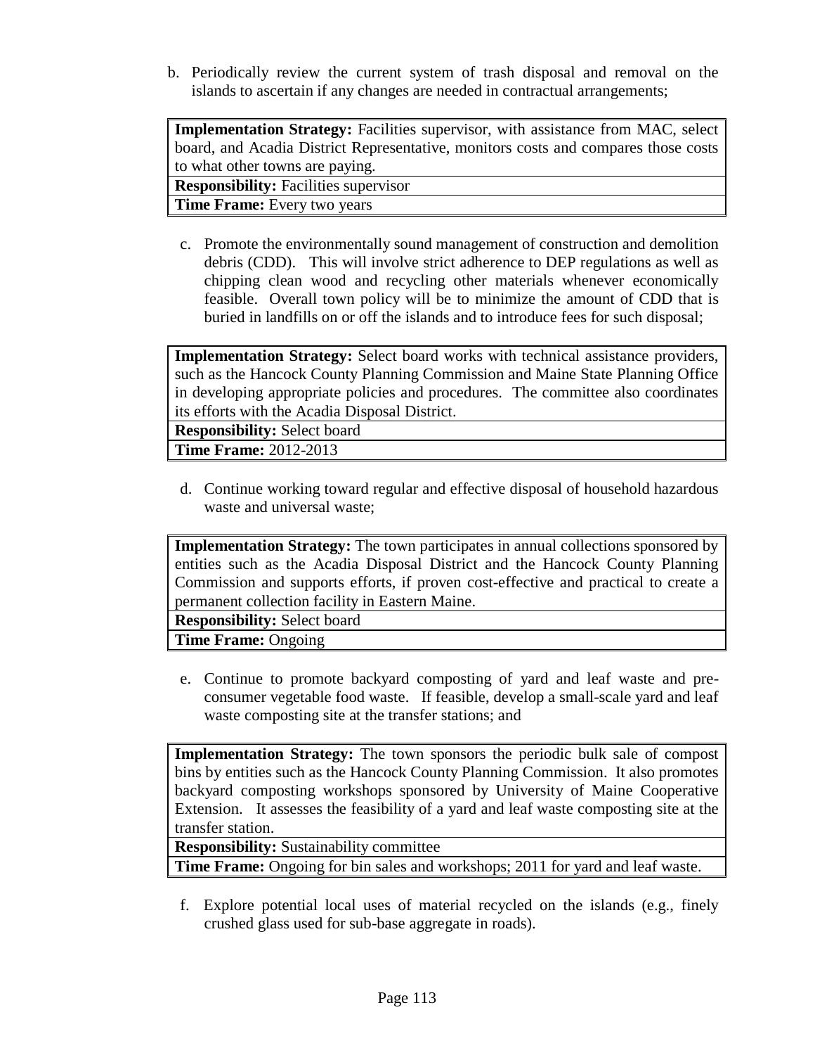b. Periodically review the current system of trash disposal and removal on the islands to ascertain if any changes are needed in contractual arrangements;

| **Implementation Strategy:** Facilities supervisor, with assistance from MAC, select board, and Acadia District Representative, monitors costs and compares those costs to what other towns are paying. |
|---|
| **Responsibility:** Facilities supervisor |
| **Time Frame:** Every two years |

c. Promote the environmentally sound management of construction and demolition debris (CDD). This will involve strict adherence to DEP regulations as well as chipping clean wood and recycling other materials whenever economically feasible. Overall town policy will be to minimize the amount of CDD that is buried in landfills on or off the islands and to introduce fees for such disposal;

| **Implementation Strategy:** Select board works with technical assistance providers, such as the Hancock County Planning Commission and Maine State Planning Office in developing appropriate policies and procedures. The committee also coordinates its efforts with the Acadia Disposal District. |
|---|
| **Responsibility:** Select board |
| **Time Frame:** 2012-2013 |

d. Continue working toward regular and effective disposal of household hazardous waste and universal waste;

| **Implementation Strategy:** The town participates in annual collections sponsored by entities such as the Acadia Disposal District and the Hancock County Planning Commission and supports efforts, if proven cost-effective and practical to create a permanent collection facility in Eastern Maine. |
|---|
| **Responsibility:** Select board |
| **Time Frame:** Ongoing |

e. Continue to promote backyard composting of yard and leaf waste and pre-consumer vegetable food waste. If feasible, develop a small-scale yard and leaf waste composting site at the transfer stations; and

| **Implementation Strategy:** The town sponsors the periodic bulk sale of compost bins by entities such as the Hancock County Planning Commission. It also promotes backyard composting workshops sponsored by University of Maine Cooperative Extension. It assesses the feasibility of a yard and leaf waste composting site at the transfer station. |
|---|
| **Responsibility:** Sustainability committee |
| **Time Frame:** Ongoing for bin sales and workshops; 2011 for yard and leaf waste. |

f. Explore potential local uses of material recycled on the islands (e.g., finely crushed glass used for sub-base aggregate in roads).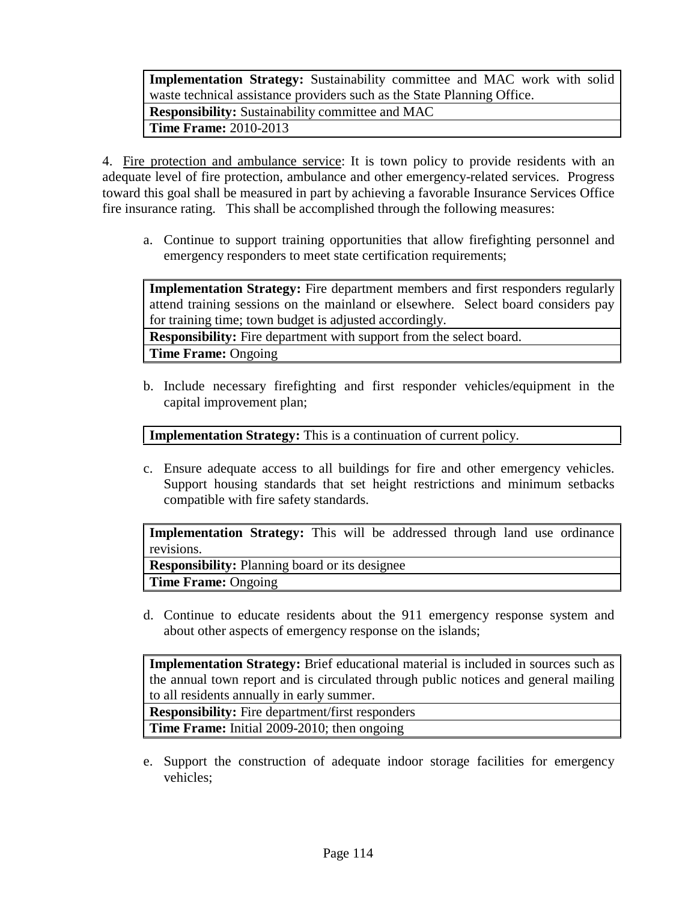| **Implementation Strategy:** Sustainability committee and MAC work with solid waste technical assistance providers such as the State Planning Office. |
|---|
| **Responsibility:** Sustainability committee and MAC |
| **Time Frame:** 2010-2013 |

4. Fire protection and ambulance service: It is town policy to provide residents with an adequate level of fire protection, ambulance and other emergency-related services. Progress toward this goal shall be measured in part by achieving a favorable Insurance Services Office fire insurance rating. This shall be accomplished through the following measures:

a. Continue to support training opportunities that allow firefighting personnel and emergency responders to meet state certification requirements;

| **Implementation Strategy:** Fire department members and first responders regularly attend training sessions on the mainland or elsewhere. Select board considers pay for training time; town budget is adjusted accordingly. |
|---|
| **Responsibility:** Fire department with support from the select board. |
| **Time Frame:** Ongoing |

b. Include necessary firefighting and first responder vehicles/equipment in the capital improvement plan;

| **Implementation Strategy:** This is a continuation of current policy. |
|---|

c. Ensure adequate access to all buildings for fire and other emergency vehicles. Support housing standards that set height restrictions and minimum setbacks compatible with fire safety standards.

| **Implementation Strategy:** This will be addressed through land use ordinance revisions. |
|---|
| **Responsibility:** Planning board or its designee |
| **Time Frame:** Ongoing |

d. Continue to educate residents about the 911 emergency response system and about other aspects of emergency response on the islands;

| **Implementation Strategy:** Brief educational material is included in sources such as the annual town report and is circulated through public notices and general mailing to all residents annually in early summer. |
|---|
| **Responsibility:** Fire department/first responders |
| **Time Frame:** Initial 2009-2010; then ongoing |

e. Support the construction of adequate indoor storage facilities for emergency vehicles;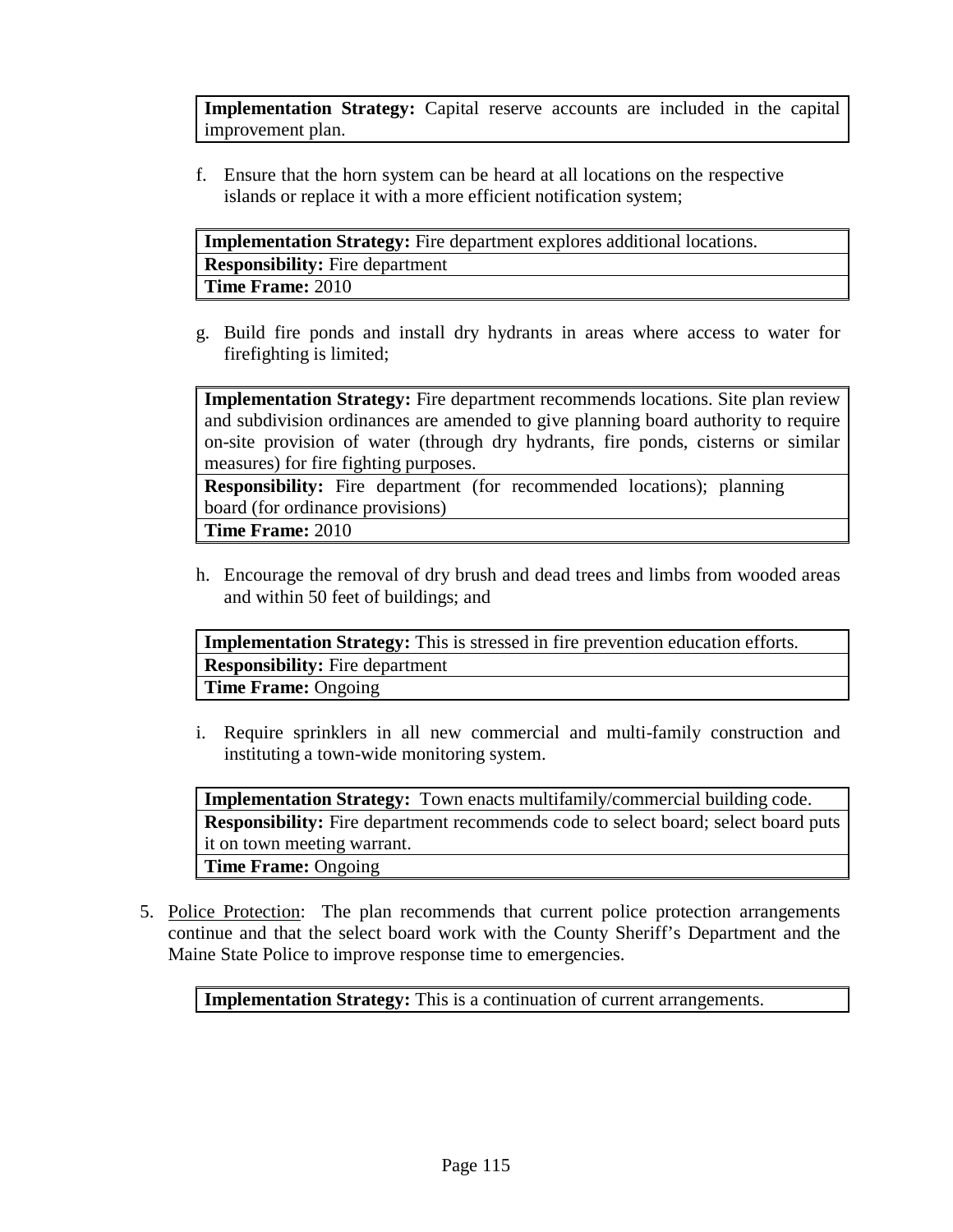| **Implementation Strategy:** Capital reserve accounts are included in the capital improvement plan. |
|---|

f. Ensure that the horn system can be heard at all locations on the respective islands or replace it with a more efficient notification system;

| **Implementation Strategy:** Fire department explores additional locations. |
|---|
| **Responsibility:** Fire department |
| **Time Frame:** 2010 |

g. Build fire ponds and install dry hydrants in areas where access to water for firefighting is limited;

| **Implementation Strategy:** Fire department recommends locations. Site plan review and subdivision ordinances are amended to give planning board authority to require on-site provision of water (through dry hydrants, fire ponds, cisterns or similar measures) for fire fighting purposes. |
|---|
| **Responsibility:** Fire department (for recommended locations); planning board (for ordinance provisions) |
| **Time Frame:** 2010 |

h. Encourage the removal of dry brush and dead trees and limbs from wooded areas and within 50 feet of buildings; and

| **Implementation Strategy:** This is stressed in fire prevention education efforts. |
|---|
| **Responsibility:** Fire department |
| **Time Frame:** Ongoing |

i. Require sprinklers in all new commercial and multi-family construction and instituting a town-wide monitoring system.

| **Implementation Strategy:** Town enacts multifamily/commercial building code. |
|---|
| **Responsibility:** Fire department recommends code to select board; select board puts it on town meeting warrant. |
| **Time Frame:** Ongoing |

5. Police Protection: The plan recommends that current police protection arrangements continue and that the select board work with the County Sheriff's Department and the Maine State Police to improve response time to emergencies.

| **Implementation Strategy:** This is a continuation of current arrangements. |
|---|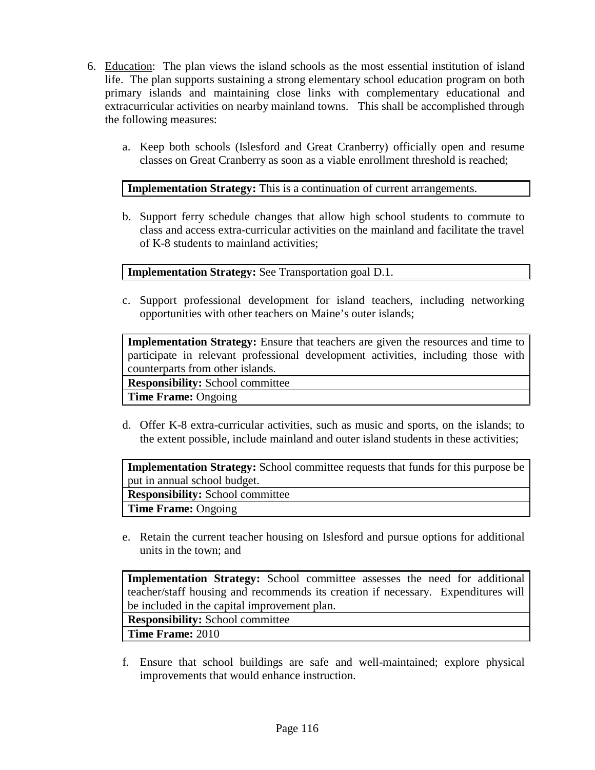6. Education: The plan views the island schools as the most essential institution of island life. The plan supports sustaining a strong elementary school education program on both primary islands and maintaining close links with complementary educational and extracurricular activities on nearby mainland towns. This shall be accomplished through the following measures:

   a. Keep both schools (Islesford and Great Cranberry) officially open and resume classes on Great Cranberry as soon as a viable enrollment threshold is reached;

   | **Implementation Strategy:** This is a continuation of current arrangements. |
   |---|

   b. Support ferry schedule changes that allow high school students to commute to class and access extra-curricular activities on the mainland and facilitate the travel of K-8 students to mainland activities;

   | **Implementation Strategy:** See Transportation goal D.1. |
   |---|

   c. Support professional development for island teachers, including networking opportunities with other teachers on Maine's outer islands;

   | **Implementation Strategy:** Ensure that teachers are given the resources and time to participate in relevant professional development activities, including those with counterparts from other islands. |
   |---|
   | **Responsibility:** School committee |
   | **Time Frame:** Ongoing |

   d. Offer K-8 extra-curricular activities, such as music and sports, on the islands; to the extent possible, include mainland and outer island students in these activities;

   | **Implementation Strategy:** School committee requests that funds for this purpose be put in annual school budget. |
   |---|
   | **Responsibility:** School committee |
   | **Time Frame:** Ongoing |

   e. Retain the current teacher housing on Islesford and pursue options for additional units in the town; and

   | **Implementation Strategy:** School committee assesses the need for additional teacher/staff housing and recommends its creation if necessary. Expenditures will be included in the capital improvement plan. |
   |---|
   | **Responsibility:** School committee |
   | **Time Frame:** 2010 |

   f. Ensure that school buildings are safe and well-maintained; explore physical improvements that would enhance instruction.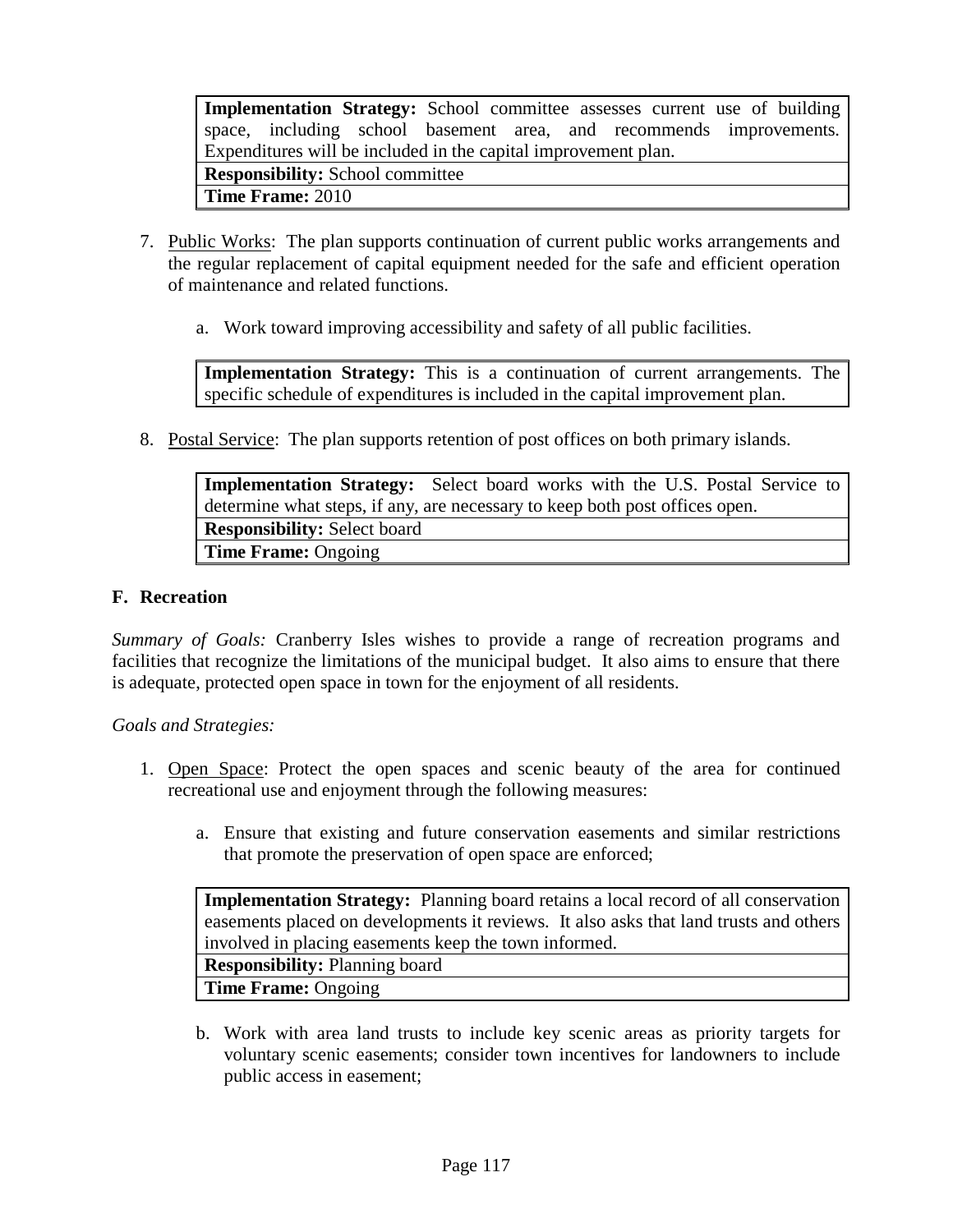| **Implementation Strategy:** School committee assesses current use of building space, including school basement area, and recommends improvements. Expenditures will be included in the capital improvement plan. |
|---|
| **Responsibility:** School committee |
| **Time Frame:** 2010 |

7. Public Works: The plan supports continuation of current public works arrangements and the regular replacement of capital equipment needed for the safe and efficient operation of maintenance and related functions.

   a. Work toward improving accessibility and safety of all public facilities.

| **Implementation Strategy:** This is a continuation of current arrangements. The specific schedule of expenditures is included in the capital improvement plan. |
|---|

8. Postal Service: The plan supports retention of post offices on both primary islands.

| **Implementation Strategy:** Select board works with the U.S. Postal Service to determine what steps, if any, are necessary to keep both post offices open. |
|---|
| **Responsibility:** Select board |
| **Time Frame:** Ongoing |

## F. Recreation

*Summary of Goals:* Cranberry Isles wishes to provide a range of recreation programs and facilities that recognize the limitations of the municipal budget. It also aims to ensure that there is adequate, protected open space in town for the enjoyment of all residents.

*Goals and Strategies:*

1. Open Space: Protect the open spaces and scenic beauty of the area for continued recreational use and enjoyment through the following measures:

   a. Ensure that existing and future conservation easements and similar restrictions that promote the preservation of open space are enforced;

| **Implementation Strategy:** Planning board retains a local record of all conservation easements placed on developments it reviews. It also asks that land trusts and others involved in placing easements keep the town informed. |
|---|
| **Responsibility:** Planning board |
| **Time Frame:** Ongoing |

   b. Work with area land trusts to include key scenic areas as priority targets for voluntary scenic easements; consider town incentives for landowners to include public access in easement;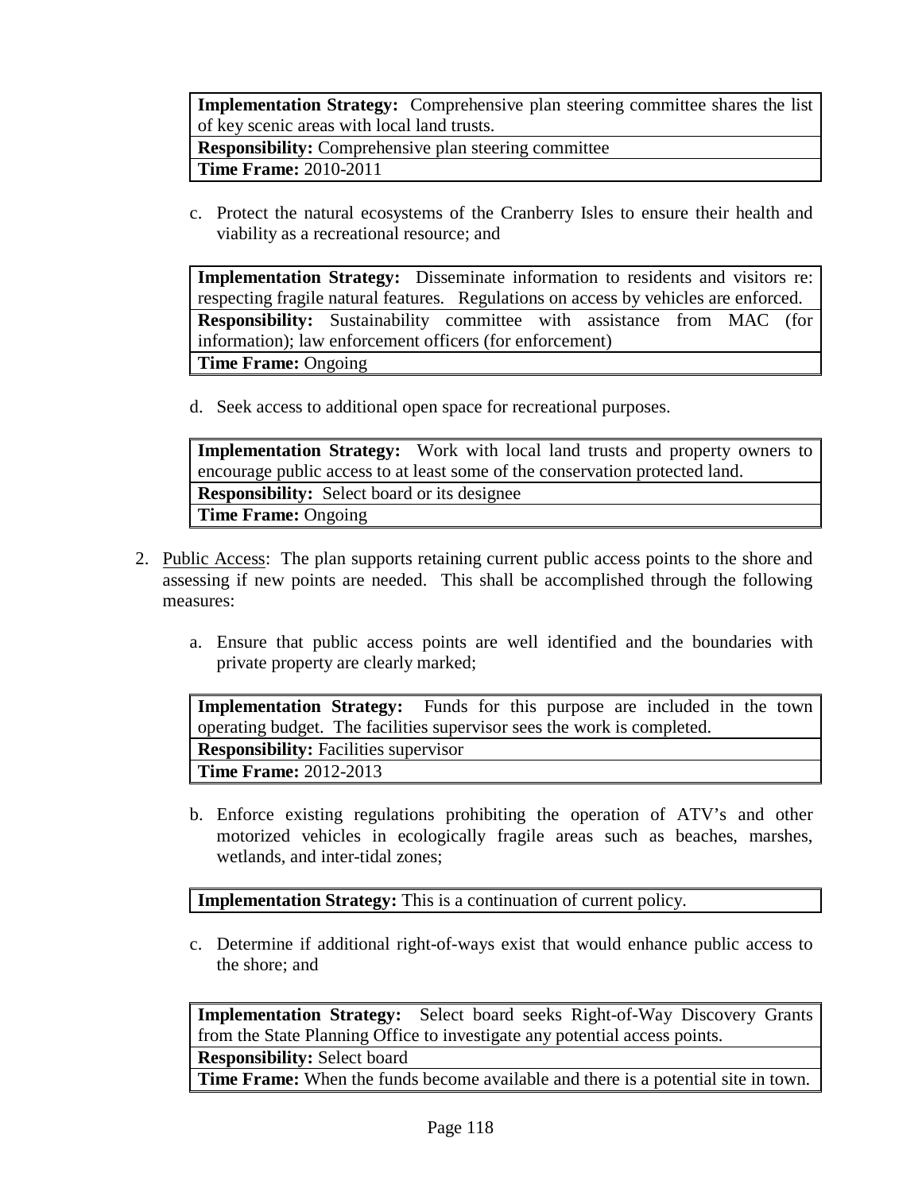| **Implementation Strategy:** Comprehensive plan steering committee shares the list of key scenic areas with local land trusts. |
|---|
| **Responsibility:** Comprehensive plan steering committee |
| **Time Frame:** 2010-2011 |

c. Protect the natural ecosystems of the Cranberry Isles to ensure their health and viability as a recreational resource; and

| **Implementation Strategy:** Disseminate information to residents and visitors re: respecting fragile natural features. Regulations on access by vehicles are enforced. |
|---|
| **Responsibility:** Sustainability committee with assistance from MAC (for information); law enforcement officers (for enforcement) |
| **Time Frame:** Ongoing |

d. Seek access to additional open space for recreational purposes.

| **Implementation Strategy:** Work with local land trusts and property owners to encourage public access to at least some of the conservation protected land. |
|---|
| **Responsibility:** Select board or its designee |
| **Time Frame:** Ongoing |

2. Public Access: The plan supports retaining current public access points to the shore and assessing if new points are needed. This shall be accomplished through the following measures:

   a. Ensure that public access points are well identified and the boundaries with private property are clearly marked;

| **Implementation Strategy:** Funds for this purpose are included in the town operating budget. The facilities supervisor sees the work is completed. |
|---|
| **Responsibility:** Facilities supervisor |
| **Time Frame:** 2012-2013 |

   b. Enforce existing regulations prohibiting the operation of ATV's and other motorized vehicles in ecologically fragile areas such as beaches, marshes, wetlands, and inter-tidal zones;

| **Implementation Strategy:** This is a continuation of current policy. |
|---|

   c. Determine if additional right-of-ways exist that would enhance public access to the shore; and

| **Implementation Strategy:** Select board seeks Right-of-Way Discovery Grants from the State Planning Office to investigate any potential access points. |
|---|
| **Responsibility:** Select board |
| **Time Frame:** When the funds become available and there is a potential site in town. |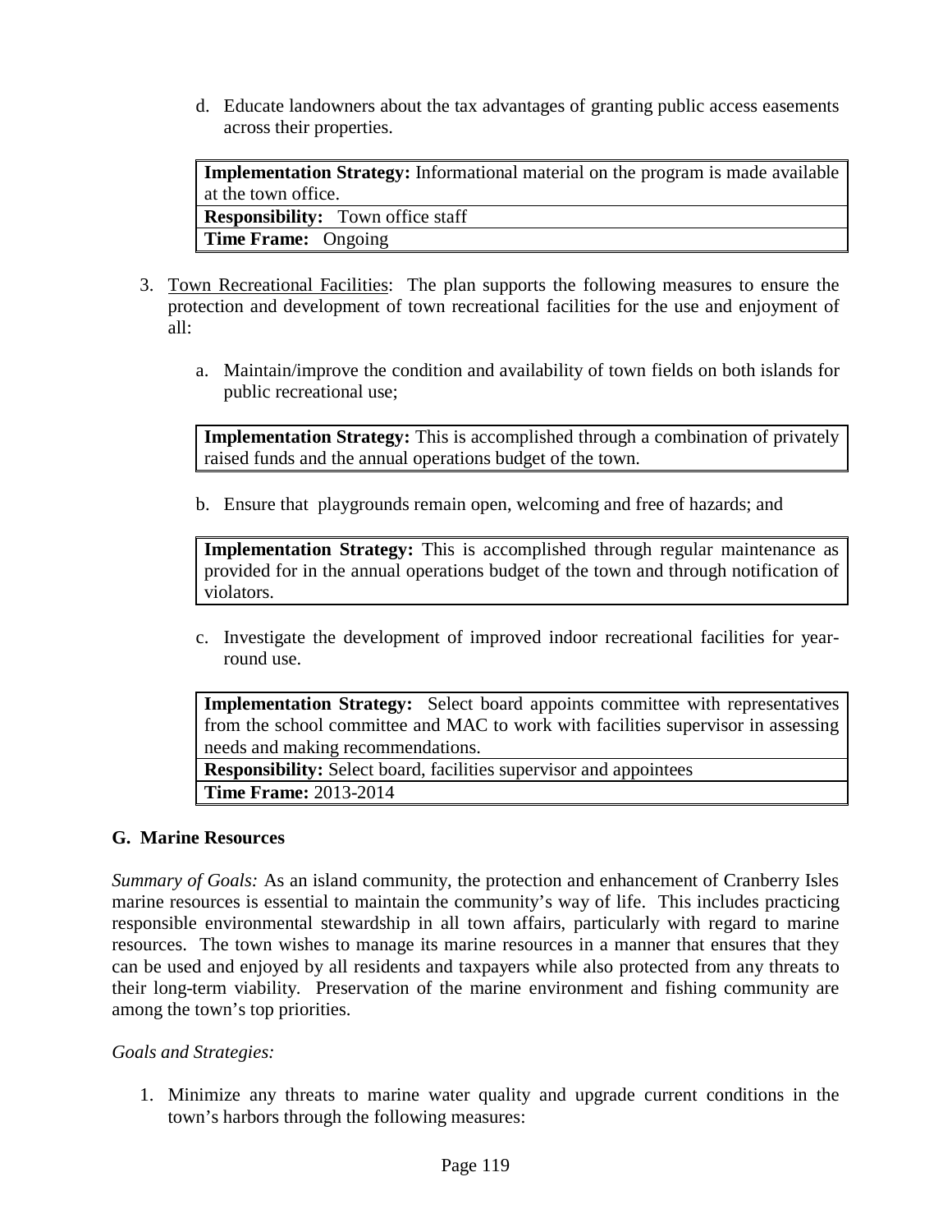d. Educate landowners about the tax advantages of granting public access easements across their properties.

| **Implementation Strategy:** Informational material on the program is made available at the town office. |
| --- |
| **Responsibility:** Town office staff |
| **Time Frame:** Ongoing |

3. Town Recreational Facilities: The plan supports the following measures to ensure the protection and development of town recreational facilities for the use and enjoyment of all:

   a. Maintain/improve the condition and availability of town fields on both islands for public recreational use;

   | **Implementation Strategy:** This is accomplished through a combination of privately raised funds and the annual operations budget of the town. |
   | --- |

   b. Ensure that playgrounds remain open, welcoming and free of hazards; and

   | **Implementation Strategy:** This is accomplished through regular maintenance as provided for in the annual operations budget of the town and through notification of violators. |
   | --- |

   c. Investigate the development of improved indoor recreational facilities for year-round use.

   | **Implementation Strategy:** Select board appoints committee with representatives from the school committee and MAC to work with facilities supervisor in assessing needs and making recommendations. |
   | --- |
   | **Responsibility:** Select board, facilities supervisor and appointees |
   | **Time Frame:** 2013-2014 |

### G. Marine Resources

*Summary of Goals:* As an island community, the protection and enhancement of Cranberry Isles marine resources is essential to maintain the community's way of life. This includes practicing responsible environmental stewardship in all town affairs, particularly with regard to marine resources. The town wishes to manage its marine resources in a manner that ensures that they can be used and enjoyed by all residents and taxpayers while also protected from any threats to their long-term viability. Preservation of the marine environment and fishing community are among the town's top priorities.

*Goals and Strategies:*

1. Minimize any threats to marine water quality and upgrade current conditions in the town's harbors through the following measures: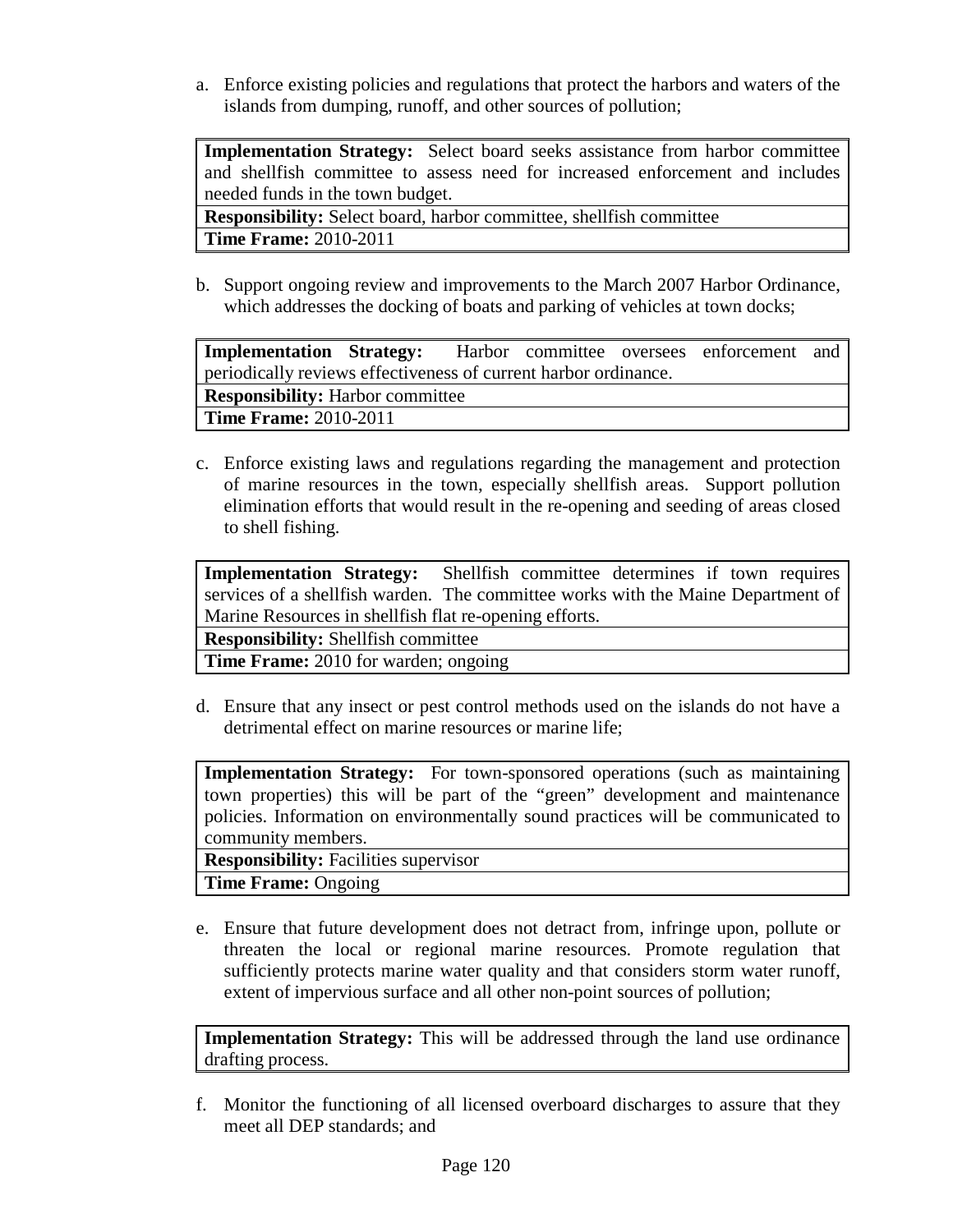a. Enforce existing policies and regulations that protect the harbors and waters of the islands from dumping, runoff, and other sources of pollution;

| **Implementation Strategy:** Select board seeks assistance from harbor committee and shellfish committee to assess need for increased enforcement and includes needed funds in the town budget. |
|---|
| **Responsibility:** Select board, harbor committee, shellfish committee |
| **Time Frame:** 2010-2011 |

b. Support ongoing review and improvements to the March 2007 Harbor Ordinance, which addresses the docking of boats and parking of vehicles at town docks;

| **Implementation Strategy:** Harbor committee oversees enforcement and periodically reviews effectiveness of current harbor ordinance. |
|---|
| **Responsibility:** Harbor committee |
| **Time Frame:** 2010-2011 |

c. Enforce existing laws and regulations regarding the management and protection of marine resources in the town, especially shellfish areas. Support pollution elimination efforts that would result in the re-opening and seeding of areas closed to shell fishing.

| **Implementation Strategy:** Shellfish committee determines if town requires services of a shellfish warden. The committee works with the Maine Department of Marine Resources in shellfish flat re-opening efforts. |
|---|
| **Responsibility:** Shellfish committee |
| **Time Frame:** 2010 for warden; ongoing |

d. Ensure that any insect or pest control methods used on the islands do not have a detrimental effect on marine resources or marine life;

| **Implementation Strategy:** For town-sponsored operations (such as maintaining town properties) this will be part of the "green" development and maintenance policies. Information on environmentally sound practices will be communicated to community members. |
|---|
| **Responsibility:** Facilities supervisor |
| **Time Frame:** Ongoing |

e. Ensure that future development does not detract from, infringe upon, pollute or threaten the local or regional marine resources. Promote regulation that sufficiently protects marine water quality and that considers storm water runoff, extent of impervious surface and all other non-point sources of pollution;

| **Implementation Strategy:** This will be addressed through the land use ordinance drafting process. |
|---|

f. Monitor the functioning of all licensed overboard discharges to assure that they meet all DEP standards; and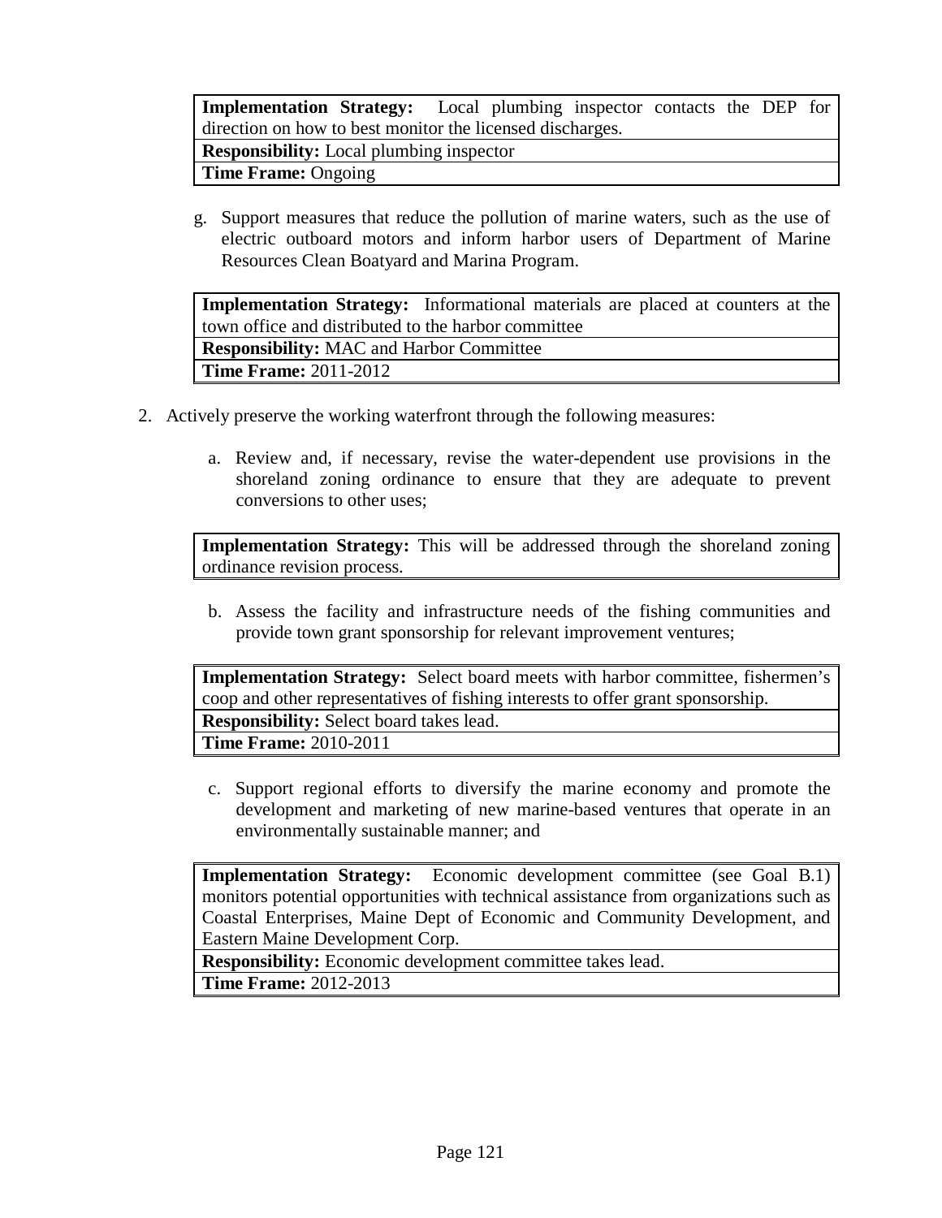| **Implementation Strategy:** Local plumbing inspector contacts the DEP for direction on how to best monitor the licensed discharges. |
|---|
| **Responsibility:** Local plumbing inspector |
| **Time Frame:** Ongoing |

g. Support measures that reduce the pollution of marine waters, such as the use of electric outboard motors and inform harbor users of Department of Marine Resources Clean Boatyard and Marina Program.

| **Implementation Strategy:** Informational materials are placed at counters at the town office and distributed to the harbor committee |
|---|
| **Responsibility:** MAC and Harbor Committee |
| **Time Frame:** 2011-2012 |

2. Actively preserve the working waterfront through the following measures:

   a. Review and, if necessary, revise the water-dependent use provisions in the shoreland zoning ordinance to ensure that they are adequate to prevent conversions to other uses;

| **Implementation Strategy:** This will be addressed through the shoreland zoning ordinance revision process. |
|---|

   b. Assess the facility and infrastructure needs of the fishing communities and provide town grant sponsorship for relevant improvement ventures;

| **Implementation Strategy:** Select board meets with harbor committee, fishermen's coop and other representatives of fishing interests to offer grant sponsorship. |
|---|
| **Responsibility:** Select board takes lead. |
| **Time Frame:** 2010-2011 |

   c. Support regional efforts to diversify the marine economy and promote the development and marketing of new marine-based ventures that operate in an environmentally sustainable manner; and

| **Implementation Strategy:** Economic development committee (see Goal B.1) monitors potential opportunities with technical assistance from organizations such as Coastal Enterprises, Maine Dept of Economic and Community Development, and Eastern Maine Development Corp. |
|---|
| **Responsibility:** Economic development committee takes lead. |
| **Time Frame:** 2012-2013 |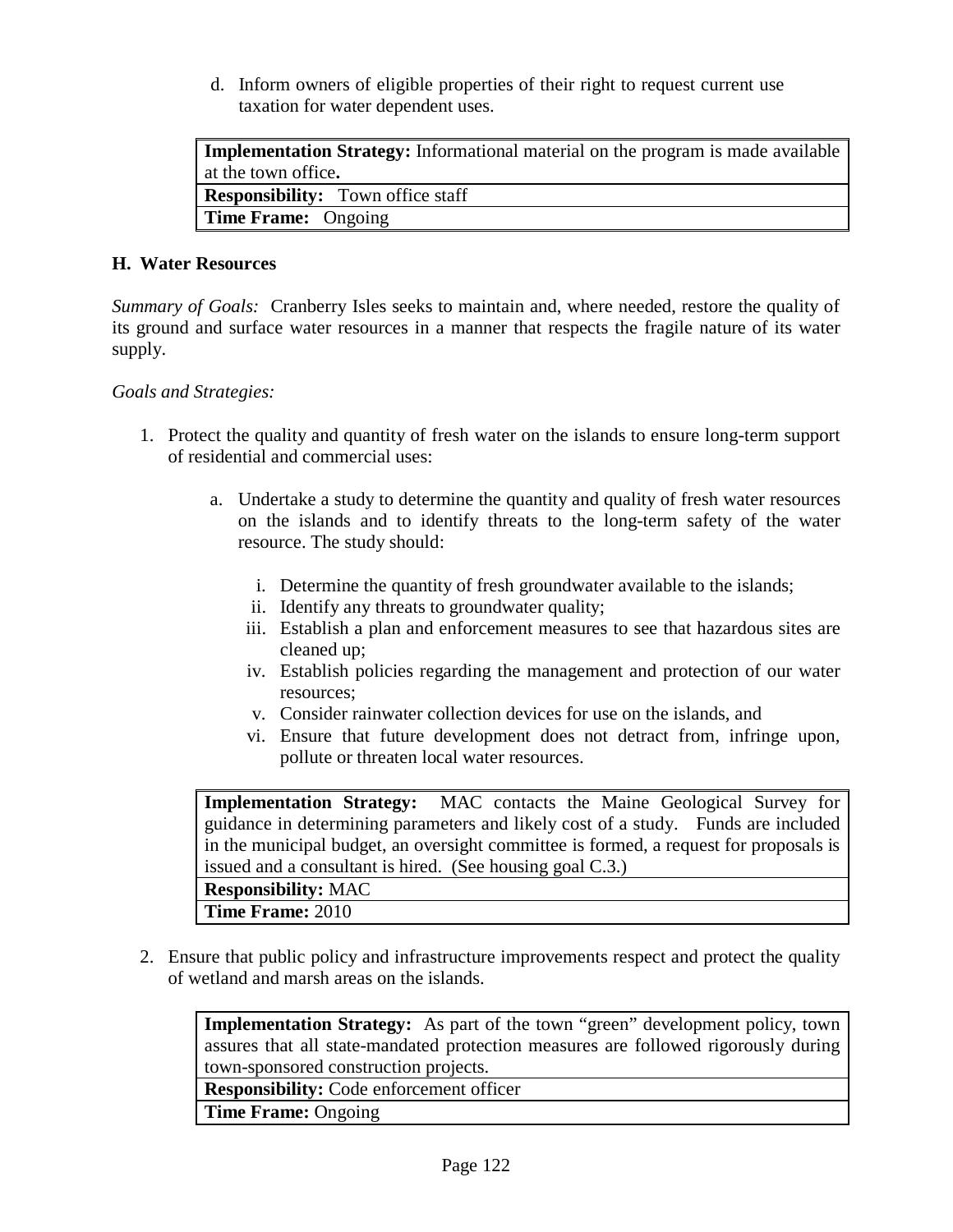d. Inform owners of eligible properties of their right to request current use taxation for water dependent uses.

| **Implementation Strategy:** Informational material on the program is made available at the town office**.** |
|---|
| **Responsibility:** Town office staff |
| **Time Frame:** Ongoing |

### H. Water Resources

*Summary of Goals:* Cranberry Isles seeks to maintain and, where needed, restore the quality of its ground and surface water resources in a manner that respects the fragile nature of its water supply.

*Goals and Strategies:*

1. Protect the quality and quantity of fresh water on the islands to ensure long-term support of residential and commercial uses:

   a. Undertake a study to determine the quantity and quality of fresh water resources on the islands and to identify threats to the long-term safety of the water resource. The study should:

      i. Determine the quantity of fresh groundwater available to the islands;
      ii. Identify any threats to groundwater quality;
      iii. Establish a plan and enforcement measures to see that hazardous sites are cleaned up;
      iv. Establish policies regarding the management and protection of our water resources;
      v. Consider rainwater collection devices for use on the islands, and
      vi. Ensure that future development does not detract from, infringe upon, pollute or threaten local water resources.

| **Implementation Strategy:** MAC contacts the Maine Geological Survey for guidance in determining parameters and likely cost of a study. Funds are included in the municipal budget, an oversight committee is formed, a request for proposals is issued and a consultant is hired. (See housing goal C.3.) |
|---|
| **Responsibility:** MAC |
| **Time Frame:** 2010 |

2. Ensure that public policy and infrastructure improvements respect and protect the quality of wetland and marsh areas on the islands.

| **Implementation Strategy:** As part of the town "green" development policy, town assures that all state-mandated protection measures are followed rigorously during town-sponsored construction projects. |
|---|
| **Responsibility:** Code enforcement officer |
| **Time Frame:** Ongoing |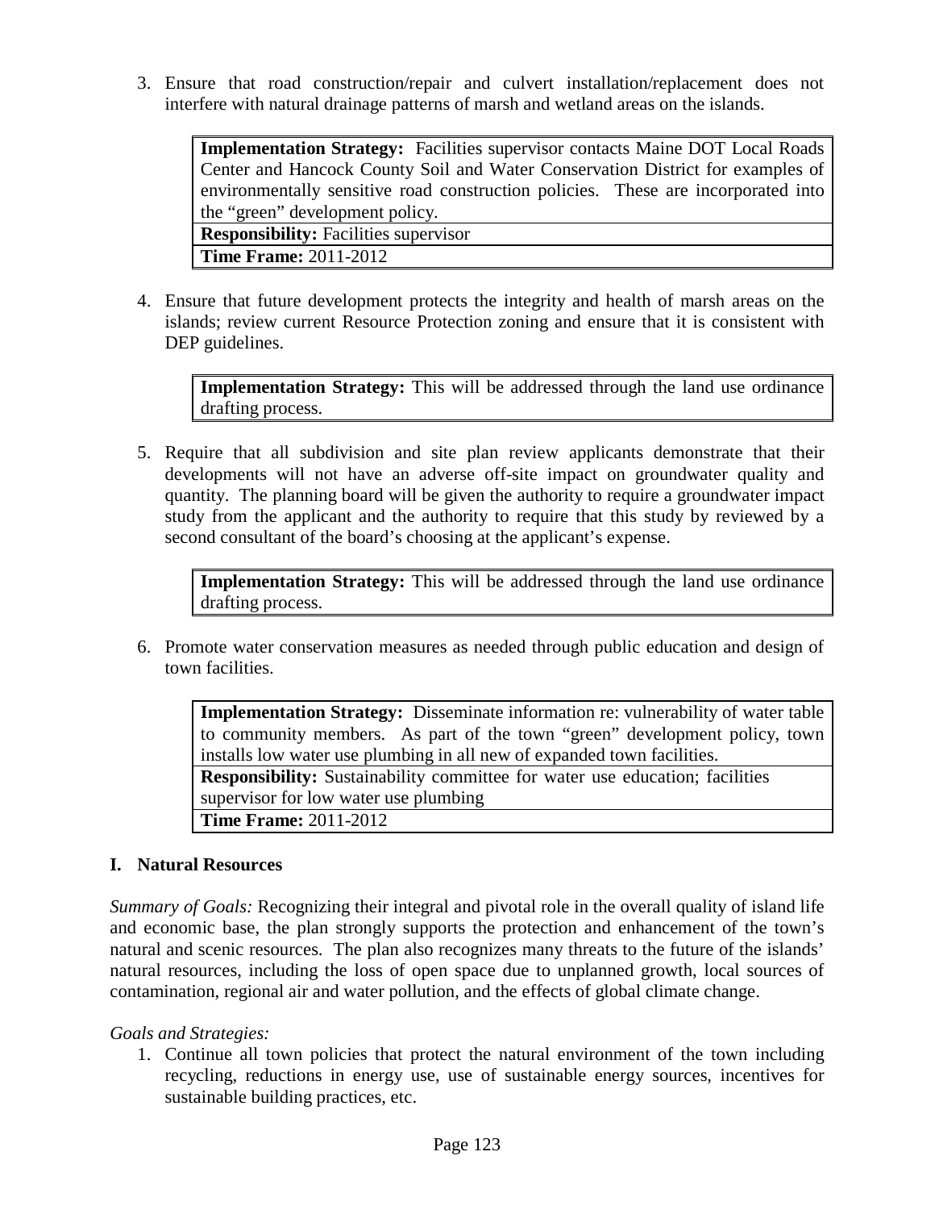3. Ensure that road construction/repair and culvert installation/replacement does not interfere with natural drainage patterns of marsh and wetland areas on the islands.

| **Implementation Strategy:** Facilities supervisor contacts Maine DOT Local Roads Center and Hancock County Soil and Water Conservation District for examples of environmentally sensitive road construction policies. These are incorporated into the "green" development policy. |
|---|
| **Responsibility:** Facilities supervisor |
| **Time Frame:** 2011-2012 |

4. Ensure that future development protects the integrity and health of marsh areas on the islands; review current Resource Protection zoning and ensure that it is consistent with DEP guidelines.

| **Implementation Strategy:** This will be addressed through the land use ordinance drafting process. |
|---|

5. Require that all subdivision and site plan review applicants demonstrate that their developments will not have an adverse off-site impact on groundwater quality and quantity. The planning board will be given the authority to require a groundwater impact study from the applicant and the authority to require that this study by reviewed by a second consultant of the board's choosing at the applicant's expense.

| **Implementation Strategy:** This will be addressed through the land use ordinance drafting process. |
|---|

6. Promote water conservation measures as needed through public education and design of town facilities.

| **Implementation Strategy:** Disseminate information re: vulnerability of water table to community members. As part of the town "green" development policy, town installs low water use plumbing in all new of expanded town facilities. |
|---|
| **Responsibility:** Sustainability committee for water use education; facilities supervisor for low water use plumbing |
| **Time Frame:** 2011-2012 |

### I. Natural Resources

*Summary of Goals:* Recognizing their integral and pivotal role in the overall quality of island life and economic base, the plan strongly supports the protection and enhancement of the town's natural and scenic resources. The plan also recognizes many threats to the future of the islands' natural resources, including the loss of open space due to unplanned growth, local sources of contamination, regional air and water pollution, and the effects of global climate change.

*Goals and Strategies:*

1. Continue all town policies that protect the natural environment of the town including recycling, reductions in energy use, use of sustainable energy sources, incentives for sustainable building practices, etc.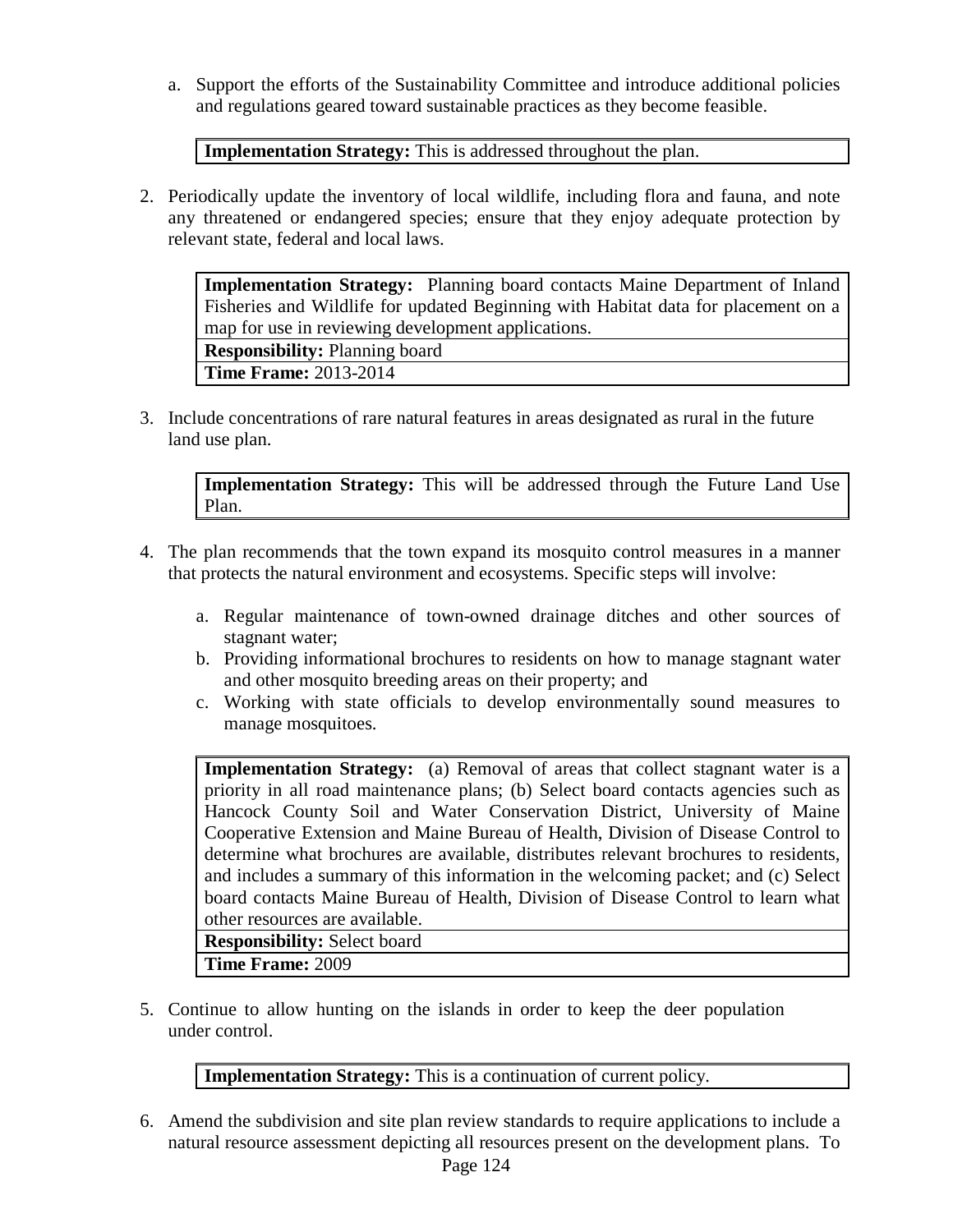a. Support the efforts of the Sustainability Committee and introduce additional policies and regulations geared toward sustainable practices as they become feasible.

| **Implementation Strategy:** This is addressed throughout the plan. |
|---|

2. Periodically update the inventory of local wildlife, including flora and fauna, and note any threatened or endangered species; ensure that they enjoy adequate protection by relevant state, federal and local laws.

| **Implementation Strategy:** Planning board contacts Maine Department of Inland Fisheries and Wildlife for updated Beginning with Habitat data for placement on a map for use in reviewing development applications. |
|---|
| **Responsibility:** Planning board |
| **Time Frame:** 2013-2014 |

3. Include concentrations of rare natural features in areas designated as rural in the future land use plan.

| **Implementation Strategy:** This will be addressed through the Future Land Use Plan. |
|---|

4. The plan recommends that the town expand its mosquito control measures in a manner that protects the natural environment and ecosystems. Specific steps will involve:

   a. Regular maintenance of town-owned drainage ditches and other sources of stagnant water;
   b. Providing informational brochures to residents on how to manage stagnant water and other mosquito breeding areas on their property; and
   c. Working with state officials to develop environmentally sound measures to manage mosquitoes.

| **Implementation Strategy:** (a) Removal of areas that collect stagnant water is a priority in all road maintenance plans; (b) Select board contacts agencies such as Hancock County Soil and Water Conservation District, University of Maine Cooperative Extension and Maine Bureau of Health, Division of Disease Control to determine what brochures are available, distributes relevant brochures to residents, and includes a summary of this information in the welcoming packet; and (c) Select board contacts Maine Bureau of Health, Division of Disease Control to learn what other resources are available. |
|---|
| **Responsibility:** Select board |
| **Time Frame:** 2009 |

5. Continue to allow hunting on the islands in order to keep the deer population under control.

| **Implementation Strategy:** This is a continuation of current policy. |
|---|

6. Amend the subdivision and site plan review standards to require applications to include a natural resource assessment depicting all resources present on the development plans. To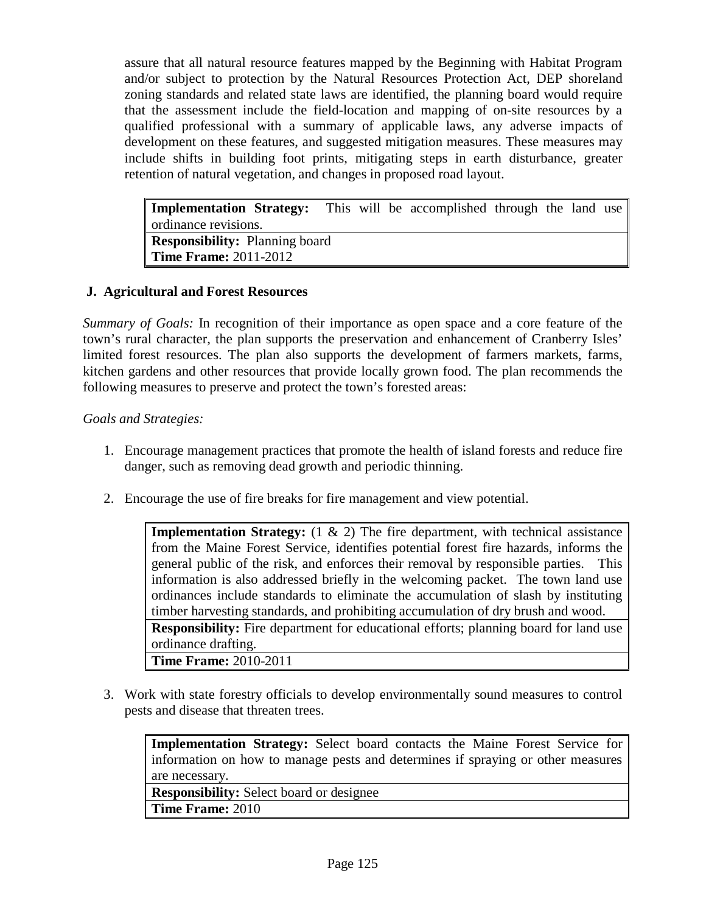assure that all natural resource features mapped by the Beginning with Habitat Program and/or subject to protection by the Natural Resources Protection Act, DEP shoreland zoning standards and related state laws are identified, the planning board would require that the assessment include the field-location and mapping of on-site resources by a qualified professional with a summary of applicable laws, any adverse impacts of development on these features, and suggested mitigation measures. These measures may include shifts in building foot prints, mitigating steps in earth disturbance, greater retention of natural vegetation, and changes in proposed road layout.

| **Implementation Strategy:** This will be accomplished through the land use ordinance revisions. |
|---|
| **Responsibility:** Planning board |
| **Time Frame:** 2011-2012 |

## J. Agricultural and Forest Resources

*Summary of Goals:* In recognition of their importance as open space and a core feature of the town's rural character, the plan supports the preservation and enhancement of Cranberry Isles' limited forest resources. The plan also supports the development of farmers markets, farms, kitchen gardens and other resources that provide locally grown food. The plan recommends the following measures to preserve and protect the town's forested areas:

*Goals and Strategies:*

1. Encourage management practices that promote the health of island forests and reduce fire danger, such as removing dead growth and periodic thinning.

2. Encourage the use of fire breaks for fire management and view potential.

| **Implementation Strategy:** (1 & 2) The fire department, with technical assistance from the Maine Forest Service, identifies potential forest fire hazards, informs the general public of the risk, and enforces their removal by responsible parties. This information is also addressed briefly in the welcoming packet. The town land use ordinances include standards to eliminate the accumulation of slash by instituting timber harvesting standards, and prohibiting accumulation of dry brush and wood. |
|---|
| **Responsibility:** Fire department for educational efforts; planning board for land use ordinance drafting. |
| **Time Frame:** 2010-2011 |

3. Work with state forestry officials to develop environmentally sound measures to control pests and disease that threaten trees.

| **Implementation Strategy:** Select board contacts the Maine Forest Service for information on how to manage pests and determines if spraying or other measures are necessary. |
|---|
| **Responsibility:** Select board or designee |
| **Time Frame:** 2010 |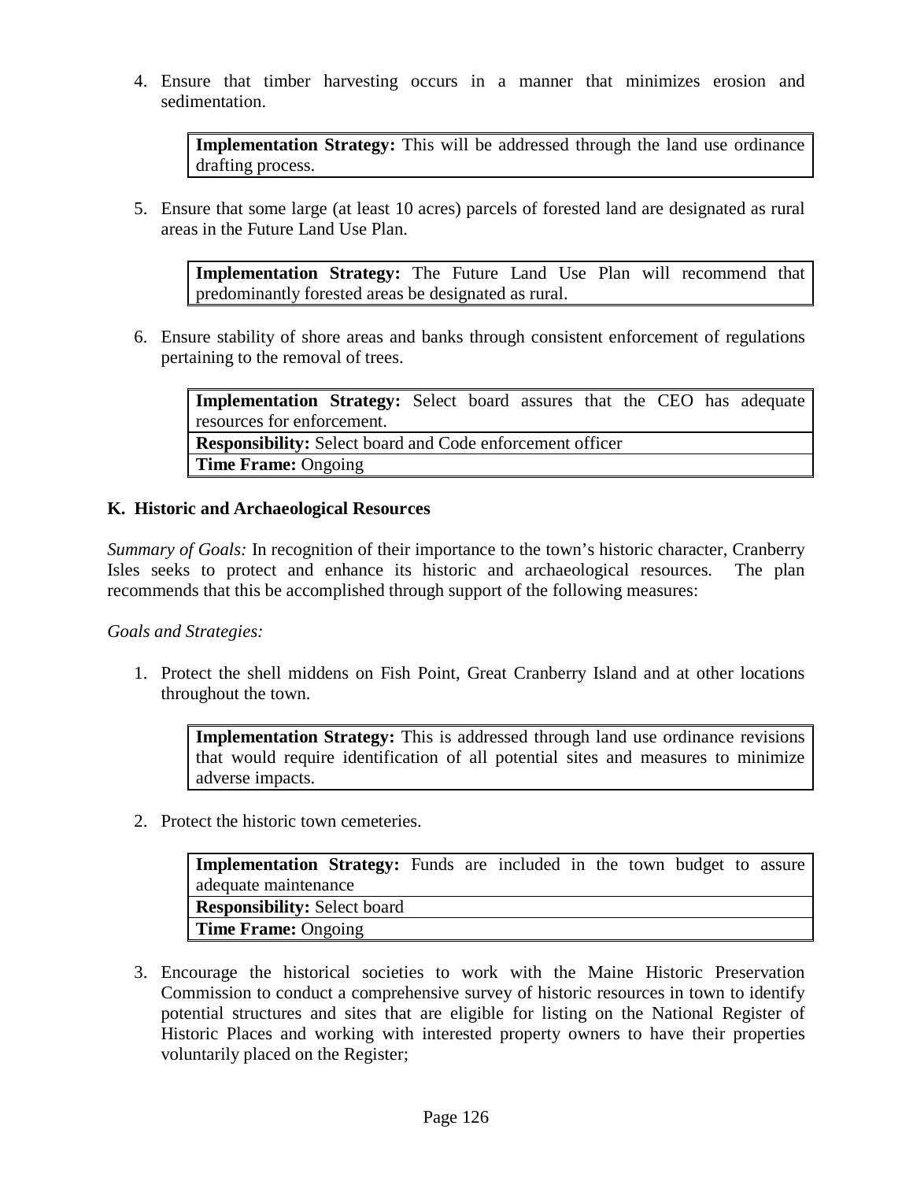4. Ensure that timber harvesting occurs in a manner that minimizes erosion and sedimentation.

| **Implementation Strategy:** This will be addressed through the land use ordinance drafting process. |
|---|

5. Ensure that some large (at least 10 acres) parcels of forested land are designated as rural areas in the Future Land Use Plan.

| **Implementation Strategy:** The Future Land Use Plan will recommend that predominantly forested areas be designated as rural. |
|---|

6. Ensure stability of shore areas and banks through consistent enforcement of regulations pertaining to the removal of trees.

| **Implementation Strategy:** Select board assures that the CEO has adequate resources for enforcement. |
|---|
| **Responsibility:** Select board and Code enforcement officer |
| **Time Frame:** Ongoing |

### K. Historic and Archaeological Resources

*Summary of Goals:* In recognition of their importance to the town's historic character, Cranberry Isles seeks to protect and enhance its historic and archaeological resources. The plan recommends that this be accomplished through support of the following measures:

*Goals and Strategies:*

1. Protect the shell middens on Fish Point, Great Cranberry Island and at other locations throughout the town.

| **Implementation Strategy:** This is addressed through land use ordinance revisions that would require identification of all potential sites and measures to minimize adverse impacts. |
|---|

2. Protect the historic town cemeteries.

| **Implementation Strategy:** Funds are included in the town budget to assure adequate maintenance |
|---|
| **Responsibility:** Select board |
| **Time Frame:** Ongoing |

3. Encourage the historical societies to work with the Maine Historic Preservation Commission to conduct a comprehensive survey of historic resources in town to identify potential structures and sites that are eligible for listing on the National Register of Historic Places and working with interested property owners to have their properties voluntarily placed on the Register;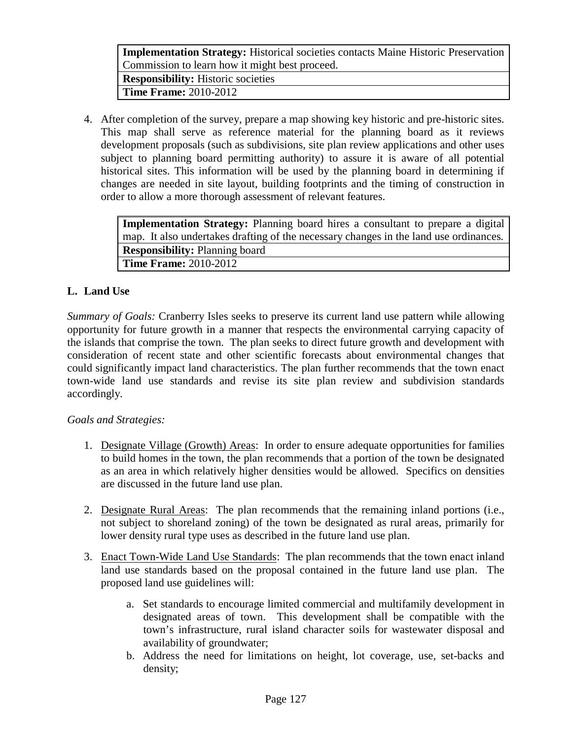| **Implementation Strategy:** Historical societies contacts Maine Historic Preservation Commission to learn how it might best proceed. |
|---|
| **Responsibility:** Historic societies |
| **Time Frame:** 2010-2012 |

4. After completion of the survey, prepare a map showing key historic and pre-historic sites. This map shall serve as reference material for the planning board as it reviews development proposals (such as subdivisions, site plan review applications and other uses subject to planning board permitting authority) to assure it is aware of all potential historical sites. This information will be used by the planning board in determining if changes are needed in site layout, building footprints and the timing of construction in order to allow a more thorough assessment of relevant features.

| **Implementation Strategy:** Planning board hires a consultant to prepare a digital map. It also undertakes drafting of the necessary changes in the land use ordinances. |
|---|
| **Responsibility:** Planning board |
| **Time Frame:** 2010-2012 |

### L. Land Use

*Summary of Goals:* Cranberry Isles seeks to preserve its current land use pattern while allowing opportunity for future growth in a manner that respects the environmental carrying capacity of the islands that comprise the town. The plan seeks to direct future growth and development with consideration of recent state and other scientific forecasts about environmental changes that could significantly impact land characteristics. The plan further recommends that the town enact town-wide land use standards and revise its site plan review and subdivision standards accordingly.

*Goals and Strategies:*

1. <u>Designate Village (Growth) Areas</u>: In order to ensure adequate opportunities for families to build homes in the town, the plan recommends that a portion of the town be designated as an area in which relatively higher densities would be allowed. Specifics on densities are discussed in the future land use plan.

2. <u>Designate Rural Areas</u>: The plan recommends that the remaining inland portions (i.e., not subject to shoreland zoning) of the town be designated as rural areas, primarily for lower density rural type uses as described in the future land use plan.

3. <u>Enact Town-Wide Land Use Standards</u>: The plan recommends that the town enact inland land use standards based on the proposal contained in the future land use plan. The proposed land use guidelines will:

    a. Set standards to encourage limited commercial and multifamily development in designated areas of town. This development shall be compatible with the town's infrastructure, rural island character soils for wastewater disposal and availability of groundwater;
    b. Address the need for limitations on height, lot coverage, use, set-backs and density;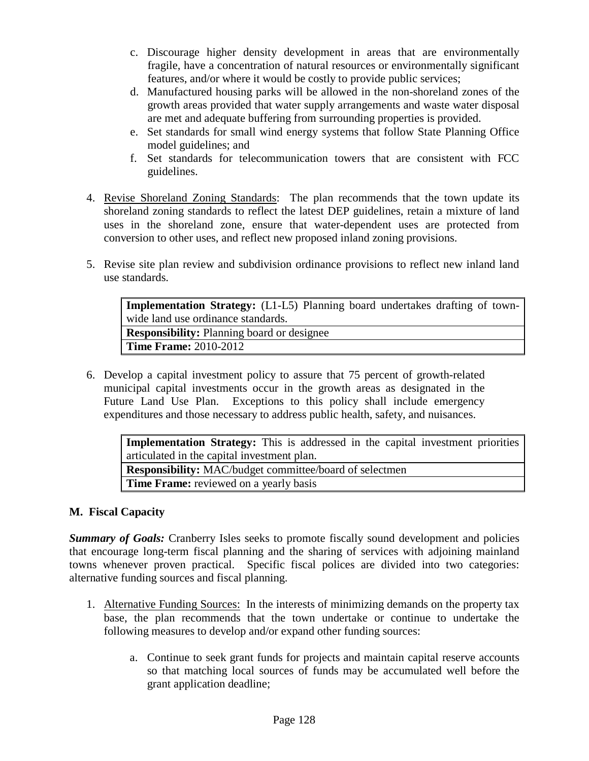c. Discourage higher density development in areas that are environmentally fragile, have a concentration of natural resources or environmentally significant features, and/or where it would be costly to provide public services;
   d. Manufactured housing parks will be allowed in the non-shoreland zones of the growth areas provided that water supply arrangements and waste water disposal are met and adequate buffering from surrounding properties is provided.
   e. Set standards for small wind energy systems that follow State Planning Office model guidelines; and
   f. Set standards for telecommunication towers that are consistent with FCC guidelines.

4. Revise Shoreland Zoning Standards: The plan recommends that the town update its shoreland zoning standards to reflect the latest DEP guidelines, retain a mixture of land uses in the shoreland zone, ensure that water-dependent uses are protected from conversion to other uses, and reflect new proposed inland zoning provisions.

5. Revise site plan review and subdivision ordinance provisions to reflect new inland land use standards.

| **Implementation Strategy:** (L1-L5) Planning board undertakes drafting of town-wide land use ordinance standards. |
|---|
| **Responsibility:** Planning board or designee |
| **Time Frame:** 2010-2012 |

6. Develop a capital investment policy to assure that 75 percent of growth-related municipal capital investments occur in the growth areas as designated in the Future Land Use Plan. Exceptions to this policy shall include emergency expenditures and those necessary to address public health, safety, and nuisances.

| **Implementation Strategy:** This is addressed in the capital investment priorities articulated in the capital investment plan. |
|---|
| **Responsibility:** MAC/budget committee/board of selectmen |
| **Time Frame:** reviewed on a yearly basis |

## M. Fiscal Capacity

***Summary of Goals:*** Cranberry Isles seeks to promote fiscally sound development and policies that encourage long-term fiscal planning and the sharing of services with adjoining mainland towns whenever proven practical. Specific fiscal polices are divided into two categories: alternative funding sources and fiscal planning.

1. Alternative Funding Sources: In the interests of minimizing demands on the property tax base, the plan recommends that the town undertake or continue to undertake the following measures to develop and/or expand other funding sources:

   a. Continue to seek grant funds for projects and maintain capital reserve accounts so that matching local sources of funds may be accumulated well before the grant application deadline;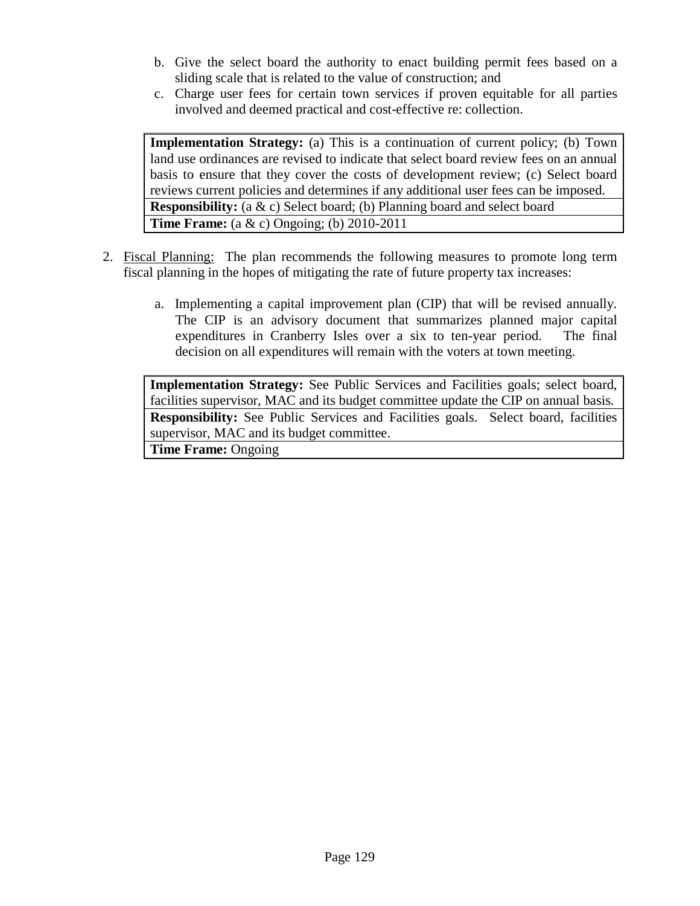b. Give the select board the authority to enact building permit fees based on a sliding scale that is related to the value of construction; and
c. Charge user fees for certain town services if proven equitable for all parties involved and deemed practical and cost-effective re: collection.

| **Implementation Strategy:** (a) This is a continuation of current policy; (b) Town land use ordinances are revised to indicate that select board review fees on an annual basis to ensure that they cover the costs of development review; (c) Select board reviews current policies and determines if any additional user fees can be imposed. |
|---|
| **Responsibility:** (a & c) Select board; (b) Planning board and select board |
| **Time Frame:** (a & c) Ongoing; (b) 2010-2011 |

2. Fiscal Planning: The plan recommends the following measures to promote long term fiscal planning in the hopes of mitigating the rate of future property tax increases:

   a. Implementing a capital improvement plan (CIP) that will be revised annually. The CIP is an advisory document that summarizes planned major capital expenditures in Cranberry Isles over a six to ten-year period. The final decision on all expenditures will remain with the voters at town meeting.

| **Implementation Strategy:** See Public Services and Facilities goals; select board, facilities supervisor, MAC and its budget committee update the CIP on annual basis. |
|---|
| **Responsibility:** See Public Services and Facilities goals. Select board, facilities supervisor, MAC and its budget committee. |
| **Time Frame:** Ongoing |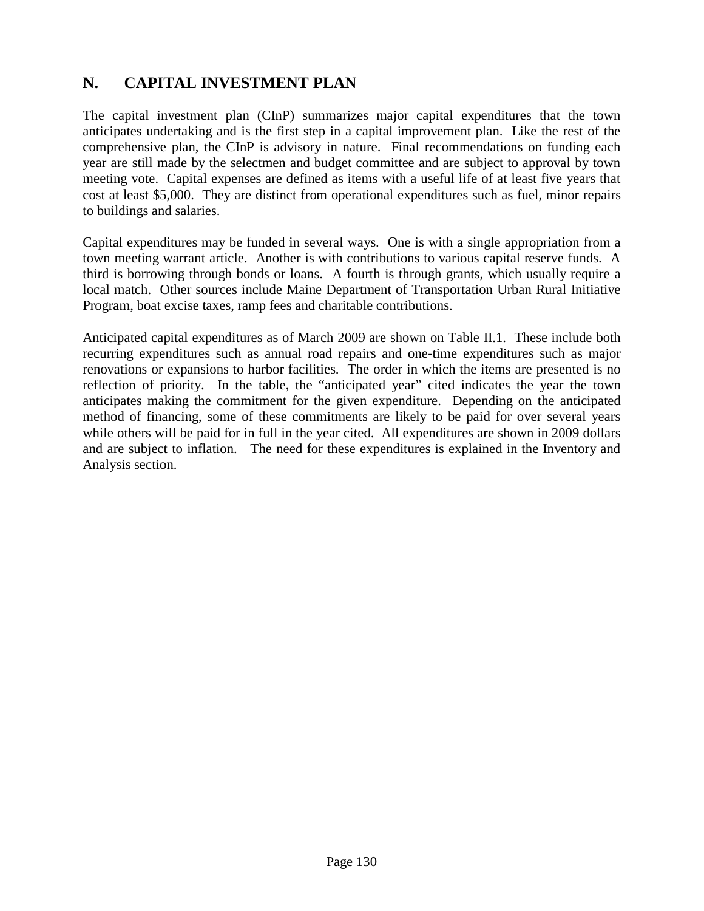## N. CAPITAL INVESTMENT PLAN

The capital investment plan (CInP) summarizes major capital expenditures that the town anticipates undertaking and is the first step in a capital improvement plan. Like the rest of the comprehensive plan, the CInP is advisory in nature. Final recommendations on funding each year are still made by the selectmen and budget committee and are subject to approval by town meeting vote. Capital expenses are defined as items with a useful life of at least five years that cost at least $5,000. They are distinct from operational expenditures such as fuel, minor repairs to buildings and salaries.

Capital expenditures may be funded in several ways. One is with a single appropriation from a town meeting warrant article. Another is with contributions to various capital reserve funds. A third is borrowing through bonds or loans. A fourth is through grants, which usually require a local match. Other sources include Maine Department of Transportation Urban Rural Initiative Program, boat excise taxes, ramp fees and charitable contributions.

Anticipated capital expenditures as of March 2009 are shown on Table II.1. These include both recurring expenditures such as annual road repairs and one-time expenditures such as major renovations or expansions to harbor facilities. The order in which the items are presented is no reflection of priority. In the table, the "anticipated year" cited indicates the year the town anticipates making the commitment for the given expenditure. Depending on the anticipated method of financing, some of these commitments are likely to be paid for over several years while others will be paid for in full in the year cited. All expenditures are shown in 2009 dollars and are subject to inflation. The need for these expenditures is explained in the Inventory and Analysis section.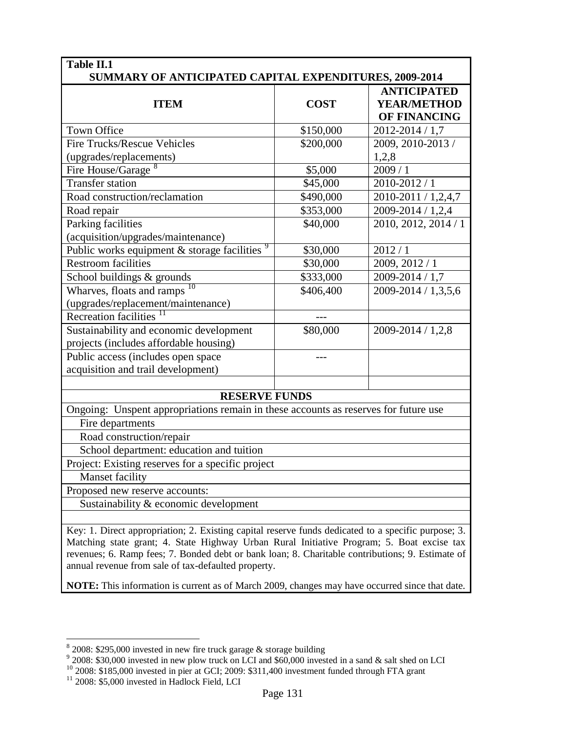**Table II.1**
**SUMMARY OF ANTICIPATED CAPITAL EXPENDITURES, 2009-2014**

| ITEM | COST | ANTICIPATED YEAR/METHOD OF FINANCING |
|---|---|---|
| Town Office | $150,000 | 2012-2014 / 1,7 |
| Fire Trucks/Rescue Vehicles (upgrades/replacements) | $200,000 | 2009, 2010-2013 / 1,2,8 |
| Fire House/Garage [8] | $5,000 | 2009 / 1 |
| Transfer station | $45,000 | 2010-2012 / 1 |
| Road construction/reclamation | $490,000 | 2010-2011 / 1,2,4,7 |
| Road repair | $353,000 | 2009-2014 / 1,2,4 |
| Parking facilities (acquisition/upgrades/maintenance) | $40,000 | 2010, 2012, 2014 / 1 |
| Public works equipment & storage facilities [9] | $30,000 | 2012 / 1 |
| Restroom facilities | $30,000 | 2009, 2012 / 1 |
| School buildings & grounds | $333,000 | 2009-2014 / 1,7 |
| Wharves, floats and ramps [10] (upgrades/replacement/maintenance) | $406,400 | 2009-2014 / 1,3,5,6 |
| Recreation facilities [11] | --- | |
| Sustainability and economic development projects (includes affordable housing) | $80,000 | 2009-2014 / 1,2,8 |
| Public access (includes open space acquisition and trail development) | --- | |
| | | |
| **RESERVE FUNDS** | | |
| Ongoing: Unspent appropriations remain in these accounts as reserves for future use | | |
| Fire departments | | |
| Road construction/repair | | |
| School department: education and tuition | | |
| Project: Existing reserves for a specific project | | |
| Manset facility | | |
| Proposed new reserve accounts: | | |
| Sustainability & economic development | | |

Key: 1. Direct appropriation; 2. Existing capital reserve funds dedicated to a specific purpose; 3. Matching state grant; 4. State Highway Urban Rural Initiative Program; 5. Boat excise tax revenues; 6. Ramp fees; 7. Bonded debt or bank loan; 8. Charitable contributions; 9. Estimate of annual revenue from sale of tax-defaulted property.

**NOTE:** This information is current as of March 2009, changes may have occurred since that date.

---

[8] 2008: $295,000 invested in new fire truck garage & storage building

[9] 2008: $30,000 invested in new plow truck on LCI and $60,000 invested in a sand & salt shed on LCI

[10] 2008: $185,000 invested in pier at GCI; 2009: $311,400 investment funded through FTA grant

[11] 2008: $5,000 invested in Hadlock Field, LCI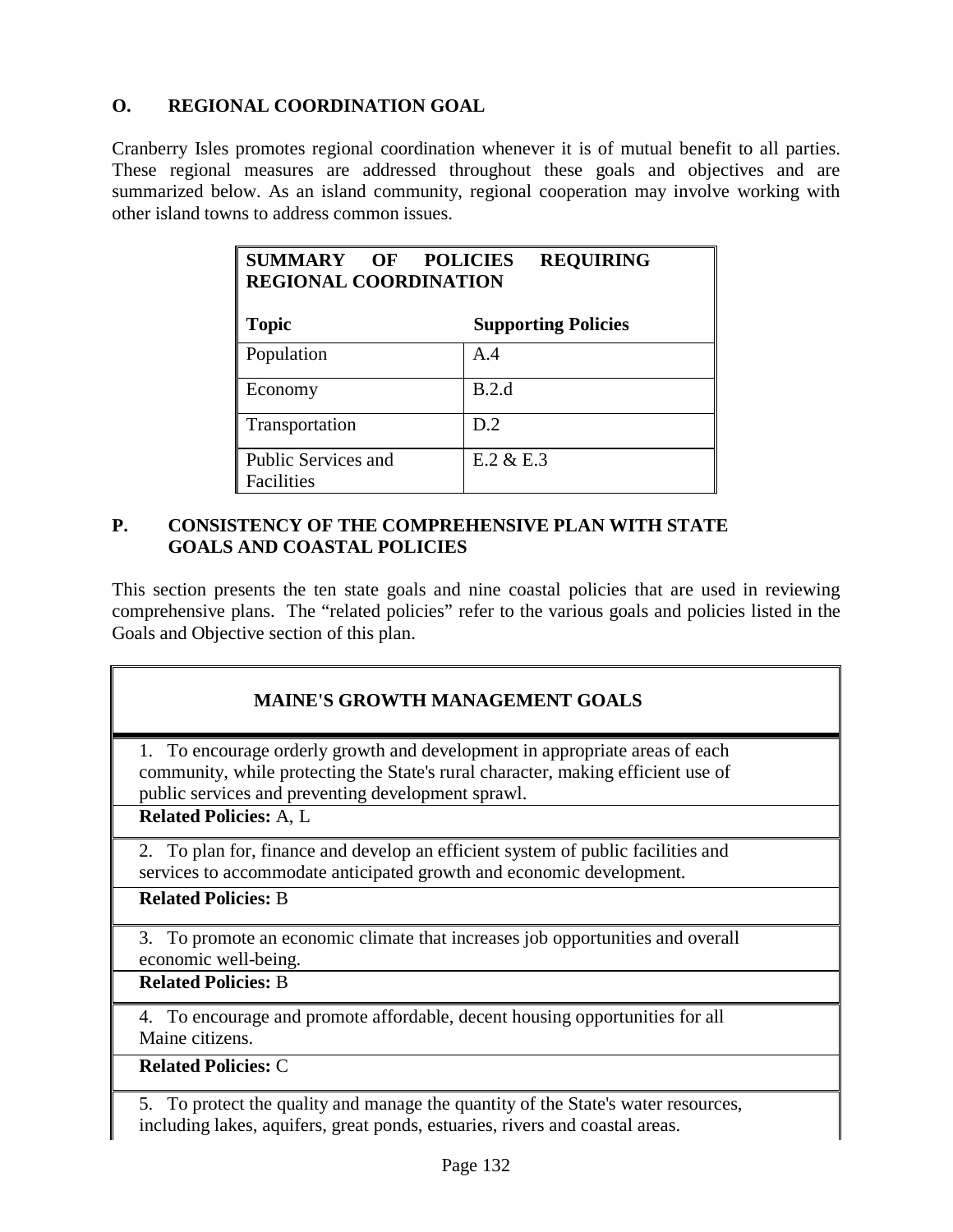## O. REGIONAL COORDINATION GOAL

Cranberry Isles promotes regional coordination whenever it is of mutual benefit to all parties. These regional measures are addressed throughout these goals and objectives and are summarized below. As an island community, regional cooperation may involve working with other island towns to address common issues.

| **SUMMARY OF POLICIES REQUIRING REGIONAL COORDINATION** | |
|---|---|
| **Topic** | **Supporting Policies** |
| Population | A.4 |
| Economy | B.2.d |
| Transportation | D.2 |
| Public Services and Facilities | E.2 & E.3 |

## P. CONSISTENCY OF THE COMPREHENSIVE PLAN WITH STATE GOALS AND COASTAL POLICIES

This section presents the ten state goals and nine coastal policies that are used in reviewing comprehensive plans. The "related policies" refer to the various goals and policies listed in the Goals and Objective section of this plan.

| **MAINE'S GROWTH MANAGEMENT GOALS** |
|---|
| 1. To encourage orderly growth and development in appropriate areas of each community, while protecting the State's rural character, making efficient use of public services and preventing development sprawl. |
| **Related Policies:** A, L |
| 2. To plan for, finance and develop an efficient system of public facilities and services to accommodate anticipated growth and economic development. |
| **Related Policies:** B |
| 3. To promote an economic climate that increases job opportunities and overall economic well-being. |
| **Related Policies:** B |
| 4. To encourage and promote affordable, decent housing opportunities for all Maine citizens. |
| **Related Policies:** C |
| 5. To protect the quality and manage the quantity of the State's water resources, including lakes, aquifers, great ponds, estuaries, rivers and coastal areas. |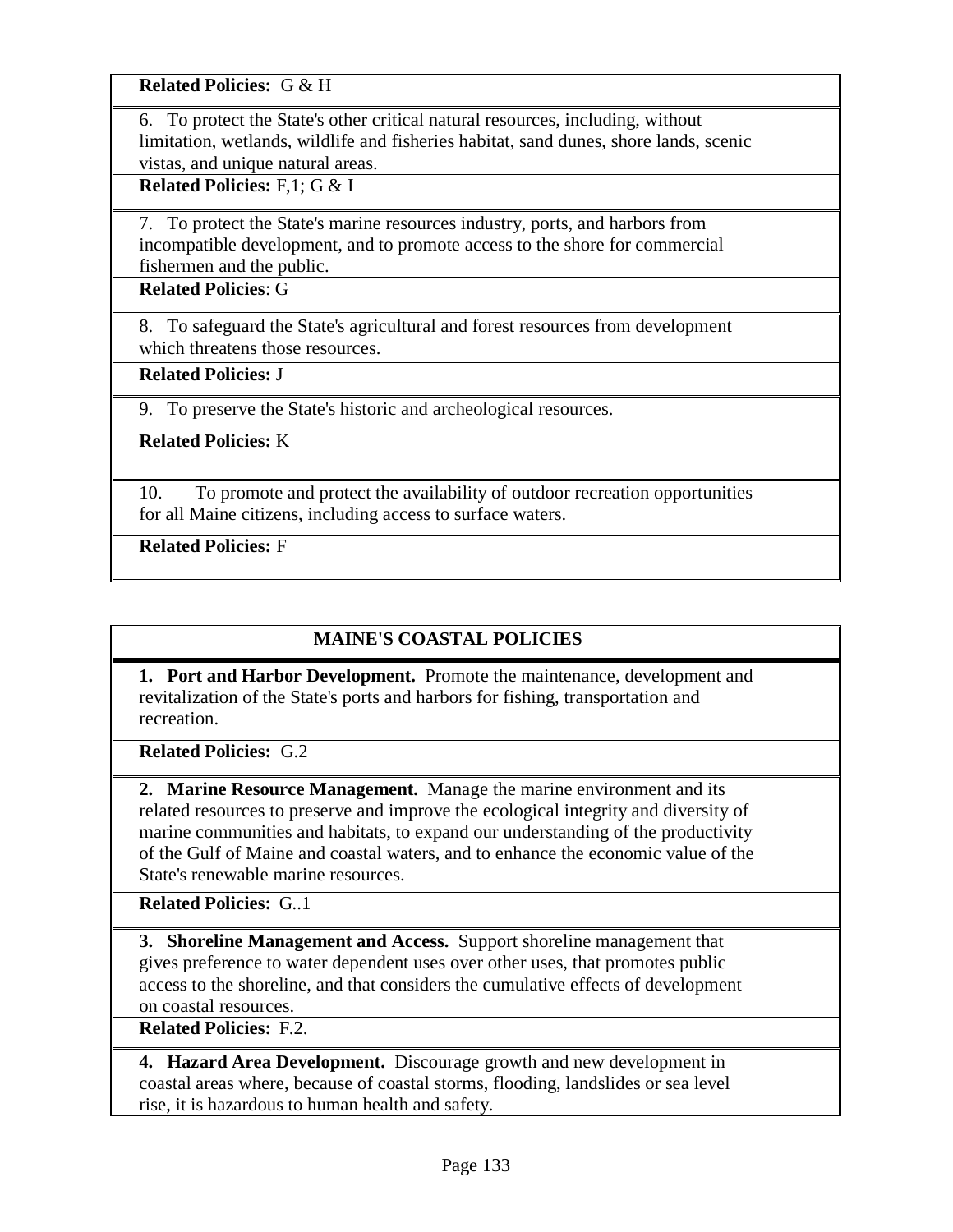**Related Policies:** G & H

6. To protect the State's other critical natural resources, including, without limitation, wetlands, wildlife and fisheries habitat, sand dunes, shore lands, scenic vistas, and unique natural areas.

**Related Policies:** F,1; G & I

7. To protect the State's marine resources industry, ports, and harbors from incompatible development, and to promote access to the shore for commercial fishermen and the public.

**Related Policies**: G

8. To safeguard the State's agricultural and forest resources from development which threatens those resources.

**Related Policies:** J

9. To preserve the State's historic and archeological resources.

**Related Policies:** K

10. To promote and protect the availability of outdoor recreation opportunities for all Maine citizens, including access to surface waters.

**Related Policies:** F

## MAINE'S COASTAL POLICIES

**1. Port and Harbor Development.** Promote the maintenance, development and revitalization of the State's ports and harbors for fishing, transportation and recreation.

**Related Policies:** G.2

**2. Marine Resource Management.** Manage the marine environment and its related resources to preserve and improve the ecological integrity and diversity of marine communities and habitats, to expand our understanding of the productivity of the Gulf of Maine and coastal waters, and to enhance the economic value of the State's renewable marine resources.

**Related Policies:** G..1

**3. Shoreline Management and Access.** Support shoreline management that gives preference to water dependent uses over other uses, that promotes public access to the shoreline, and that considers the cumulative effects of development on coastal resources.

**Related Policies:** F.2.

**4. Hazard Area Development.** Discourage growth and new development in coastal areas where, because of coastal storms, flooding, landslides or sea level rise, it is hazardous to human health and safety.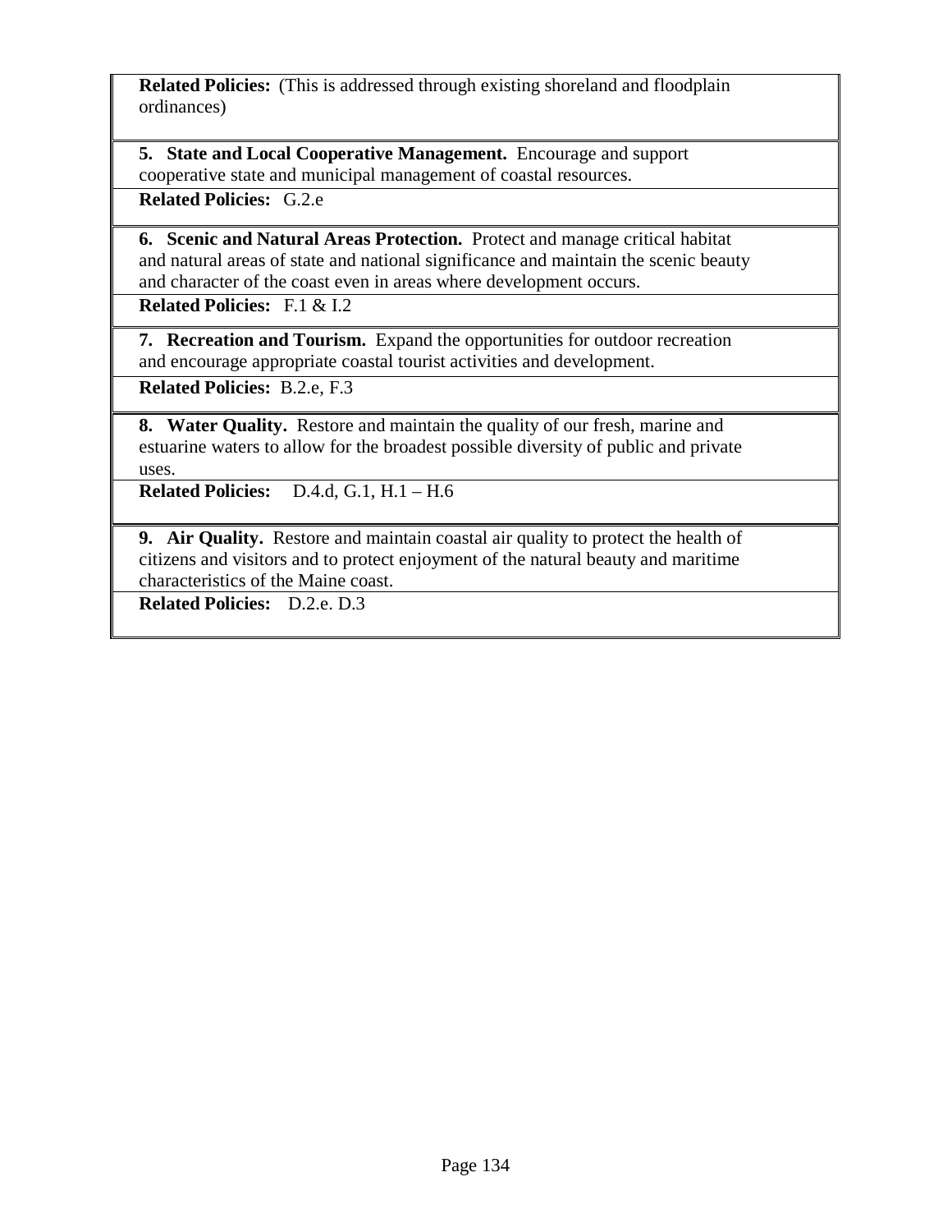**Related Policies:** (This is addressed through existing shoreland and floodplain ordinances)

**5. State and Local Cooperative Management.** Encourage and support cooperative state and municipal management of coastal resources.

**Related Policies:** G.2.e

**6. Scenic and Natural Areas Protection.** Protect and manage critical habitat and natural areas of state and national significance and maintain the scenic beauty and character of the coast even in areas where development occurs.

**Related Policies:** F.1 & I.2

**7. Recreation and Tourism.** Expand the opportunities for outdoor recreation and encourage appropriate coastal tourist activities and development.

**Related Policies:** B.2.e, F.3

**8. Water Quality.** Restore and maintain the quality of our fresh, marine and estuarine waters to allow for the broadest possible diversity of public and private uses.

**Related Policies:** D.4.d, G.1, H.1 – H.6

**9. Air Quality.** Restore and maintain coastal air quality to protect the health of citizens and visitors and to protect enjoyment of the natural beauty and maritime characteristics of the Maine coast.

**Related Policies:** D.2.e. D.3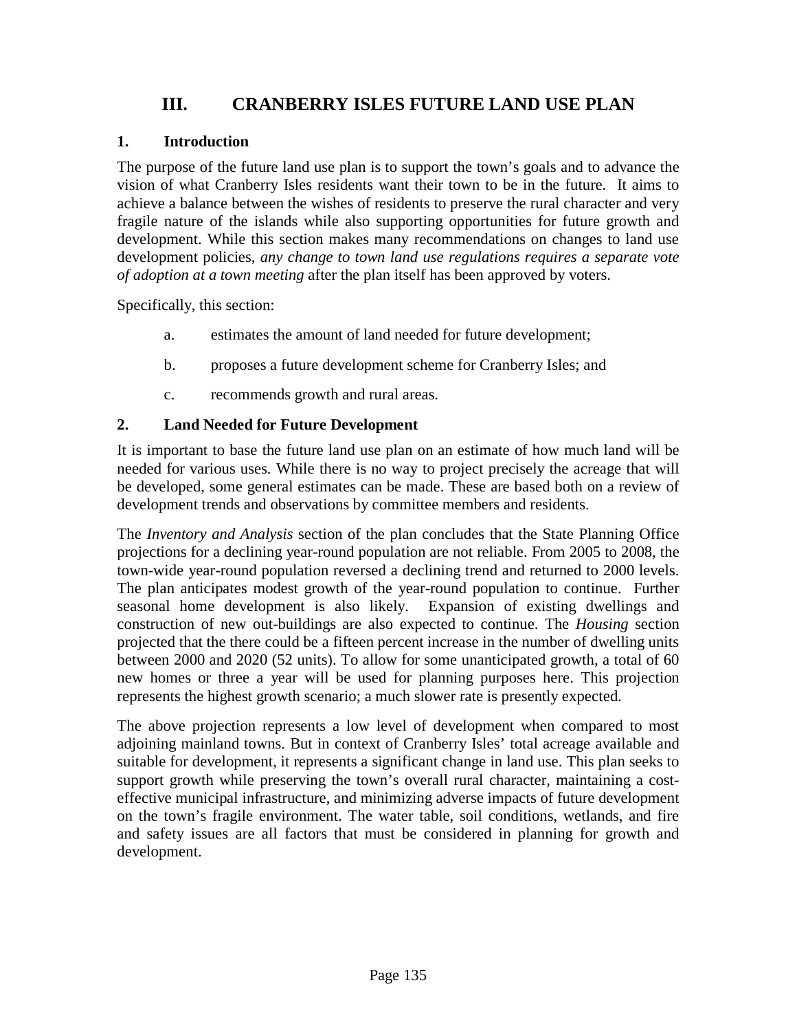# III. CRANBERRY ISLES FUTURE LAND USE PLAN

## 1. Introduction

The purpose of the future land use plan is to support the town's goals and to advance the vision of what Cranberry Isles residents want their town to be in the future. It aims to achieve a balance between the wishes of residents to preserve the rural character and very fragile nature of the islands while also supporting opportunities for future growth and development. While this section makes many recommendations on changes to land use development policies, *any change to town land use regulations requires a separate vote of adoption at a town meeting* after the plan itself has been approved by voters.

Specifically, this section:

a. estimates the amount of land needed for future development;

b. proposes a future development scheme for Cranberry Isles; and

c. recommends growth and rural areas.

## 2. Land Needed for Future Development

It is important to base the future land use plan on an estimate of how much land will be needed for various uses. While there is no way to project precisely the acreage that will be developed, some general estimates can be made. These are based both on a review of development trends and observations by committee members and residents.

The *Inventory and Analysis* section of the plan concludes that the State Planning Office projections for a declining year-round population are not reliable. From 2005 to 2008, the town-wide year-round population reversed a declining trend and returned to 2000 levels. The plan anticipates modest growth of the year-round population to continue. Further seasonal home development is also likely. Expansion of existing dwellings and construction of new out-buildings are also expected to continue. The *Housing* section projected that the there could be a fifteen percent increase in the number of dwelling units between 2000 and 2020 (52 units). To allow for some unanticipated growth, a total of 60 new homes or three a year will be used for planning purposes here. This projection represents the highest growth scenario; a much slower rate is presently expected.

The above projection represents a low level of development when compared to most adjoining mainland towns. But in context of Cranberry Isles' total acreage available and suitable for development, it represents a significant change in land use. This plan seeks to support growth while preserving the town's overall rural character, maintaining a cost-effective municipal infrastructure, and minimizing adverse impacts of future development on the town's fragile environment. The water table, soil conditions, wetlands, and fire and safety issues are all factors that must be considered in planning for growth and development.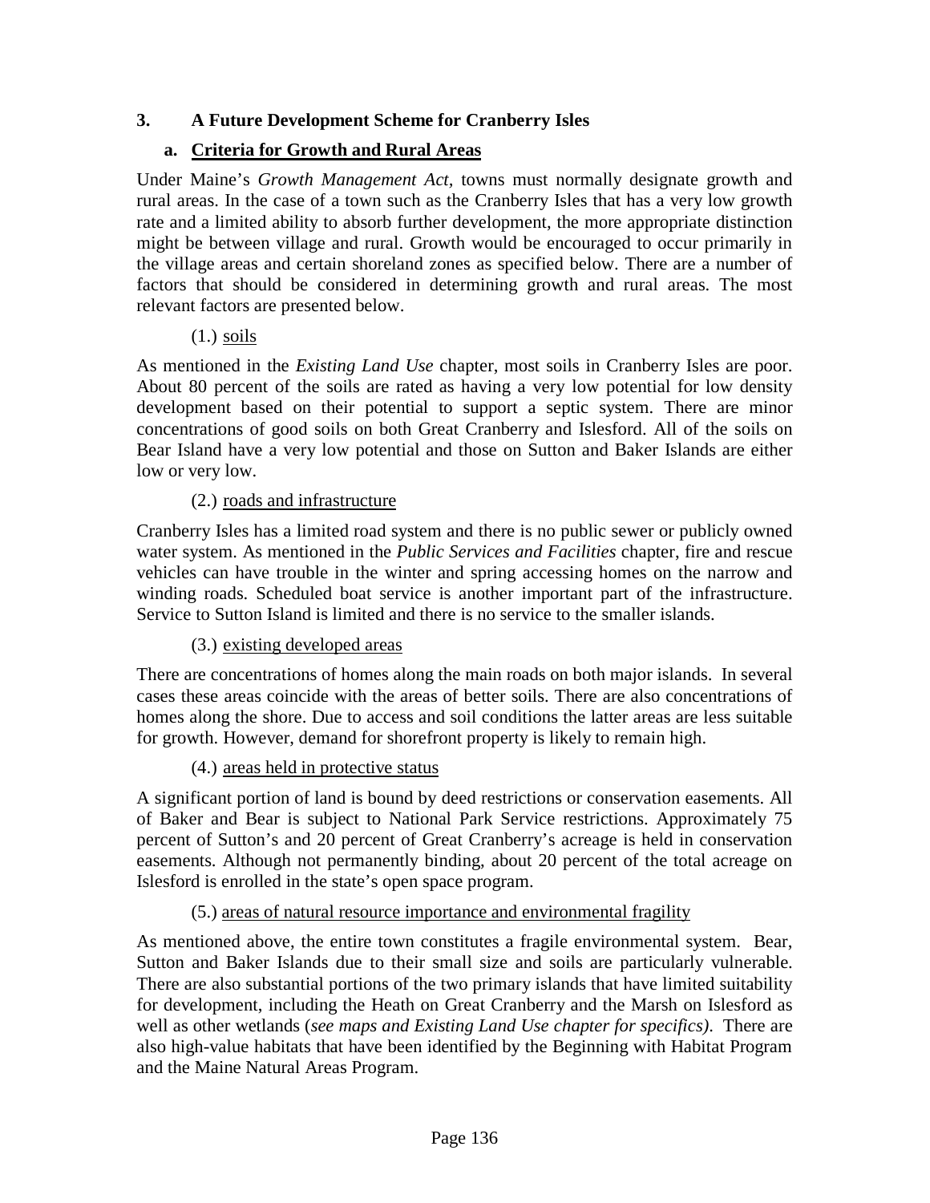## 3. A Future Development Scheme for Cranberry Isles

### a. Criteria for Growth and Rural Areas

Under Maine's *Growth Management Act*, towns must normally designate growth and rural areas. In the case of a town such as the Cranberry Isles that has a very low growth rate and a limited ability to absorb further development, the more appropriate distinction might be between village and rural. Growth would be encouraged to occur primarily in the village areas and certain shoreland zones as specified below. There are a number of factors that should be considered in determining growth and rural areas. The most relevant factors are presented below.

(1.) soils

As mentioned in the *Existing Land Use* chapter, most soils in Cranberry Isles are poor. About 80 percent of the soils are rated as having a very low potential for low density development based on their potential to support a septic system. There are minor concentrations of good soils on both Great Cranberry and Islesford. All of the soils on Bear Island have a very low potential and those on Sutton and Baker Islands are either low or very low.

(2.) roads and infrastructure

Cranberry Isles has a limited road system and there is no public sewer or publicly owned water system. As mentioned in the *Public Services and Facilities* chapter, fire and rescue vehicles can have trouble in the winter and spring accessing homes on the narrow and winding roads. Scheduled boat service is another important part of the infrastructure. Service to Sutton Island is limited and there is no service to the smaller islands.

(3.) existing developed areas

There are concentrations of homes along the main roads on both major islands. In several cases these areas coincide with the areas of better soils. There are also concentrations of homes along the shore. Due to access and soil conditions the latter areas are less suitable for growth. However, demand for shorefront property is likely to remain high.

(4.) areas held in protective status

A significant portion of land is bound by deed restrictions or conservation easements. All of Baker and Bear is subject to National Park Service restrictions. Approximately 75 percent of Sutton's and 20 percent of Great Cranberry's acreage is held in conservation easements. Although not permanently binding, about 20 percent of the total acreage on Islesford is enrolled in the state's open space program.

(5.) areas of natural resource importance and environmental fragility

As mentioned above, the entire town constitutes a fragile environmental system. Bear, Sutton and Baker Islands due to their small size and soils are particularly vulnerable. There are also substantial portions of the two primary islands that have limited suitability for development, including the Heath on Great Cranberry and the Marsh on Islesford as well as other wetlands (*see maps and Existing Land Use chapter for specifics)*. There are also high-value habitats that have been identified by the Beginning with Habitat Program and the Maine Natural Areas Program.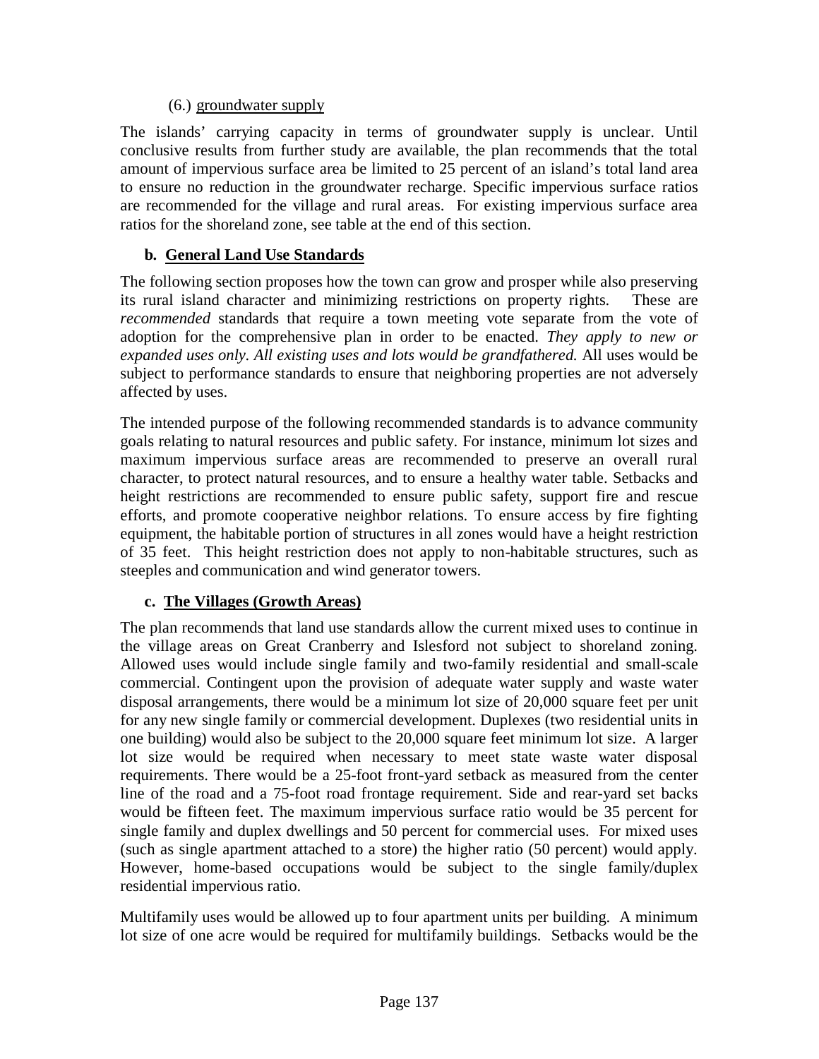(6.) groundwater supply

The islands' carrying capacity in terms of groundwater supply is unclear. Until conclusive results from further study are available, the plan recommends that the total amount of impervious surface area be limited to 25 percent of an island's total land area to ensure no reduction in the groundwater recharge. Specific impervious surface ratios are recommended for the village and rural areas. For existing impervious surface area ratios for the shoreland zone, see table at the end of this section.

### b. General Land Use Standards

The following section proposes how the town can grow and prosper while also preserving its rural island character and minimizing restrictions on property rights. These are *recommended* standards that require a town meeting vote separate from the vote of adoption for the comprehensive plan in order to be enacted. *They apply to new or expanded uses only. All existing uses and lots would be grandfathered.* All uses would be subject to performance standards to ensure that neighboring properties are not adversely affected by uses.

The intended purpose of the following recommended standards is to advance community goals relating to natural resources and public safety. For instance, minimum lot sizes and maximum impervious surface areas are recommended to preserve an overall rural character, to protect natural resources, and to ensure a healthy water table. Setbacks and height restrictions are recommended to ensure public safety, support fire and rescue efforts, and promote cooperative neighbor relations. To ensure access by fire fighting equipment, the habitable portion of structures in all zones would have a height restriction of 35 feet. This height restriction does not apply to non-habitable structures, such as steeples and communication and wind generator towers.

### c. The Villages (Growth Areas)

The plan recommends that land use standards allow the current mixed uses to continue in the village areas on Great Cranberry and Islesford not subject to shoreland zoning. Allowed uses would include single family and two-family residential and small-scale commercial. Contingent upon the provision of adequate water supply and waste water disposal arrangements, there would be a minimum lot size of 20,000 square feet per unit for any new single family or commercial development. Duplexes (two residential units in one building) would also be subject to the 20,000 square feet minimum lot size. A larger lot size would be required when necessary to meet state waste water disposal requirements. There would be a 25-foot front-yard setback as measured from the center line of the road and a 75-foot road frontage requirement. Side and rear-yard set backs would be fifteen feet. The maximum impervious surface ratio would be 35 percent for single family and duplex dwellings and 50 percent for commercial uses. For mixed uses (such as single apartment attached to a store) the higher ratio (50 percent) would apply. However, home-based occupations would be subject to the single family/duplex residential impervious ratio.

Multifamily uses would be allowed up to four apartment units per building. A minimum lot size of one acre would be required for multifamily buildings. Setbacks would be the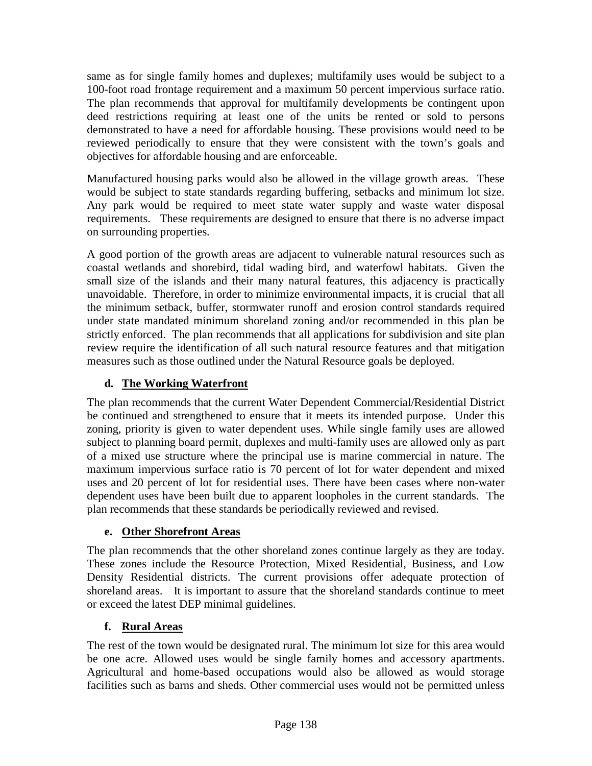same as for single family homes and duplexes; multifamily uses would be subject to a 100-foot road frontage requirement and a maximum 50 percent impervious surface ratio. The plan recommends that approval for multifamily developments be contingent upon deed restrictions requiring at least one of the units be rented or sold to persons demonstrated to have a need for affordable housing. These provisions would need to be reviewed periodically to ensure that they were consistent with the town's goals and objectives for affordable housing and are enforceable.

Manufactured housing parks would also be allowed in the village growth areas. These would be subject to state standards regarding buffering, setbacks and minimum lot size. Any park would be required to meet state water supply and waste water disposal requirements. These requirements are designed to ensure that there is no adverse impact on surrounding properties.

A good portion of the growth areas are adjacent to vulnerable natural resources such as coastal wetlands and shorebird, tidal wading bird, and waterfowl habitats. Given the small size of the islands and their many natural features, this adjacency is practically unavoidable. Therefore, in order to minimize environmental impacts, it is crucial that all the minimum setback, buffer, stormwater runoff and erosion control standards required under state mandated minimum shoreland zoning and/or recommended in this plan be strictly enforced. The plan recommends that all applications for subdivision and site plan review require the identification of all such natural resource features and that mitigation measures such as those outlined under the Natural Resource goals be deployed.

### d. The Working Waterfront

The plan recommends that the current Water Dependent Commercial/Residential District be continued and strengthened to ensure that it meets its intended purpose. Under this zoning, priority is given to water dependent uses. While single family uses are allowed subject to planning board permit, duplexes and multi-family uses are allowed only as part of a mixed use structure where the principal use is marine commercial in nature. The maximum impervious surface ratio is 70 percent of lot for water dependent and mixed uses and 20 percent of lot for residential uses. There have been cases where non-water dependent uses have been built due to apparent loopholes in the current standards. The plan recommends that these standards be periodically reviewed and revised.

### e. Other Shorefront Areas

The plan recommends that the other shoreland zones continue largely as they are today. These zones include the Resource Protection, Mixed Residential, Business, and Low Density Residential districts. The current provisions offer adequate protection of shoreland areas. It is important to assure that the shoreland standards continue to meet or exceed the latest DEP minimal guidelines.

### f. Rural Areas

The rest of the town would be designated rural. The minimum lot size for this area would be one acre. Allowed uses would be single family homes and accessory apartments. Agricultural and home-based occupations would also be allowed as would storage facilities such as barns and sheds. Other commercial uses would not be permitted unless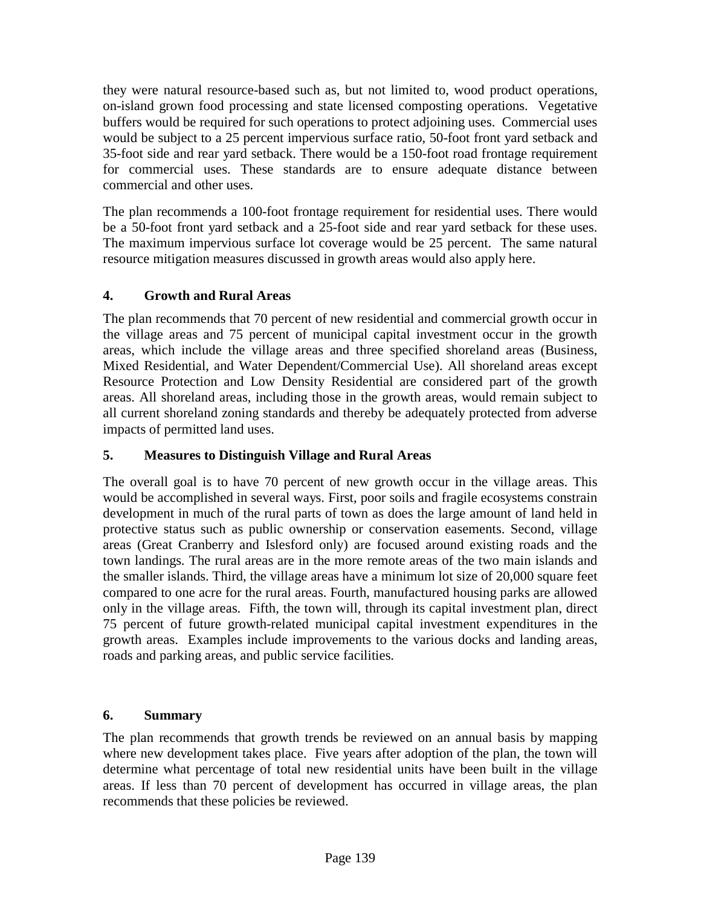they were natural resource-based such as, but not limited to, wood product operations, on-island grown food processing and state licensed composting operations. Vegetative buffers would be required for such operations to protect adjoining uses. Commercial uses would be subject to a 25 percent impervious surface ratio, 50-foot front yard setback and 35-foot side and rear yard setback. There would be a 150-foot road frontage requirement for commercial uses. These standards are to ensure adequate distance between commercial and other uses.

The plan recommends a 100-foot frontage requirement for residential uses. There would be a 50-foot front yard setback and a 25-foot side and rear yard setback for these uses. The maximum impervious surface lot coverage would be 25 percent. The same natural resource mitigation measures discussed in growth areas would also apply here.

### 4. Growth and Rural Areas

The plan recommends that 70 percent of new residential and commercial growth occur in the village areas and 75 percent of municipal capital investment occur in the growth areas, which include the village areas and three specified shoreland areas (Business, Mixed Residential, and Water Dependent/Commercial Use). All shoreland areas except Resource Protection and Low Density Residential are considered part of the growth areas. All shoreland areas, including those in the growth areas, would remain subject to all current shoreland zoning standards and thereby be adequately protected from adverse impacts of permitted land uses.

### 5. Measures to Distinguish Village and Rural Areas

The overall goal is to have 70 percent of new growth occur in the village areas. This would be accomplished in several ways. First, poor soils and fragile ecosystems constrain development in much of the rural parts of town as does the large amount of land held in protective status such as public ownership or conservation easements. Second, village areas (Great Cranberry and Islesford only) are focused around existing roads and the town landings. The rural areas are in the more remote areas of the two main islands and the smaller islands. Third, the village areas have a minimum lot size of 20,000 square feet compared to one acre for the rural areas. Fourth, manufactured housing parks are allowed only in the village areas. Fifth, the town will, through its capital investment plan, direct 75 percent of future growth-related municipal capital investment expenditures in the growth areas. Examples include improvements to the various docks and landing areas, roads and parking areas, and public service facilities.

### 6. Summary

The plan recommends that growth trends be reviewed on an annual basis by mapping where new development takes place. Five years after adoption of the plan, the town will determine what percentage of total new residential units have been built in the village areas. If less than 70 percent of development has occurred in village areas, the plan recommends that these policies be reviewed.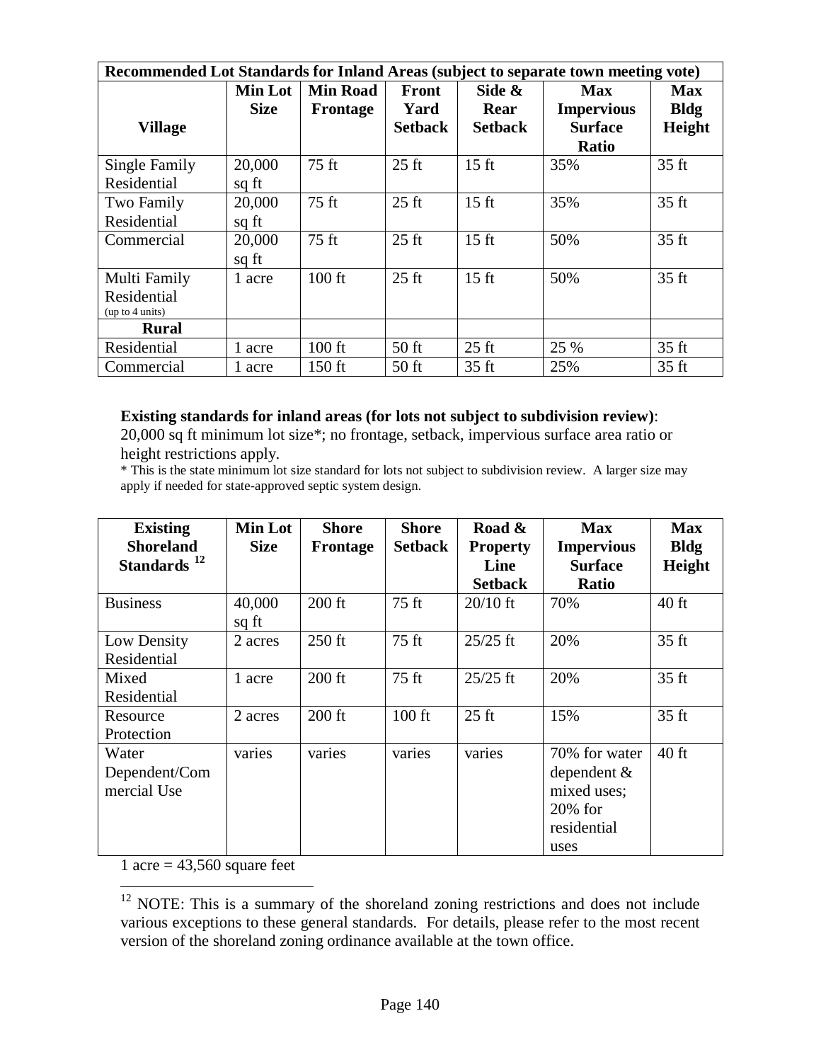| Recommended Lot Standards for Inland Areas (subject to separate town meeting vote) | | | | | | |
|---|---|---|---|---|---|---|
| **Village** | **Min Lot Size** | **Min Road Frontage** | **Front Yard Setback** | **Side & Rear Setback** | **Max Impervious Surface Ratio** | **Max Bldg Height** |
| Single Family Residential | 20,000 sq ft | 75 ft | 25 ft | 15 ft | 35% | 35 ft |
| Two Family Residential | 20,000 sq ft | 75 ft | 25 ft | 15 ft | 35% | 35 ft |
| Commercial | 20,000 sq ft | 75 ft | 25 ft | 15 ft | 50% | 35 ft |
| Multi Family Residential (up to 4 units) | 1 acre | 100 ft | 25 ft | 15 ft | 50% | 35 ft |
| **Rural** | | | | | | |
| Residential | 1 acre | 100 ft | 50 ft | 25 ft | 25 % | 35 ft |
| Commercial | 1 acre | 150 ft | 50 ft | 35 ft | 25% | 35 ft |

**Existing standards for inland areas (for lots not subject to subdivision review)**: 20,000 sq ft minimum lot size*; no frontage, setback, impervious surface area ratio or height restrictions apply.

* This is the state minimum lot size standard for lots not subject to subdivision review. A larger size may apply if needed for state-approved septic system design.

| Existing Shoreland Standards [12] | Min Lot Size | Shore Frontage | Shore Setback | Road & Property Line Setback | Max Impervious Surface Ratio | Max Bldg Height |
|---|---|---|---|---|---|---|
| Business | 40,000 sq ft | 200 ft | 75 ft | 20/10 ft | 70% | 40 ft |
| Low Density Residential | 2 acres | 250 ft | 75 ft | 25/25 ft | 20% | 35 ft |
| Mixed Residential | 1 acre | 200 ft | 75 ft | 25/25 ft | 20% | 35 ft |
| Resource Protection | 2 acres | 200 ft | 100 ft | 25 ft | 15% | 35 ft |
| Water Dependent/Commercial Use | varies | varies | varies | varies | 70% for water dependent & mixed uses; 20% for residential uses | 40 ft |

1 acre = 43,560 square feet

[12] NOTE: This is a summary of the shoreland zoning restrictions and does not include various exceptions to these general standards. For details, please refer to the most recent version of the shoreland zoning ordinance available at the town office.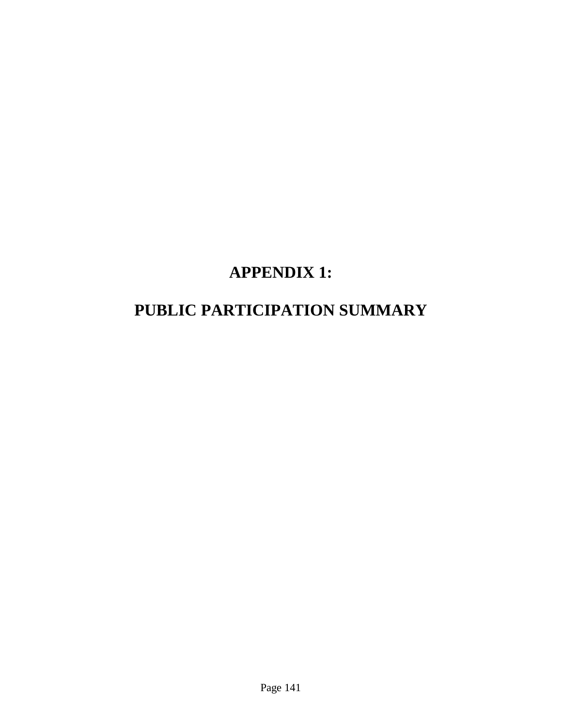# APPENDIX 1:

# PUBLIC PARTICIPATION SUMMARY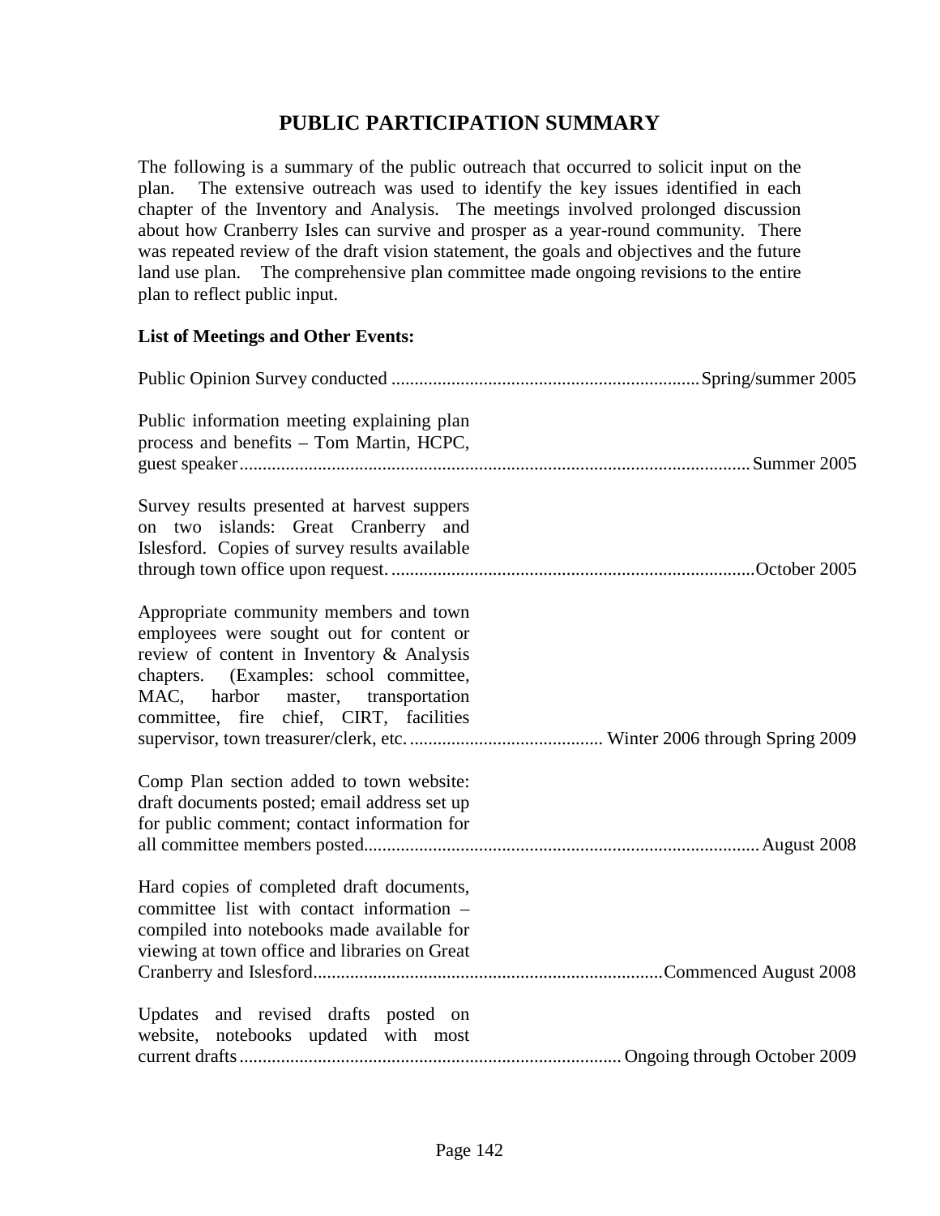# PUBLIC PARTICIPATION SUMMARY

The following is a summary of the public outreach that occurred to solicit input on the plan. The extensive outreach was used to identify the key issues identified in each chapter of the Inventory and Analysis. The meetings involved prolonged discussion about how Cranberry Isles can survive and prosper as a year-round community. There was repeated review of the draft vision statement, the goals and objectives and the future land use plan. The comprehensive plan committee made ongoing revisions to the entire plan to reflect public input.

**List of Meetings and Other Events:**

Public Opinion Survey conducted .................................................................. Spring/summer 2005

Public information meeting explaining plan process and benefits – Tom Martin, HCPC, guest speaker.............................................................................................................. Summer 2005

Survey results presented at harvest suppers on two islands: Great Cranberry and Islesford. Copies of survey results available through town office upon request. ............................................................................... October 2005

Appropriate community members and town employees were sought out for content or review of content in Inventory & Analysis chapters. (Examples: school committee, MAC, harbor master, transportation committee, fire chief, CIRT, facilities supervisor, town treasurer/clerk, etc. .......................................... Winter 2006 through Spring 2009

Comp Plan section added to town website: draft documents posted; email address set up for public comment; contact information for all committee members posted..................................................................................... August 2008

Hard copies of completed draft documents, committee list with contact information – compiled into notebooks made available for viewing at town office and libraries on Great Cranberry and Islesford............................................................................ Commenced August 2008

Updates and revised drafts posted on website, notebooks updated with most current drafts.................................................................................. Ongoing through October 2009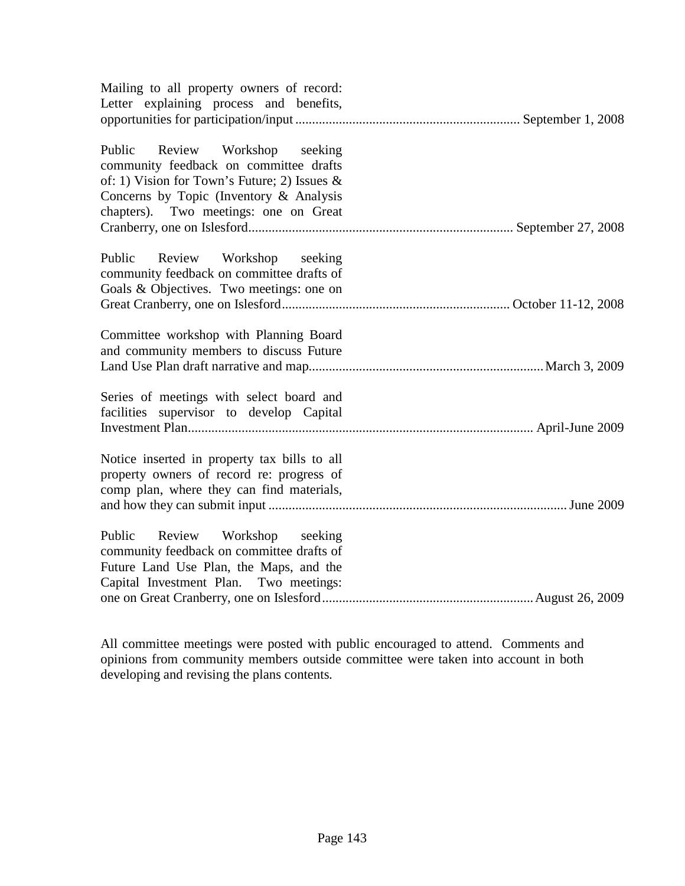Mailing to all property owners of record: Letter explaining process and benefits, opportunities for participation/input .................................................................. September 1, 2008

Public Review Workshop seeking community feedback on committee drafts of: 1) Vision for Town's Future; 2) Issues & Concerns by Topic (Inventory & Analysis chapters). Two meetings: one on Great Cranberry, one on Islesford.............................................................................. September 27, 2008

Public Review Workshop seeking community feedback on committee drafts of Goals & Objectives. Two meetings: one on Great Cranberry, one on Islesford.................................................................. October 11-12, 2008

Committee workshop with Planning Board and community members to discuss Future Land Use Plan draft narrative and map..................................................................... March 3, 2009

Series of meetings with select board and facilities supervisor to develop Capital Investment Plan....................................................................................................... April-June 2009

Notice inserted in property tax bills to all property owners of record re: progress of comp plan, where they can find materials, and how they can submit input ......................................................................................... June 2009

Public Review Workshop seeking community feedback on committee drafts of Future Land Use Plan, the Maps, and the Capital Investment Plan. Two meetings: one on Great Cranberry, one on Islesford............................................................. August 26, 2009

All committee meetings were posted with public encouraged to attend. Comments and opinions from community members outside committee were taken into account in both developing and revising the plans contents.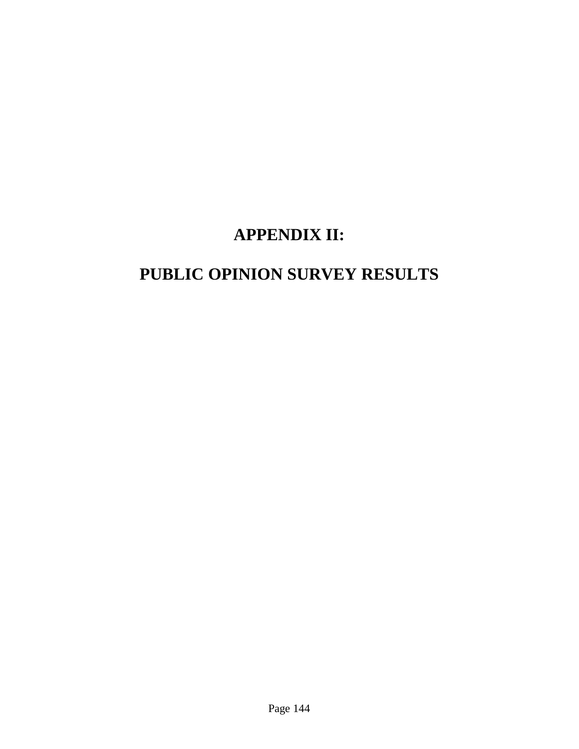# APPENDIX II:

# PUBLIC OPINION SURVEY RESULTS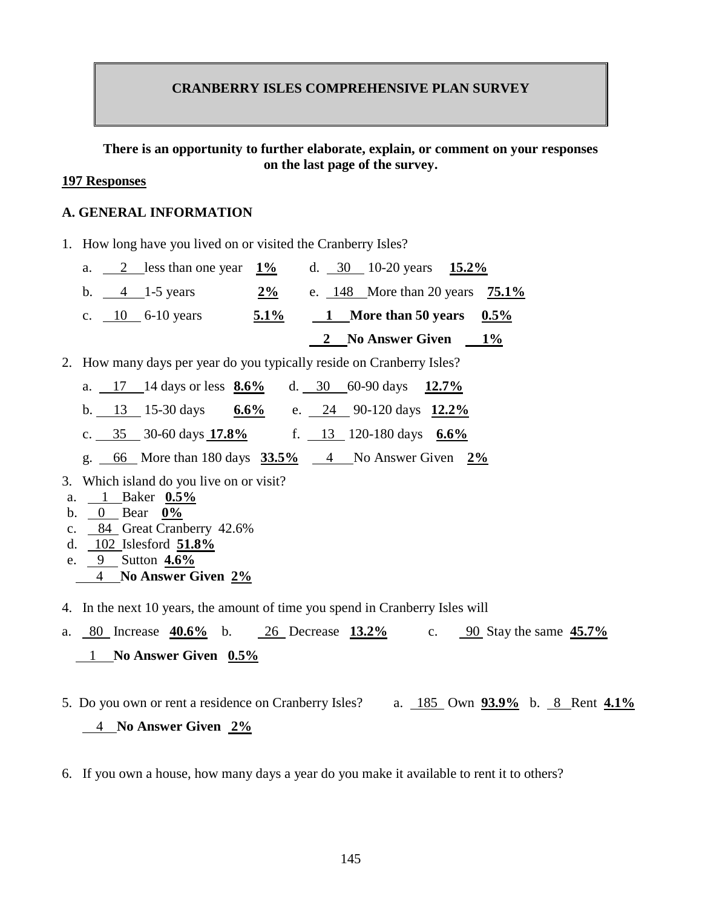# CRANBERRY ISLES COMPREHENSIVE PLAN SURVEY

**There is an opportunity to further elaborate, explain, or comment on your responses on the last page of the survey.**

**197 Responses**

## A. GENERAL INFORMATION

1. How long have you lived on or visited the Cranberry Isles?

   a. 2 less than one year **1%**
   b. 4 1-5 years **2%**
   c. 10 6-10 years **5.1%**
   d. 30 10-20 years **15.2%**
   e. 148 More than 20 years **75.1%**
   **1 More than 50 years 0.5%**
   **2 No Answer Given 1%**

2. How many days per year do you typically reside on Cranberry Isles?

   a. 17 14 days or less **8.6%**
   b. 13 15-30 days **6.6%**
   c. 35 30-60 days **17.8%**
   d. 30 60-90 days **12.7%**
   e. 24 90-120 days **12.2%**
   f. 13 120-180 days **6.6%**
   g. 66 More than 180 days **33.5%**
   4 No Answer Given **2%**

3. Which island do you live on or visit?

   a. 1 Baker **0.5%**
   b. 0 Bear **0%**
   c. 84 Great Cranberry 42.6%
   d. 102 Islesford **51.8%**
   e. 9 Sutton **4.6%**
   4 **No Answer Given 2%**

4. In the next 10 years, the amount of time you spend in Cranberry Isles will

   a. 80 Increase **40.6%**
   b. 26 Decrease **13.2%**
   c. 90 Stay the same **45.7%**
   1 **No Answer Given 0.5%**

5. Do you own or rent a residence on Cranberry Isles?

   a. 185 Own **93.9%**
   b. 8 Rent **4.1%**
   4 **No Answer Given 2%**

6. If you own a house, how many days a year do you make it available to rent it to others?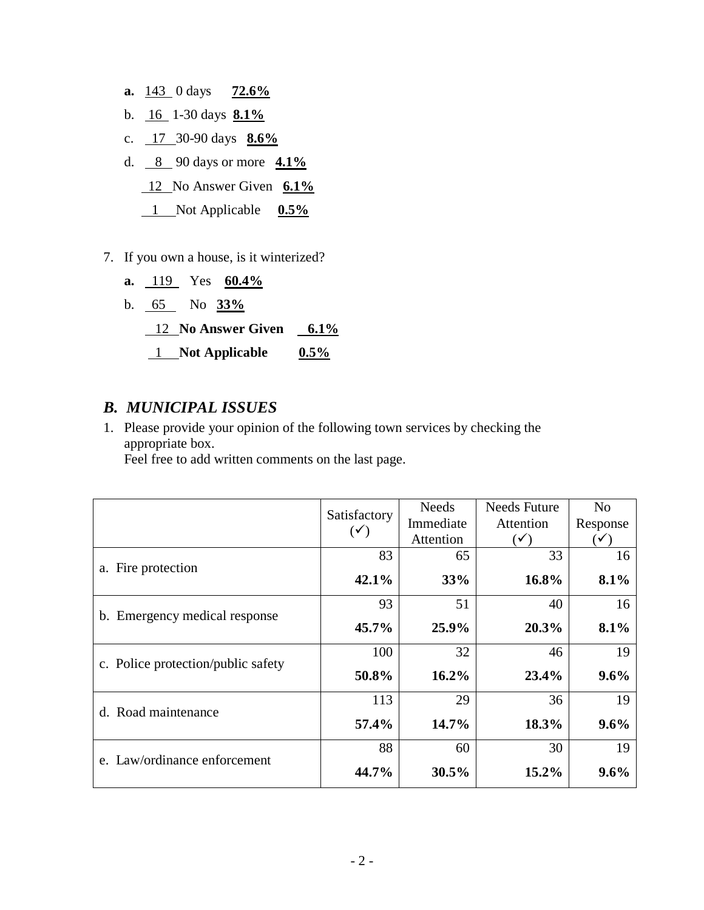**a.** 143 0 days **72.6%**

b. 16 1-30 days **8.1%**

c. 17 30-90 days **8.6%**

d. 8 90 days or more **4.1%**

12 No Answer Given **6.1%**

1 Not Applicable **0.5%**

7. If you own a house, is it winterized?

**a.** 119 Yes **60.4%**

b. 65 No **33%**

12 **No Answer Given** **6.1%**

1 **Not Applicable** **0.5%**

## *B. MUNICIPAL ISSUES*

1. Please provide your opinion of the following town services by checking the appropriate box.
   Feel free to add written comments on the last page.

| | Satisfactory (✓) | Needs Immediate Attention | Needs Future Attention (✓) | No Response (✓) |
|---|---|---|---|---|
| a. Fire protection | 83 **42.1%** | 65 **33%** | 33 **16.8%** | 16 **8.1%** |
| b. Emergency medical response | 93 **45.7%** | 51 **25.9%** | 40 **20.3%** | 16 **8.1%** |
| c. Police protection/public safety | 100 **50.8%** | 32 **16.2%** | 46 **23.4%** | 19 **9.6%** |
| d. Road maintenance | 113 **57.4%** | 29 **14.7%** | 36 **18.3%** | 19 **9.6%** |
| e. Law/ordinance enforcement | 88 **44.7%** | 60 **30.5%** | 30 **15.2%** | 19 **9.6%** |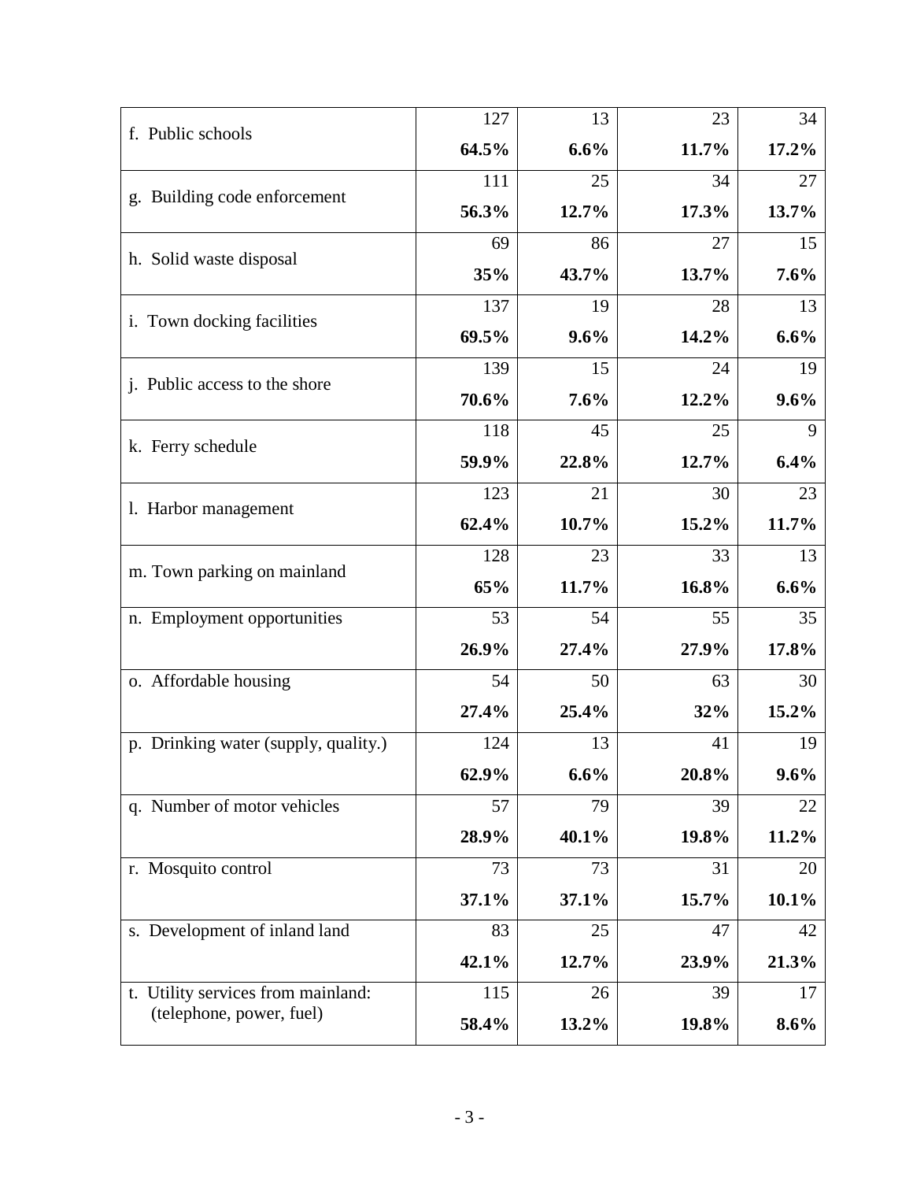| | | | | |
|---|---|---|---|---|
| f. Public schools | 127<br>**64.5%** | 13<br>**6.6%** | 23<br>**11.7%** | 34<br>**17.2%** |
| g. Building code enforcement | 111<br>**56.3%** | 25<br>**12.7%** | 34<br>**17.3%** | 27<br>**13.7%** |
| h. Solid waste disposal | 69<br>**35%** | 86<br>**43.7%** | 27<br>**13.7%** | 15<br>**7.6%** |
| i. Town docking facilities | 137<br>**69.5%** | 19<br>**9.6%** | 28<br>**14.2%** | 13<br>**6.6%** |
| j. Public access to the shore | 139<br>**70.6%** | 15<br>**7.6%** | 24<br>**12.2%** | 19<br>**9.6%** |
| k. Ferry schedule | 118<br>**59.9%** | 45<br>**22.8%** | 25<br>**12.7%** | 9<br>**6.4%** |
| l. Harbor management | 123<br>**62.4%** | 21<br>**10.7%** | 30<br>**15.2%** | 23<br>**11.7%** |
| m. Town parking on mainland | 128<br>**65%** | 23<br>**11.7%** | 33<br>**16.8%** | 13<br>**6.6%** |
| n. Employment opportunities | 53<br>**26.9%** | 54<br>**27.4%** | 55<br>**27.9%** | 35<br>**17.8%** |
| o. Affordable housing | 54<br>**27.4%** | 50<br>**25.4%** | 63<br>**32%** | 30<br>**15.2%** |
| p. Drinking water (supply, quality.) | 124<br>**62.9%** | 13<br>**6.6%** | 41<br>**20.8%** | 19<br>**9.6%** |
| q. Number of motor vehicles | 57<br>**28.9%** | 79<br>**40.1%** | 39<br>**19.8%** | 22<br>**11.2%** |
| r. Mosquito control | 73<br>**37.1%** | 73<br>**37.1%** | 31<br>**15.7%** | 20<br>**10.1%** |
| s. Development of inland land | 83<br>**42.1%** | 25<br>**12.7%** | 47<br>**23.9%** | 42<br>**21.3%** |
| t. Utility services from mainland: (telephone, power, fuel) | 115<br>**58.4%** | 26<br>**13.2%** | 39<br>**19.8%** | 17<br>**8.6%** |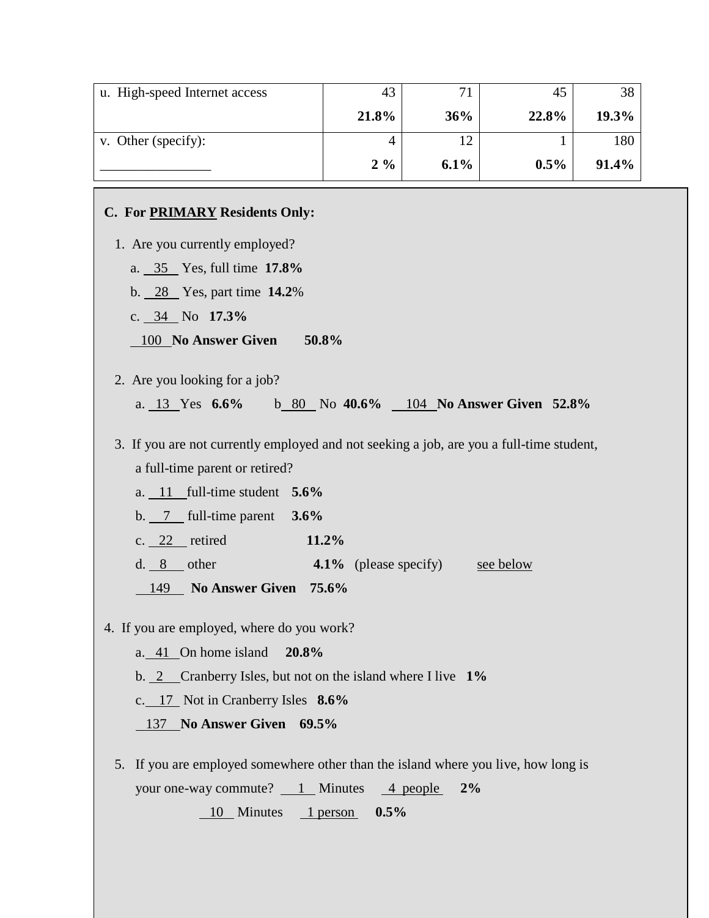| u. High-speed Internet access | 43 | 71 | 45 | 38 |
|---|---|---|---|---|
| | **21.8%** | **36%** | **22.8%** | **19.3%** |
| v. Other (specify): | 4 | 12 | 1 | 180 |
| _______________ | **2 %** | **6.1%** | **0.5%** | **91.4%** |

**C. For PRIMARY Residents Only:**

1. Are you currently employed?

   a. 35 Yes, full time **17.8%**

   b. 28 Yes, part time **14.2**%

   c. 34 No **17.3%**

   100 **No Answer Given** **50.8%**

2. Are you looking for a job?

   a. 13 Yes **6.6%** b 80 No **40.6%** 104 **No Answer Given** **52.8%**

3. If you are not currently employed and not seeking a job, are you a full-time student, a full-time parent or retired?

   a. 11 full-time student **5.6%**

   b. 7 full-time parent **3.6%**

   c. 22 retired **11.2%**

   d. 8 other **4.1%** (please specify) see below

   149 **No Answer Given** **75.6%**

4. If you are employed, where do you work?

   a. 41 On home island **20.8%**

   b. 2 Cranberry Isles, but not on the island where I live **1%**

   c. 17 Not in Cranberry Isles **8.6%**

   137 **No Answer Given** **69.5%**

5. If you are employed somewhere other than the island where you live, how long is your one-way commute? 1 Minutes 4 people **2%**

   10 Minutes 1 person **0.5%**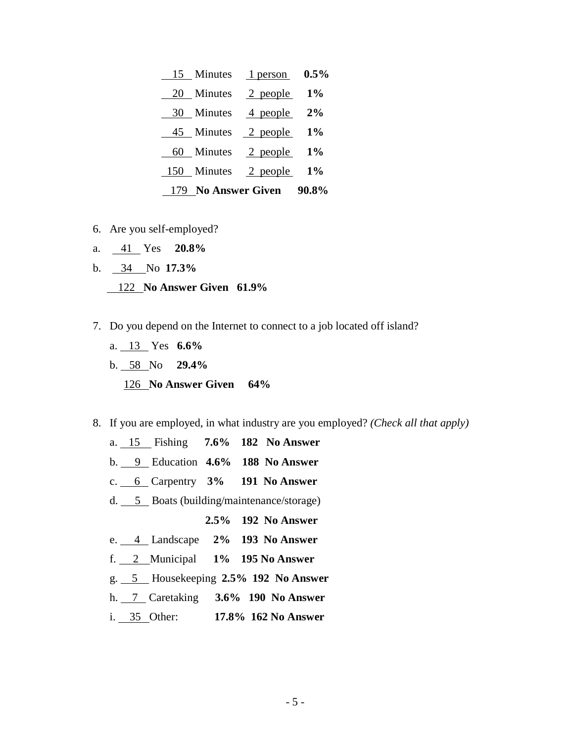15 Minutes 1 person **0.5%**

20 Minutes 2 people **1%**

30 Minutes 4 people **2%**

45 Minutes 2 people **1%**

60 Minutes 2 people **1%**

150 Minutes 2 people **1%**

179 **No Answer Given 90.8%**

6. Are you self-employed?

a. 41 Yes **20.8%**

b. 34 No **17.3%**

122 **No Answer Given 61.9%**

7. Do you depend on the Internet to connect to a job located off island?

   a. 13 Yes **6.6%**

   b. 58 No **29.4%**

   126 **No Answer Given 64%**

8. If you are employed, in what industry are you employed? *(Check all that apply)*

   a. 15 Fishing **7.6% 182 No Answer**

   b. 9 Education **4.6% 188 No Answer**

   c. 6 Carpentry **3% 191 No Answer**

   d. 5 Boats (building/maintenance/storage)

   **2.5% 192 No Answer**

   e. 4 Landscape **2% 193 No Answer**

   f. 2 Municipal **1% 195 No Answer**

   g. 5 Housekeeping **2.5% 192 No Answer**

   h. 7 Caretaking **3.6% 190 No Answer**

   i. 35 Other: **17.8% 162 No Answer**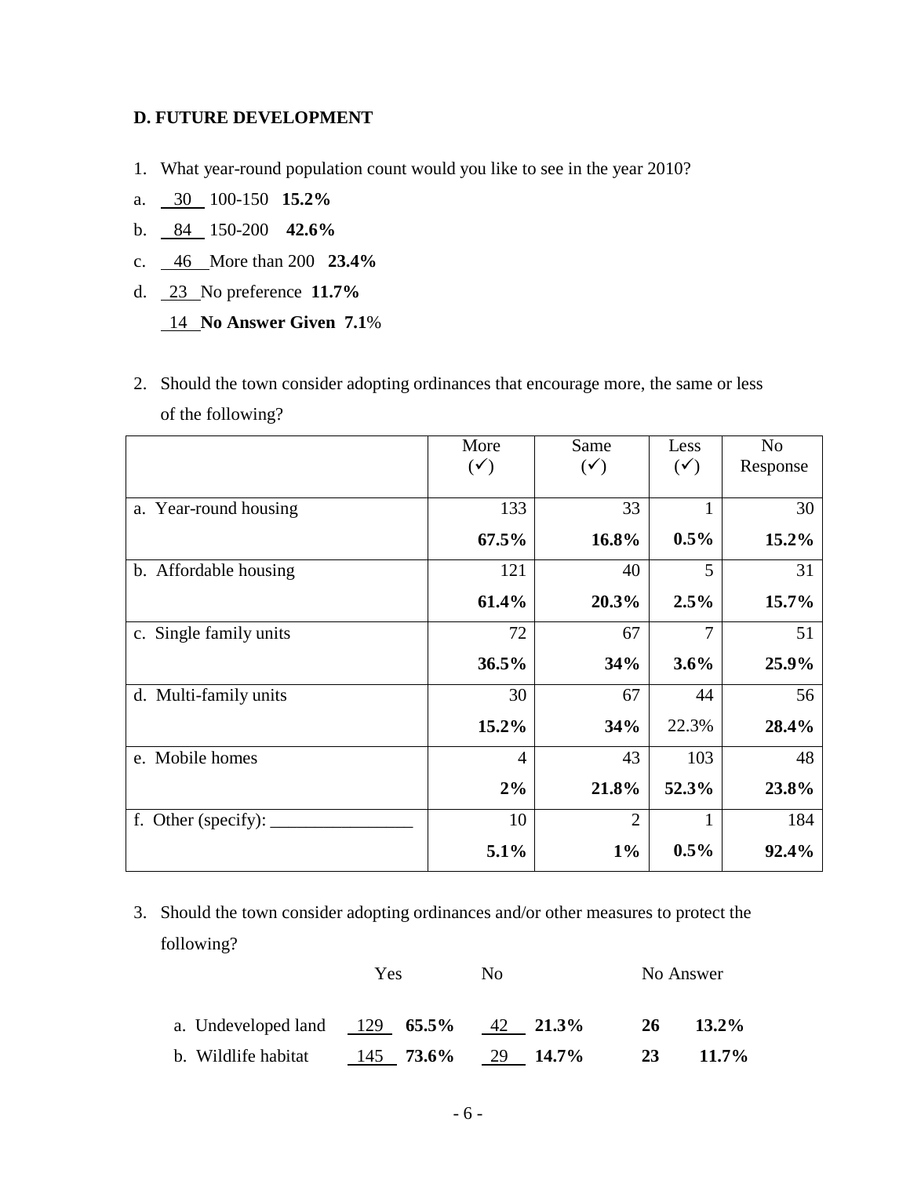### D. FUTURE DEVELOPMENT

1. What year-round population count would you like to see in the year 2010?

a. 30 100-150 **15.2%**

b. 84 150-200 **42.6%**

c. 46 More than 200 **23.4%**

d. 23 No preference **11.7%**

14 **No Answer Given 7.1**%

2. Should the town consider adopting ordinances that encourage more, the same or less of the following?

| | More (✓) | Same (✓) | Less (✓) | No Response |
|---|---|---|---|---|
| a. Year-round housing | 133 | 33 | 1 | 30 |
| | **67.5%** | **16.8%** | **0.5%** | **15.2%** |
| b. Affordable housing | 121 | 40 | 5 | 31 |
| | **61.4%** | **20.3%** | **2.5%** | **15.7%** |
| c. Single family units | 72 | 67 | 7 | 51 |
| | **36.5%** | **34%** | **3.6%** | **25.9%** |
| d. Multi-family units | 30 | 67 | 44 | 56 |
| | **15.2%** | **34%** | 22.3% | **28.4%** |
| e. Mobile homes | 4 | 43 | 103 | 48 |
| | **2%** | **21.8%** | **52.3%** | **23.8%** |
| f. Other (specify): ________________ | 10 | 2 | 1 | 184 |
| | **5.1%** | **1%** | **0.5%** | **92.4%** |

3. Should the town consider adopting ordinances and/or other measures to protect the following?

| | Yes | | No | | No Answer | |
|---|---|---|---|---|---|---|
| a. Undeveloped land | 129 | **65.5%** | 42 | **21.3%** | **26** | **13.2%** |
| b. Wildlife habitat | 145 | **73.6%** | 29 | **14.7%** | **23** | **11.7%** |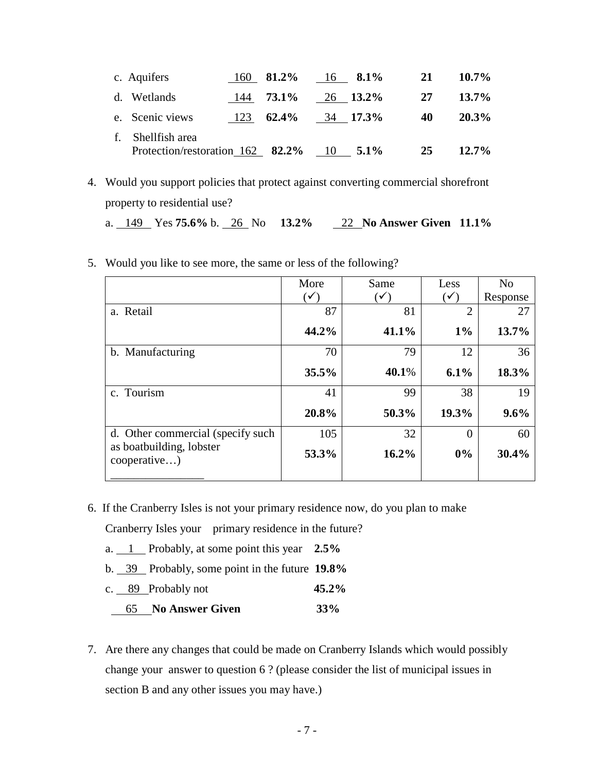c. Aquifers 160 **81.2%** 16 **8.1%** **21** **10.7%**

d. Wetlands 144 **73.1%** 26 **13.2%** **27** **13.7%**

e. Scenic views 123 **62.4%** 34 **17.3%** **40** **20.3%**

f. Shellfish area Protection/restoration 162 **82.2%** 10 **5.1%** **25** **12.7%**

4. Would you support policies that protect against converting commercial shorefront property to residential use?

   a. 149 Yes **75.6%** b. 26 No **13.2%** 22 **No Answer Given 11.1%**

5. Would you like to see more, the same or less of the following?

| | More (✓) | Same (✓) | Less (✓) | No Response |
|---|---|---|---|---|
| a. Retail | 87<br>**44.2%** | 81<br>**41.1%** | 2<br>**1%** | 27<br>**13.7%** |
| b. Manufacturing | 70<br>**35.5%** | 79<br>**40.1**% | 12<br>**6.1%** | 36<br>**18.3%** |
| c. Tourism | 41<br>**20.8%** | 99<br>**50.3%** | 38<br>**19.3%** | 19<br>**9.6%** |
| d. Other commercial (specify such as boatbuilding, lobster cooperative…) ________________ | 105<br>**53.3%** | 32<br>**16.2%** | 0<br>**0%** | 60<br>**30.4%** |

6. If the Cranberry Isles is not your primary residence now, do you plan to make Cranberry Isles your primary residence in the future?

   a. 1 Probably, at some point this year **2.5%**

   b. 39 Probably, some point in the future **19.8%**

   c. 89 Probably not **45.2%**

   65 **No Answer Given** **33%**

7. Are there any changes that could be made on Cranberry Islands which would possibly change your answer to question 6 ? (please consider the list of municipal issues in section B and any other issues you may have.)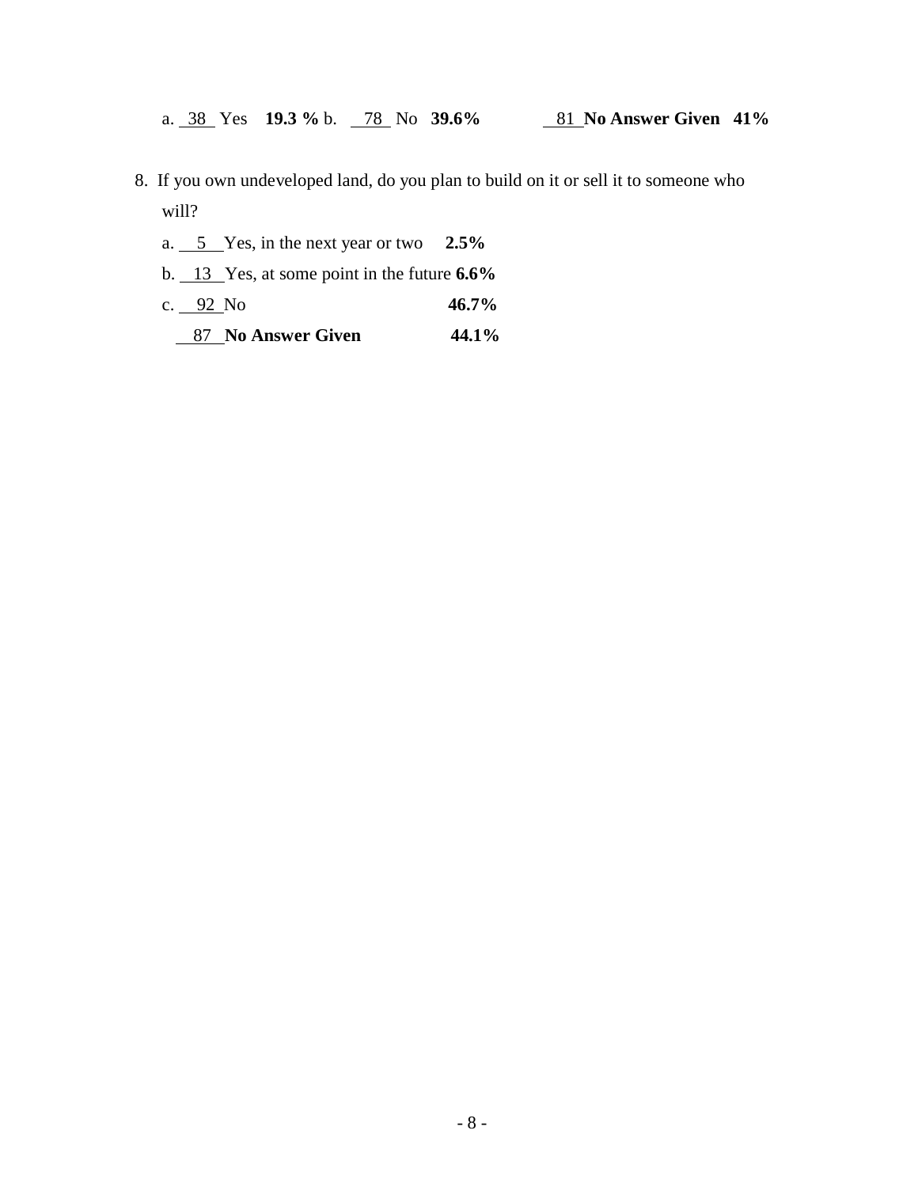a. __38__ Yes **19.3 %** b. __78__ No **39.6%** __81__ **No Answer Given 41%**

8. If you own undeveloped land, do you plan to build on it or sell it to someone who will?

   a. __5__ Yes, in the next year or two **2.5%**

   b. __13__ Yes, at some point in the future **6.6%**

   c. __92__ No **46.7%**

   __87__ **No Answer Given 44.1%**